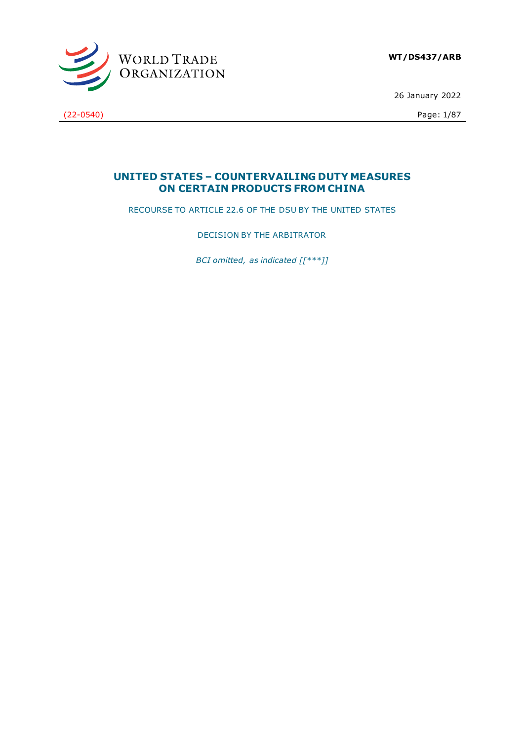WORLD TRADE ORGANIZATION

**WT/DS437/ARB**

26 January 2022

(22-0540)

# UNITED STATES – COUNTERVAILING DUTY MEASURES ON CERTAIN PRODUCTS FROM CHINA

RECOURSE TO ARTICLE 22.6 OF THE DSU BY THE UNITED STATES

DECISION BY THE ARBITRATOR

*BCI omitted, as indicated [[***]]*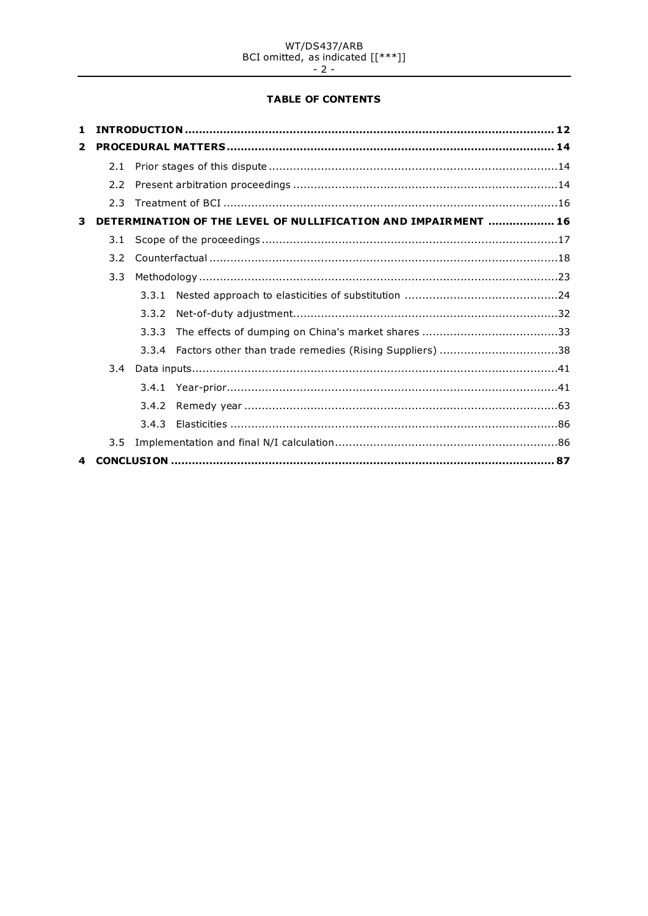**TABLE OF CONTENTS**

| | | | | |
|---|---|---|---|---|
| **1** | **INTRODUCTION** | | | **12** |
| **2** | **PROCEDURAL MATTERS** | | | **14** |
| | 2.1 | Prior stages of this dispute | | 14 |
| | 2.2 | Present arbitration proceedings | | 14 |
| | 2.3 | Treatment of BCI | | 16 |
| **3** | **DETERMINATION OF THE LEVEL OF NULLIFICATION AND IMPAIRMENT** | | | **16** |
| | 3.1 | Scope of the proceedings | | 17 |
| | 3.2 | Counterfactual | | 18 |
| | 3.3 | Methodology | | 23 |
| | | 3.3.1 | Nested approach to elasticities of substitution | 24 |
| | | 3.3.2 | Net-of-duty adjustment | 32 |
| | | 3.3.3 | The effects of dumping on China's market shares | 33 |
| | | 3.3.4 | Factors other than trade remedies (Rising Suppliers) | 38 |
| | 3.4 | Data inputs | | 41 |
| | | 3.4.1 | Year-prior | 41 |
| | | 3.4.2 | Remedy year | 63 |
| | | 3.4.3 | Elasticities | 86 |
| | 3.5 | Implementation and final N/I calculation | | 86 |
| **4** | **CONCLUSION** | | | **87** |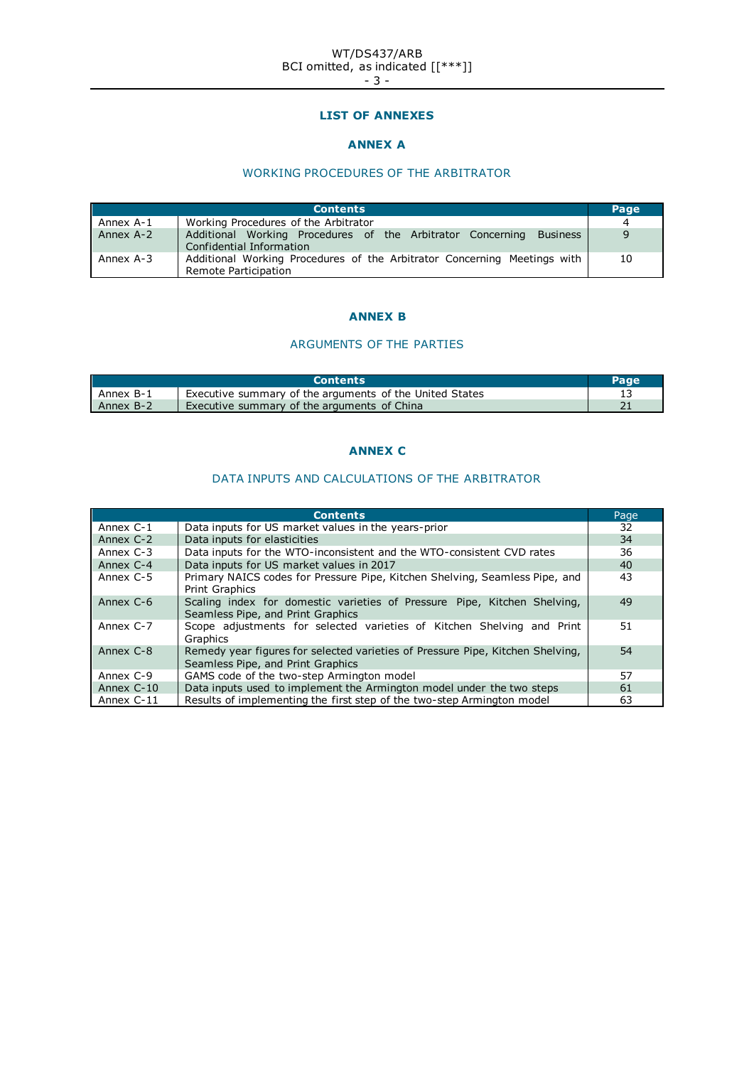## LIST OF ANNEXES

### ANNEX A

WORKING PROCEDURES OF THE ARBITRATOR

| Contents | | Page |
|---|---|---|
| Annex A-1 | Working Procedures of the Arbitrator | 4 |
| Annex A-2 | Additional Working Procedures of the Arbitrator Concerning Business Confidential Information | 9 |
| Annex A-3 | Additional Working Procedures of the Arbitrator Concerning Meetings with Remote Participation | 10 |

### ANNEX B

ARGUMENTS OF THE PARTIES

| Contents | | Page |
|---|---|---|
| Annex B-1 | Executive summary of the arguments of the United States | 13 |
| Annex B-2 | Executive summary of the arguments of China | 21 |

### ANNEX C

DATA INPUTS AND CALCULATIONS OF THE ARBITRATOR

| Contents | | Page |
|---|---|---|
| Annex C-1 | Data inputs for US market values in the years-prior | 32 |
| Annex C-2 | Data inputs for elasticities | 34 |
| Annex C-3 | Data inputs for the WTO-inconsistent and the WTO-consistent CVD rates | 36 |
| Annex C-4 | Data inputs for US market values in 2017 | 40 |
| Annex C-5 | Primary NAICS codes for Pressure Pipe, Kitchen Shelving, Seamless Pipe, and Print Graphics | 43 |
| Annex C-6 | Scaling index for domestic varieties of Pressure Pipe, Kitchen Shelving, Seamless Pipe, and Print Graphics | 49 |
| Annex C-7 | Scope adjustments for selected varieties of Kitchen Shelving and Print Graphics | 51 |
| Annex C-8 | Remedy year figures for selected varieties of Pressure Pipe, Kitchen Shelving, Seamless Pipe, and Print Graphics | 54 |
| Annex C-9 | GAMS code of the two-step Armington model | 57 |
| Annex C-10 | Data inputs used to implement the Armington model under the two steps | 61 |
| Annex C-11 | Results of implementing the first step of the two-step Armington model | 63 |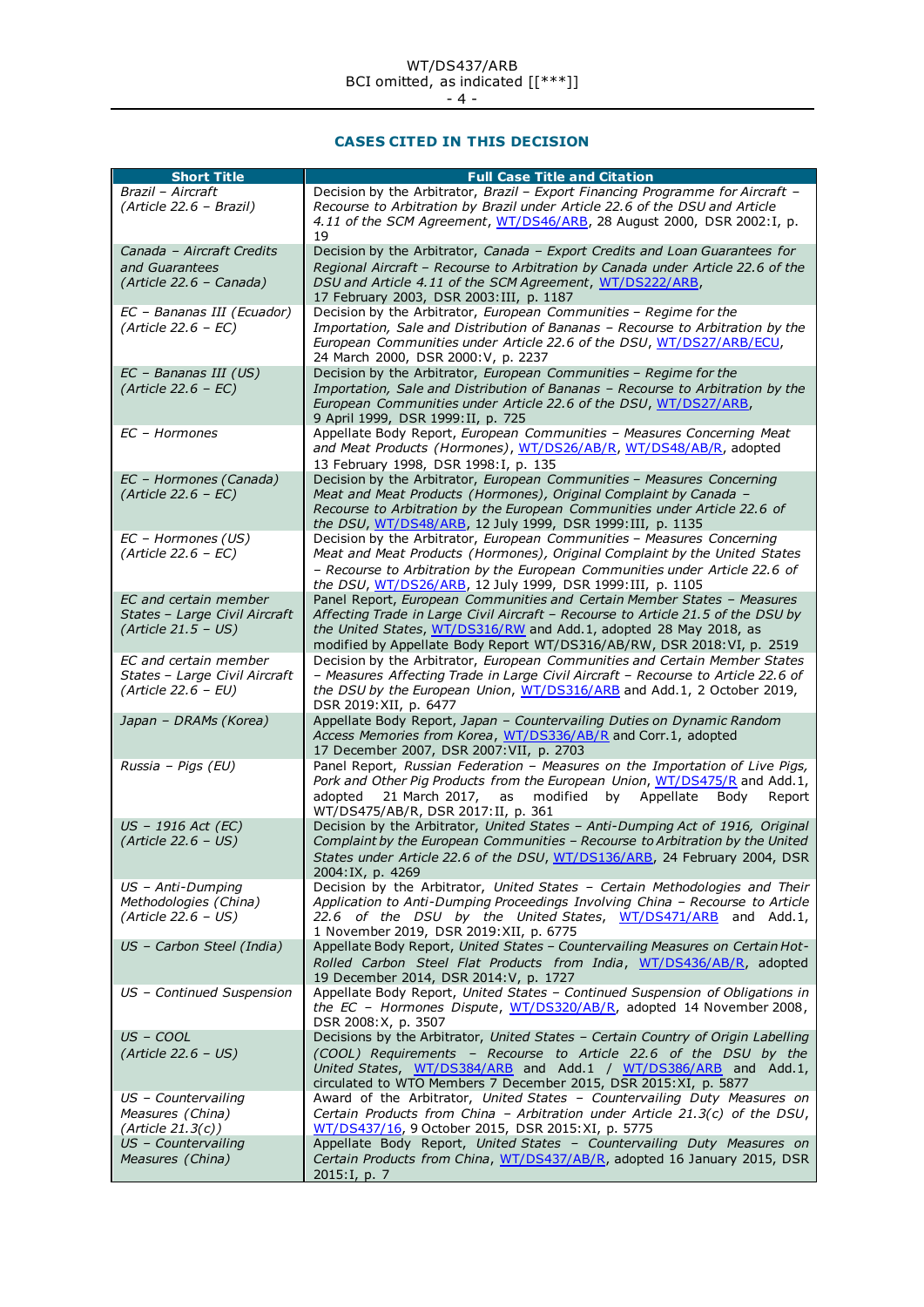### CASES CITED IN THIS DECISION

| Short Title | Full Case Title and Citation |
|---|---|
| *Brazil – Aircraft (Article 22.6 – Brazil)* | Decision by the Arbitrator, *Brazil – Export Financing Programme for Aircraft – Recourse to Arbitration by Brazil under Article 22.6 of the DSU and Article 4.11 of the SCM Agreement*, WT/DS46/ARB, 28 August 2000, DSR 2002:I, p. 19 |
| *Canada – Aircraft Credits and Guarantees (Article 22.6 – Canada)* | Decision by the Arbitrator, *Canada – Export Credits and Loan Guarantees for Regional Aircraft – Recourse to Arbitration by Canada under Article 22.6 of the DSU and Article 4.11 of the SCM Agreement*, WT/DS222/ARB, 17 February 2003, DSR 2003:III, p. 1187 |
| *EC – Bananas III (Ecuador) (Article 22.6 – EC)* | Decision by the Arbitrator, *European Communities – Regime for the Importation, Sale and Distribution of Bananas – Recourse to Arbitration by the European Communities under Article 22.6 of the DSU*, WT/DS27/ARB/ECU, 24 March 2000, DSR 2000:V, p. 2237 |
| *EC – Bananas III (US) (Article 22.6 – EC)* | Decision by the Arbitrator, *European Communities – Regime for the Importation, Sale and Distribution of Bananas – Recourse to Arbitration by the European Communities under Article 22.6 of the DSU*, WT/DS27/ARB, 9 April 1999, DSR 1999:II, p. 725 |
| *EC – Hormones* | Appellate Body Report, *European Communities – Measures Concerning Meat and Meat Products (Hormones)*, WT/DS26/AB/R, WT/DS48/AB/R, adopted 13 February 1998, DSR 1998:I, p. 135 |
| *EC – Hormones (Canada) (Article 22.6 – EC)* | Decision by the Arbitrator, *European Communities – Measures Concerning Meat and Meat Products (Hormones), Original Complaint by Canada – Recourse to Arbitration by the European Communities under Article 22.6 of the DSU*, WT/DS48/ARB, 12 July 1999, DSR 1999:III, p. 1135 |
| *EC – Hormones (US) (Article 22.6 – EC)* | Decision by the Arbitrator, *European Communities – Measures Concerning Meat and Meat Products (Hormones), Original Complaint by the United States – Recourse to Arbitration by the European Communities under Article 22.6 of the DSU*, WT/DS26/ARB, 12 July 1999, DSR 1999:III, p. 1105 |
| *EC and certain member States – Large Civil Aircraft (Article 21.5 – US)* | Panel Report, *European Communities and Certain Member States – Measures Affecting Trade in Large Civil Aircraft – Recourse to Article 21.5 of the DSU by the United States*, WT/DS316/RW and Add.1, adopted 28 May 2018, as modified by Appellate Body Report WT/DS316/AB/RW, DSR 2018:VI, p. 2519 |
| *EC and certain member States – Large Civil Aircraft (Article 22.6 – EU)* | Decision by the Arbitrator, *European Communities and Certain Member States – Measures Affecting Trade in Large Civil Aircraft – Recourse to Article 22.6 of the DSU by the European Union*, WT/DS316/ARB and Add.1, 2 October 2019, DSR 2019:XII, p. 6477 |
| *Japan – DRAMs (Korea)* | Appellate Body Report, *Japan – Countervailing Duties on Dynamic Random Access Memories from Korea*, WT/DS336/AB/R and Corr.1, adopted 17 December 2007, DSR 2007:VII, p. 2703 |
| *Russia – Pigs (EU)* | Panel Report, *Russian Federation – Measures on the Importation of Live Pigs, Pork and Other Pig Products from the European Union*, WT/DS475/R and Add.1, adopted 21 March 2017, as modified by Appellate Body Report WT/DS475/AB/R, DSR 2017:II, p. 361 |
| *US – 1916 Act (EC) (Article 22.6 – US)* | Decision by the Arbitrator, *United States – Anti-Dumping Act of 1916, Original Complaint by the European Communities – Recourse to Arbitration by the United States under Article 22.6 of the DSU*, WT/DS136/ARB, 24 February 2004, DSR 2004:IX, p. 4269 |
| *US – Anti-Dumping Methodologies (China) (Article 22.6 – US)* | Decision by the Arbitrator, *United States – Certain Methodologies and Their Application to Anti-Dumping Proceedings Involving China – Recourse to Article 22.6 of the DSU by the United States*, WT/DS471/ARB and Add.1, 1 November 2019, DSR 2019:XII, p. 6775 |
| *US – Carbon Steel (India)* | Appellate Body Report, *United States – Countervailing Measures on Certain Hot-Rolled Carbon Steel Flat Products from India*, WT/DS436/AB/R, adopted 19 December 2014, DSR 2014:V, p. 1727 |
| *US – Continued Suspension* | Appellate Body Report, *United States – Continued Suspension of Obligations in the EC – Hormones Dispute*, WT/DS320/AB/R, adopted 14 November 2008, DSR 2008:X, p. 3507 |
| *US – COOL (Article 22.6 – US)* | Decisions by the Arbitrator, *United States – Certain Country of Origin Labelling (COOL) Requirements – Recourse to Article 22.6 of the DSU by the United States*, WT/DS384/ARB and Add.1 / WT/DS386/ARB and Add.1, circulated to WTO Members 7 December 2015, DSR 2015:XI, p. 5877 |
| *US – Countervailing Measures (China) (Article 21.3(c))* | Award of the Arbitrator, *United States – Countervailing Duty Measures on Certain Products from China – Arbitration under Article 21.3(c) of the DSU*, WT/DS437/16, 9 October 2015, DSR 2015:XI, p. 5775 |
| *US – Countervailing Measures (China)* | Appellate Body Report, *United States – Countervailing Duty Measures on Certain Products from China*, WT/DS437/AB/R, adopted 16 January 2015, DSR 2015:I, p. 7 |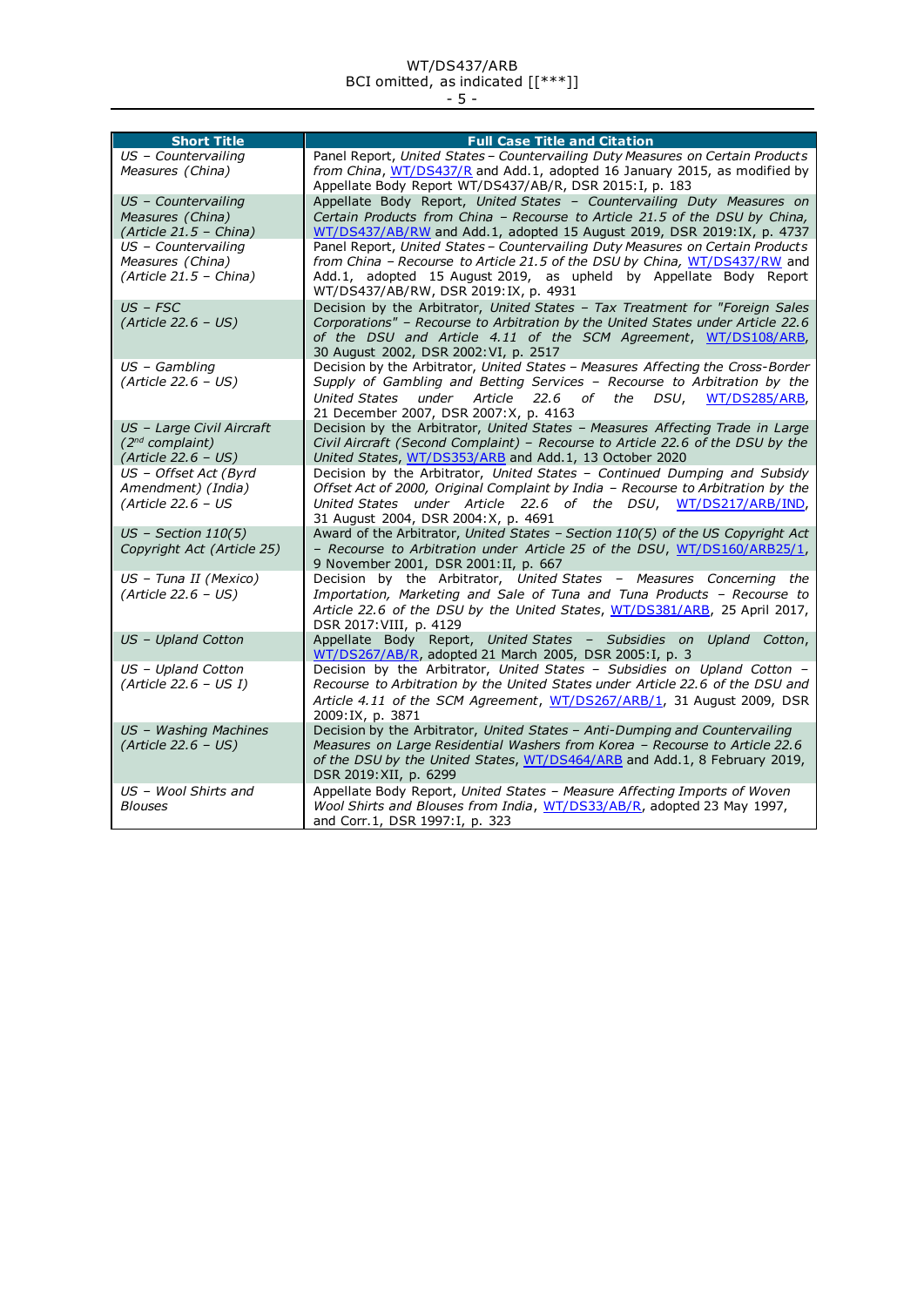| Short Title | Full Case Title and Citation |
|---|---|
| *US – Countervailing Measures (China)* | Panel Report, *United States – Countervailing Duty Measures on Certain Products from China*, WT/DS437/R and Add.1, adopted 16 January 2015, as modified by Appellate Body Report WT/DS437/AB/R, DSR 2015:I, p. 183 |
| *US – Countervailing Measures (China) (Article 21.5 – China)* | Appellate Body Report, *United States – Countervailing Duty Measures on Certain Products from China – Recourse to Article 21.5 of the DSU by China*, WT/DS437/AB/RW and Add.1, adopted 15 August 2019, DSR 2019:IX, p. 4737 |
| *US – Countervailing Measures (China) (Article 21.5 – China)* | Panel Report, *United States – Countervailing Duty Measures on Certain Products from China – Recourse to Article 21.5 of the DSU by China*, WT/DS437/RW and Add.1, adopted 15 August 2019, as upheld by Appellate Body Report WT/DS437/AB/RW, DSR 2019:IX, p. 4931 |
| *US – FSC (Article 22.6 – US)* | Decision by the Arbitrator, *United States – Tax Treatment for "Foreign Sales Corporations" – Recourse to Arbitration by the United States under Article 22.6 of the DSU and Article 4.11 of the SCM Agreement*, WT/DS108/ARB, 30 August 2002, DSR 2002:VI, p. 2517 |
| *US – Gambling (Article 22.6 – US)* | Decision by the Arbitrator, *United States – Measures Affecting the Cross-Border Supply of Gambling and Betting Services – Recourse to Arbitration by the United States under Article 22.6 of the DSU*, WT/DS285/ARB, 21 December 2007, DSR 2007:X, p. 4163 |
| *US – Large Civil Aircraft (2nd complaint) (Article 22.6 – US)* | Decision by the Arbitrator, *United States – Measures Affecting Trade in Large Civil Aircraft (Second Complaint) – Recourse to Article 22.6 of the DSU by the United States*, WT/DS353/ARB and Add.1, 13 October 2020 |
| *US – Offset Act (Byrd Amendment) (India) (Article 22.6 – US* | Decision by the Arbitrator, *United States – Continued Dumping and Subsidy Offset Act of 2000, Original Complaint by India – Recourse to Arbitration by the United States under Article 22.6 of the DSU*, WT/DS217/ARB/IND, 31 August 2004, DSR 2004:X, p. 4691 |
| *US – Section 110(5) Copyright Act (Article 25)* | Award of the Arbitrator, *United States – Section 110(5) of the US Copyright Act – Recourse to Arbitration under Article 25 of the DSU*, WT/DS160/ARB25/1, 9 November 2001, DSR 2001:II, p. 667 |
| *US – Tuna II (Mexico) (Article 22.6 – US)* | Decision by the Arbitrator, *United States – Measures Concerning the Importation, Marketing and Sale of Tuna and Tuna Products – Recourse to Article 22.6 of the DSU by the United States*, WT/DS381/ARB, 25 April 2017, DSR 2017:VIII, p. 4129 |
| *US – Upland Cotton* | Appellate Body Report, *United States – Subsidies on Upland Cotton*, WT/DS267/AB/R, adopted 21 March 2005, DSR 2005:I, p. 3 |
| *US – Upland Cotton (Article 22.6 – US I)* | Decision by the Arbitrator, *United States – Subsidies on Upland Cotton – Recourse to Arbitration by the United States under Article 22.6 of the DSU and Article 4.11 of the SCM Agreement*, WT/DS267/ARB/1, 31 August 2009, DSR 2009:IX, p. 3871 |
| *US – Washing Machines (Article 22.6 – US)* | Decision by the Arbitrator, *United States – Anti-Dumping and Countervailing Measures on Large Residential Washers from Korea – Recourse to Article 22.6 of the DSU by the United States*, WT/DS464/ARB and Add.1, 8 February 2019, DSR 2019:XII, p. 6299 |
| *US – Wool Shirts and Blouses* | Appellate Body Report, *United States – Measure Affecting Imports of Woven Wool Shirts and Blouses from India*, WT/DS33/AB/R, adopted 23 May 1997, and Corr.1, DSR 1997:I, p. 323 |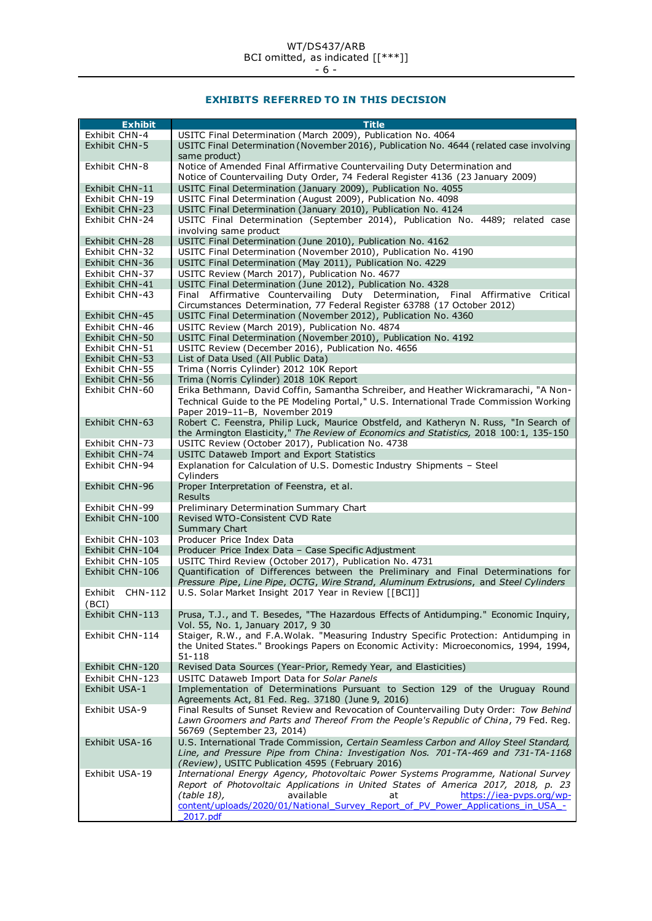## EXHIBITS REFERRED TO IN THIS DECISION

| Exhibit | Title |
|---|---|
| Exhibit CHN-4 | USITC Final Determination (March 2009), Publication No. 4064 |
| Exhibit CHN-5 | USITC Final Determination (November 2016), Publication No. 4644 (related case involving same product) |
| Exhibit CHN-8 | Notice of Amended Final Affirmative Countervailing Duty Determination and Notice of Countervailing Duty Order, 74 Federal Register 4136 (23 January 2009) |
| Exhibit CHN-11 | USITC Final Determination (January 2009), Publication No. 4055 |
| Exhibit CHN-19 | USITC Final Determination (August 2009), Publication No. 4098 |
| Exhibit CHN-23 | USITC Final Determination (January 2010), Publication No. 4124 |
| Exhibit CHN-24 | USITC Final Determination (September 2014), Publication No. 4489; related case involving same product |
| Exhibit CHN-28 | USITC Final Determination (June 2010), Publication No. 4162 |
| Exhibit CHN-32 | USITC Final Determination (November 2010), Publication No. 4190 |
| Exhibit CHN-36 | USITC Final Determination (May 2011), Publication No. 4229 |
| Exhibit CHN-37 | USITC Review (March 2017), Publication No. 4677 |
| Exhibit CHN-41 | USITC Final Determination (June 2012), Publication No. 4328 |
| Exhibit CHN-43 | Final Affirmative Countervailing Duty Determination, Final Affirmative Critical Circumstances Determination, 77 Federal Register 63788 (17 October 2012) |
| Exhibit CHN-45 | USITC Final Determination (November 2012), Publication No. 4360 |
| Exhibit CHN-46 | USITC Review (March 2019), Publication No. 4874 |
| Exhibit CHN-50 | USITC Final Determination (November 2010), Publication No. 4192 |
| Exhibit CHN-51 | USITC Review (December 2016), Publication No. 4656 |
| Exhibit CHN-53 | List of Data Used (All Public Data) |
| Exhibit CHN-55 | Trima (Norris Cylinder) 2012 10K Report |
| Exhibit CHN-56 | Trima (Norris Cylinder) 2018 10K Report |
| Exhibit CHN-60 | Erika Bethmann, David Coffin, Samantha Schreiber, and Heather Wickramarachi, "A Non-Technical Guide to the PE Modeling Portal," U.S. International Trade Commission Working Paper 2019–11–B, November 2019 |
| Exhibit CHN-63 | Robert C. Feenstra, Philip Luck, Maurice Obstfeld, and Katheryn N. Russ, "In Search of the Armington Elasticity," *The Review of Economics and Statistics,* 2018 100:1, 135-150 |
| Exhibit CHN-73 | USITC Review (October 2017), Publication No. 4738 |
| Exhibit CHN-74 | USITC Dataweb Import and Export Statistics |
| Exhibit CHN-94 | Explanation for Calculation of U.S. Domestic Industry Shipments – Steel Cylinders |
| Exhibit CHN-96 | Proper Interpretation of Feenstra, et al. Results |
| Exhibit CHN-99 | Preliminary Determination Summary Chart |
| Exhibit CHN-100 | Revised WTO-Consistent CVD Rate Summary Chart |
| Exhibit CHN-103 | Producer Price Index Data |
| Exhibit CHN-104 | Producer Price Index Data – Case Specific Adjustment |
| Exhibit CHN-105 | USITC Third Review (October 2017), Publication No. 4731 |
| Exhibit CHN-106 | Quantification of Differences between the Preliminary and Final Determinations for *Pressure Pipe*, *Line Pipe*, *OCTG*, *Wire Strand*, *Aluminum Extrusions*, and *Steel Cylinders* |
| Exhibit CHN-112 (BCI) | U.S. Solar Market Insight 2017 Year in Review [[BCI]] |
| Exhibit CHN-113 | Prusa, T.J., and T. Besedes, "The Hazardous Effects of Antidumping." Economic Inquiry, Vol. 55, No. 1, January 2017, 9 30 |
| Exhibit CHN-114 | Staiger, R.W., and F.A.Wolak. "Measuring Industry Specific Protection: Antidumping in the United States." Brookings Papers on Economic Activity: Microeconomics, 1994, 1994, 51-118 |
| Exhibit CHN-120 | Revised Data Sources (Year-Prior, Remedy Year, and Elasticities) |
| Exhibit CHN-123 | USITC Dataweb Import Data for *Solar Panels* |
| Exhibit USA-1 | Implementation of Determinations Pursuant to Section 129 of the Uruguay Round Agreements Act, 81 Fed. Reg. 37180 (June 9, 2016) |
| Exhibit USA-9 | Final Results of Sunset Review and Revocation of Countervailing Duty Order: *Tow Behind Lawn Groomers and Parts and Thereof From the People's Republic of China*, 79 Fed. Reg. 56769 (September 23, 2014) |
| Exhibit USA-16 | U.S. International Trade Commission, *Certain Seamless Carbon and Alloy Steel Standard, Line, and Pressure Pipe from China: Investigation Nos. 701-TA-469 and 731-TA-1168 (Review)*, USITC Publication 4595 (February 2016) |
| Exhibit USA-19 | *International Energy Agency, Photovoltaic Power Systems Programme, National Survey Report of Photovoltaic Applications in United States of America 2017, 2018, p. 23 (table 18),* available at https://iea-pvps.org/wp-content/uploads/2020/01/National_Survey_Report_of_PV_Power_Applications_in_USA_-_2017.pdf |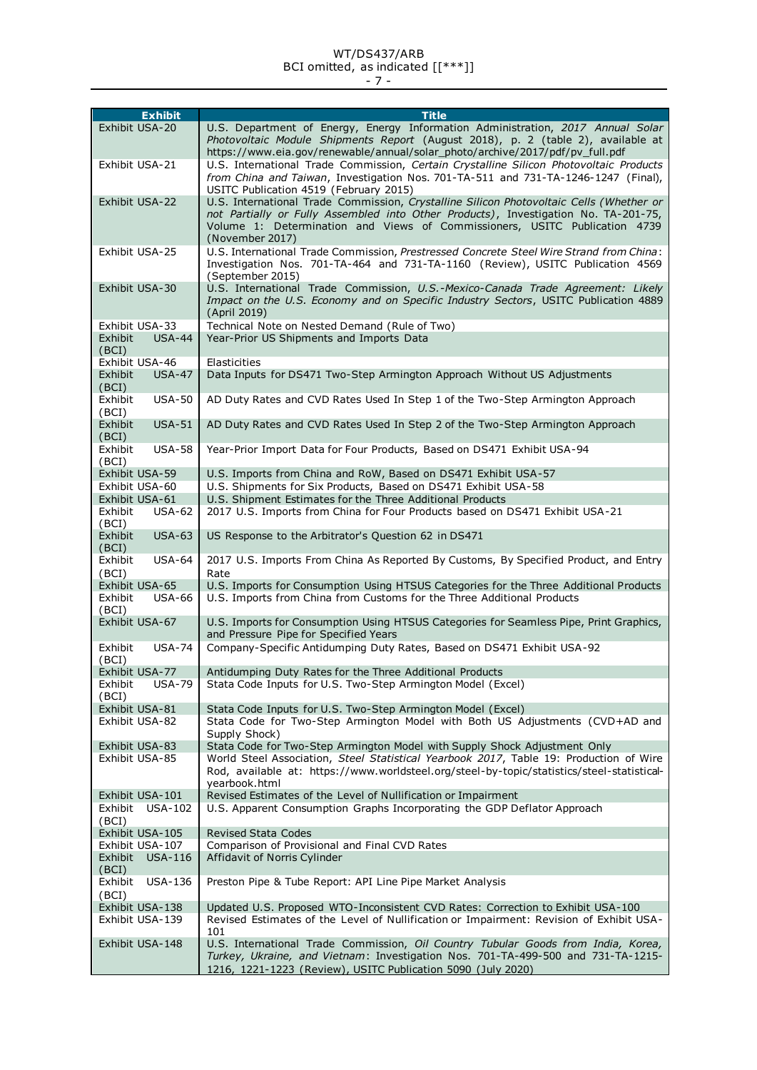| Exhibit | Title |
|---|---|
| Exhibit USA-20 | U.S. Department of Energy, Energy Information Administration, *2017 Annual Solar Photovoltaic Module Shipments Report* (August 2018), p. 2 (table 2), available at https://www.eia.gov/renewable/annual/solar_photo/archive/2017/pdf/pv_full.pdf |
| Exhibit USA-21 | U.S. International Trade Commission, *Certain Crystalline Silicon Photovoltaic Products from China and Taiwan*, Investigation Nos. 701-TA-511 and 731-TA-1246-1247 (Final), USITC Publication 4519 (February 2015) |
| Exhibit USA-22 | U.S. International Trade Commission, *Crystalline Silicon Photovoltaic Cells (Whether or not Partially or Fully Assembled into Other Products)*, Investigation No. TA-201-75, Volume 1: Determination and Views of Commissioners, USITC Publication 4739 (November 2017) |
| Exhibit USA-25 | U.S. International Trade Commission, *Prestressed Concrete Steel Wire Strand from China*: Investigation Nos. 701-TA-464 and 731-TA-1160 (Review), USITC Publication 4569 (September 2015) |
| Exhibit USA-30 | U.S. International Trade Commission, *U.S.-Mexico-Canada Trade Agreement: Likely Impact on the U.S. Economy and on Specific Industry Sectors*, USITC Publication 4889 (April 2019) |
| Exhibit USA-33 | Technical Note on Nested Demand (Rule of Two) |
| Exhibit USA-44 (BCI) | Year-Prior US Shipments and Imports Data |
| Exhibit USA-46 | Elasticities |
| Exhibit USA-47 (BCI) | Data Inputs for DS471 Two-Step Armington Approach Without US Adjustments |
| Exhibit USA-50 (BCI) | AD Duty Rates and CVD Rates Used In Step 1 of the Two-Step Armington Approach |
| Exhibit USA-51 (BCI) | AD Duty Rates and CVD Rates Used In Step 2 of the Two-Step Armington Approach |
| Exhibit USA-58 (BCI) | Year-Prior Import Data for Four Products, Based on DS471 Exhibit USA-94 |
| Exhibit USA-59 | U.S. Imports from China and RoW, Based on DS471 Exhibit USA-57 |
| Exhibit USA-60 | U.S. Shipments for Six Products, Based on DS471 Exhibit USA-58 |
| Exhibit USA-61 | U.S. Shipment Estimates for the Three Additional Products |
| Exhibit USA-62 (BCI) | 2017 U.S. Imports from China for Four Products based on DS471 Exhibit USA-21 |
| Exhibit USA-63 (BCI) | US Response to the Arbitrator's Question 62 in DS471 |
| Exhibit USA-64 (BCI) | 2017 U.S. Imports From China As Reported By Customs, By Specified Product, and Entry Rate |
| Exhibit USA-65 | U.S. Imports for Consumption Using HTSUS Categories for the Three Additional Products |
| Exhibit USA-66 (BCI) | U.S. Imports from China from Customs for the Three Additional Products |
| Exhibit USA-67 | U.S. Imports for Consumption Using HTSUS Categories for Seamless Pipe, Print Graphics, and Pressure Pipe for Specified Years |
| Exhibit USA-74 (BCI) | Company-Specific Antidumping Duty Rates, Based on DS471 Exhibit USA-92 |
| Exhibit USA-77 | Antidumping Duty Rates for the Three Additional Products |
| Exhibit USA-79 (BCI) | Stata Code Inputs for U.S. Two-Step Armington Model (Excel) |
| Exhibit USA-81 | Stata Code Inputs for U.S. Two-Step Armington Model (Excel) |
| Exhibit USA-82 | Stata Code for Two-Step Armington Model with Both US Adjustments (CVD+AD and Supply Shock) |
| Exhibit USA-83 | Stata Code for Two-Step Armington Model with Supply Shock Adjustment Only |
| Exhibit USA-85 | World Steel Association, *Steel Statistical Yearbook 2017*, Table 19: Production of Wire Rod, available at: https://www.worldsteel.org/steel-by-topic/statistics/steel-statistical-yearbook.html |
| Exhibit USA-101 | Revised Estimates of the Level of Nullification or Impairment |
| Exhibit USA-102 (BCI) | U.S. Apparent Consumption Graphs Incorporating the GDP Deflator Approach |
| Exhibit USA-105 | Revised Stata Codes |
| Exhibit USA-107 | Comparison of Provisional and Final CVD Rates |
| Exhibit USA-116 (BCI) | Affidavit of Norris Cylinder |
| Exhibit USA-136 (BCI) | Preston Pipe & Tube Report: API Line Pipe Market Analysis |
| Exhibit USA-138 | Updated U.S. Proposed WTO-Inconsistent CVD Rates: Correction to Exhibit USA-100 |
| Exhibit USA-139 | Revised Estimates of the Level of Nullification or Impairment: Revision of Exhibit USA-101 |
| Exhibit USA-148 | U.S. International Trade Commission, *Oil Country Tubular Goods from India, Korea, Turkey, Ukraine, and Vietnam*: Investigation Nos. 701-TA-499-500 and 731-TA-1215-1216, 1221-1223 (Review), USITC Publication 5090 (July 2020) |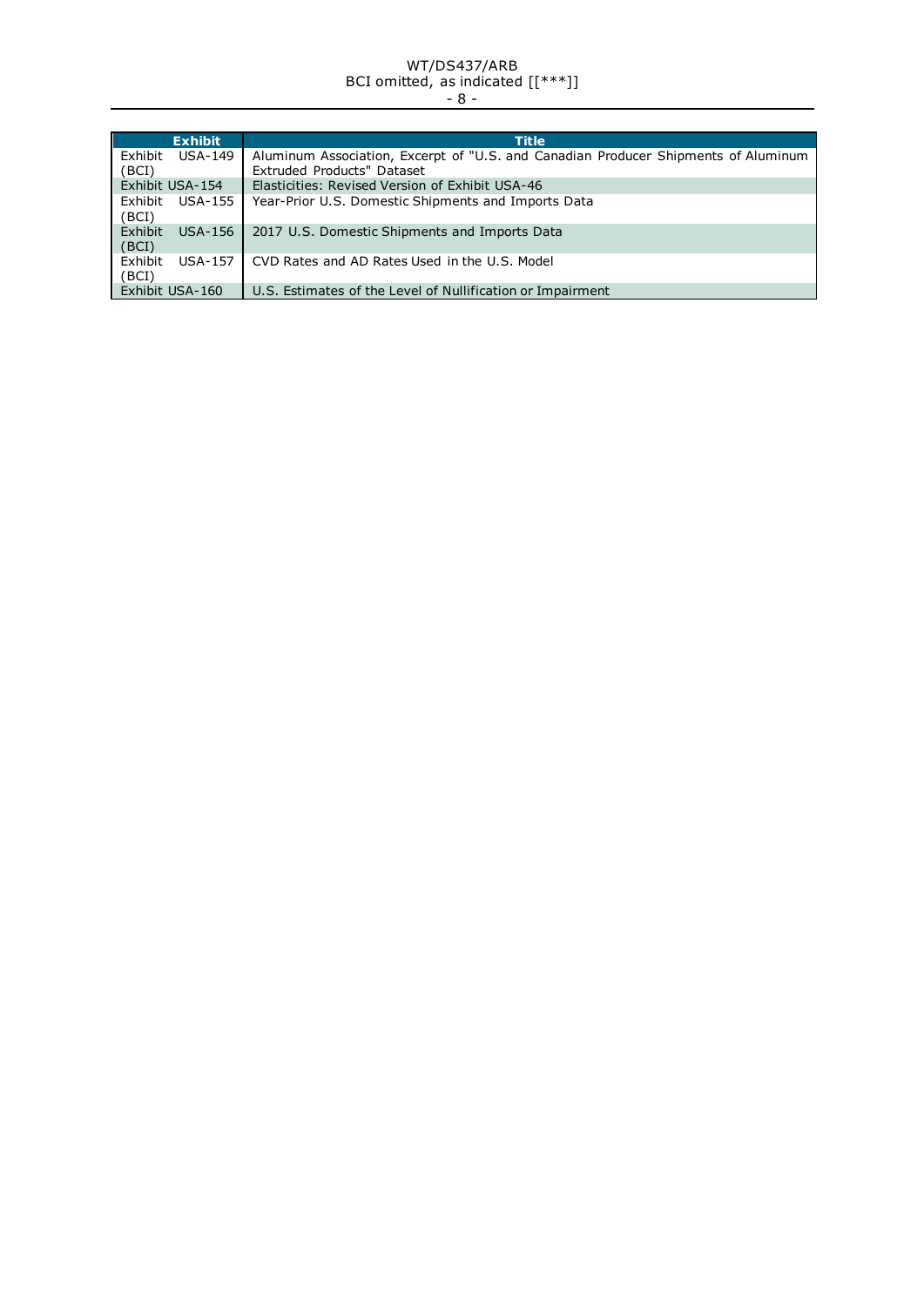| Exhibit | Title |
| --- | --- |
| Exhibit USA-149 (BCI) | Aluminum Association, Excerpt of "U.S. and Canadian Producer Shipments of Aluminum Extruded Products" Dataset |
| Exhibit USA-154 | Elasticities: Revised Version of Exhibit USA-46 |
| Exhibit USA-155 (BCI) | Year-Prior U.S. Domestic Shipments and Imports Data |
| Exhibit USA-156 (BCI) | 2017 U.S. Domestic Shipments and Imports Data |
| Exhibit USA-157 (BCI) | CVD Rates and AD Rates Used in the U.S. Model |
| Exhibit USA-160 | U.S. Estimates of the Level of Nullification or Impairment |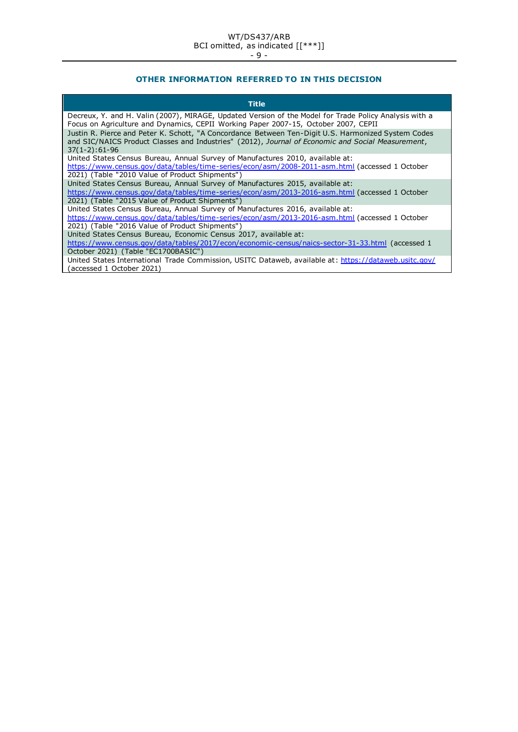## OTHER INFORMATION REFERRED TO IN THIS DECISION

| Title |
| --- |
| Decreux, Y. and H. Valin (2007), MIRAGE, Updated Version of the Model for Trade Policy Analysis with a Focus on Agriculture and Dynamics, CEPII Working Paper 2007-15, October 2007, CEPII |
| Justin R. Pierce and Peter K. Schott, "A Concordance Between Ten-Digit U.S. Harmonized System Codes and SIC/NAICS Product Classes and Industries" (2012), *Journal of Economic and Social Measurement*, 37(1-2):61-96 |
| United States Census Bureau, Annual Survey of Manufactures 2010, available at: https://www.census.gov/data/tables/time-series/econ/asm/2008-2011-asm.html (accessed 1 October 2021) (Table "2010 Value of Product Shipments") |
| United States Census Bureau, Annual Survey of Manufactures 2015, available at: https://www.census.gov/data/tables/time-series/econ/asm/2013-2016-asm.html (accessed 1 October 2021) (Table "2015 Value of Product Shipments") |
| United States Census Bureau, Annual Survey of Manufactures 2016, available at: https://www.census.gov/data/tables/time-series/econ/asm/2013-2016-asm.html (accessed 1 October 2021) (Table "2016 Value of Product Shipments") |
| United States Census Bureau, Economic Census 2017, available at: https://www.census.gov/data/tables/2017/econ/economic-census/naics-sector-31-33.html (accessed 1 October 2021) (Table "EC1700BASIC") |
| United States International Trade Commission, USITC Dataweb, available at: https://dataweb.usitc.gov/ (accessed 1 October 2021) |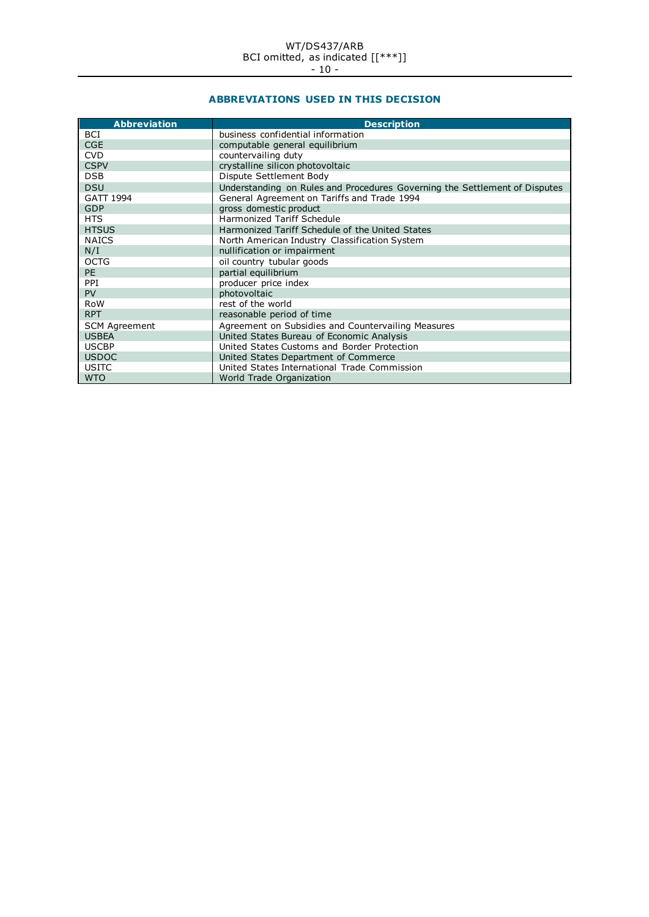## ABBREVIATIONS USED IN THIS DECISION

| Abbreviation | Description |
|---|---|
| BCI | business confidential information |
| CGE | computable general equilibrium |
| CVD | countervailing duty |
| CSPV | crystalline silicon photovoltaic |
| DSB | Dispute Settlement Body |
| DSU | Understanding on Rules and Procedures Governing the Settlement of Disputes |
| GATT 1994 | General Agreement on Tariffs and Trade 1994 |
| GDP | gross domestic product |
| HTS | Harmonized Tariff Schedule |
| HTSUS | Harmonized Tariff Schedule of the United States |
| NAICS | North American Industry Classification System |
| N/I | nullification or impairment |
| OCTG | oil country tubular goods |
| PE | partial equilibrium |
| PPI | producer price index |
| PV | photovoltaic |
| RoW | rest of the world |
| RPT | reasonable period of time |
| SCM Agreement | Agreement on Subsidies and Countervailing Measures |
| USBEA | United States Bureau of Economic Analysis |
| USCBP | United States Customs and Border Protection |
| USDOC | United States Department of Commerce |
| USITC | United States International Trade Commission |
| WTO | World Trade Organization |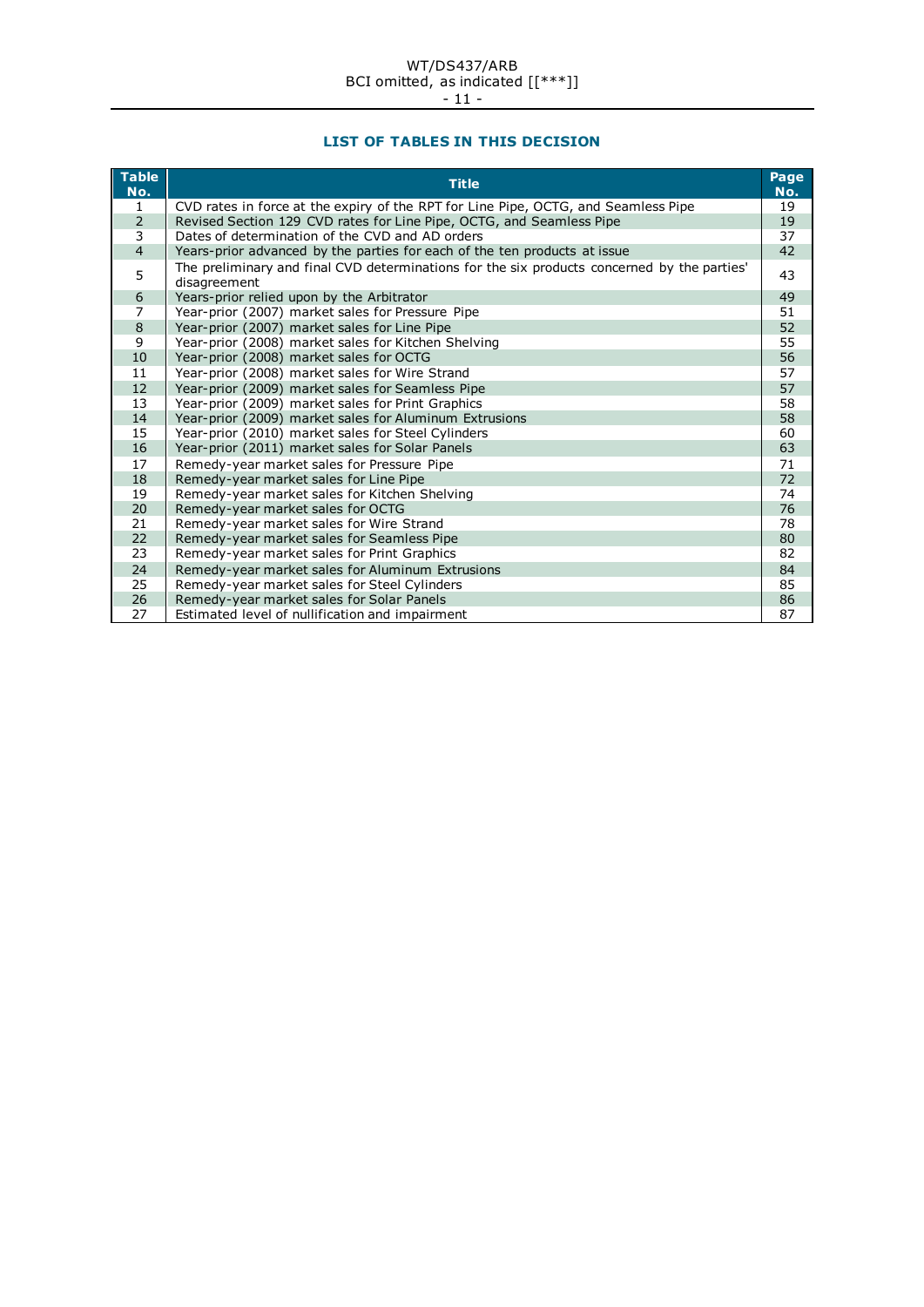## LIST OF TABLES IN THIS DECISION

| Table No. | Title | Page No. |
|---|---|---|
| 1 | CVD rates in force at the expiry of the RPT for Line Pipe, OCTG, and Seamless Pipe | 19 |
| 2 | Revised Section 129 CVD rates for Line Pipe, OCTG, and Seamless Pipe | 19 |
| 3 | Dates of determination of the CVD and AD orders | 37 |
| 4 | Years-prior advanced by the parties for each of the ten products at issue | 42 |
| 5 | The preliminary and final CVD determinations for the six products concerned by the parties' disagreement | 43 |
| 6 | Years-prior relied upon by the Arbitrator | 49 |
| 7 | Year-prior (2007) market sales for Pressure Pipe | 51 |
| 8 | Year-prior (2007) market sales for Line Pipe | 52 |
| 9 | Year-prior (2008) market sales for Kitchen Shelving | 55 |
| 10 | Year-prior (2008) market sales for OCTG | 56 |
| 11 | Year-prior (2008) market sales for Wire Strand | 57 |
| 12 | Year-prior (2009) market sales for Seamless Pipe | 57 |
| 13 | Year-prior (2009) market sales for Print Graphics | 58 |
| 14 | Year-prior (2009) market sales for Aluminum Extrusions | 58 |
| 15 | Year-prior (2010) market sales for Steel Cylinders | 60 |
| 16 | Year-prior (2011) market sales for Solar Panels | 63 |
| 17 | Remedy-year market sales for Pressure Pipe | 71 |
| 18 | Remedy-year market sales for Line Pipe | 72 |
| 19 | Remedy-year market sales for Kitchen Shelving | 74 |
| 20 | Remedy-year market sales for OCTG | 76 |
| 21 | Remedy-year market sales for Wire Strand | 78 |
| 22 | Remedy-year market sales for Seamless Pipe | 80 |
| 23 | Remedy-year market sales for Print Graphics | 82 |
| 24 | Remedy-year market sales for Aluminum Extrusions | 84 |
| 25 | Remedy-year market sales for Steel Cylinders | 85 |
| 26 | Remedy-year market sales for Solar Panels | 86 |
| 27 | Estimated level of nullification and impairment | 87 |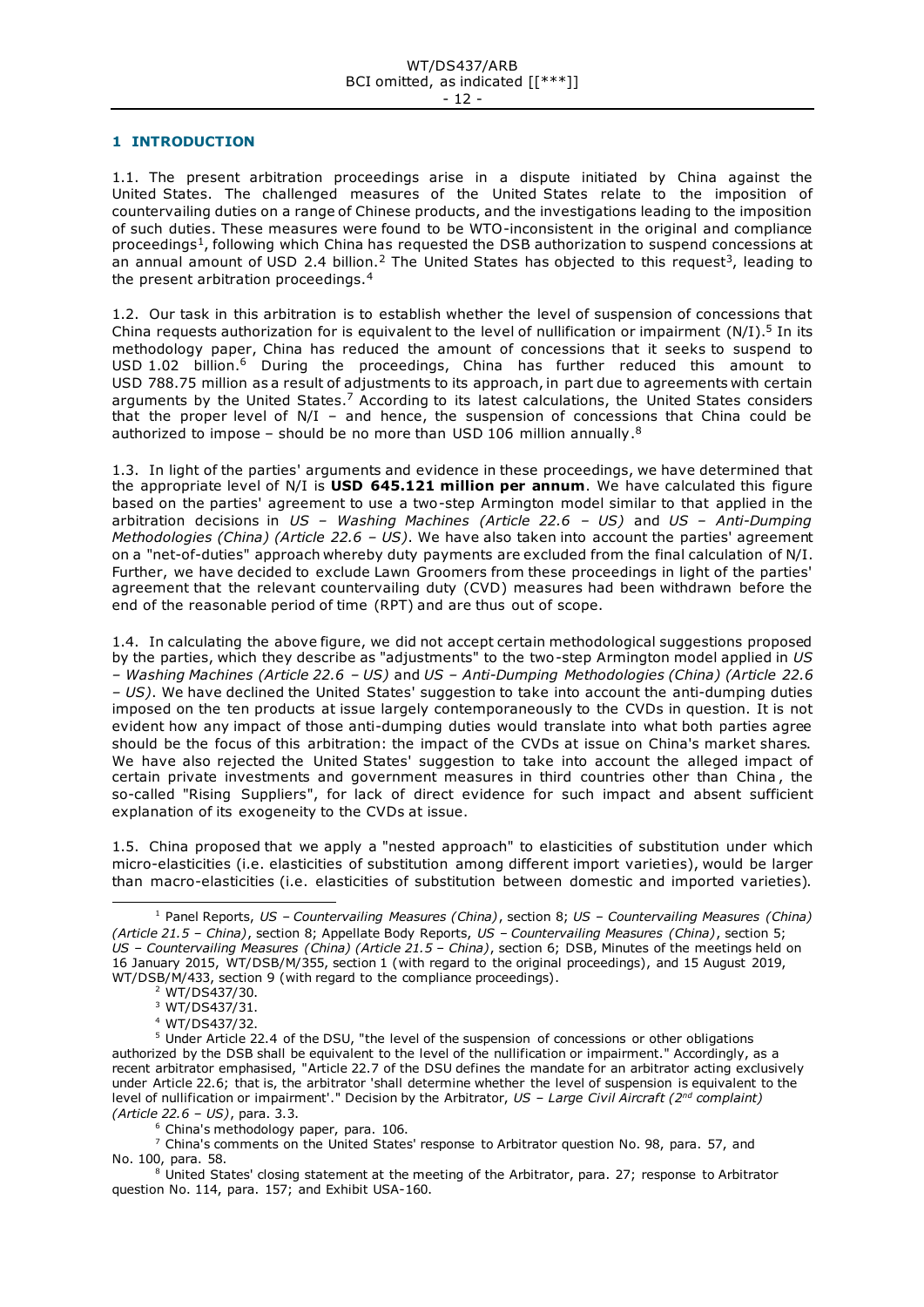## 1 INTRODUCTION

1.1. The present arbitration proceedings arise in a dispute initiated by China against the United States. The challenged measures of the United States relate to the imposition of countervailing duties on a range of Chinese products, and the investigations leading to the imposition of such duties. These measures were found to be WTO-inconsistent in the original and compliance proceedings[1], following which China has requested the DSB authorization to suspend concessions at an annual amount of USD 2.4 billion.[2] The United States has objected to this request[3], leading to the present arbitration proceedings.[4]

1.2. Our task in this arbitration is to establish whether the level of suspension of concessions that China requests authorization for is equivalent to the level of nullification or impairment (N/I).[5] In its methodology paper, China has reduced the amount of concessions that it seeks to suspend to USD 1.02 billion.[6] During the proceedings, China has further reduced this amount to USD 788.75 million as a result of adjustments to its approach, in part due to agreements with certain arguments by the United States.[7] According to its latest calculations, the United States considers that the proper level of N/I – and hence, the suspension of concessions that China could be authorized to impose – should be no more than USD 106 million annually.[8]

1.3. In light of the parties' arguments and evidence in these proceedings, we have determined that the appropriate level of N/I is **USD 645.121 million per annum**. We have calculated this figure based on the parties' agreement to use a two-step Armington model similar to that applied in the arbitration decisions in *US – Washing Machines (Article 22.6 – US)* and *US – Anti-Dumping Methodologies (China) (Article 22.6 – US)*. We have also taken into account the parties' agreement on a "net-of-duties" approach whereby duty payments are excluded from the final calculation of N/I. Further, we have decided to exclude Lawn Groomers from these proceedings in light of the parties' agreement that the relevant countervailing duty (CVD) measures had been withdrawn before the end of the reasonable period of time (RPT) and are thus out of scope.

1.4. In calculating the above figure, we did not accept certain methodological suggestions proposed by the parties, which they describe as "adjustments" to the two-step Armington model applied in *US – Washing Machines (Article 22.6 – US)* and *US – Anti-Dumping Methodologies (China) (Article 22.6 – US)*. We have declined the United States' suggestion to take into account the anti-dumping duties imposed on the ten products at issue largely contemporaneously to the CVDs in question. It is not evident how any impact of those anti-dumping duties would translate into what both parties agree should be the focus of this arbitration: the impact of the CVDs at issue on China's market shares. We have also rejected the United States' suggestion to take into account the alleged impact of certain private investments and government measures in third countries other than China, the so-called "Rising Suppliers", for lack of direct evidence for such impact and absent sufficient explanation of its exogeneity to the CVDs at issue.

1.5. China proposed that we apply a "nested approach" to elasticities of substitution under which micro-elasticities (i.e. elasticities of substitution among different import varieties), would be larger than macro-elasticities (i.e. elasticities of substitution between domestic and imported varieties).

---

[1] Panel Reports, *US – Countervailing Measures (China)*, section 8; *US – Countervailing Measures (China) (Article 21.5 – China)*, section 8; Appellate Body Reports, *US – Countervailing Measures (China)*, section 5; *US – Countervailing Measures (China) (Article 21.5 – China)*, section 6; DSB, Minutes of the meetings held on 16 January 2015, WT/DSB/M/355, section 1 (with regard to the original proceedings), and 15 August 2019, WT/DSB/M/433, section 9 (with regard to the compliance proceedings).

[2] WT/DS437/30.

[3] WT/DS437/31.

[4] WT/DS437/32.

[5] Under Article 22.4 of the DSU, "the level of the suspension of concessions or other obligations authorized by the DSB shall be equivalent to the level of the nullification or impairment." Accordingly, as a recent arbitrator emphasised, "Article 22.7 of the DSU defines the mandate for an arbitrator acting exclusively under Article 22.6; that is, the arbitrator 'shall determine whether the level of suspension is equivalent to the level of nullification or impairment'." Decision by the Arbitrator, *US – Large Civil Aircraft (2nd complaint) (Article 22.6 – US)*, para. 3.3.

[6] China's methodology paper, para. 106.

[7] China's comments on the United States' response to Arbitrator question No. 98, para. 57, and No. 100, para. 58.

[8] United States' closing statement at the meeting of the Arbitrator, para. 27; response to Arbitrator question No. 114, para. 157; and Exhibit USA-160.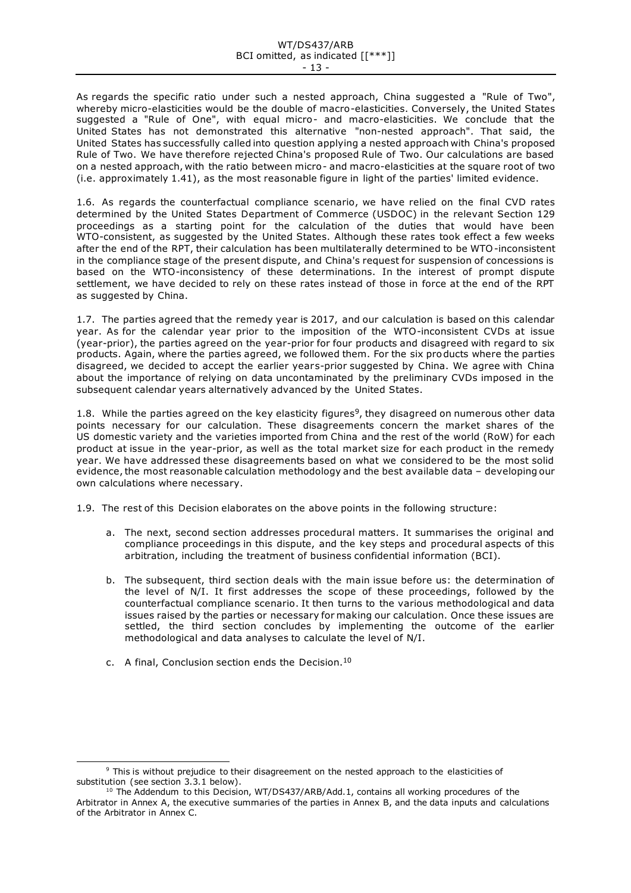As regards the specific ratio under such a nested approach, China suggested a "Rule of Two", whereby micro-elasticities would be the double of macro-elasticities. Conversely, the United States suggested a "Rule of One", with equal micro- and macro-elasticities. We conclude that the United States has not demonstrated this alternative "non-nested approach". That said, the United States has successfully called into question applying a nested approach with China's proposed Rule of Two. We have therefore rejected China's proposed Rule of Two. Our calculations are based on a nested approach, with the ratio between micro- and macro-elasticities at the square root of two (i.e. approximately 1.41), as the most reasonable figure in light of the parties' limited evidence.

1.6. As regards the counterfactual compliance scenario, we have relied on the final CVD rates determined by the United States Department of Commerce (USDOC) in the relevant Section 129 proceedings as a starting point for the calculation of the duties that would have been WTO-consistent, as suggested by the United States. Although these rates took effect a few weeks after the end of the RPT, their calculation has been multilaterally determined to be WTO-inconsistent in the compliance stage of the present dispute, and China's request for suspension of concessions is based on the WTO-inconsistency of these determinations. In the interest of prompt dispute settlement, we have decided to rely on these rates instead of those in force at the end of the RPT as suggested by China.

1.7. The parties agreed that the remedy year is 2017, and our calculation is based on this calendar year. As for the calendar year prior to the imposition of the WTO-inconsistent CVDs at issue (year-prior), the parties agreed on the year-prior for four products and disagreed with regard to six products. Again, where the parties agreed, we followed them. For the six products where the parties disagreed, we decided to accept the earlier years-prior suggested by China. We agree with China about the importance of relying on data uncontaminated by the preliminary CVDs imposed in the subsequent calendar years alternatively advanced by the United States.

1.8. While the parties agreed on the key elasticity figures[9], they disagreed on numerous other data points necessary for our calculation. These disagreements concern the market shares of the US domestic variety and the varieties imported from China and the rest of the world (RoW) for each product at issue in the year-prior, as well as the total market size for each product in the remedy year. We have addressed these disagreements based on what we considered to be the most solid evidence, the most reasonable calculation methodology and the best available data – developing our own calculations where necessary.

1.9. The rest of this Decision elaborates on the above points in the following structure:

a. The next, second section addresses procedural matters. It summarises the original and compliance proceedings in this dispute, and the key steps and procedural aspects of this arbitration, including the treatment of business confidential information (BCI).

b. The subsequent, third section deals with the main issue before us: the determination of the level of N/I. It first addresses the scope of these proceedings, followed by the counterfactual compliance scenario. It then turns to the various methodological and data issues raised by the parties or necessary for making our calculation. Once these issues are settled, the third section concludes by implementing the outcome of the earlier methodological and data analyses to calculate the level of N/I.

c. A final, Conclusion section ends the Decision.[10]

---

[9] This is without prejudice to their disagreement on the nested approach to the elasticities of substitution (see section 3.3.1 below).

[10] The Addendum to this Decision, WT/DS437/ARB/Add.1, contains all working procedures of the Arbitrator in Annex A, the executive summaries of the parties in Annex B, and the data inputs and calculations of the Arbitrator in Annex C.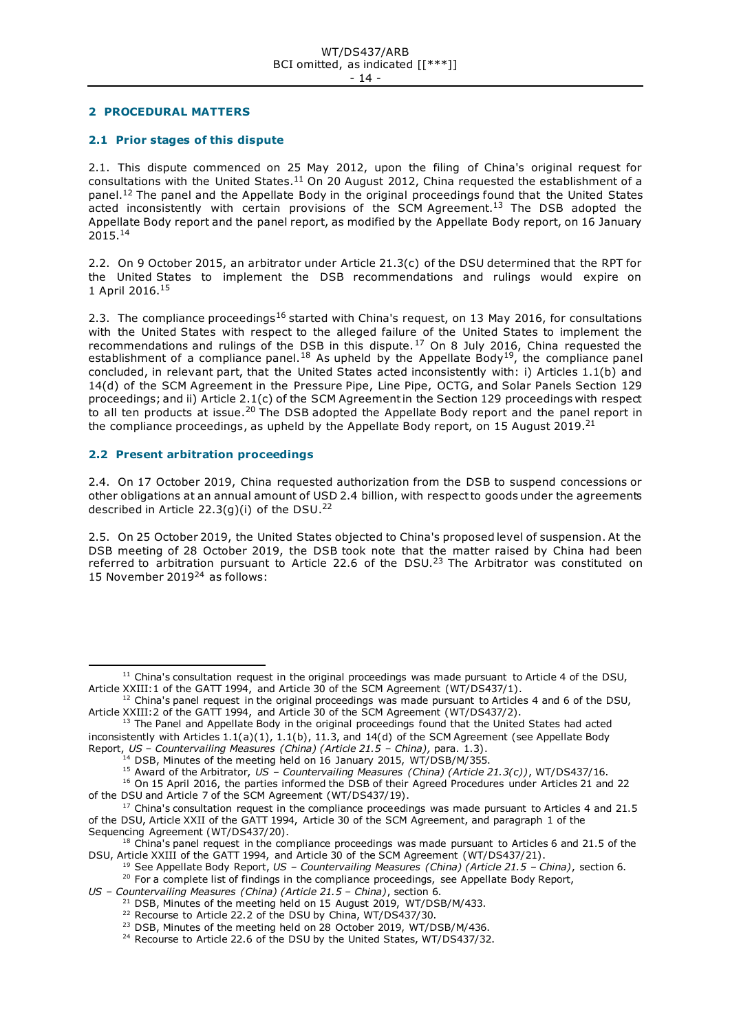## 2 PROCEDURAL MATTERS

### 2.1 Prior stages of this dispute

2.1. This dispute commenced on 25 May 2012, upon the filing of China's original request for consultations with the United States.[11] On 20 August 2012, China requested the establishment of a panel.[12] The panel and the Appellate Body in the original proceedings found that the United States acted inconsistently with certain provisions of the SCM Agreement.[13] The DSB adopted the Appellate Body report and the panel report, as modified by the Appellate Body report, on 16 January 2015.[14]

2.2. On 9 October 2015, an arbitrator under Article 21.3(c) of the DSU determined that the RPT for the United States to implement the DSB recommendations and rulings would expire on 1 April 2016.[15]

2.3. The compliance proceedings[16] started with China's request, on 13 May 2016, for consultations with the United States with respect to the alleged failure of the United States to implement the recommendations and rulings of the DSB in this dispute.[17] On 8 July 2016, China requested the establishment of a compliance panel.[18] As upheld by the Appellate Body[19], the compliance panel concluded, in relevant part, that the United States acted inconsistently with: i) Articles 1.1(b) and 14(d) of the SCM Agreement in the Pressure Pipe, Line Pipe, OCTG, and Solar Panels Section 129 proceedings; and ii) Article 2.1(c) of the SCM Agreement in the Section 129 proceedings with respect to all ten products at issue.[20] The DSB adopted the Appellate Body report and the panel report in the compliance proceedings, as upheld by the Appellate Body report, on 15 August 2019.[21]

### 2.2 Present arbitration proceedings

2.4. On 17 October 2019, China requested authorization from the DSB to suspend concessions or other obligations at an annual amount of USD 2.4 billion, with respect to goods under the agreements described in Article 22.3(g)(i) of the DSU.[22]

2.5. On 25 October 2019, the United States objected to China's proposed level of suspension. At the DSB meeting of 28 October 2019, the DSB took note that the matter raised by China had been referred to arbitration pursuant to Article 22.6 of the DSU.[23] The Arbitrator was constituted on 15 November 2019[24] as follows:

---

[11] China's consultation request in the original proceedings was made pursuant to Article 4 of the DSU, Article XXIII:1 of the GATT 1994, and Article 30 of the SCM Agreement (WT/DS437/1).

[12] China's panel request in the original proceedings was made pursuant to Articles 4 and 6 of the DSU, Article XXIII:2 of the GATT 1994, and Article 30 of the SCM Agreement (WT/DS437/2).

[13] The Panel and Appellate Body in the original proceedings found that the United States had acted inconsistently with Articles 1.1(a)(1), 1.1(b), 11.3, and 14(d) of the SCM Agreement (see Appellate Body Report, *US – Countervailing Measures (China) (Article 21.5 – China),* para. 1.3).

[14] DSB, Minutes of the meeting held on 16 January 2015, WT/DSB/M/355.

[15] Award of the Arbitrator, *US – Countervailing Measures (China) (Article 21.3(c))*, WT/DS437/16.

[16] On 15 April 2016, the parties informed the DSB of their Agreed Procedures under Articles 21 and 22 of the DSU and Article 7 of the SCM Agreement (WT/DS437/19).

[17] China's consultation request in the compliance proceedings was made pursuant to Articles 4 and 21.5 of the DSU, Article XXII of the GATT 1994, Article 30 of the SCM Agreement, and paragraph 1 of the Sequencing Agreement (WT/DS437/20).

[18] China's panel request in the compliance proceedings was made pursuant to Articles 6 and 21.5 of the DSU, Article XXIII of the GATT 1994, and Article 30 of the SCM Agreement (WT/DS437/21).

[19] See Appellate Body Report, *US – Countervailing Measures (China) (Article 21.5 – China)*, section 6.

[20] For a complete list of findings in the compliance proceedings, see Appellate Body Report, *US – Countervailing Measures (China) (Article 21.5 – China)*, section 6.

[21] DSB, Minutes of the meeting held on 15 August 2019, WT/DSB/M/433.

[22] Recourse to Article 22.2 of the DSU by China, WT/DS437/30.

[23] DSB, Minutes of the meeting held on 28 October 2019, WT/DSB/M/436.

[24] Recourse to Article 22.6 of the DSU by the United States, WT/DS437/32.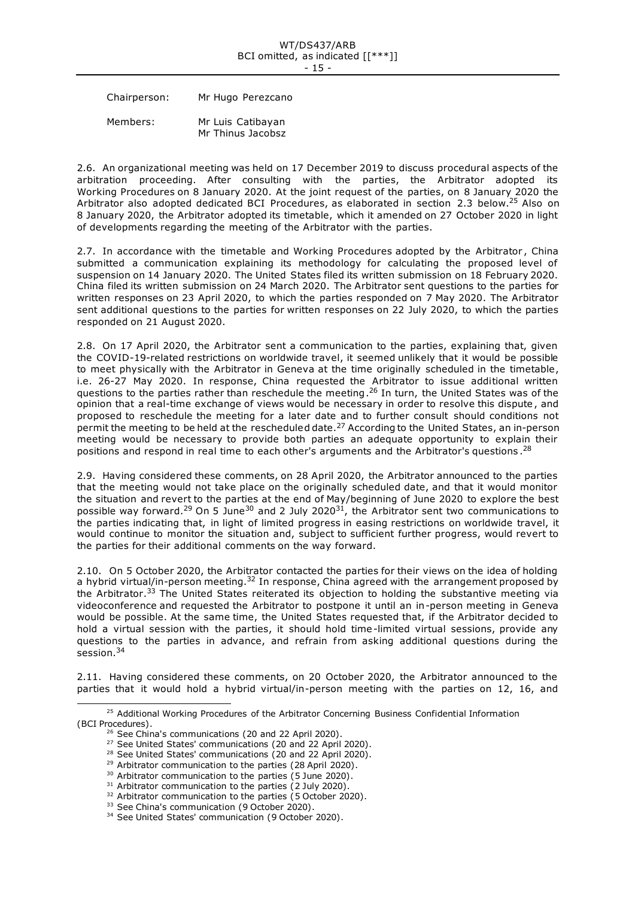| Chairperson: | Mr Hugo Perezcano |
| --- | --- |
| Members: | Mr Luis Catibayan<br>Mr Thinus Jacobsz |

2.6. An organizational meeting was held on 17 December 2019 to discuss procedural aspects of the arbitration proceeding. After consulting with the parties, the Arbitrator adopted its Working Procedures on 8 January 2020. At the joint request of the parties, on 8 January 2020 the Arbitrator also adopted dedicated BCI Procedures, as elaborated in section 2.3 below.[25] Also on 8 January 2020, the Arbitrator adopted its timetable, which it amended on 27 October 2020 in light of developments regarding the meeting of the Arbitrator with the parties.

2.7. In accordance with the timetable and Working Procedures adopted by the Arbitrator, China submitted a communication explaining its methodology for calculating the proposed level of suspension on 14 January 2020. The United States filed its written submission on 18 February 2020. China filed its written submission on 24 March 2020. The Arbitrator sent questions to the parties for written responses on 23 April 2020, to which the parties responded on 7 May 2020. The Arbitrator sent additional questions to the parties for written responses on 22 July 2020, to which the parties responded on 21 August 2020.

2.8. On 17 April 2020, the Arbitrator sent a communication to the parties, explaining that, given the COVID-19-related restrictions on worldwide travel, it seemed unlikely that it would be possible to meet physically with the Arbitrator in Geneva at the time originally scheduled in the timetable, i.e. 26-27 May 2020. In response, China requested the Arbitrator to issue additional written questions to the parties rather than reschedule the meeting.[26] In turn, the United States was of the opinion that a real-time exchange of views would be necessary in order to resolve this dispute, and proposed to reschedule the meeting for a later date and to further consult should conditions not permit the meeting to be held at the rescheduled date.[27] According to the United States, an in-person meeting would be necessary to provide both parties an adequate opportunity to explain their positions and respond in real time to each other's arguments and the Arbitrator's questions.[28]

2.9. Having considered these comments, on 28 April 2020, the Arbitrator announced to the parties that the meeting would not take place on the originally scheduled date, and that it would monitor the situation and revert to the parties at the end of May/beginning of June 2020 to explore the best possible way forward.[29] On 5 June[30] and 2 July 2020[31], the Arbitrator sent two communications to the parties indicating that, in light of limited progress in easing restrictions on worldwide travel, it would continue to monitor the situation and, subject to sufficient further progress, would revert to the parties for their additional comments on the way forward.

2.10. On 5 October 2020, the Arbitrator contacted the parties for their views on the idea of holding a hybrid virtual/in-person meeting.[32] In response, China agreed with the arrangement proposed by the Arbitrator.[33] The United States reiterated its objection to holding the substantive meeting via videoconference and requested the Arbitrator to postpone it until an in-person meeting in Geneva would be possible. At the same time, the United States requested that, if the Arbitrator decided to hold a virtual session with the parties, it should hold time-limited virtual sessions, provide any questions to the parties in advance, and refrain from asking additional questions during the session.[34]

2.11. Having considered these comments, on 20 October 2020, the Arbitrator announced to the parties that it would hold a hybrid virtual/in-person meeting with the parties on 12, 16, and

[25] Additional Working Procedures of the Arbitrator Concerning Business Confidential Information (BCI Procedures).

[26] See China's communications (20 and 22 April 2020).

[27] See United States' communications (20 and 22 April 2020).

[28] See United States' communications (20 and 22 April 2020).

[29] Arbitrator communication to the parties (28 April 2020).

[30] Arbitrator communication to the parties (5 June 2020).

[31] Arbitrator communication to the parties (2 July 2020).

[32] Arbitrator communication to the parties (5 October 2020).

[33] See China's communication (9 October 2020).

[34] See United States' communication (9 October 2020).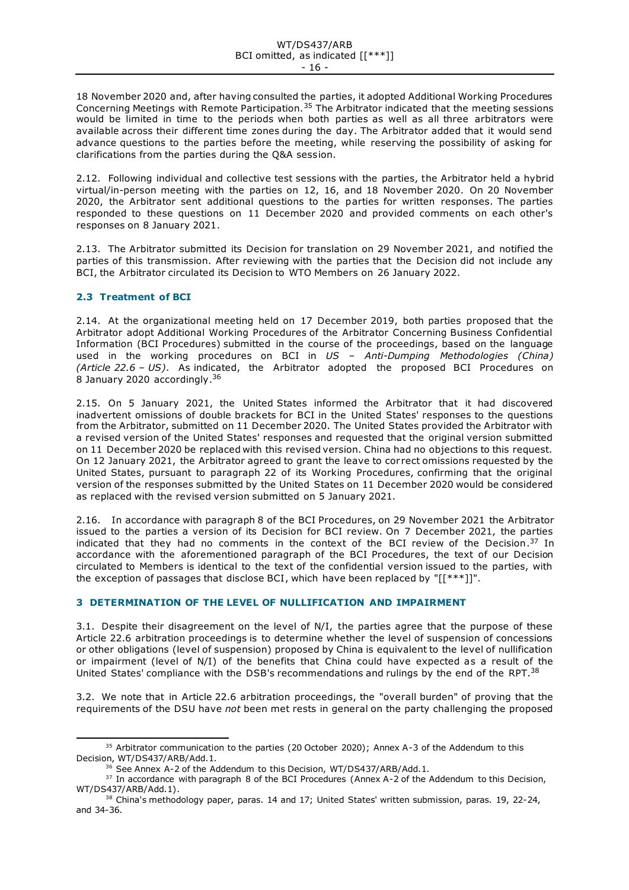18 November 2020 and, after having consulted the parties, it adopted Additional Working Procedures Concerning Meetings with Remote Participation.[35] The Arbitrator indicated that the meeting sessions would be limited in time to the periods when both parties as well as all three arbitrators were available across their different time zones during the day. The Arbitrator added that it would send advance questions to the parties before the meeting, while reserving the possibility of asking for clarifications from the parties during the Q&A session.

2.12. Following individual and collective test sessions with the parties, the Arbitrator held a hybrid virtual/in-person meeting with the parties on 12, 16, and 18 November 2020. On 20 November 2020, the Arbitrator sent additional questions to the parties for written responses. The parties responded to these questions on 11 December 2020 and provided comments on each other's responses on 8 January 2021.

2.13. The Arbitrator submitted its Decision for translation on 29 November 2021, and notified the parties of this transmission. After reviewing with the parties that the Decision did not include any BCI, the Arbitrator circulated its Decision to WTO Members on 26 January 2022.

## 2.3 Treatment of BCI

2.14. At the organizational meeting held on 17 December 2019, both parties proposed that the Arbitrator adopt Additional Working Procedures of the Arbitrator Concerning Business Confidential Information (BCI Procedures) submitted in the course of the proceedings, based on the language used in the working procedures on BCI in *US – Anti-Dumping Methodologies (China) (Article 22.6 – US)*. As indicated, the Arbitrator adopted the proposed BCI Procedures on 8 January 2020 accordingly.[36]

2.15. On 5 January 2021, the United States informed the Arbitrator that it had discovered inadvertent omissions of double brackets for BCI in the United States' responses to the questions from the Arbitrator, submitted on 11 December 2020. The United States provided the Arbitrator with a revised version of the United States' responses and requested that the original version submitted on 11 December 2020 be replaced with this revised version. China had no objections to this request. On 12 January 2021, the Arbitrator agreed to grant the leave to correct omissions requested by the United States, pursuant to paragraph 22 of its Working Procedures, confirming that the original version of the responses submitted by the United States on 11 December 2020 would be considered as replaced with the revised version submitted on 5 January 2021.

2.16. In accordance with paragraph 8 of the BCI Procedures, on 29 November 2021 the Arbitrator issued to the parties a version of its Decision for BCI review. On 7 December 2021, the parties indicated that they had no comments in the context of the BCI review of the Decision.[37] In accordance with the aforementioned paragraph of the BCI Procedures, the text of our Decision circulated to Members is identical to the text of the confidential version issued to the parties, with the exception of passages that disclose BCI, which have been replaced by "[[***]]".

# 3 DETERMINATION OF THE LEVEL OF NULLIFICATION AND IMPAIRMENT

3.1. Despite their disagreement on the level of N/I, the parties agree that the purpose of these Article 22.6 arbitration proceedings is to determine whether the level of suspension of concessions or other obligations (level of suspension) proposed by China is equivalent to the level of nullification or impairment (level of N/I) of the benefits that China could have expected as a result of the United States' compliance with the DSB's recommendations and rulings by the end of the RPT.[38]

3.2. We note that in Article 22.6 arbitration proceedings, the "overall burden" of proving that the requirements of the DSU have *not* been met rests in general on the party challenging the proposed

[35] Arbitrator communication to the parties (20 October 2020); Annex A-3 of the Addendum to this Decision, WT/DS437/ARB/Add.1.

[36] See Annex A-2 of the Addendum to this Decision, WT/DS437/ARB/Add.1.

[37] In accordance with paragraph 8 of the BCI Procedures (Annex A-2 of the Addendum to this Decision, WT/DS437/ARB/Add.1).

[38] China's methodology paper, paras. 14 and 17; United States' written submission, paras. 19, 22-24, and 34-36.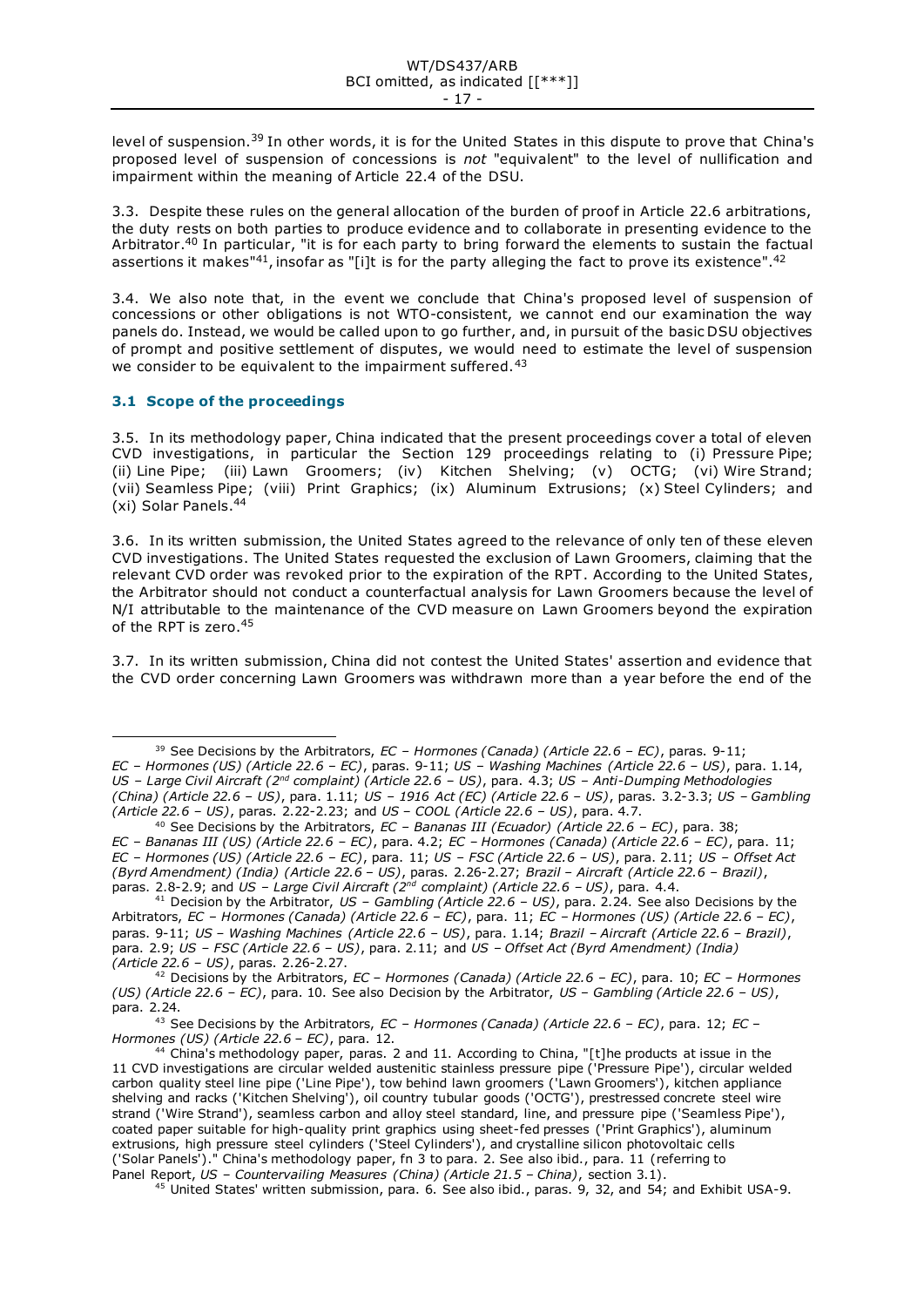level of suspension.[39] In other words, it is for the United States in this dispute to prove that China's proposed level of suspension of concessions is *not* "equivalent" to the level of nullification and impairment within the meaning of Article 22.4 of the DSU.

3.3. Despite these rules on the general allocation of the burden of proof in Article 22.6 arbitrations, the duty rests on both parties to produce evidence and to collaborate in presenting evidence to the Arbitrator.[40] In particular, "it is for each party to bring forward the elements to sustain the factual assertions it makes"[41], insofar as "[i]t is for the party alleging the fact to prove its existence".[42]

3.4. We also note that, in the event we conclude that China's proposed level of suspension of concessions or other obligations is not WTO-consistent, we cannot end our examination the way panels do. Instead, we would be called upon to go further, and, in pursuit of the basic DSU objectives of prompt and positive settlement of disputes, we would need to estimate the level of suspension we consider to be equivalent to the impairment suffered.[43]

### 3.1 Scope of the proceedings

3.5. In its methodology paper, China indicated that the present proceedings cover a total of eleven CVD investigations, in particular the Section 129 proceedings relating to (i) Pressure Pipe; (ii) Line Pipe; (iii) Lawn Groomers; (iv) Kitchen Shelving; (v) OCTG; (vi) Wire Strand; (vii) Seamless Pipe; (viii) Print Graphics; (ix) Aluminum Extrusions; (x) Steel Cylinders; and (xi) Solar Panels.[44]

3.6. In its written submission, the United States agreed to the relevance of only ten of these eleven CVD investigations. The United States requested the exclusion of Lawn Groomers, claiming that the relevant CVD order was revoked prior to the expiration of the RPT. According to the United States, the Arbitrator should not conduct a counterfactual analysis for Lawn Groomers because the level of N/I attributable to the maintenance of the CVD measure on Lawn Groomers beyond the expiration of the RPT is zero.[45]

3.7. In its written submission, China did not contest the United States' assertion and evidence that the CVD order concerning Lawn Groomers was withdrawn more than a year before the end of the

---

[39] See Decisions by the Arbitrators, *EC – Hormones (Canada) (Article 22.6 – EC)*, paras. 9-11; *EC – Hormones (US) (Article 22.6 – EC)*, paras. 9-11; *US – Washing Machines (Article 22.6 – US)*, para. 1.14, *US – Large Civil Aircraft (2nd complaint) (Article 22.6 – US)*, para. 4.3; *US – Anti-Dumping Methodologies (China) (Article 22.6 – US)*, para. 1.11; *US – 1916 Act (EC) (Article 22.6 – US)*, paras. 3.2-3.3; *US – Gambling (Article 22.6 – US)*, paras. 2.22-2.23; and *US – COOL (Article 22.6 – US)*, para. 4.7.

[40] See Decisions by the Arbitrators, *EC – Bananas III (Ecuador) (Article 22.6 – EC)*, para. 38; *EC – Bananas III (US) (Article 22.6 – EC)*, para. 4.2; *EC – Hormones (Canada) (Article 22.6 – EC)*, para. 11; *EC – Hormones (US) (Article 22.6 – EC)*, para. 11; *US – FSC (Article 22.6 – US)*, para. 2.11; *US – Offset Act (Byrd Amendment) (India) (Article 22.6 – US)*, paras. 2.26-2.27; *Brazil – Aircraft (Article 22.6 – Brazil)*, paras. 2.8-2.9; and *US – Large Civil Aircraft (2nd complaint) (Article 22.6 – US)*, para. 4.4.

[41] Decision by the Arbitrator, *US – Gambling (Article 22.6 – US)*, para. 2.24. See also Decisions by the Arbitrators, *EC – Hormones (Canada) (Article 22.6 – EC)*, para. 11; *EC – Hormones (US) (Article 22.6 – EC)*, paras. 9-11; *US – Washing Machines (Article 22.6 – US)*, para. 1.14; *Brazil – Aircraft (Article 22.6 – Brazil)*, para. 2.9; *US – FSC (Article 22.6 – US)*, para. 2.11; and *US – Offset Act (Byrd Amendment) (India) (Article 22.6 – US)*, paras. 2.26-2.27.

[42] Decisions by the Arbitrators, *EC – Hormones (Canada) (Article 22.6 – EC)*, para. 10; *EC – Hormones (US) (Article 22.6 – EC)*, para. 10. See also Decision by the Arbitrator, *US – Gambling (Article 22.6 – US)*, para. 2.24.

[43] See Decisions by the Arbitrators, *EC – Hormones (Canada) (Article 22.6 – EC)*, para. 12; *EC – Hormones (US) (Article 22.6 – EC)*, para. 12.

[44] China's methodology paper, paras. 2 and 11. According to China, "[t]he products at issue in the 11 CVD investigations are circular welded austenitic stainless pressure pipe ('Pressure Pipe'), circular welded carbon quality steel line pipe ('Line Pipe'), tow behind lawn groomers ('Lawn Groomers'), kitchen appliance shelving and racks ('Kitchen Shelving'), oil country tubular goods ('OCTG'), prestressed concrete steel wire strand ('Wire Strand'), seamless carbon and alloy steel standard, line, and pressure pipe ('Seamless Pipe'), coated paper suitable for high-quality print graphics using sheet-fed presses ('Print Graphics'), aluminum extrusions, high pressure steel cylinders ('Steel Cylinders'), and crystalline silicon photovoltaic cells ('Solar Panels')." China's methodology paper, fn 3 to para. 2. See also ibid., para. 11 (referring to Panel Report, *US – Countervailing Measures (China) (Article 21.5 – China)*, section 3.1).

[45] United States' written submission, para. 6. See also ibid., paras. 9, 32, and 54; and Exhibit USA-9.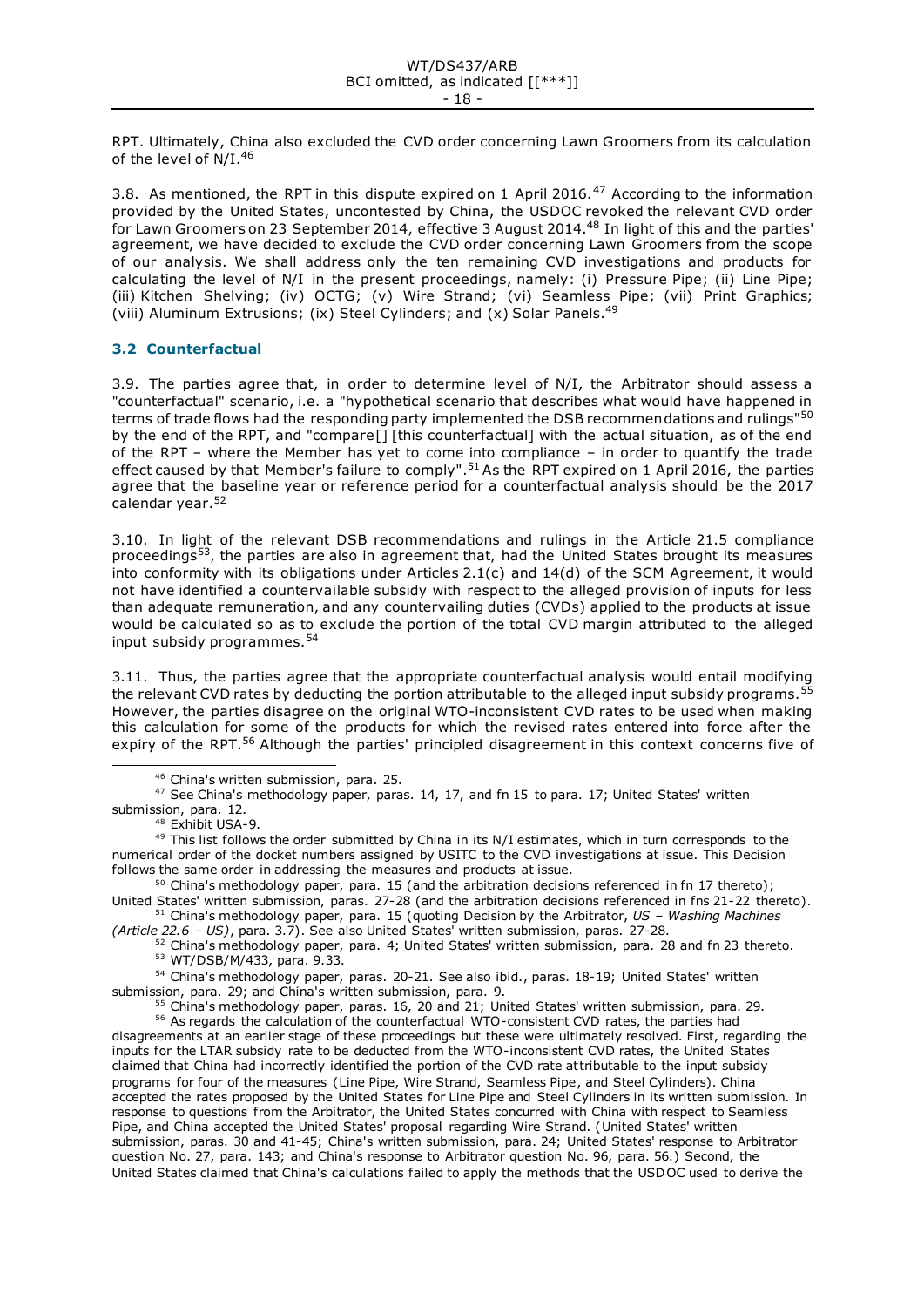RPT. Ultimately, China also excluded the CVD order concerning Lawn Groomers from its calculation of the level of N/I.[46]

3.8. As mentioned, the RPT in this dispute expired on 1 April 2016.[47] According to the information provided by the United States, uncontested by China, the USDOC revoked the relevant CVD order for Lawn Groomers on 23 September 2014, effective 3 August 2014.[48] In light of this and the parties' agreement, we have decided to exclude the CVD order concerning Lawn Groomers from the scope of our analysis. We shall address only the ten remaining CVD investigations and products for calculating the level of N/I in the present proceedings, namely: (i) Pressure Pipe; (ii) Line Pipe; (iii) Kitchen Shelving; (iv) OCTG; (v) Wire Strand; (vi) Seamless Pipe; (vii) Print Graphics; (viii) Aluminum Extrusions; (ix) Steel Cylinders; and (x) Solar Panels.[49]

### 3.2 Counterfactual

3.9. The parties agree that, in order to determine level of N/I, the Arbitrator should assess a "counterfactual" scenario, i.e. a "hypothetical scenario that describes what would have happened in terms of trade flows had the responding party implemented the DSB recommendations and rulings"[50] by the end of the RPT, and "compare[] [this counterfactual] with the actual situation, as of the end of the RPT – where the Member has yet to come into compliance – in order to quantify the trade effect caused by that Member's failure to comply".[51] As the RPT expired on 1 April 2016, the parties agree that the baseline year or reference period for a counterfactual analysis should be the 2017 calendar year.[52]

3.10. In light of the relevant DSB recommendations and rulings in the Article 21.5 compliance proceedings[53], the parties are also in agreement that, had the United States brought its measures into conformity with its obligations under Articles 2.1(c) and 14(d) of the SCM Agreement, it would not have identified a countervailable subsidy with respect to the alleged provision of inputs for less than adequate remuneration, and any countervailing duties (CVDs) applied to the products at issue would be calculated so as to exclude the portion of the total CVD margin attributed to the alleged input subsidy programmes.[54]

3.11. Thus, the parties agree that the appropriate counterfactual analysis would entail modifying the relevant CVD rates by deducting the portion attributable to the alleged input subsidy programs.[55] However, the parties disagree on the original WTO-inconsistent CVD rates to be used when making this calculation for some of the products for which the revised rates entered into force after the expiry of the RPT.[56] Although the parties' principled disagreement in this context concerns five of

---

[46] China's written submission, para. 25.

[47] See China's methodology paper, paras. 14, 17, and fn 15 to para. 17; United States' written submission, para. 12.

[48] Exhibit USA-9.

[49] This list follows the order submitted by China in its N/I estimates, which in turn corresponds to the numerical order of the docket numbers assigned by USITC to the CVD investigations at issue. This Decision follows the same order in addressing the measures and products at issue.

[50] China's methodology paper, para. 15 (and the arbitration decisions referenced in fn 17 thereto); United States' written submission, paras. 27-28 (and the arbitration decisions referenced in fns 21-22 thereto).

[51] China's methodology paper, para. 15 (quoting Decision by the Arbitrator, *US – Washing Machines (Article 22.6 – US)*, para. 3.7). See also United States' written submission, paras. 27-28.

[52] China's methodology paper, para. 4; United States' written submission, para. 28 and fn 23 thereto.

[53] WT/DSB/M/433, para. 9.33.

[54] China's methodology paper, paras. 20-21. See also ibid., paras. 18-19; United States' written submission, para. 29; and China's written submission, para. 9.

[55] China's methodology paper, paras. 16, 20 and 21; United States' written submission, para. 29.

[56] As regards the calculation of the counterfactual WTO-consistent CVD rates, the parties had disagreements at an earlier stage of these proceedings but these were ultimately resolved. First, regarding the inputs for the LTAR subsidy rate to be deducted from the WTO-inconsistent CVD rates, the United States claimed that China had incorrectly identified the portion of the CVD rate attributable to the input subsidy programs for four of the measures (Line Pipe, Wire Strand, Seamless Pipe, and Steel Cylinders). China accepted the rates proposed by the United States for Line Pipe and Steel Cylinders in its written submission. In response to questions from the Arbitrator, the United States concurred with China with respect to Seamless Pipe, and China accepted the United States' proposal regarding Wire Strand. (United States' written submission, paras. 30 and 41-45; China's written submission, para. 24; United States' response to Arbitrator question No. 27, para. 143; and China's response to Arbitrator question No. 96, para. 56.) Second, the United States claimed that China's calculations failed to apply the methods that the USDOC used to derive the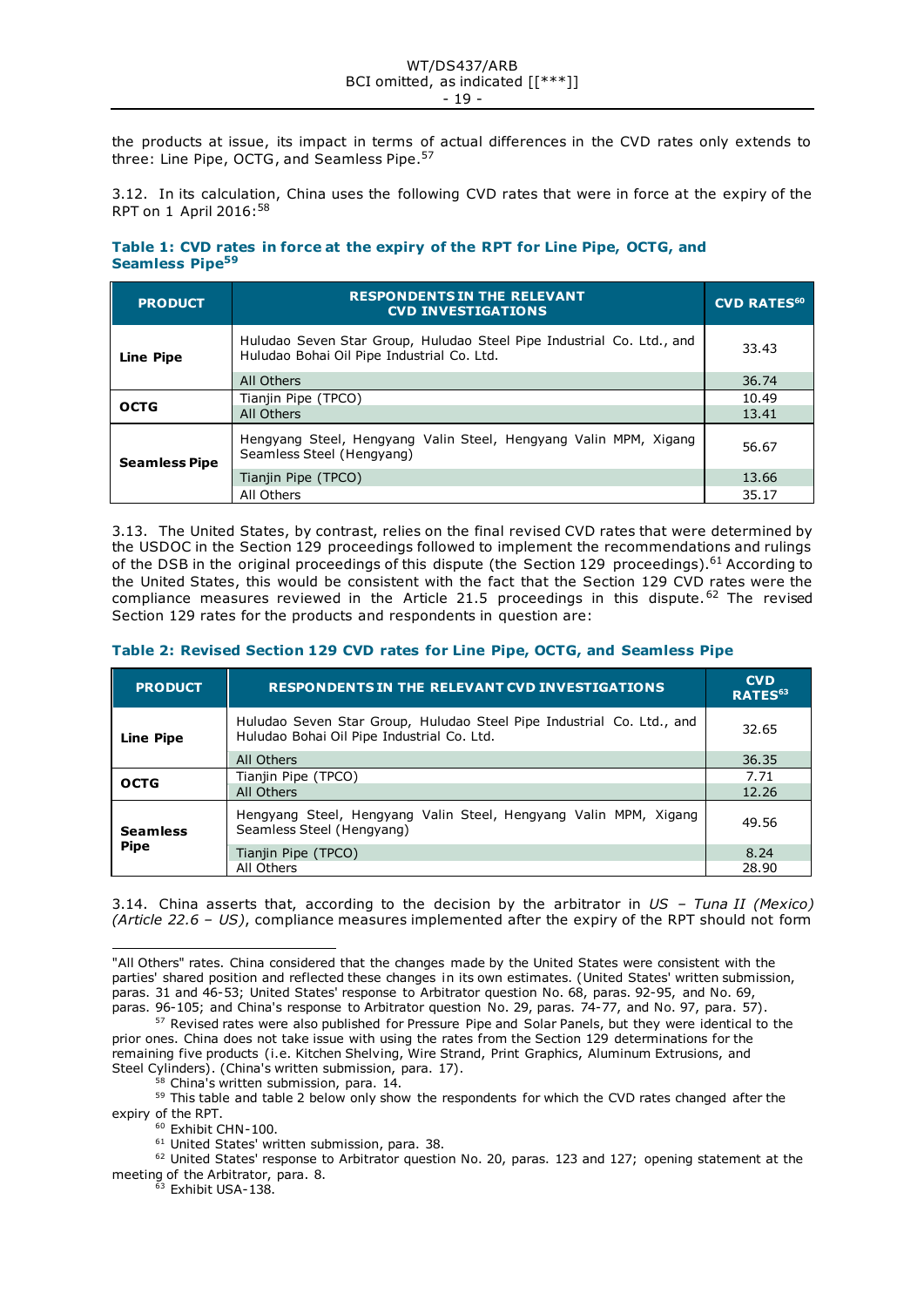the products at issue, its impact in terms of actual differences in the CVD rates only extends to three: Line Pipe, OCTG, and Seamless Pipe.[57]

3.12. In its calculation, China uses the following CVD rates that were in force at the expiry of the RPT on 1 April 2016:[58]

**Table 1: CVD rates in force at the expiry of the RPT for Line Pipe, OCTG, and Seamless Pipe[59]**

| PRODUCT | RESPONDENTS IN THE RELEVANT CVD INVESTIGATIONS | CVD RATES[60] |
| --- | --- | --- |
| **Line Pipe** | Huludao Seven Star Group, Huludao Steel Pipe Industrial Co. Ltd., and Huludao Bohai Oil Pipe Industrial Co. Ltd. | 33.43 |
| | All Others | 36.74 |
| **OCTG** | Tianjin Pipe (TPCO) | 10.49 |
| | All Others | 13.41 |
| **Seamless Pipe** | Hengyang Steel, Hengyang Valin Steel, Hengyang Valin MPM, Xigang Seamless Steel (Hengyang) | 56.67 |
| | Tianjin Pipe (TPCO) | 13.66 |
| | All Others | 35.17 |

3.13. The United States, by contrast, relies on the final revised CVD rates that were determined by the USDOC in the Section 129 proceedings followed to implement the recommendations and rulings of the DSB in the original proceedings of this dispute (the Section 129 proceedings).[61] According to the United States, this would be consistent with the fact that the Section 129 CVD rates were the compliance measures reviewed in the Article 21.5 proceedings in this dispute.[62] The revised Section 129 rates for the products and respondents in question are:

**Table 2: Revised Section 129 CVD rates for Line Pipe, OCTG, and Seamless Pipe**

| PRODUCT | RESPONDENTS IN THE RELEVANT CVD INVESTIGATIONS | CVD RATES[63] |
| --- | --- | --- |
| **Line Pipe** | Huludao Seven Star Group, Huludao Steel Pipe Industrial Co. Ltd., and Huludao Bohai Oil Pipe Industrial Co. Ltd. | 32.65 |
| | All Others | 36.35 |
| **OCTG** | Tianjin Pipe (TPCO) | 7.71 |
| | All Others | 12.26 |
| **Seamless Pipe** | Hengyang Steel, Hengyang Valin Steel, Hengyang Valin MPM, Xigang Seamless Steel (Hengyang) | 49.56 |
| | Tianjin Pipe (TPCO) | 8.24 |
| | All Others | 28.90 |

3.14. China asserts that, according to the decision by the arbitrator in *US – Tuna II (Mexico) (Article 22.6 – US)*, compliance measures implemented after the expiry of the RPT should not form

---

"All Others" rates. China considered that the changes made by the United States were consistent with the parties' shared position and reflected these changes in its own estimates. (United States' written submission, paras. 31 and 46-53; United States' response to Arbitrator question No. 68, paras. 92-95, and No. 69, paras. 96-105; and China's response to Arbitrator question No. 29, paras. 74-77, and No. 97, para. 57).

[57] Revised rates were also published for Pressure Pipe and Solar Panels, but they were identical to the prior ones. China does not take issue with using the rates from the Section 129 determinations for the remaining five products (i.e. Kitchen Shelving, Wire Strand, Print Graphics, Aluminum Extrusions, and Steel Cylinders). (China's written submission, para. 17).

[58] China's written submission, para. 14.

[59] This table and table 2 below only show the respondents for which the CVD rates changed after the expiry of the RPT.

[60] Exhibit CHN-100.

[61] United States' written submission, para. 38.

[62] United States' response to Arbitrator question No. 20, paras. 123 and 127; opening statement at the meeting of the Arbitrator, para. 8.

[63] Exhibit USA-138.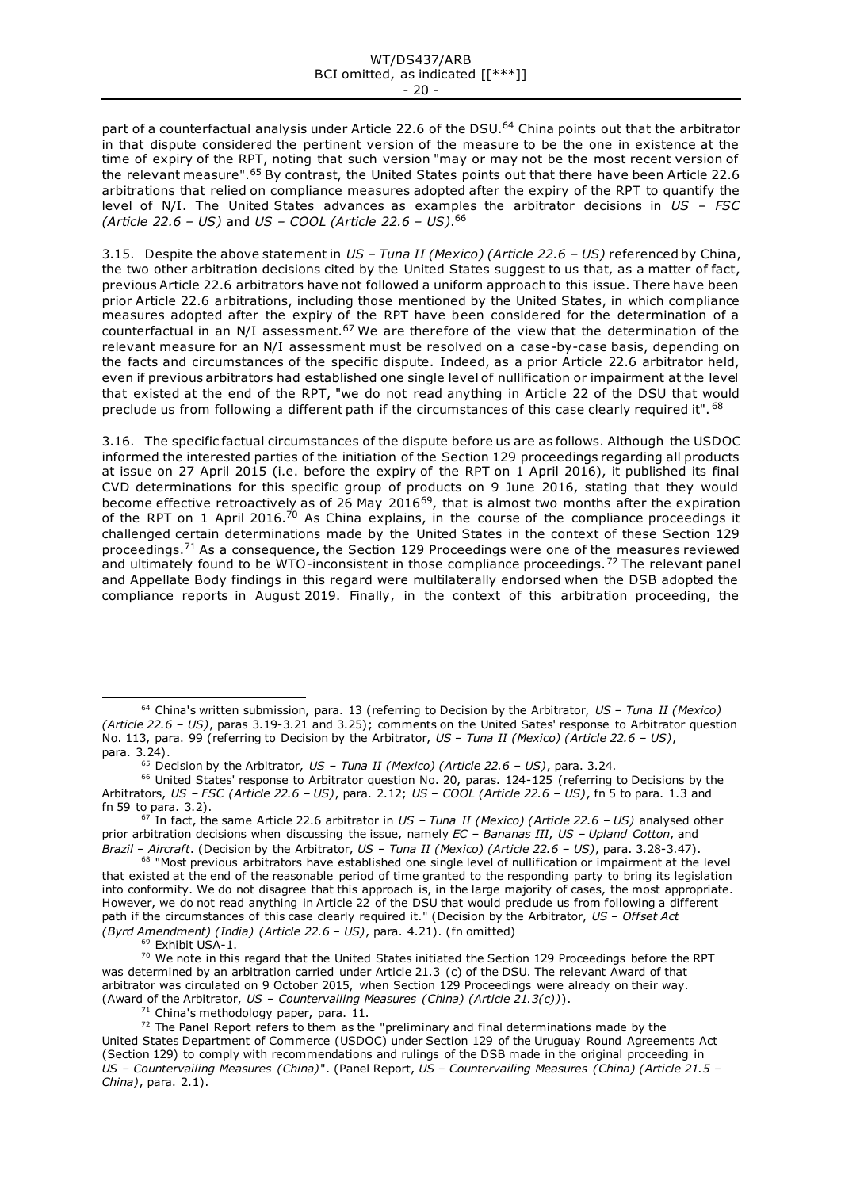part of a counterfactual analysis under Article 22.6 of the DSU.[64] China points out that the arbitrator in that dispute considered the pertinent version of the measure to be the one in existence at the time of expiry of the RPT, noting that such version "may or may not be the most recent version of the relevant measure".[65] By contrast, the United States points out that there have been Article 22.6 arbitrations that relied on compliance measures adopted after the expiry of the RPT to quantify the level of N/I. The United States advances as examples the arbitrator decisions in *US – FSC (Article 22.6 – US)* and *US – COOL (Article 22.6 – US)*.[66]

3.15. Despite the above statement in *US – Tuna II (Mexico) (Article 22.6 – US)* referenced by China, the two other arbitration decisions cited by the United States suggest to us that, as a matter of fact, previous Article 22.6 arbitrators have not followed a uniform approach to this issue. There have been prior Article 22.6 arbitrations, including those mentioned by the United States, in which compliance measures adopted after the expiry of the RPT have been considered for the determination of a counterfactual in an N/I assessment.[67] We are therefore of the view that the determination of the relevant measure for an N/I assessment must be resolved on a case-by-case basis, depending on the facts and circumstances of the specific dispute. Indeed, as a prior Article 22.6 arbitrator held, even if previous arbitrators had established one single level of nullification or impairment at the level that existed at the end of the RPT, "we do not read anything in Article 22 of the DSU that would preclude us from following a different path if the circumstances of this case clearly required it".[68]

3.16. The specific factual circumstances of the dispute before us are as follows. Although the USDOC informed the interested parties of the initiation of the Section 129 proceedings regarding all products at issue on 27 April 2015 (i.e. before the expiry of the RPT on 1 April 2016), it published its final CVD determinations for this specific group of products on 9 June 2016, stating that they would become effective retroactively as of 26 May 2016[69], that is almost two months after the expiration of the RPT on 1 April 2016.[70] As China explains, in the course of the compliance proceedings it challenged certain determinations made by the United States in the context of these Section 129 proceedings.[71] As a consequence, the Section 129 Proceedings were one of the measures reviewed and ultimately found to be WTO-inconsistent in those compliance proceedings.[72] The relevant panel and Appellate Body findings in this regard were multilaterally endorsed when the DSB adopted the compliance reports in August 2019. Finally, in the context of this arbitration proceeding, the

---

[64] China's written submission, para. 13 (referring to Decision by the Arbitrator, *US – Tuna II (Mexico) (Article 22.6 – US)*, paras 3.19-3.21 and 3.25); comments on the United Sates' response to Arbitrator question No. 113, para. 99 (referring to Decision by the Arbitrator, *US – Tuna II (Mexico) (Article 22.6 – US)*, para. 3.24).

[65] Decision by the Arbitrator, *US – Tuna II (Mexico) (Article 22.6 – US)*, para. 3.24.

[66] United States' response to Arbitrator question No. 20, paras. 124-125 (referring to Decisions by the Arbitrators, *US – FSC (Article 22.6 – US)*, para. 2.12; *US – COOL (Article 22.6 – US)*, fn 5 to para. 1.3 and fn 59 to para. 3.2).

[67] In fact, the same Article 22.6 arbitrator in *US – Tuna II (Mexico) (Article 22.6 – US)* analysed other prior arbitration decisions when discussing the issue, namely *EC – Bananas III*, *US – Upland Cotton*, and *Brazil – Aircraft*. (Decision by the Arbitrator, *US – Tuna II (Mexico) (Article 22.6 – US)*, para. 3.28-3.47).

[68] "Most previous arbitrators have established one single level of nullification or impairment at the level that existed at the end of the reasonable period of time granted to the responding party to bring its legislation into conformity. We do not disagree that this approach is, in the large majority of cases, the most appropriate. However, we do not read anything in Article 22 of the DSU that would preclude us from following a different path if the circumstances of this case clearly required it." (Decision by the Arbitrator, *US – Offset Act (Byrd Amendment) (India) (Article 22.6 – US)*, para. 4.21). (fn omitted)

[69] Exhibit USA-1.

[70] We note in this regard that the United States initiated the Section 129 Proceedings before the RPT was determined by an arbitration carried under Article 21.3 (c) of the DSU. The relevant Award of that arbitrator was circulated on 9 October 2015, when Section 129 Proceedings were already on their way. (Award of the Arbitrator, *US – Countervailing Measures (China) (Article 21.3(c))*).

[71] China's methodology paper, para. 11.

[72] The Panel Report refers to them as the "preliminary and final determinations made by the United States Department of Commerce (USDOC) under Section 129 of the Uruguay Round Agreements Act (Section 129) to comply with recommendations and rulings of the DSB made in the original proceeding in *US – Countervailing Measures (China)*". (Panel Report, *US – Countervailing Measures (China) (Article 21.5 – China)*, para. 2.1).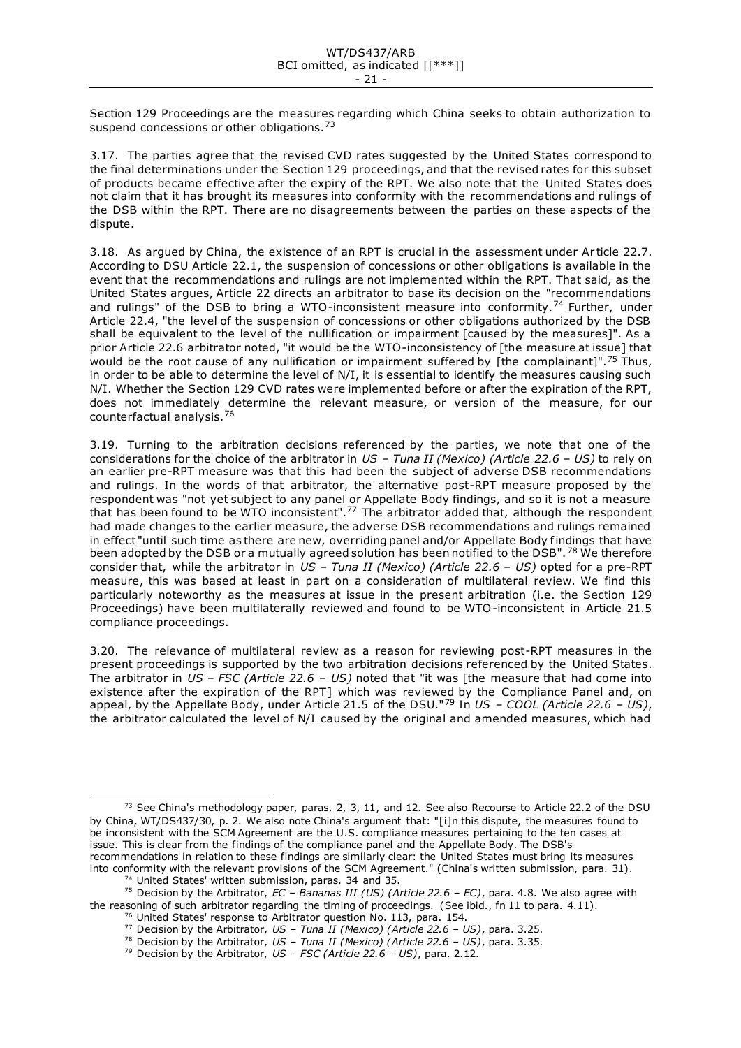Section 129 Proceedings are the measures regarding which China seeks to obtain authorization to suspend concessions or other obligations.[73]

3.17. The parties agree that the revised CVD rates suggested by the United States correspond to the final determinations under the Section 129 proceedings, and that the revised rates for this subset of products became effective after the expiry of the RPT. We also note that the United States does not claim that it has brought its measures into conformity with the recommendations and rulings of the DSB within the RPT. There are no disagreements between the parties on these aspects of the dispute.

3.18. As argued by China, the existence of an RPT is crucial in the assessment under Article 22.7. According to DSU Article 22.1, the suspension of concessions or other obligations is available in the event that the recommendations and rulings are not implemented within the RPT. That said, as the United States argues, Article 22 directs an arbitrator to base its decision on the "recommendations and rulings" of the DSB to bring a WTO-inconsistent measure into conformity.[74] Further, under Article 22.4, "the level of the suspension of concessions or other obligations authorized by the DSB shall be equivalent to the level of the nullification or impairment [caused by the measures]". As a prior Article 22.6 arbitrator noted, "it would be the WTO-inconsistency of [the measure at issue] that would be the root cause of any nullification or impairment suffered by [the complainant]".[75] Thus, in order to be able to determine the level of N/I, it is essential to identify the measures causing such N/I. Whether the Section 129 CVD rates were implemented before or after the expiration of the RPT, does not immediately determine the relevant measure, or version of the measure, for our counterfactual analysis.[76]

3.19. Turning to the arbitration decisions referenced by the parties, we note that one of the considerations for the choice of the arbitrator in *US – Tuna II (Mexico) (Article 22.6 – US)* to rely on an earlier pre-RPT measure was that this had been the subject of adverse DSB recommendations and rulings. In the words of that arbitrator, the alternative post-RPT measure proposed by the respondent was "not yet subject to any panel or Appellate Body findings, and so it is not a measure that has been found to be WTO inconsistent".[77] The arbitrator added that, although the respondent had made changes to the earlier measure, the adverse DSB recommendations and rulings remained in effect "until such time as there are new, overriding panel and/or Appellate Body findings that have been adopted by the DSB or a mutually agreed solution has been notified to the DSB".[78] We therefore consider that, while the arbitrator in *US – Tuna II (Mexico) (Article 22.6 – US)* opted for a pre-RPT measure, this was based at least in part on a consideration of multilateral review. We find this particularly noteworthy as the measures at issue in the present arbitration (i.e. the Section 129 Proceedings) have been multilaterally reviewed and found to be WTO-inconsistent in Article 21.5 compliance proceedings.

3.20. The relevance of multilateral review as a reason for reviewing post-RPT measures in the present proceedings is supported by the two arbitration decisions referenced by the United States. The arbitrator in *US – FSC (Article 22.6 – US)* noted that "it was [the measure that had come into existence after the expiration of the RPT] which was reviewed by the Compliance Panel and, on appeal, by the Appellate Body, under Article 21.5 of the DSU."[79] In *US – COOL (Article 22.6 – US)*, the arbitrator calculated the level of N/I caused by the original and amended measures, which had

---

[73] See China's methodology paper, paras. 2, 3, 11, and 12. See also Recourse to Article 22.2 of the DSU by China, WT/DS437/30, p. 2. We also note China's argument that: "[i]n this dispute, the measures found to be inconsistent with the SCM Agreement are the U.S. compliance measures pertaining to the ten cases at issue. This is clear from the findings of the compliance panel and the Appellate Body. The DSB's recommendations in relation to these findings are similarly clear: the United States must bring its measures into conformity with the relevant provisions of the SCM Agreement." (China's written submission, para. 31).

[74] United States' written submission, paras. 34 and 35.

[75] Decision by the Arbitrator, *EC – Bananas III (US) (Article 22.6 – EC)*, para. 4.8. We also agree with the reasoning of such arbitrator regarding the timing of proceedings. (See ibid., fn 11 to para. 4.11).

[76] United States' response to Arbitrator question No. 113, para. 154.

[77] Decision by the Arbitrator, *US – Tuna II (Mexico) (Article 22.6 – US)*, para. 3.25.

[78] Decision by the Arbitrator, *US – Tuna II (Mexico) (Article 22.6 – US)*, para. 3.35.

[79] Decision by the Arbitrator, *US – FSC (Article 22.6 – US)*, para. 2.12.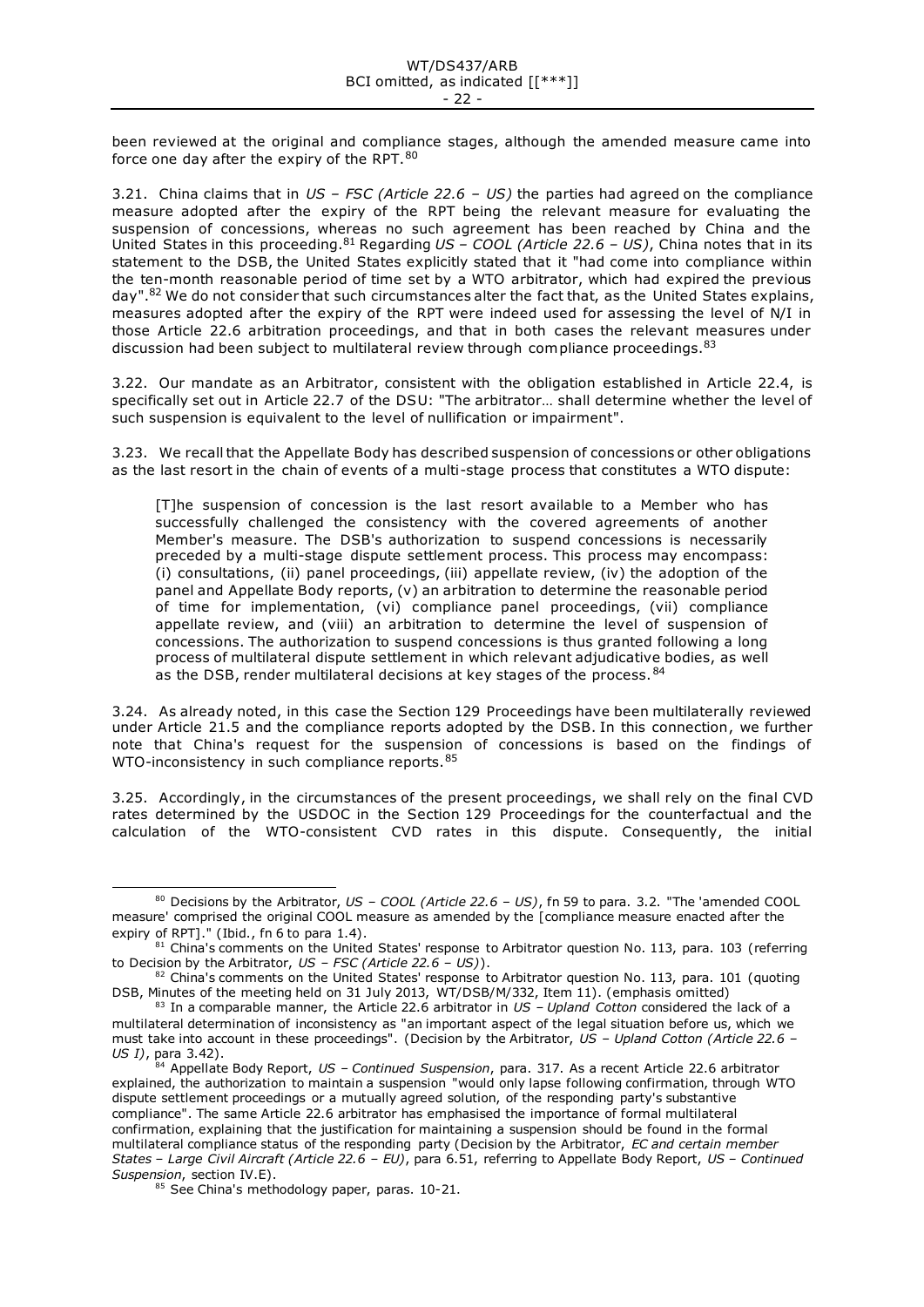been reviewed at the original and compliance stages, although the amended measure came into force one day after the expiry of the RPT.[80]

3.21. China claims that in *US – FSC (Article 22.6 – US)* the parties had agreed on the compliance measure adopted after the expiry of the RPT being the relevant measure for evaluating the suspension of concessions, whereas no such agreement has been reached by China and the United States in this proceeding.[81] Regarding *US – COOL (Article 22.6 – US)*, China notes that in its statement to the DSB, the United States explicitly stated that it "had come into compliance within the ten-month reasonable period of time set by a WTO arbitrator, which had expired the previous day".[82] We do not consider that such circumstances alter the fact that, as the United States explains, measures adopted after the expiry of the RPT were indeed used for assessing the level of N/I in those Article 22.6 arbitration proceedings, and that in both cases the relevant measures under discussion had been subject to multilateral review through compliance proceedings.[83]

3.22. Our mandate as an Arbitrator, consistent with the obligation established in Article 22.4, is specifically set out in Article 22.7 of the DSU: "The arbitrator… shall determine whether the level of such suspension is equivalent to the level of nullification or impairment".

3.23. We recall that the Appellate Body has described suspension of concessions or other obligations as the last resort in the chain of events of a multi-stage process that constitutes a WTO dispute:

> [T]he suspension of concession is the last resort available to a Member who has successfully challenged the consistency with the covered agreements of another Member's measure. The DSB's authorization to suspend concessions is necessarily preceded by a multi-stage dispute settlement process. This process may encompass: (i) consultations, (ii) panel proceedings, (iii) appellate review, (iv) the adoption of the panel and Appellate Body reports, (v) an arbitration to determine the reasonable period of time for implementation, (vi) compliance panel proceedings, (vii) compliance appellate review, and (viii) an arbitration to determine the level of suspension of concessions. The authorization to suspend concessions is thus granted following a long process of multilateral dispute settlement in which relevant adjudicative bodies, as well as the DSB, render multilateral decisions at key stages of the process.[84]

3.24. As already noted, in this case the Section 129 Proceedings have been multilaterally reviewed under Article 21.5 and the compliance reports adopted by the DSB. In this connection, we further note that China's request for the suspension of concessions is based on the findings of WTO-inconsistency in such compliance reports.[85]

3.25. Accordingly, in the circumstances of the present proceedings, we shall rely on the final CVD rates determined by the USDOC in the Section 129 Proceedings for the counterfactual and the calculation of the WTO-consistent CVD rates in this dispute. Consequently, the initial

---

[80] Decisions by the Arbitrator, *US – COOL (Article 22.6 – US)*, fn 59 to para. 3.2. "The 'amended COOL measure' comprised the original COOL measure as amended by the [compliance measure enacted after the expiry of RPT]." (Ibid., fn 6 to para 1.4).

[81] China's comments on the United States' response to Arbitrator question No. 113, para. 103 (referring to Decision by the Arbitrator, *US – FSC (Article 22.6 – US)*).

[82] China's comments on the United States' response to Arbitrator question No. 113, para. 101 (quoting DSB, Minutes of the meeting held on 31 July 2013, WT/DSB/M/332, Item 11). (emphasis omitted)

[83] In a comparable manner, the Article 22.6 arbitrator in *US – Upland Cotton* considered the lack of a multilateral determination of inconsistency as "an important aspect of the legal situation before us, which we must take into account in these proceedings". (Decision by the Arbitrator, *US – Upland Cotton (Article 22.6 – US I)*, para 3.42).

[84] Appellate Body Report, *US – Continued Suspension*, para. 317. As a recent Article 22.6 arbitrator explained, the authorization to maintain a suspension "would only lapse following confirmation, through WTO dispute settlement proceedings or a mutually agreed solution, of the responding party's substantive compliance". The same Article 22.6 arbitrator has emphasised the importance of formal multilateral confirmation, explaining that the justification for maintaining a suspension should be found in the formal multilateral compliance status of the responding party (Decision by the Arbitrator, *EC and certain member States – Large Civil Aircraft (Article 22.6 – EU)*, para 6.51, referring to Appellate Body Report, *US – Continued Suspension*, section IV.E).

[85] See China's methodology paper, paras. 10-21.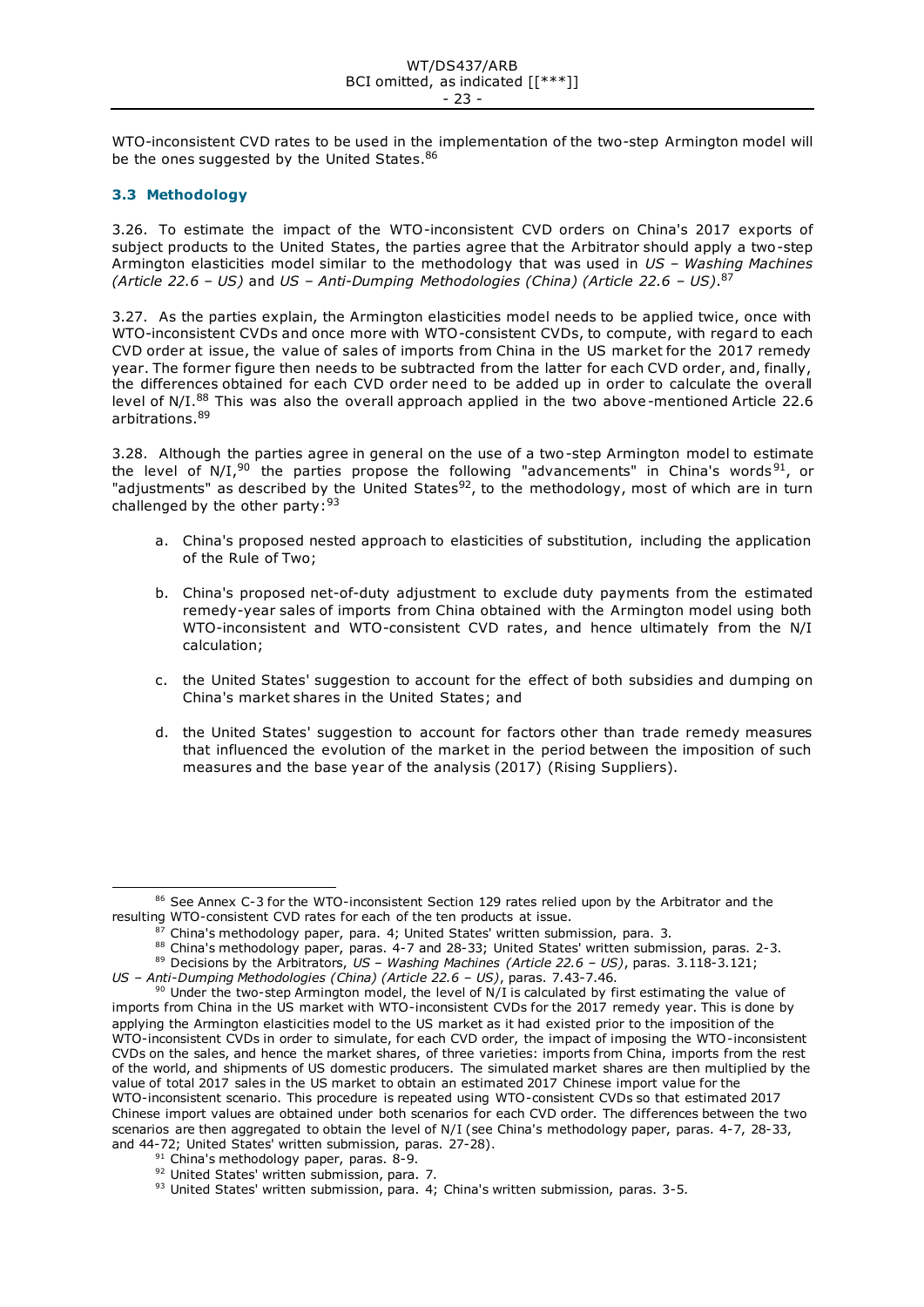WTO-inconsistent CVD rates to be used in the implementation of the two-step Armington model will be the ones suggested by the United States.[86]

### 3.3 Methodology

3.26. To estimate the impact of the WTO-inconsistent CVD orders on China's 2017 exports of subject products to the United States, the parties agree that the Arbitrator should apply a two-step Armington elasticities model similar to the methodology that was used in *US – Washing Machines (Article 22.6 – US)* and *US – Anti-Dumping Methodologies (China) (Article 22.6 – US)*.[87]

3.27. As the parties explain, the Armington elasticities model needs to be applied twice, once with WTO-inconsistent CVDs and once more with WTO-consistent CVDs, to compute, with regard to each CVD order at issue, the value of sales of imports from China in the US market for the 2017 remedy year. The former figure then needs to be subtracted from the latter for each CVD order, and, finally, the differences obtained for each CVD order need to be added up in order to calculate the overall level of N/I.[88] This was also the overall approach applied in the two above-mentioned Article 22.6 arbitrations.[89]

3.28. Although the parties agree in general on the use of a two-step Armington model to estimate the level of N/I,[90] the parties propose the following "advancements" in China's words[91], or "adjustments" as described by the United States[92], to the methodology, most of which are in turn challenged by the other party:[93]

a. China's proposed nested approach to elasticities of substitution, including the application of the Rule of Two;

b. China's proposed net-of-duty adjustment to exclude duty payments from the estimated remedy-year sales of imports from China obtained with the Armington model using both WTO-inconsistent and WTO-consistent CVD rates, and hence ultimately from the N/I calculation;

c. the United States' suggestion to account for the effect of both subsidies and dumping on China's market shares in the United States; and

d. the United States' suggestion to account for factors other than trade remedy measures that influenced the evolution of the market in the period between the imposition of such measures and the base year of the analysis (2017) (Rising Suppliers).

---

[86] See Annex C-3 for the WTO-inconsistent Section 129 rates relied upon by the Arbitrator and the resulting WTO-consistent CVD rates for each of the ten products at issue.

[87] China's methodology paper, para. 4; United States' written submission, para. 3.

[88] China's methodology paper, paras. 4-7 and 28-33; United States' written submission, paras. 2-3.

[89] Decisions by the Arbitrators, *US – Washing Machines (Article 22.6 – US)*, paras. 3.118-3.121; *US – Anti-Dumping Methodologies (China) (Article 22.6 – US)*, paras. 7.43-7.46.

[90] Under the two-step Armington model, the level of N/I is calculated by first estimating the value of imports from China in the US market with WTO-inconsistent CVDs for the 2017 remedy year. This is done by applying the Armington elasticities model to the US market as it had existed prior to the imposition of the WTO-inconsistent CVDs in order to simulate, for each CVD order, the impact of imposing the WTO-inconsistent CVDs on the sales, and hence the market shares, of three varieties: imports from China, imports from the rest of the world, and shipments of US domestic producers. The simulated market shares are then multiplied by the value of total 2017 sales in the US market to obtain an estimated 2017 Chinese import value for the WTO-inconsistent scenario. This procedure is repeated using WTO-consistent CVDs so that estimated 2017 Chinese import values are obtained under both scenarios for each CVD order. The differences between the two scenarios are then aggregated to obtain the level of N/I (see China's methodology paper, paras. 4-7, 28-33, and 44-72; United States' written submission, paras. 27-28).

[91] China's methodology paper, paras. 8-9.

[92] United States' written submission, para. 7.

[93] United States' written submission, para. 4; China's written submission, paras. 3-5.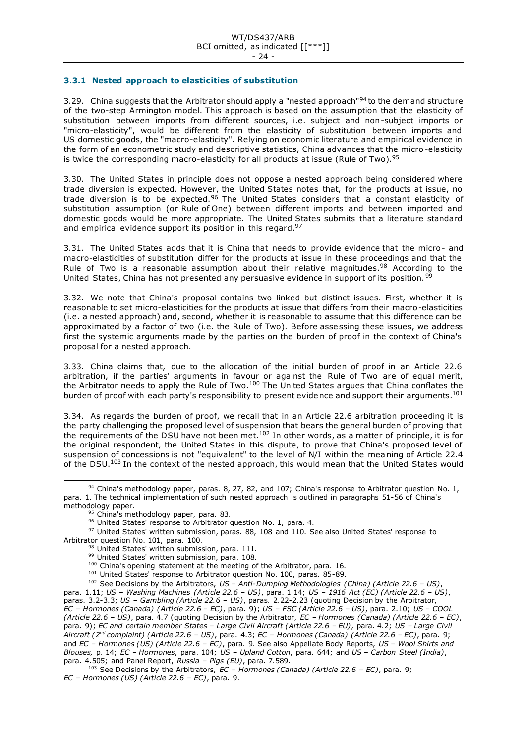### 3.3.1 Nested approach to elasticities of substitution

3.29. China suggests that the Arbitrator should apply a "nested approach"[94] to the demand structure of the two-step Armington model. This approach is based on the assumption that the elasticity of substitution between imports from different sources, i.e. subject and non-subject imports or "micro-elasticity", would be different from the elasticity of substitution between imports and US domestic goods, the "macro-elasticity". Relying on economic literature and empirical evidence in the form of an econometric study and descriptive statistics, China advances that the micro-elasticity is twice the corresponding macro-elasticity for all products at issue (Rule of Two).[95]

3.30. The United States in principle does not oppose a nested approach being considered where trade diversion is expected. However, the United States notes that, for the products at issue, no trade diversion is to be expected.[96] The United States considers that a constant elasticity of substitution assumption (or Rule of One) between different imports and between imported and domestic goods would be more appropriate. The United States submits that a literature standard and empirical evidence support its position in this regard.[97]

3.31. The United States adds that it is China that needs to provide evidence that the micro- and macro-elasticities of substitution differ for the products at issue in these proceedings and that the Rule of Two is a reasonable assumption about their relative magnitudes.[98] According to the United States, China has not presented any persuasive evidence in support of its position.[99]

3.32. We note that China's proposal contains two linked but distinct issues. First, whether it is reasonable to set micro-elasticities for the products at issue that differs from their macro-elasticities (i.e. a nested approach) and, second, whether it is reasonable to assume that this difference can be approximated by a factor of two (i.e. the Rule of Two). Before assessing these issues, we address first the systemic arguments made by the parties on the burden of proof in the context of China's proposal for a nested approach.

3.33. China claims that, due to the allocation of the initial burden of proof in an Article 22.6 arbitration, if the parties' arguments in favour or against the Rule of Two are of equal merit, the Arbitrator needs to apply the Rule of Two.[100] The United States argues that China conflates the burden of proof with each party's responsibility to present evidence and support their arguments.[101]

3.34. As regards the burden of proof, we recall that in an Article 22.6 arbitration proceeding it is the party challenging the proposed level of suspension that bears the general burden of proving that the requirements of the DSU have not been met.[102] In other words, as a matter of principle, it is for the original respondent, the United States in this dispute, to prove that China's proposed level of suspension of concessions is not "equivalent" to the level of N/I within the meaning of Article 22.4 of the DSU.[103] In the context of the nested approach, this would mean that the United States would

---

[94] China's methodology paper, paras. 8, 27, 82, and 107; China's response to Arbitrator question No. 1, para. 1. The technical implementation of such nested approach is outlined in paragraphs 51-56 of China's methodology paper.

[95] China's methodology paper, para. 83.

[96] United States' response to Arbitrator question No. 1, para. 4.

[97] United States' written submission, paras. 88, 108 and 110. See also United States' response to Arbitrator question No. 101, para. 100.

[98] United States' written submission, para. 111.

[99] United States' written submission, para. 108.

[100] China's opening statement at the meeting of the Arbitrator, para. 16.

[101] United States' response to Arbitrator question No. 100, paras. 85-89.

[102] See Decisions by the Arbitrators, *US – Anti-Dumping Methodologies (China) (Article 22.6 – US)*, para. 1.11; *US – Washing Machines (Article 22.6 – US)*, para. 1.14; *US – 1916 Act (EC) (Article 22.6 – US)*, paras. 3.2-3.3; *US – Gambling (Article 22.6 – US)*, paras. 2.22-2.23 (quoting Decision by the Arbitrator, *EC – Hormones (Canada) (Article 22.6 – EC)*, para. 9); *US – FSC (Article 22.6 – US)*, para. 2.10; *US – COOL (Article 22.6 – US)*, para. 4.7 (quoting Decision by the Arbitrator, *EC – Hormones (Canada) (Article 22.6 – EC)*, para. 9); *EC and certain member States – Large Civil Aircraft (Article 22.6 – EU)*, para. 4.2; *US – Large Civil Aircraft (2nd complaint) (Article 22.6 – US)*, para. 4.3; *EC – Hormones (Canada) (Article 22.6 – EC)*, para. 9; and *EC – Hormones (US) (Article 22.6 – EC)*, para. 9. See also Appellate Body Reports, *US – Wool Shirts and Blouses*, p. 14; *EC – Hormones*, para. 104; *US – Upland Cotton*, para. 644; and *US – Carbon Steel (India)*, para. 4.505; and Panel Report, *Russia – Pigs (EU)*, para. 7.589.

[103] See Decisions by the Arbitrators, *EC – Hormones (Canada) (Article 22.6 – EC)*, para. 9; *EC – Hormones (US) (Article 22.6 – EC)*, para. 9.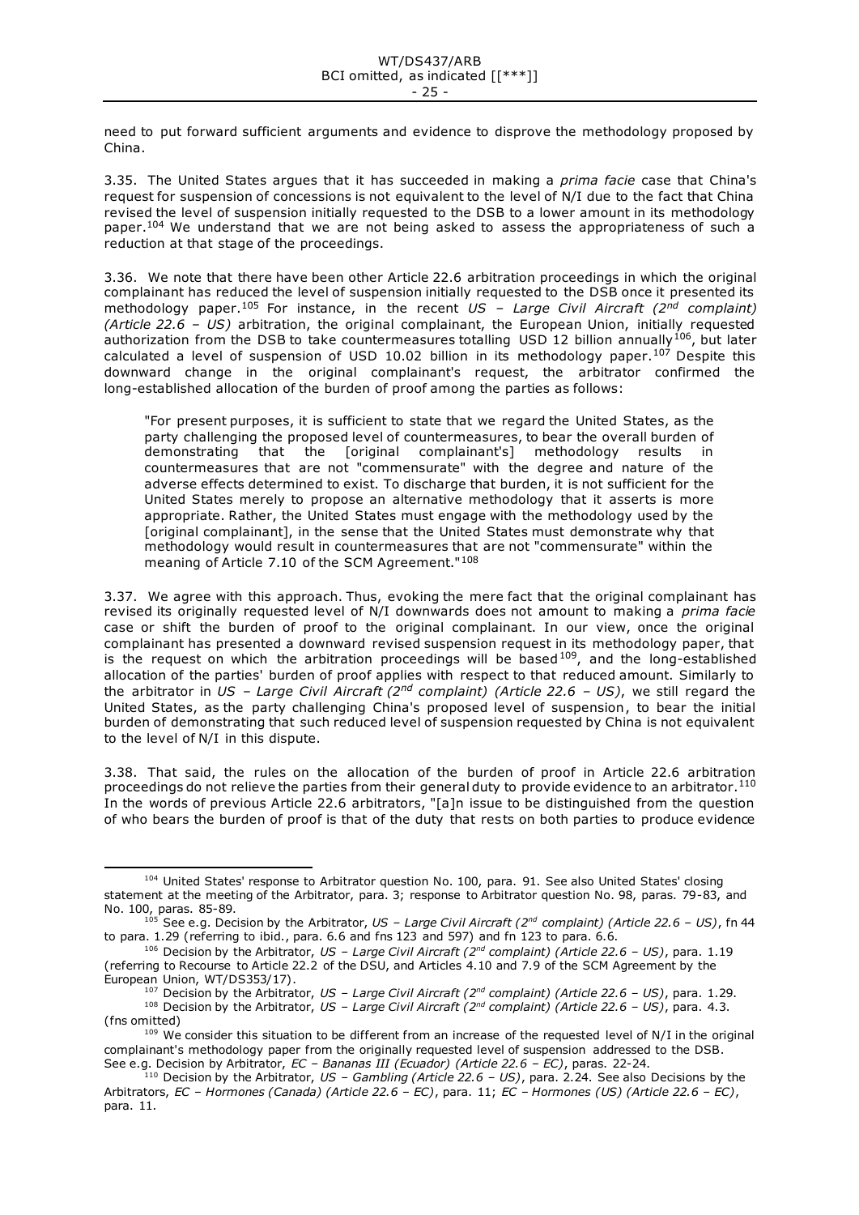need to put forward sufficient arguments and evidence to disprove the methodology proposed by China.

3.35. The United States argues that it has succeeded in making a *prima facie* case that China's request for suspension of concessions is not equivalent to the level of N/I due to the fact that China revised the level of suspension initially requested to the DSB to a lower amount in its methodology paper.[104] We understand that we are not being asked to assess the appropriateness of such a reduction at that stage of the proceedings.

3.36. We note that there have been other Article 22.6 arbitration proceedings in which the original complainant has reduced the level of suspension initially requested to the DSB once it presented its methodology paper.[105] For instance, in the recent *US – Large Civil Aircraft (2nd complaint) (Article 22.6 – US)* arbitration, the original complainant, the European Union, initially requested authorization from the DSB to take countermeasures totalling USD 12 billion annually[106], but later calculated a level of suspension of USD 10.02 billion in its methodology paper.[107] Despite this downward change in the original complainant's request, the arbitrator confirmed the long-established allocation of the burden of proof among the parties as follows:

> "For present purposes, it is sufficient to state that we regard the United States, as the party challenging the proposed level of countermeasures, to bear the overall burden of demonstrating that the [original complainant's] methodology results in countermeasures that are not "commensurate" with the degree and nature of the adverse effects determined to exist. To discharge that burden, it is not sufficient for the United States merely to propose an alternative methodology that it asserts is more appropriate. Rather, the United States must engage with the methodology used by the [original complainant], in the sense that the United States must demonstrate why that methodology would result in countermeasures that are not "commensurate" within the meaning of Article 7.10 of the SCM Agreement."[108]

3.37. We agree with this approach. Thus, evoking the mere fact that the original complainant has revised its originally requested level of N/I downwards does not amount to making a *prima facie* case or shift the burden of proof to the original complainant. In our view, once the original complainant has presented a downward revised suspension request in its methodology paper, that is the request on which the arbitration proceedings will be based[109], and the long-established allocation of the parties' burden of proof applies with respect to that reduced amount. Similarly to the arbitrator in *US – Large Civil Aircraft (2nd complaint) (Article 22.6 – US)*, we still regard the United States, as the party challenging China's proposed level of suspension, to bear the initial burden of demonstrating that such reduced level of suspension requested by China is not equivalent to the level of N/I in this dispute.

3.38. That said, the rules on the allocation of the burden of proof in Article 22.6 arbitration proceedings do not relieve the parties from their general duty to provide evidence to an arbitrator.[110] In the words of previous Article 22.6 arbitrators, "[a]n issue to be distinguished from the question of who bears the burden of proof is that of the duty that rests on both parties to produce evidence

---

[104] United States' response to Arbitrator question No. 100, para. 91. See also United States' closing statement at the meeting of the Arbitrator, para. 3; response to Arbitrator question No. 98, paras. 79-83, and No. 100, paras. 85-89.

[105] See e.g. Decision by the Arbitrator, *US – Large Civil Aircraft (2nd complaint) (Article 22.6 – US)*, fn 44 to para. 1.29 (referring to ibid., para. 6.6 and fns 123 and 597) and fn 123 to para. 6.6.

[106] Decision by the Arbitrator, *US – Large Civil Aircraft (2nd complaint) (Article 22.6 – US)*, para. 1.19 (referring to Recourse to Article 22.2 of the DSU, and Articles 4.10 and 7.9 of the SCM Agreement by the European Union, WT/DS353/17).

[107] Decision by the Arbitrator, *US – Large Civil Aircraft (2nd complaint) (Article 22.6 – US)*, para. 1.29.

[108] Decision by the Arbitrator, *US – Large Civil Aircraft (2nd complaint) (Article 22.6 – US)*, para. 4.3. (fns omitted)

[109] We consider this situation to be different from an increase of the requested level of N/I in the original complainant's methodology paper from the originally requested level of suspension addressed to the DSB. See e.g. Decision by Arbitrator, *EC – Bananas III (Ecuador) (Article 22.6 – EC)*, paras. 22-24.

[110] Decision by the Arbitrator, *US – Gambling (Article 22.6 – US)*, para. 2.24. See also Decisions by the Arbitrators, *EC – Hormones (Canada) (Article 22.6 – EC)*, para. 11; *EC – Hormones (US) (Article 22.6 – EC)*, para. 11.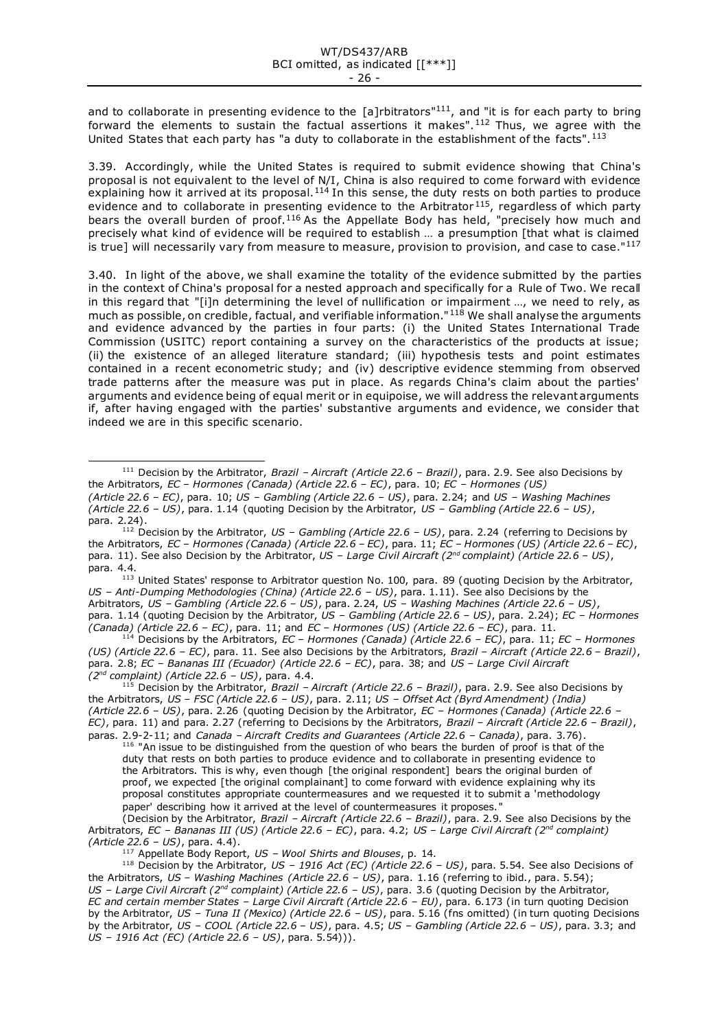and to collaborate in presenting evidence to the [a]rbitrators"[111], and "it is for each party to bring forward the elements to sustain the factual assertions it makes".[112] Thus, we agree with the United States that each party has "a duty to collaborate in the establishment of the facts".[113]

3.39. Accordingly, while the United States is required to submit evidence showing that China's proposal is not equivalent to the level of N/I, China is also required to come forward with evidence explaining how it arrived at its proposal.[114] In this sense, the duty rests on both parties to produce evidence and to collaborate in presenting evidence to the Arbitrator[115], regardless of which party bears the overall burden of proof.[116] As the Appellate Body has held, "precisely how much and precisely what kind of evidence will be required to establish … a presumption [that what is claimed is true] will necessarily vary from measure to measure, provision to provision, and case to case."[117]

3.40. In light of the above, we shall examine the totality of the evidence submitted by the parties in the context of China's proposal for a nested approach and specifically for a Rule of Two. We recall in this regard that "[i]n determining the level of nullification or impairment …, we need to rely, as much as possible, on credible, factual, and verifiable information."[118] We shall analyse the arguments and evidence advanced by the parties in four parts: (i) the United States International Trade Commission (USITC) report containing a survey on the characteristics of the products at issue; (ii) the existence of an alleged literature standard; (iii) hypothesis tests and point estimates contained in a recent econometric study; and (iv) descriptive evidence stemming from observed trade patterns after the measure was put in place. As regards China's claim about the parties' arguments and evidence being of equal merit or in equipoise, we will address the relevant arguments if, after having engaged with the parties' substantive arguments and evidence, we consider that indeed we are in this specific scenario.

---

[111] Decision by the Arbitrator, *Brazil – Aircraft (Article 22.6 – Brazil)*, para. 2.9. See also Decisions by the Arbitrators, *EC – Hormones (Canada) (Article 22.6 – EC)*, para. 10; *EC – Hormones (US) (Article 22.6 – EC)*, para. 10; *US – Gambling (Article 22.6 – US)*, para. 2.24; and *US – Washing Machines (Article 22.6 – US)*, para. 1.14 (quoting Decision by the Arbitrator, *US – Gambling (Article 22.6 – US)*, para. 2.24).

[112] Decision by the Arbitrator, *US – Gambling (Article 22.6 – US)*, para. 2.24 (referring to Decisions by the Arbitrators, *EC – Hormones (Canada) (Article 22.6 – EC)*, para. 11; *EC – Hormones (US) (Article 22.6 – EC)*, para. 11). See also Decision by the Arbitrator, *US – Large Civil Aircraft (2nd complaint) (Article 22.6 – US)*, para. 4.4.

[113] United States' response to Arbitrator question No. 100, para. 89 (quoting Decision by the Arbitrator, *US – Anti-Dumping Methodologies (China) (Article 22.6 – US)*, para. 1.11). See also Decisions by the Arbitrators, *US – Gambling (Article 22.6 – US)*, para. 2.24, *US – Washing Machines (Article 22.6 – US)*, para. 1.14 (quoting Decision by the Arbitrator, *US – Gambling (Article 22.6 – US)*, para. 2.24); *EC – Hormones (Canada) (Article 22.6 – EC)*, para. 11; and *EC – Hormones (US) (Article 22.6 – EC)*, para. 11.

[114] Decisions by the Arbitrators, *EC – Hormones (Canada) (Article 22.6 – EC)*, para. 11; *EC – Hormones (US) (Article 22.6 – EC)*, para. 11. See also Decisions by the Arbitrators, *Brazil – Aircraft (Article 22.6 – Brazil)*, para. 2.8; *EC – Bananas III (Ecuador) (Article 22.6 – EC)*, para. 38; and *US – Large Civil Aircraft (2nd complaint) (Article 22.6 – US)*, para. 4.4.

[115] Decision by the Arbitrator, *Brazil – Aircraft (Article 22.6 – Brazil)*, para. 2.9. See also Decisions by the Arbitrators, *US – FSC (Article 22.6 – US)*, para. 2.11; *US – Offset Act (Byrd Amendment) (India) (Article 22.6 – US)*, para. 2.26 (quoting Decision by the Arbitrator, *EC – Hormones (Canada) (Article 22.6 – EC)*, para. 11) and para. 2.27 (referring to Decisions by the Arbitrators, *Brazil – Aircraft (Article 22.6 – Brazil)*, paras. 2.9-2-11; and *Canada – Aircraft Credits and Guarantees (Article 22.6 – Canada)*, para. 3.76).

[116] "An issue to be distinguished from the question of who bears the burden of proof is that of the duty that rests on both parties to produce evidence and to collaborate in presenting evidence to the Arbitrators. This is why, even though [the original respondent] bears the original burden of proof, we expected [the original complainant] to come forward with evidence explaining why its proposal constitutes appropriate countermeasures and we requested it to submit a 'methodology paper' describing how it arrived at the level of countermeasures it proposes."

(Decision by the Arbitrator, *Brazil – Aircraft (Article 22.6 – Brazil)*, para. 2.9. See also Decisions by the Arbitrators, *EC – Bananas III (US) (Article 22.6 – EC)*, para. 4.2; *US – Large Civil Aircraft (2nd complaint) (Article 22.6 – US)*, para. 4.4).

[117] Appellate Body Report, *US – Wool Shirts and Blouses*, p. 14.

[118] Decision by the Arbitrator, *US – 1916 Act (EC) (Article 22.6 – US)*, para. 5.54. See also Decisions of the Arbitrators, *US – Washing Machines (Article 22.6 – US)*, para. 1.16 (referring to ibid., para. 5.54); *US – Large Civil Aircraft (2nd complaint) (Article 22.6 – US)*, para. 3.6 (quoting Decision by the Arbitrator, *EC and certain member States – Large Civil Aircraft (Article 22.6 – EU)*, para. 6.173 (in turn quoting Decision by the Arbitrator, *US – Tuna II (Mexico) (Article 22.6 – US)*, para. 5.16 (fns omitted) (in turn quoting Decisions by the Arbitrator, *US – COOL (Article 22.6 – US)*, para. 4.5; *US – Gambling (Article 22.6 – US)*, para. 3.3; and *US – 1916 Act (EC) (Article 22.6 – US)*, para. 5.54))).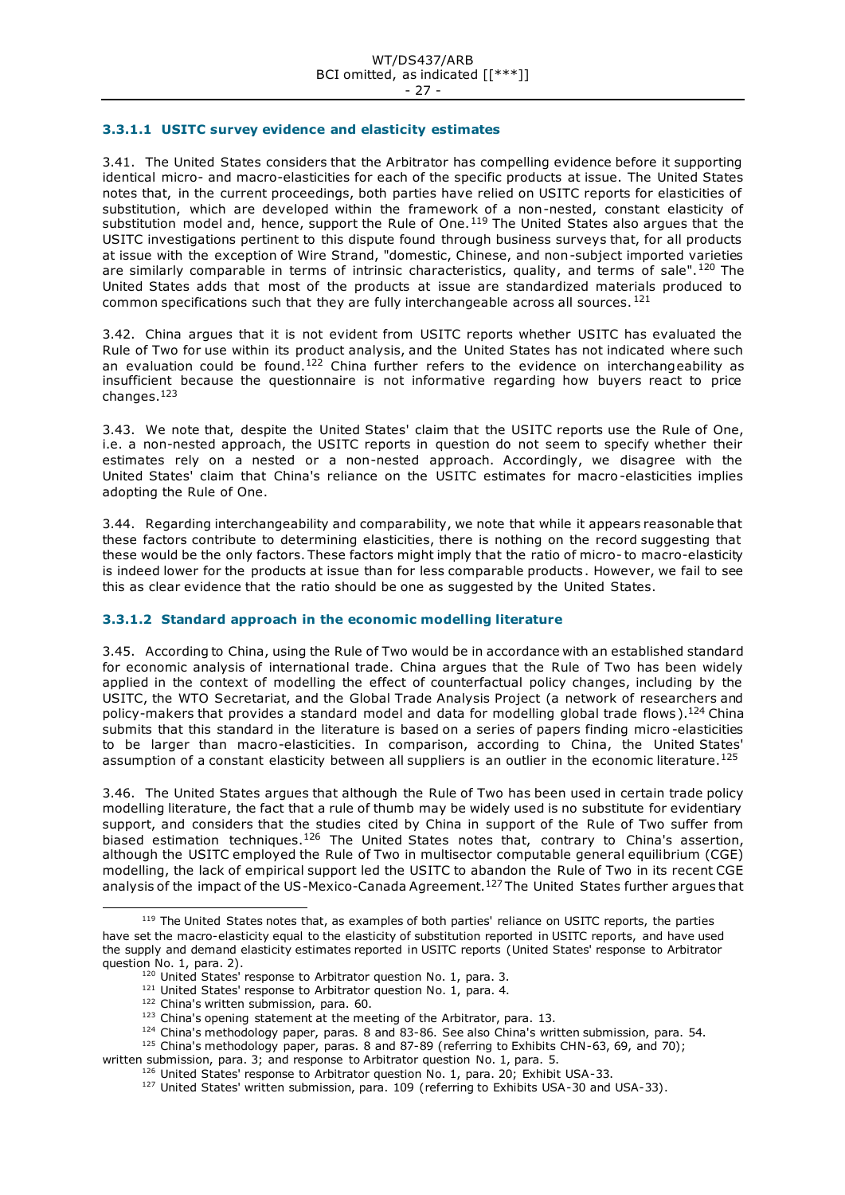#### 3.3.1.1 USITC survey evidence and elasticity estimates

3.41. The United States considers that the Arbitrator has compelling evidence before it supporting identical micro- and macro-elasticities for each of the specific products at issue. The United States notes that, in the current proceedings, both parties have relied on USITC reports for elasticities of substitution, which are developed within the framework of a non-nested, constant elasticity of substitution model and, hence, support the Rule of One.[119] The United States also argues that the USITC investigations pertinent to this dispute found through business surveys that, for all products at issue with the exception of Wire Strand, "domestic, Chinese, and non-subject imported varieties are similarly comparable in terms of intrinsic characteristics, quality, and terms of sale".[120] The United States adds that most of the products at issue are standardized materials produced to common specifications such that they are fully interchangeable across all sources.[121]

3.42. China argues that it is not evident from USITC reports whether USITC has evaluated the Rule of Two for use within its product analysis, and the United States has not indicated where such an evaluation could be found.[122] China further refers to the evidence on interchangeability as insufficient because the questionnaire is not informative regarding how buyers react to price changes.[123]

3.43. We note that, despite the United States' claim that the USITC reports use the Rule of One, i.e. a non-nested approach, the USITC reports in question do not seem to specify whether their estimates rely on a nested or a non-nested approach. Accordingly, we disagree with the United States' claim that China's reliance on the USITC estimates for macro-elasticities implies adopting the Rule of One.

3.44. Regarding interchangeability and comparability, we note that while it appears reasonable that these factors contribute to determining elasticities, there is nothing on the record suggesting that these would be the only factors. These factors might imply that the ratio of micro- to macro-elasticity is indeed lower for the products at issue than for less comparable products. However, we fail to see this as clear evidence that the ratio should be one as suggested by the United States.

#### 3.3.1.2 Standard approach in the economic modelling literature

3.45. According to China, using the Rule of Two would be in accordance with an established standard for economic analysis of international trade. China argues that the Rule of Two has been widely applied in the context of modelling the effect of counterfactual policy changes, including by the USITC, the WTO Secretariat, and the Global Trade Analysis Project (a network of researchers and policy-makers that provides a standard model and data for modelling global trade flows).[124] China submits that this standard in the literature is based on a series of papers finding micro-elasticities to be larger than macro-elasticities. In comparison, according to China, the United States' assumption of a constant elasticity between all suppliers is an outlier in the economic literature.[125]

3.46. The United States argues that although the Rule of Two has been used in certain trade policy modelling literature, the fact that a rule of thumb may be widely used is no substitute for evidentiary support, and considers that the studies cited by China in support of the Rule of Two suffer from biased estimation techniques.[126] The United States notes that, contrary to China's assertion, although the USITC employed the Rule of Two in multisector computable general equilibrium (CGE) modelling, the lack of empirical support led the USITC to abandon the Rule of Two in its recent CGE analysis of the impact of the US-Mexico-Canada Agreement.[127] The United States further argues that

---

[119] The United States notes that, as examples of both parties' reliance on USITC reports, the parties have set the macro-elasticity equal to the elasticity of substitution reported in USITC reports, and have used the supply and demand elasticity estimates reported in USITC reports (United States' response to Arbitrator question No. 1, para. 2).

[120] United States' response to Arbitrator question No. 1, para. 3.

[121] United States' response to Arbitrator question No. 1, para. 4.

[122] China's written submission, para. 60.

[123] China's opening statement at the meeting of the Arbitrator, para. 13.

[124] China's methodology paper, paras. 8 and 83-86. See also China's written submission, para. 54.

[125] China's methodology paper, paras. 8 and 87-89 (referring to Exhibits CHN-63, 69, and 70); written submission, para. 3; and response to Arbitrator question No. 1, para. 5.

[126] United States' response to Arbitrator question No. 1, para. 20; Exhibit USA-33.

[127] United States' written submission, para. 109 (referring to Exhibits USA-30 and USA-33).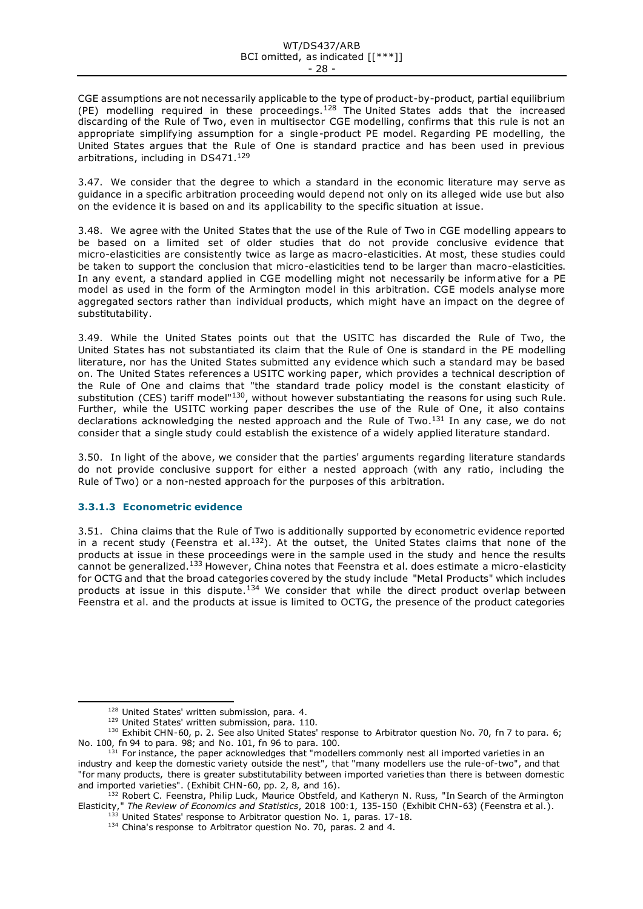CGE assumptions are not necessarily applicable to the type of product-by-product, partial equilibrium (PE) modelling required in these proceedings.[128] The United States adds that the increased discarding of the Rule of Two, even in multisector CGE modelling, confirms that this rule is not an appropriate simplifying assumption for a single-product PE model. Regarding PE modelling, the United States argues that the Rule of One is standard practice and has been used in previous arbitrations, including in DS471.[129]

3.47. We consider that the degree to which a standard in the economic literature may serve as guidance in a specific arbitration proceeding would depend not only on its alleged wide use but also on the evidence it is based on and its applicability to the specific situation at issue.

3.48. We agree with the United States that the use of the Rule of Two in CGE modelling appears to be based on a limited set of older studies that do not provide conclusive evidence that micro-elasticities are consistently twice as large as macro-elasticities. At most, these studies could be taken to support the conclusion that micro-elasticities tend to be larger than macro-elasticities. In any event, a standard applied in CGE modelling might not necessarily be informative for a PE model as used in the form of the Armington model in this arbitration. CGE models analyse more aggregated sectors rather than individual products, which might have an impact on the degree of substitutability.

3.49. While the United States points out that the USITC has discarded the Rule of Two, the United States has not substantiated its claim that the Rule of One is standard in the PE modelling literature, nor has the United States submitted any evidence which such a standard may be based on. The United States references a USITC working paper, which provides a technical description of the Rule of One and claims that "the standard trade policy model is the constant elasticity of substitution (CES) tariff model"[130], without however substantiating the reasons for using such Rule. Further, while the USITC working paper describes the use of the Rule of One, it also contains declarations acknowledging the nested approach and the Rule of Two.[131] In any case, we do not consider that a single study could establish the existence of a widely applied literature standard.

3.50. In light of the above, we consider that the parties' arguments regarding literature standards do not provide conclusive support for either a nested approach (with any ratio, including the Rule of Two) or a non-nested approach for the purposes of this arbitration.

#### 3.3.1.3 Econometric evidence

3.51. China claims that the Rule of Two is additionally supported by econometric evidence reported in a recent study (Feenstra et al.[132]). At the outset, the United States claims that none of the products at issue in these proceedings were in the sample used in the study and hence the results cannot be generalized.[133] However, China notes that Feenstra et al. does estimate a micro-elasticity for OCTG and that the broad categories covered by the study include "Metal Products" which includes products at issue in this dispute.[134] We consider that while the direct product overlap between Feenstra et al. and the products at issue is limited to OCTG, the presence of the product categories

---

[128] United States' written submission, para. 4.

[129] United States' written submission, para. 110.

[130] Exhibit CHN-60, p. 2. See also United States' response to Arbitrator question No. 70, fn 7 to para. 6; No. 100, fn 94 to para. 98; and No. 101, fn 96 to para. 100.

[131] For instance, the paper acknowledges that "modellers commonly nest all imported varieties in an industry and keep the domestic variety outside the nest", that "many modellers use the rule-of-two", and that "for many products, there is greater substitutability between imported varieties than there is between domestic and imported varieties". (Exhibit CHN-60, pp. 2, 8, and 16).

[132] Robert C. Feenstra, Philip Luck, Maurice Obstfeld, and Katheryn N. Russ, "In Search of the Armington Elasticity," *The Review of Economics and Statistics*, 2018 100:1, 135-150 (Exhibit CHN-63) (Feenstra et al.).

[133] United States' response to Arbitrator question No. 1, paras. 17-18.

[134] China's response to Arbitrator question No. 70, paras. 2 and 4.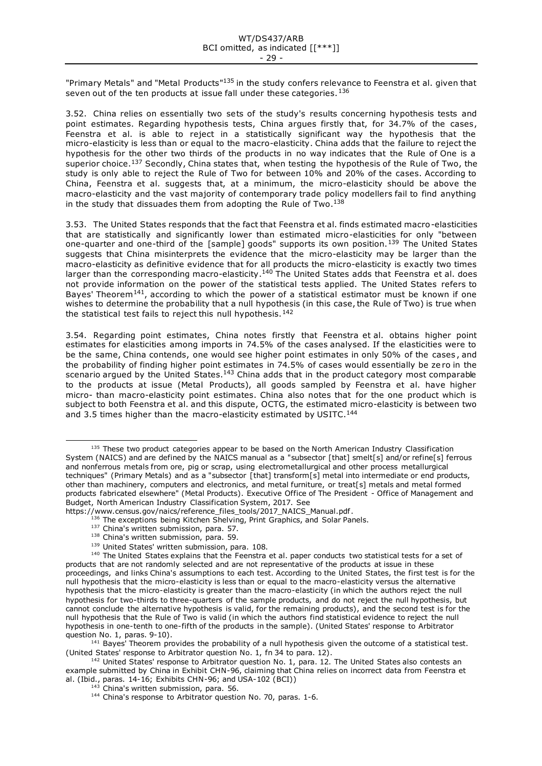"Primary Metals" and "Metal Products"[135] in the study confers relevance to Feenstra et al. given that seven out of the ten products at issue fall under these categories.[136]

3.52. China relies on essentially two sets of the study's results concerning hypothesis tests and point estimates. Regarding hypothesis tests, China argues firstly that, for 34.7% of the cases, Feenstra et al. is able to reject in a statistically significant way the hypothesis that the micro-elasticity is less than or equal to the macro-elasticity. China adds that the failure to reject the hypothesis for the other two thirds of the products in no way indicates that the Rule of One is a superior choice.[137] Secondly, China states that, when testing the hypothesis of the Rule of Two, the study is only able to reject the Rule of Two for between 10% and 20% of the cases. According to China, Feenstra et al. suggests that, at a minimum, the micro-elasticity should be above the macro-elasticity and the vast majority of contemporary trade policy modellers fail to find anything in the study that dissuades them from adopting the Rule of Two.[138]

3.53. The United States responds that the fact that Feenstra et al. finds estimated macro-elasticities that are statistically and significantly lower than estimated micro-elasticities for only "between one-quarter and one-third of the [sample] goods" supports its own position.[139] The United States suggests that China misinterprets the evidence that the micro-elasticity may be larger than the macro-elasticity as definitive evidence that for all products the micro-elasticity is exactly two times larger than the corresponding macro-elasticity.[140] The United States adds that Feenstra et al. does not provide information on the power of the statistical tests applied. The United States refers to Bayes' Theorem[141], according to which the power of a statistical estimator must be known if one wishes to determine the probability that a null hypothesis (in this case, the Rule of Two) is true when the statistical test fails to reject this null hypothesis.[142]

3.54. Regarding point estimates, China notes firstly that Feenstra et al. obtains higher point estimates for elasticities among imports in 74.5% of the cases analysed. If the elasticities were to be the same, China contends, one would see higher point estimates in only 50% of the cases, and the probability of finding higher point estimates in 74.5% of cases would essentially be zero in the scenario argued by the United States.[143] China adds that in the product category most comparable to the products at issue (Metal Products), all goods sampled by Feenstra et al. have higher micro- than macro-elasticity point estimates. China also notes that for the one product which is subject to both Feenstra et al. and this dispute, OCTG, the estimated micro-elasticity is between two and 3.5 times higher than the macro-elasticity estimated by USITC.[144]

---

[135] These two product categories appear to be based on the North American Industry Classification System (NAICS) and are defined by the NAICS manual as a "subsector [that] smelt[s] and/or refine[s] ferrous and nonferrous metals from ore, pig or scrap, using electrometallurgical and other process metallurgical techniques" (Primary Metals) and as a "subsector [that] transform[s] metal into intermediate or end products, other than machinery, computers and electronics, and metal furniture, or treat[s] metals and metal formed products fabricated elsewhere" (Metal Products). Executive Office of The President - Office of Management and Budget, North American Industry Classification System, 2017. See https://www.census.gov/naics/reference_files_tools/2017_NAICS_Manual.pdf.

[136] The exceptions being Kitchen Shelving, Print Graphics, and Solar Panels.

[137] China's written submission, para. 57.

[138] China's written submission, para. 59.

[139] United States' written submission, para. 108.

[140] The United States explains that the Feenstra et al. paper conducts two statistical tests for a set of products that are not randomly selected and are not representative of the products at issue in these proceedings, and links China's assumptions to each test. According to the United States, the first test is for the null hypothesis that the micro-elasticity is less than or equal to the macro-elasticity versus the alternative hypothesis that the micro-elasticity is greater than the macro-elasticity (in which the authors reject the null hypothesis for two-thirds to three-quarters of the sample products, and do not reject the null hypothesis, but cannot conclude the alternative hypothesis is valid, for the remaining products), and the second test is for the null hypothesis that the Rule of Two is valid (in which the authors find statistical evidence to reject the null hypothesis in one-tenth to one-fifth of the products in the sample). (United States' response to Arbitrator question No. 1, paras. 9-10).

[141] Bayes' Theorem provides the probability of a null hypothesis given the outcome of a statistical test. (United States' response to Arbitrator question No. 1, fn 34 to para. 12).

[142] United States' response to Arbitrator question No. 1, para. 12. The United States also contests an example submitted by China in Exhibit CHN-96, claiming that China relies on incorrect data from Feenstra et al. (Ibid., paras. 14-16; Exhibits CHN-96; and USA-102 (BCI))

[143] China's written submission, para. 56.

[144] China's response to Arbitrator question No. 70, paras. 1-6.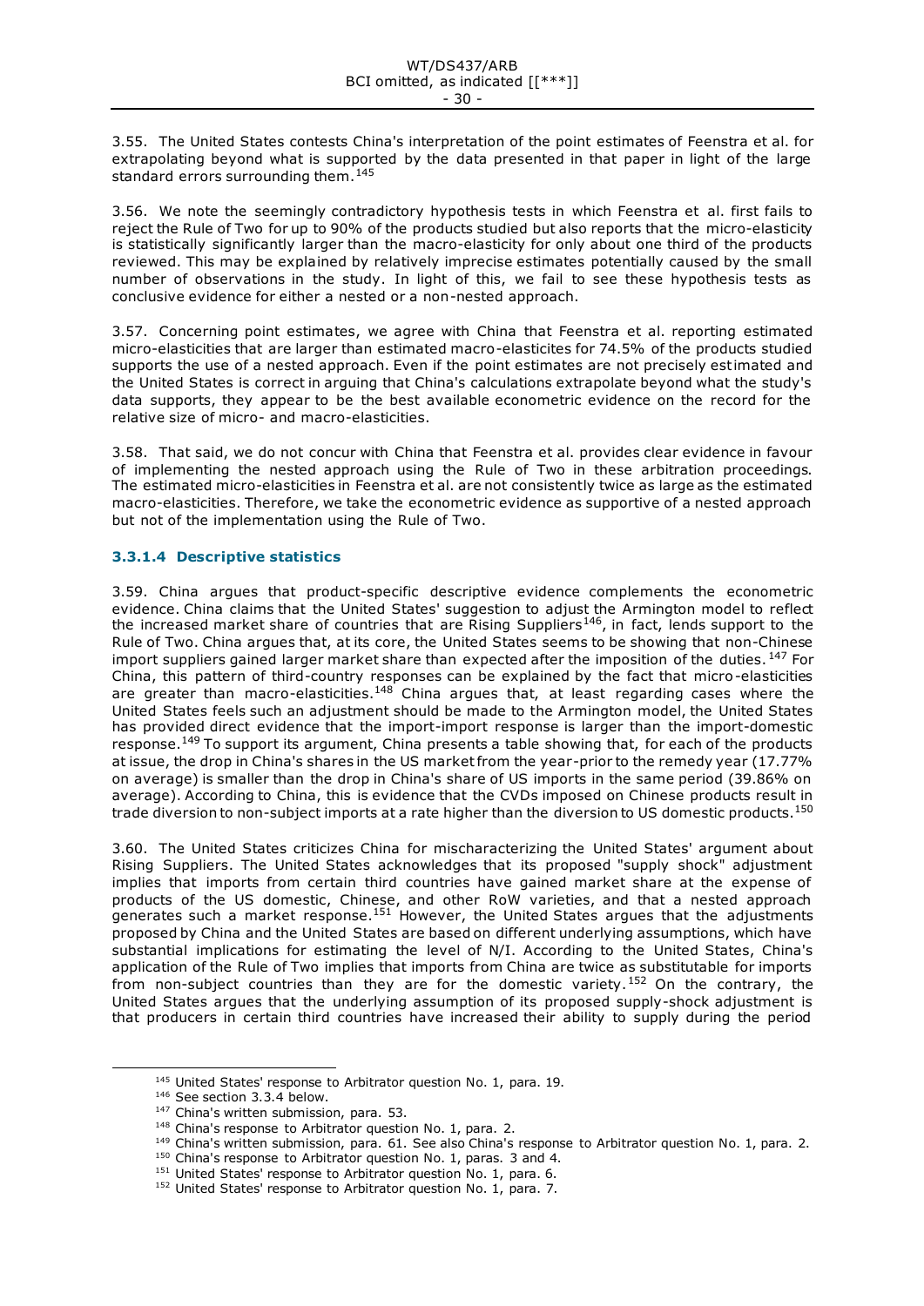3.55. The United States contests China's interpretation of the point estimates of Feenstra et al. for extrapolating beyond what is supported by the data presented in that paper in light of the large standard errors surrounding them.[145]

3.56. We note the seemingly contradictory hypothesis tests in which Feenstra et al. first fails to reject the Rule of Two for up to 90% of the products studied but also reports that the micro-elasticity is statistically significantly larger than the macro-elasticity for only about one third of the products reviewed. This may be explained by relatively imprecise estimates potentially caused by the small number of observations in the study. In light of this, we fail to see these hypothesis tests as conclusive evidence for either a nested or a non-nested approach.

3.57. Concerning point estimates, we agree with China that Feenstra et al. reporting estimated micro-elasticities that are larger than estimated macro-elasticites for 74.5% of the products studied supports the use of a nested approach. Even if the point estimates are not precisely estimated and the United States is correct in arguing that China's calculations extrapolate beyond what the study's data supports, they appear to be the best available econometric evidence on the record for the relative size of micro- and macro-elasticities.

3.58. That said, we do not concur with China that Feenstra et al. provides clear evidence in favour of implementing the nested approach using the Rule of Two in these arbitration proceedings. The estimated micro-elasticities in Feenstra et al. are not consistently twice as large as the estimated macro-elasticities. Therefore, we take the econometric evidence as supportive of a nested approach but not of the implementation using the Rule of Two.

#### 3.3.1.4 Descriptive statistics

3.59. China argues that product-specific descriptive evidence complements the econometric evidence. China claims that the United States' suggestion to adjust the Armington model to reflect the increased market share of countries that are Rising Suppliers[146], in fact, lends support to the Rule of Two. China argues that, at its core, the United States seems to be showing that non-Chinese import suppliers gained larger market share than expected after the imposition of the duties.[147] For China, this pattern of third-country responses can be explained by the fact that micro-elasticities are greater than macro-elasticities.[148] China argues that, at least regarding cases where the United States feels such an adjustment should be made to the Armington model, the United States has provided direct evidence that the import-import response is larger than the import-domestic response.[149] To support its argument, China presents a table showing that, for each of the products at issue, the drop in China's shares in the US market from the year-prior to the remedy year (17.77% on average) is smaller than the drop in China's share of US imports in the same period (39.86% on average). According to China, this is evidence that the CVDs imposed on Chinese products result in trade diversion to non-subject imports at a rate higher than the diversion to US domestic products.[150]

3.60. The United States criticizes China for mischaracterizing the United States' argument about Rising Suppliers. The United States acknowledges that its proposed "supply shock" adjustment implies that imports from certain third countries have gained market share at the expense of products of the US domestic, Chinese, and other RoW varieties, and that a nested approach generates such a market response.[151] However, the United States argues that the adjustments proposed by China and the United States are based on different underlying assumptions, which have substantial implications for estimating the level of N/I. According to the United States, China's application of the Rule of Two implies that imports from China are twice as substitutable for imports from non-subject countries than they are for the domestic variety.[152] On the contrary, the United States argues that the underlying assumption of its proposed supply-shock adjustment is that producers in certain third countries have increased their ability to supply during the period

[145] United States' response to Arbitrator question No. 1, para. 19.
[146] See section 3.3.4 below.
[147] China's written submission, para. 53.
[148] China's response to Arbitrator question No. 1, para. 2.
[149] China's written submission, para. 61. See also China's response to Arbitrator question No. 1, para. 2.
[150] China's response to Arbitrator question No. 1, paras. 3 and 4.
[151] United States' response to Arbitrator question No. 1, para. 6.
[152] United States' response to Arbitrator question No. 1, para. 7.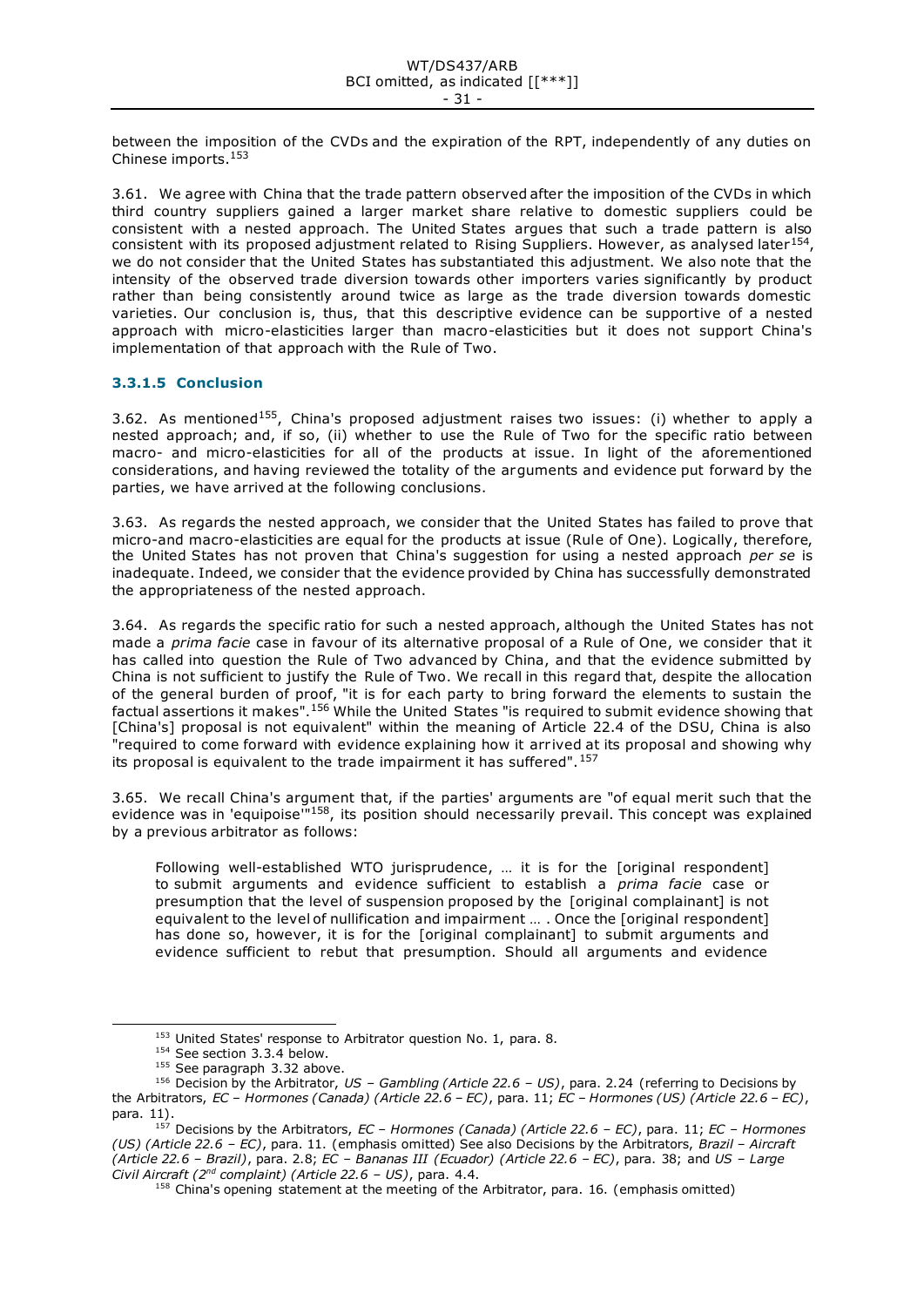between the imposition of the CVDs and the expiration of the RPT, independently of any duties on Chinese imports.[153]

3.61. We agree with China that the trade pattern observed after the imposition of the CVDs in which third country suppliers gained a larger market share relative to domestic suppliers could be consistent with a nested approach. The United States argues that such a trade pattern is also consistent with its proposed adjustment related to Rising Suppliers. However, as analysed later[154], we do not consider that the United States has substantiated this adjustment. We also note that the intensity of the observed trade diversion towards other importers varies significantly by product rather than being consistently around twice as large as the trade diversion towards domestic varieties. Our conclusion is, thus, that this descriptive evidence can be supportive of a nested approach with micro-elasticities larger than macro-elasticities but it does not support China's implementation of that approach with the Rule of Two.

#### 3.3.1.5 Conclusion

3.62. As mentioned[155], China's proposed adjustment raises two issues: (i) whether to apply a nested approach; and, if so, (ii) whether to use the Rule of Two for the specific ratio between macro- and micro-elasticities for all of the products at issue. In light of the aforementioned considerations, and having reviewed the totality of the arguments and evidence put forward by the parties, we have arrived at the following conclusions.

3.63. As regards the nested approach, we consider that the United States has failed to prove that micro-and macro-elasticities are equal for the products at issue (Rule of One). Logically, therefore, the United States has not proven that China's suggestion for using a nested approach *per se* is inadequate. Indeed, we consider that the evidence provided by China has successfully demonstrated the appropriateness of the nested approach.

3.64. As regards the specific ratio for such a nested approach, although the United States has not made a *prima facie* case in favour of its alternative proposal of a Rule of One, we consider that it has called into question the Rule of Two advanced by China, and that the evidence submitted by China is not sufficient to justify the Rule of Two. We recall in this regard that, despite the allocation of the general burden of proof, "it is for each party to bring forward the elements to sustain the factual assertions it makes".[156] While the United States "is required to submit evidence showing that [China's] proposal is not equivalent" within the meaning of Article 22.4 of the DSU, China is also "required to come forward with evidence explaining how it arrived at its proposal and showing why its proposal is equivalent to the trade impairment it has suffered".[157]

3.65. We recall China's argument that, if the parties' arguments are "of equal merit such that the evidence was in 'equipoise'"[158], its position should necessarily prevail. This concept was explained by a previous arbitrator as follows:

> Following well-established WTO jurisprudence, … it is for the [original respondent] to submit arguments and evidence sufficient to establish a *prima facie* case or presumption that the level of suspension proposed by the [original complainant] is not equivalent to the level of nullification and impairment … . Once the [original respondent] has done so, however, it is for the [original complainant] to submit arguments and evidence sufficient to rebut that presumption. Should all arguments and evidence

---

[153] United States' response to Arbitrator question No. 1, para. 8.

[154] See section 3.3.4 below.

[155] See paragraph 3.32 above.

[156] Decision by the Arbitrator, *US – Gambling (Article 22.6 – US)*, para. 2.24 (referring to Decisions by the Arbitrators, *EC – Hormones (Canada) (Article 22.6 – EC)*, para. 11; *EC – Hormones (US) (Article 22.6 – EC)*, para. 11).

[157] Decisions by the Arbitrators, *EC – Hormones (Canada) (Article 22.6 – EC)*, para. 11; *EC – Hormones (US) (Article 22.6 – EC)*, para. 11. (emphasis omitted) See also Decisions by the Arbitrators, *Brazil – Aircraft (Article 22.6 – Brazil)*, para. 2.8; *EC – Bananas III (Ecuador) (Article 22.6 – EC)*, para. 38; and *US – Large Civil Aircraft (2nd complaint) (Article 22.6 – US)*, para. 4.4.

[158] China's opening statement at the meeting of the Arbitrator, para. 16. (emphasis omitted)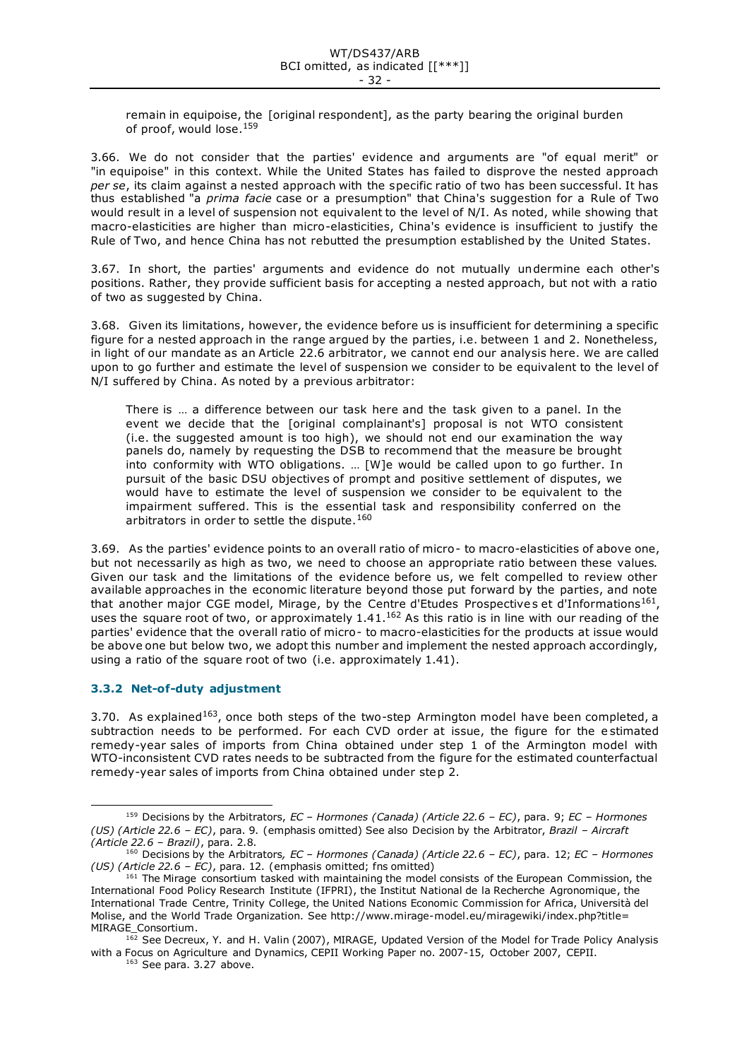remain in equipoise, the [original respondent], as the party bearing the original burden of proof, would lose.[159]

3.66. We do not consider that the parties' evidence and arguments are "of equal merit" or "in equipoise" in this context. While the United States has failed to disprove the nested approach *per se*, its claim against a nested approach with the specific ratio of two has been successful. It has thus established "a *prima facie* case or a presumption" that China's suggestion for a Rule of Two would result in a level of suspension not equivalent to the level of N/I. As noted, while showing that macro-elasticities are higher than micro-elasticities, China's evidence is insufficient to justify the Rule of Two, and hence China has not rebutted the presumption established by the United States.

3.67. In short, the parties' arguments and evidence do not mutually undermine each other's positions. Rather, they provide sufficient basis for accepting a nested approach, but not with a ratio of two as suggested by China.

3.68. Given its limitations, however, the evidence before us is insufficient for determining a specific figure for a nested approach in the range argued by the parties, i.e. between 1 and 2. Nonetheless, in light of our mandate as an Article 22.6 arbitrator, we cannot end our analysis here. We are called upon to go further and estimate the level of suspension we consider to be equivalent to the level of N/I suffered by China. As noted by a previous arbitrator:

> There is … a difference between our task here and the task given to a panel. In the event we decide that the [original complainant's] proposal is not WTO consistent (i.e. the suggested amount is too high), we should not end our examination the way panels do, namely by requesting the DSB to recommend that the measure be brought into conformity with WTO obligations. … [W]e would be called upon to go further. In pursuit of the basic DSU objectives of prompt and positive settlement of disputes, we would have to estimate the level of suspension we consider to be equivalent to the impairment suffered. This is the essential task and responsibility conferred on the arbitrators in order to settle the dispute.[160]

3.69. As the parties' evidence points to an overall ratio of micro- to macro-elasticities of above one, but not necessarily as high as two, we need to choose an appropriate ratio between these values. Given our task and the limitations of the evidence before us, we felt compelled to review other available approaches in the economic literature beyond those put forward by the parties, and note that another major CGE model, Mirage, by the Centre d'Etudes Prospectives et d'Informations[161], uses the square root of two, or approximately 1.41.[162] As this ratio is in line with our reading of the parties' evidence that the overall ratio of micro- to macro-elasticities for the products at issue would be above one but below two, we adopt this number and implement the nested approach accordingly, using a ratio of the square root of two (i.e. approximately 1.41).

### 3.3.2 Net-of-duty adjustment

3.70. As explained[163], once both steps of the two-step Armington model have been completed, a subtraction needs to be performed. For each CVD order at issue, the figure for the estimated remedy-year sales of imports from China obtained under step 1 of the Armington model with WTO-inconsistent CVD rates needs to be subtracted from the figure for the estimated counterfactual remedy-year sales of imports from China obtained under step 2.

---

[159] Decisions by the Arbitrators, *EC – Hormones (Canada) (Article 22.6 – EC)*, para. 9; *EC – Hormones (US) (Article 22.6 – EC)*, para. 9. (emphasis omitted) See also Decision by the Arbitrator, *Brazil – Aircraft (Article 22.6 – Brazil)*, para. 2.8.

[160] Decisions by the Arbitrators*, EC – Hormones (Canada) (Article 22.6 – EC)*, para. 12; *EC – Hormones (US) (Article 22.6 – EC)*, para. 12. (emphasis omitted; fns omitted)

[161] The Mirage consortium tasked with maintaining the model consists of the European Commission, the International Food Policy Research Institute (IFPRI), the Institut National de la Recherche Agronomique, the International Trade Centre, Trinity College, the United Nations Economic Commission for Africa, Università del Molise, and the World Trade Organization. See http://www.mirage-model.eu/miragewiki/index.php?title=MIRAGE_Consortium.

[162] See Decreux, Y. and H. Valin (2007), MIRAGE, Updated Version of the Model for Trade Policy Analysis with a Focus on Agriculture and Dynamics, CEPII Working Paper no. 2007-15, October 2007, CEPII.

[163] See para. 3.27 above.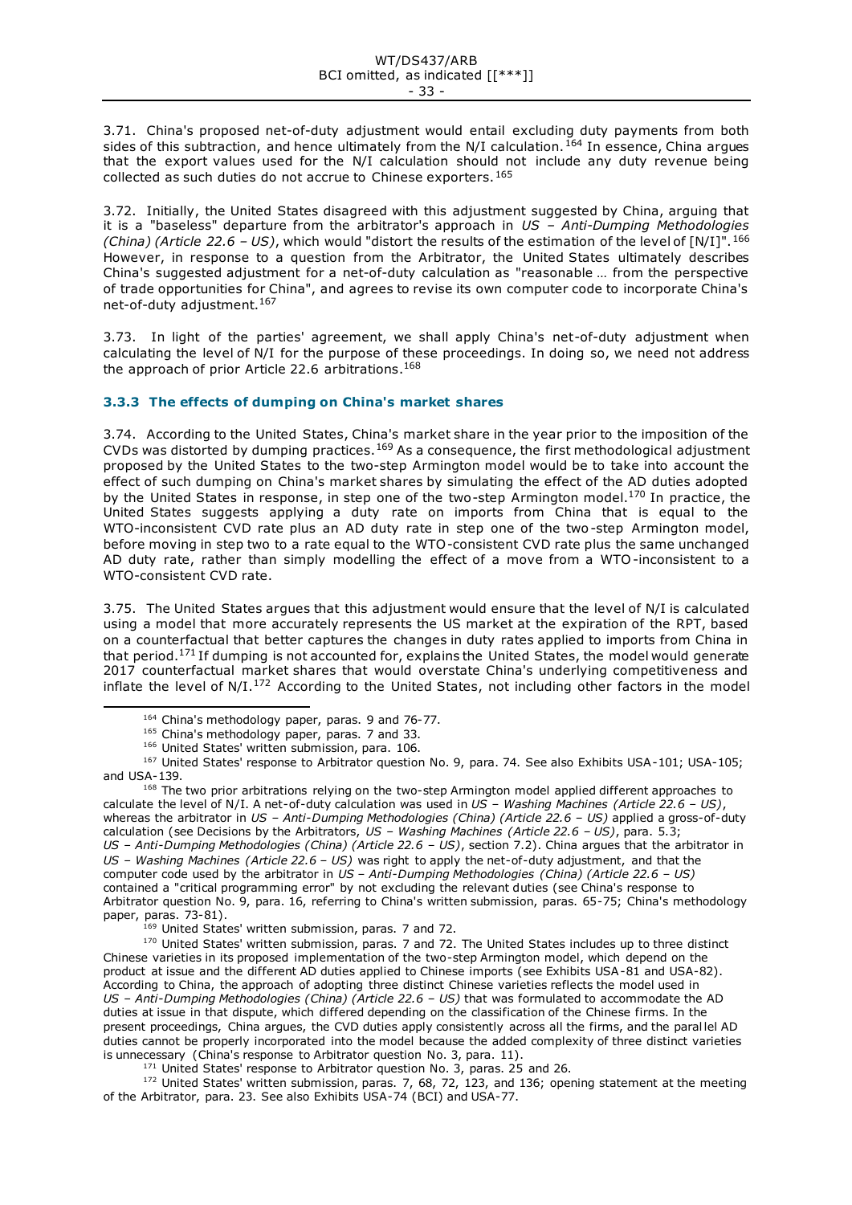3.71. China's proposed net-of-duty adjustment would entail excluding duty payments from both sides of this subtraction, and hence ultimately from the N/I calculation.[164] In essence, China argues that the export values used for the N/I calculation should not include any duty revenue being collected as such duties do not accrue to Chinese exporters.[165]

3.72. Initially, the United States disagreed with this adjustment suggested by China, arguing that it is a "baseless" departure from the arbitrator's approach in *US – Anti-Dumping Methodologies (China) (Article 22.6 – US)*, which would "distort the results of the estimation of the level of [N/I]".[166] However, in response to a question from the Arbitrator, the United States ultimately describes China's suggested adjustment for a net-of-duty calculation as "reasonable … from the perspective of trade opportunities for China", and agrees to revise its own computer code to incorporate China's net-of-duty adjustment.[167]

3.73. In light of the parties' agreement, we shall apply China's net-of-duty adjustment when calculating the level of N/I for the purpose of these proceedings. In doing so, we need not address the approach of prior Article 22.6 arbitrations.[168]

### 3.3.3 The effects of dumping on China's market shares

3.74. According to the United States, China's market share in the year prior to the imposition of the CVDs was distorted by dumping practices.[169] As a consequence, the first methodological adjustment proposed by the United States to the two-step Armington model would be to take into account the effect of such dumping on China's market shares by simulating the effect of the AD duties adopted by the United States in response, in step one of the two-step Armington model.[170] In practice, the United States suggests applying a duty rate on imports from China that is equal to the WTO-inconsistent CVD rate plus an AD duty rate in step one of the two-step Armington model, before moving in step two to a rate equal to the WTO-consistent CVD rate plus the same unchanged AD duty rate, rather than simply modelling the effect of a move from a WTO-inconsistent to a WTO-consistent CVD rate.

3.75. The United States argues that this adjustment would ensure that the level of N/I is calculated using a model that more accurately represents the US market at the expiration of the RPT, based on a counterfactual that better captures the changes in duty rates applied to imports from China in that period.[171] If dumping is not accounted for, explains the United States, the model would generate 2017 counterfactual market shares that would overstate China's underlying competitiveness and inflate the level of N/I.[172] According to the United States, not including other factors in the model

---

[164] China's methodology paper, paras. 9 and 76-77.

[165] China's methodology paper, paras. 7 and 33.

[166] United States' written submission, para. 106.

[167] United States' response to Arbitrator question No. 9, para. 74. See also Exhibits USA-101; USA-105; and USA-139.

[168] The two prior arbitrations relying on the two-step Armington model applied different approaches to calculate the level of N/I. A net-of-duty calculation was used in *US – Washing Machines (Article 22.6 – US)*, whereas the arbitrator in *US – Anti-Dumping Methodologies (China) (Article 22.6 – US)* applied a gross-of-duty calculation (see Decisions by the Arbitrators, *US – Washing Machines (Article 22.6 – US)*, para. 5.3; *US – Anti-Dumping Methodologies (China) (Article 22.6 – US)*, section 7.2). China argues that the arbitrator in *US – Washing Machines (Article 22.6 – US)* was right to apply the net-of-duty adjustment, and that the computer code used by the arbitrator in *US – Anti-Dumping Methodologies (China) (Article 22.6 – US)* contained a "critical programming error" by not excluding the relevant duties (see China's response to Arbitrator question No. 9, para. 16, referring to China's written submission, paras. 65-75; China's methodology paper, paras. 73-81).

[169] United States' written submission, paras. 7 and 72.

[170] United States' written submission, paras. 7 and 72. The United States includes up to three distinct Chinese varieties in its proposed implementation of the two-step Armington model, which depend on the product at issue and the different AD duties applied to Chinese imports (see Exhibits USA-81 and USA-82). According to China, the approach of adopting three distinct Chinese varieties reflects the model used in *US – Anti-Dumping Methodologies (China) (Article 22.6 – US)* that was formulated to accommodate the AD duties at issue in that dispute, which differed depending on the classification of the Chinese firms. In the present proceedings, China argues, the CVD duties apply consistently across all the firms, and the parallel AD duties cannot be properly incorporated into the model because the added complexity of three distinct varieties is unnecessary (China's response to Arbitrator question No. 3, para. 11).

[171] United States' response to Arbitrator question No. 3, paras. 25 and 26.

[172] United States' written submission, paras. 7, 68, 72, 123, and 136; opening statement at the meeting of the Arbitrator, para. 23. See also Exhibits USA-74 (BCI) and USA-77.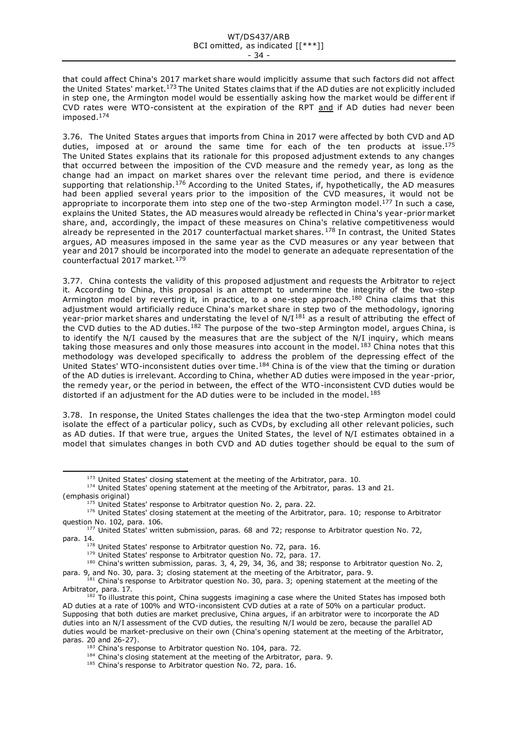that could affect China's 2017 market share would implicitly assume that such factors did not affect the United States' market.[173] The United States claims that if the AD duties are not explicitly included in step one, the Armington model would be essentially asking how the market would be different if CVD rates were WTO-consistent at the expiration of the RPT and if AD duties had never been imposed.[174]

3.76. The United States argues that imports from China in 2017 were affected by both CVD and AD duties, imposed at or around the same time for each of the ten products at issue.[175] The United States explains that its rationale for this proposed adjustment extends to any changes that occurred between the imposition of the CVD measure and the remedy year, as long as the change had an impact on market shares over the relevant time period, and there is evidence supporting that relationship.[176] According to the United States, if, hypothetically, the AD measures had been applied several years prior to the imposition of the CVD measures, it would not be appropriate to incorporate them into step one of the two-step Armington model.[177] In such a case, explains the United States, the AD measures would already be reflected in China's year-prior market share, and, accordingly, the impact of these measures on China's relative competitiveness would already be represented in the 2017 counterfactual market shares.[178] In contrast, the United States argues, AD measures imposed in the same year as the CVD measures or any year between that year and 2017 should be incorporated into the model to generate an adequate representation of the counterfactual 2017 market.[179]

3.77. China contests the validity of this proposed adjustment and requests the Arbitrator to reject it. According to China, this proposal is an attempt to undermine the integrity of the two-step Armington model by reverting it, in practice, to a one-step approach.[180] China claims that this adjustment would artificially reduce China's market share in step two of the methodology, ignoring year-prior market shares and understating the level of N/I[181] as a result of attributing the effect of the CVD duties to the AD duties.[182] The purpose of the two-step Armington model, argues China, is to identify the N/I caused by the measures that are the subject of the N/I inquiry, which means taking those measures and only those measures into account in the model.[183] China notes that this methodology was developed specifically to address the problem of the depressing effect of the United States' WTO-inconsistent duties over time.[184] China is of the view that the timing or duration of the AD duties is irrelevant. According to China, whether AD duties were imposed in the year-prior, the remedy year, or the period in between, the effect of the WTO-inconsistent CVD duties would be distorted if an adjustment for the AD duties were to be included in the model.[185]

3.78. In response, the United States challenges the idea that the two-step Armington model could isolate the effect of a particular policy, such as CVDs, by excluding all other relevant policies, such as AD duties. If that were true, argues the United States, the level of N/I estimates obtained in a model that simulates changes in both CVD and AD duties together should be equal to the sum of

---

[173] United States' closing statement at the meeting of the Arbitrator, para. 10.

[174] United States' opening statement at the meeting of the Arbitrator, paras. 13 and 21. (emphasis original)

[175] United States' response to Arbitrator question No. 2, para. 22.

[176] United States' closing statement at the meeting of the Arbitrator, para. 10; response to Arbitrator question No. 102, para. 106.

[177] United States' written submission, paras. 68 and 72; response to Arbitrator question No. 72, para. 14.

[178] United States' response to Arbitrator question No. 72, para. 16.

[179] United States' response to Arbitrator question No. 72, para. 17.

[180] China's written submission, paras. 3, 4, 29, 34, 36, and 38; response to Arbitrator question No. 2, para. 9, and No. 30, para. 3; closing statement at the meeting of the Arbitrator, para. 9.

[181] China's response to Arbitrator question No. 30, para. 3; opening statement at the meeting of the Arbitrator, para. 17.

[182] To illustrate this point, China suggests imagining a case where the United States has imposed both AD duties at a rate of 100% and WTO-inconsistent CVD duties at a rate of 50% on a particular product. Supposing that both duties are market preclusive, China argues, if an arbitrator were to incorporate the AD duties into an N/I assessment of the CVD duties, the resulting N/I would be zero, because the parallel AD duties would be market-preclusive on their own (China's opening statement at the meeting of the Arbitrator, paras. 20 and 26-27).

[183] China's response to Arbitrator question No. 104, para. 72.

[184] China's closing statement at the meeting of the Arbitrator, para. 9.

[185] China's response to Arbitrator question No. 72, para. 16.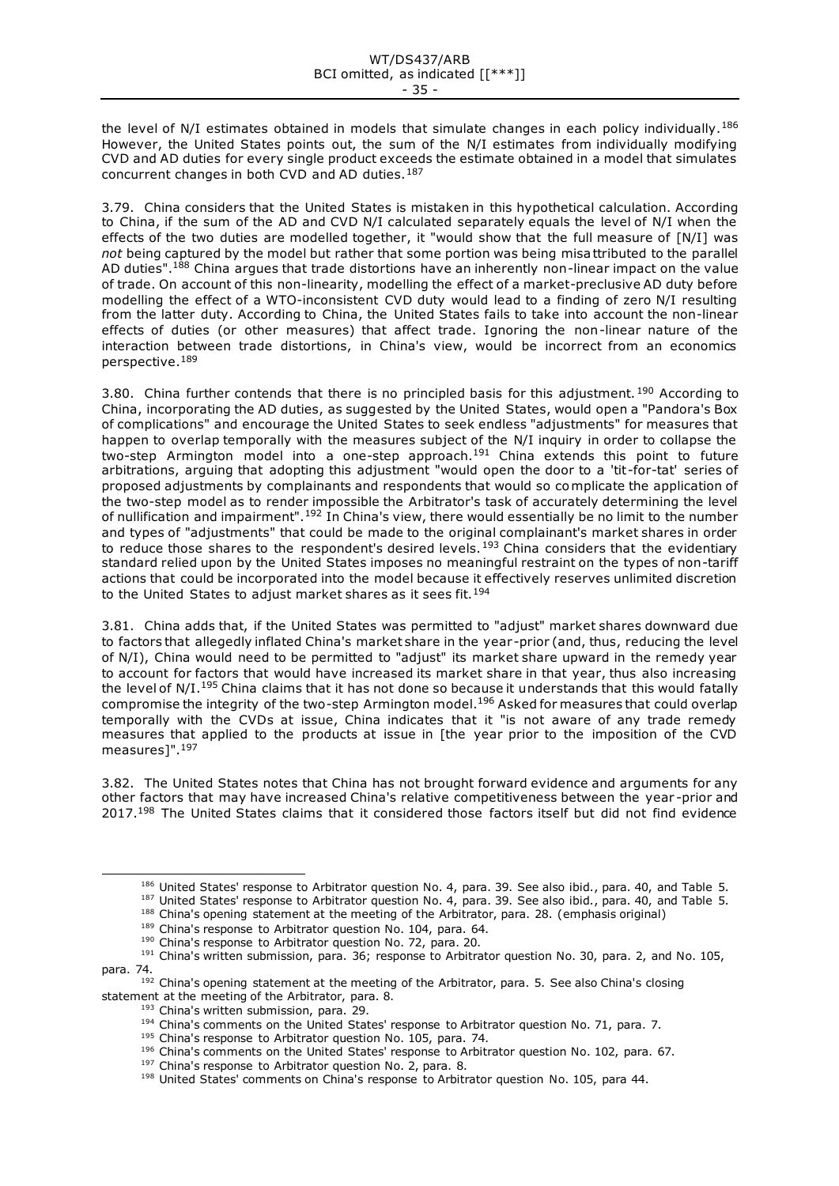the level of N/I estimates obtained in models that simulate changes in each policy individually.[186] However, the United States points out, the sum of the N/I estimates from individually modifying CVD and AD duties for every single product exceeds the estimate obtained in a model that simulates concurrent changes in both CVD and AD duties.[187]

3.79. China considers that the United States is mistaken in this hypothetical calculation. According to China, if the sum of the AD and CVD N/I calculated separately equals the level of N/I when the effects of the two duties are modelled together, it "would show that the full measure of [N/I] was *not* being captured by the model but rather that some portion was being misattributed to the parallel AD duties".[188] China argues that trade distortions have an inherently non-linear impact on the value of trade. On account of this non-linearity, modelling the effect of a market-preclusive AD duty before modelling the effect of a WTO-inconsistent CVD duty would lead to a finding of zero N/I resulting from the latter duty. According to China, the United States fails to take into account the non-linear effects of duties (or other measures) that affect trade. Ignoring the non-linear nature of the interaction between trade distortions, in China's view, would be incorrect from an economics perspective.[189]

3.80. China further contends that there is no principled basis for this adjustment.[190] According to China, incorporating the AD duties, as suggested by the United States, would open a "Pandora's Box of complications" and encourage the United States to seek endless "adjustments" for measures that happen to overlap temporally with the measures subject of the N/I inquiry in order to collapse the two-step Armington model into a one-step approach.[191] China extends this point to future arbitrations, arguing that adopting this adjustment "would open the door to a 'tit-for-tat' series of proposed adjustments by complainants and respondents that would so complicate the application of the two-step model as to render impossible the Arbitrator's task of accurately determining the level of nullification and impairment".[192] In China's view, there would essentially be no limit to the number and types of "adjustments" that could be made to the original complainant's market shares in order to reduce those shares to the respondent's desired levels.[193] China considers that the evidentiary standard relied upon by the United States imposes no meaningful restraint on the types of non-tariff actions that could be incorporated into the model because it effectively reserves unlimited discretion to the United States to adjust market shares as it sees fit.[194]

3.81. China adds that, if the United States was permitted to "adjust" market shares downward due to factors that allegedly inflated China's market share in the year-prior (and, thus, reducing the level of N/I), China would need to be permitted to "adjust" its market share upward in the remedy year to account for factors that would have increased its market share in that year, thus also increasing the level of N/I.[195] China claims that it has not done so because it understands that this would fatally compromise the integrity of the two-step Armington model.[196] Asked for measures that could overlap temporally with the CVDs at issue, China indicates that it "is not aware of any trade remedy measures that applied to the products at issue in [the year prior to the imposition of the CVD measures]".[197]

3.82. The United States notes that China has not brought forward evidence and arguments for any other factors that may have increased China's relative competitiveness between the year-prior and 2017.[198] The United States claims that it considered those factors itself but did not find evidence

---

[186] United States' response to Arbitrator question No. 4, para. 39. See also ibid., para. 40, and Table 5.

[187] United States' response to Arbitrator question No. 4, para. 39. See also ibid., para. 40, and Table 5.

[188] China's opening statement at the meeting of the Arbitrator, para. 28. (emphasis original)

[189] China's response to Arbitrator question No. 104, para. 64.

[190] China's response to Arbitrator question No. 72, para. 20.

[191] China's written submission, para. 36; response to Arbitrator question No. 30, para. 2, and No. 105, para. 74.

[192] China's opening statement at the meeting of the Arbitrator, para. 5. See also China's closing statement at the meeting of the Arbitrator, para. 8.

[193] China's written submission, para. 29.

[194] China's comments on the United States' response to Arbitrator question No. 71, para. 7.

[195] China's response to Arbitrator question No. 105, para. 74.

[196] China's comments on the United States' response to Arbitrator question No. 102, para. 67.

[197] China's response to Arbitrator question No. 2, para. 8.

[198] United States' comments on China's response to Arbitrator question No. 105, para 44.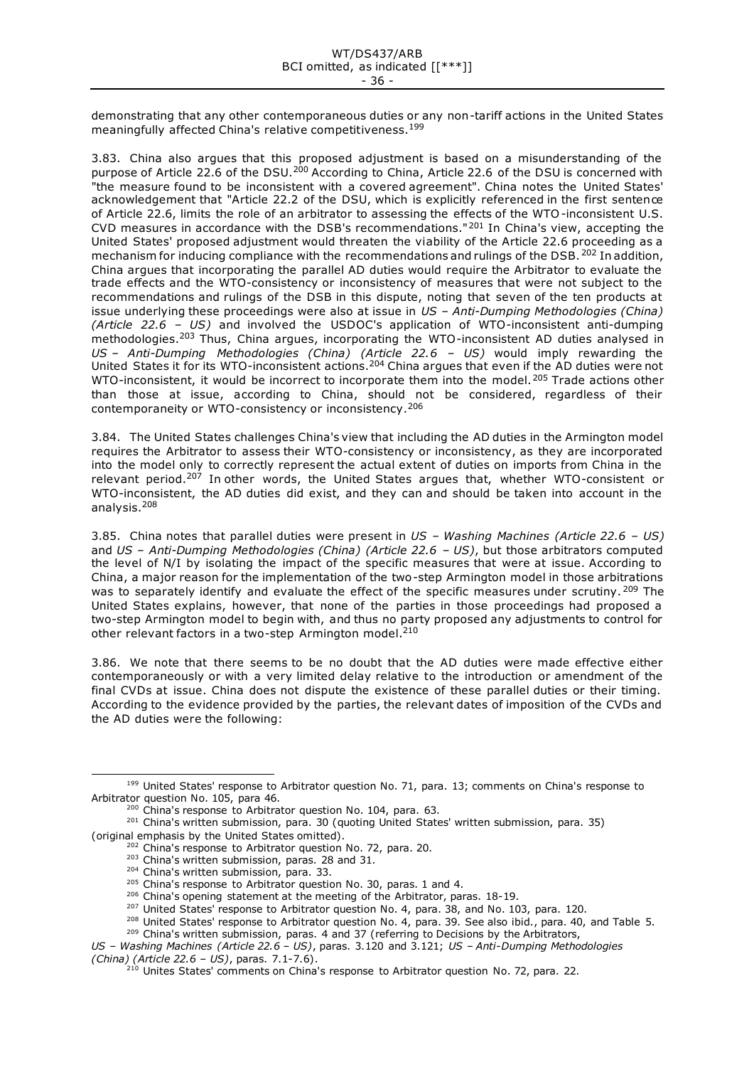demonstrating that any other contemporaneous duties or any non-tariff actions in the United States meaningfully affected China's relative competitiveness.[199]

3.83. China also argues that this proposed adjustment is based on a misunderstanding of the purpose of Article 22.6 of the DSU.[200] According to China, Article 22.6 of the DSU is concerned with "the measure found to be inconsistent with a covered agreement". China notes the United States' acknowledgement that "Article 22.2 of the DSU, which is explicitly referenced in the first sentence of Article 22.6, limits the role of an arbitrator to assessing the effects of the WTO-inconsistent U.S. CVD measures in accordance with the DSB's recommendations."[201] In China's view, accepting the United States' proposed adjustment would threaten the viability of the Article 22.6 proceeding as a mechanism for inducing compliance with the recommendations and rulings of the DSB.[202] In addition, China argues that incorporating the parallel AD duties would require the Arbitrator to evaluate the trade effects and the WTO-consistency or inconsistency of measures that were not subject to the recommendations and rulings of the DSB in this dispute, noting that seven of the ten products at issue underlying these proceedings were also at issue in *US – Anti-Dumping Methodologies (China) (Article 22.6 – US)* and involved the USDOC's application of WTO-inconsistent anti-dumping methodologies.[203] Thus, China argues, incorporating the WTO-inconsistent AD duties analysed in *US – Anti-Dumping Methodologies (China) (Article 22.6 – US)* would imply rewarding the United States it for its WTO-inconsistent actions.[204] China argues that even if the AD duties were not WTO-inconsistent, it would be incorrect to incorporate them into the model.[205] Trade actions other than those at issue, according to China, should not be considered, regardless of their contemporaneity or WTO-consistency or inconsistency.[206]

3.84. The United States challenges China's view that including the AD duties in the Armington model requires the Arbitrator to assess their WTO-consistency or inconsistency, as they are incorporated into the model only to correctly represent the actual extent of duties on imports from China in the relevant period.[207] In other words, the United States argues that, whether WTO-consistent or WTO-inconsistent, the AD duties did exist, and they can and should be taken into account in the analysis.[208]

3.85. China notes that parallel duties were present in *US – Washing Machines (Article 22.6 – US)* and *US – Anti-Dumping Methodologies (China) (Article 22.6 – US)*, but those arbitrators computed the level of N/I by isolating the impact of the specific measures that were at issue. According to China, a major reason for the implementation of the two-step Armington model in those arbitrations was to separately identify and evaluate the effect of the specific measures under scrutiny.[209] The United States explains, however, that none of the parties in those proceedings had proposed a two-step Armington model to begin with, and thus no party proposed any adjustments to control for other relevant factors in a two-step Armington model.[210]

3.86. We note that there seems to be no doubt that the AD duties were made effective either contemporaneously or with a very limited delay relative to the introduction or amendment of the final CVDs at issue. China does not dispute the existence of these parallel duties or their timing. According to the evidence provided by the parties, the relevant dates of imposition of the CVDs and the AD duties were the following:

---

[199] United States' response to Arbitrator question No. 71, para. 13; comments on China's response to Arbitrator question No. 105, para 46.

[200] China's response to Arbitrator question No. 104, para. 63.

[201] China's written submission, para. 30 (quoting United States' written submission, para. 35) (original emphasis by the United States omitted).

[202] China's response to Arbitrator question No. 72, para. 20.

[203] China's written submission, paras. 28 and 31.

[204] China's written submission, para. 33.

[205] China's response to Arbitrator question No. 30, paras. 1 and 4.

[206] China's opening statement at the meeting of the Arbitrator, paras. 18-19.

[207] United States' response to Arbitrator question No. 4, para. 38, and No. 103, para. 120.

[208] United States' response to Arbitrator question No. 4, para. 39. See also ibid., para. 40, and Table 5.

[209] China's written submission, paras. 4 and 37 (referring to Decisions by the Arbitrators, *US – Washing Machines (Article 22.6 – US)*, paras. 3.120 and 3.121; *US – Anti-Dumping Methodologies (China) (Article 22.6 – US)*, paras. 7.1-7.6).

[210] Unites States' comments on China's response to Arbitrator question No. 72, para. 22.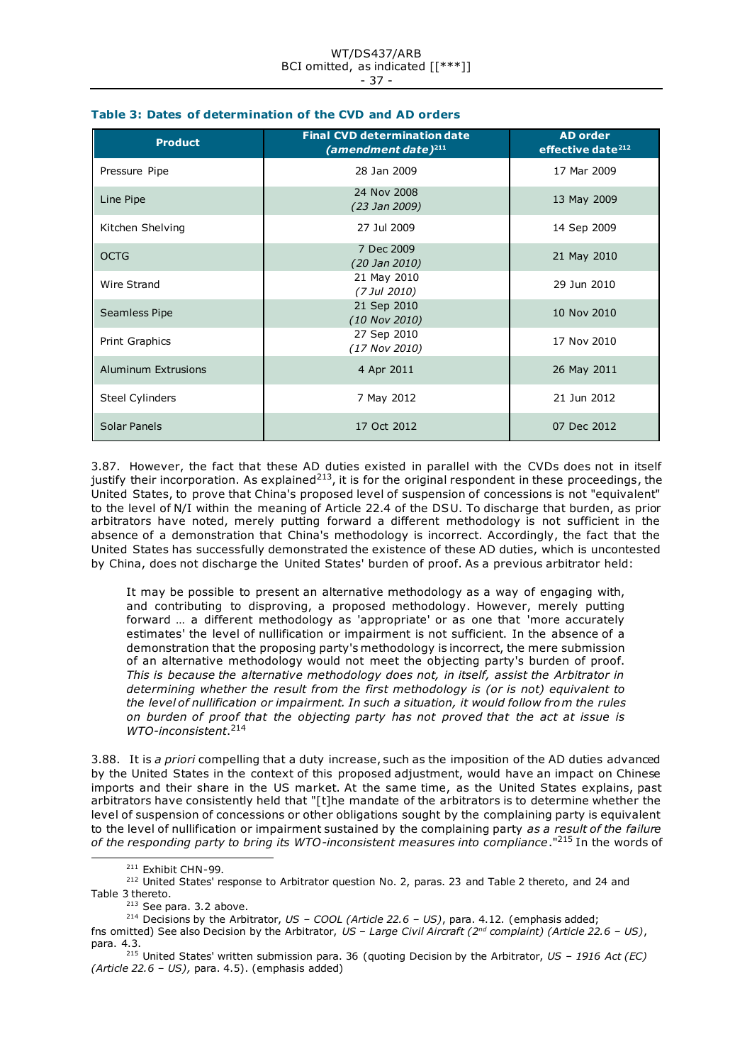**Table 3: Dates of determination of the CVD and AD orders**

| Product | Final CVD determination date *(amendment date)*[211] | AD order effective date[212] |
|---|---|---|
| Pressure Pipe | 28 Jan 2009 | 17 Mar 2009 |
| Line Pipe | 24 Nov 2008 *(23 Jan 2009)* | 13 May 2009 |
| Kitchen Shelving | 27 Jul 2009 | 14 Sep 2009 |
| OCTG | 7 Dec 2009 *(20 Jan 2010)* | 21 May 2010 |
| Wire Strand | 21 May 2010 *(7 Jul 2010)* | 29 Jun 2010 |
| Seamless Pipe | 21 Sep 2010 *(10 Nov 2010)* | 10 Nov 2010 |
| Print Graphics | 27 Sep 2010 *(17 Nov 2010)* | 17 Nov 2010 |
| Aluminum Extrusions | 4 Apr 2011 | 26 May 2011 |
| Steel Cylinders | 7 May 2012 | 21 Jun 2012 |
| Solar Panels | 17 Oct 2012 | 07 Dec 2012 |

3.87. However, the fact that these AD duties existed in parallel with the CVDs does not in itself justify their incorporation. As explained[213], it is for the original respondent in these proceedings, the United States, to prove that China's proposed level of suspension of concessions is not "equivalent" to the level of N/I within the meaning of Article 22.4 of the DSU. To discharge that burden, as prior arbitrators have noted, merely putting forward a different methodology is not sufficient in the absence of a demonstration that China's methodology is incorrect. Accordingly, the fact that the United States has successfully demonstrated the existence of these AD duties, which is uncontested by China, does not discharge the United States' burden of proof. As a previous arbitrator held:

> It may be possible to present an alternative methodology as a way of engaging with, and contributing to disproving, a proposed methodology. However, merely putting forward … a different methodology as 'appropriate' or as one that 'more accurately estimates' the level of nullification or impairment is not sufficient. In the absence of a demonstration that the proposing party's methodology is incorrect, the mere submission of an alternative methodology would not meet the objecting party's burden of proof. *This is because the alternative methodology does not, in itself, assist the Arbitrator in determining whether the result from the first methodology is (or is not) equivalent to the level of nullification or impairment. In such a situation, it would follow from the rules on burden of proof that the objecting party has not proved that the act at issue is WTO-inconsistent*.[214]

3.88. It is *a priori* compelling that a duty increase, such as the imposition of the AD duties advanced by the United States in the context of this proposed adjustment, would have an impact on Chinese imports and their share in the US market. At the same time, as the United States explains, past arbitrators have consistently held that "[t]he mandate of the arbitrators is to determine whether the level of suspension of concessions or other obligations sought by the complaining party is equivalent to the level of nullification or impairment sustained by the complaining party *as a result of the failure of the responding party to bring its WTO-inconsistent measures into compliance*."[215] In the words of

---

[211] Exhibit CHN-99.

[212] United States' response to Arbitrator question No. 2, paras. 23 and Table 2 thereto, and 24 and Table 3 thereto.

[213] See para. 3.2 above.

[214] Decisions by the Arbitrator, *US – COOL (Article 22.6 – US)*, para. 4.12. (emphasis added; fns omitted) See also Decision by the Arbitrator, *US – Large Civil Aircraft (2nd complaint) (Article 22.6 – US)*, para. 4.3.

[215] United States' written submission para. 36 (quoting Decision by the Arbitrator, *US – 1916 Act (EC) (Article 22.6 – US),* para. 4.5). (emphasis added)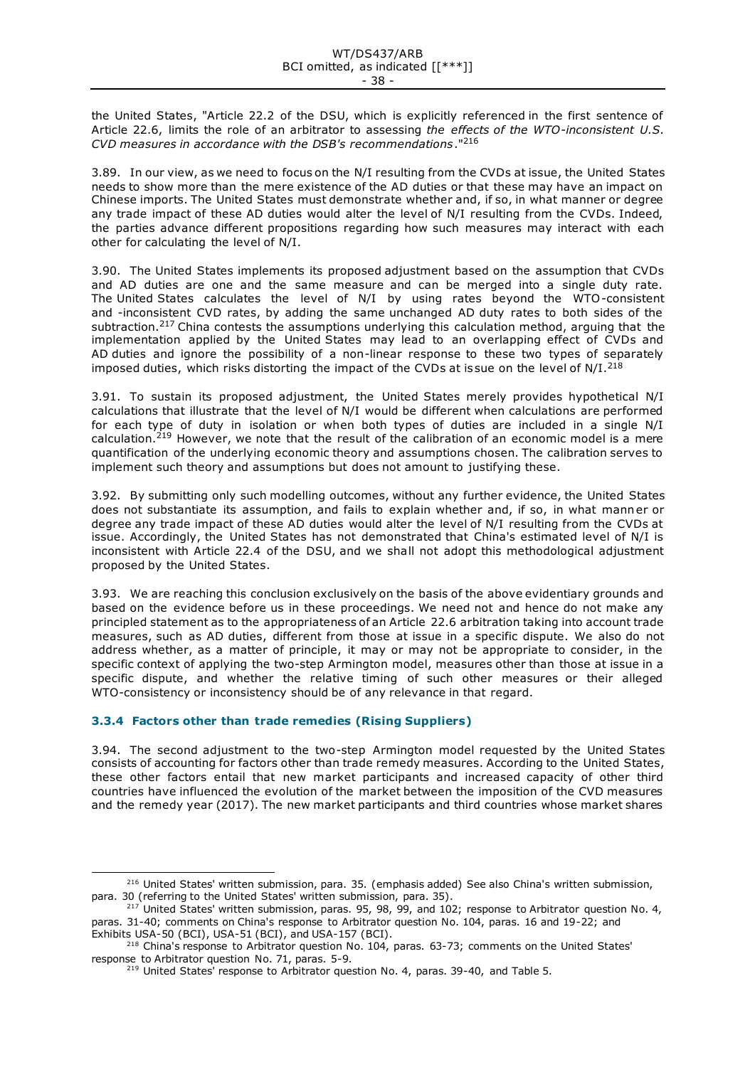the United States, "Article 22.2 of the DSU, which is explicitly referenced in the first sentence of Article 22.6, limits the role of an arbitrator to assessing *the effects of the WTO-inconsistent U.S. CVD measures in accordance with the DSB's recommendations*."[216]

3.89. In our view, as we need to focus on the N/I resulting from the CVDs at issue, the United States needs to show more than the mere existence of the AD duties or that these may have an impact on Chinese imports. The United States must demonstrate whether and, if so, in what manner or degree any trade impact of these AD duties would alter the level of N/I resulting from the CVDs. Indeed, the parties advance different propositions regarding how such measures may interact with each other for calculating the level of N/I.

3.90. The United States implements its proposed adjustment based on the assumption that CVDs and AD duties are one and the same measure and can be merged into a single duty rate. The United States calculates the level of N/I by using rates beyond the WTO-consistent and -inconsistent CVD rates, by adding the same unchanged AD duty rates to both sides of the subtraction.[217] China contests the assumptions underlying this calculation method, arguing that the implementation applied by the United States may lead to an overlapping effect of CVDs and AD duties and ignore the possibility of a non-linear response to these two types of separately imposed duties, which risks distorting the impact of the CVDs at issue on the level of N/I.[218]

3.91. To sustain its proposed adjustment, the United States merely provides hypothetical N/I calculations that illustrate that the level of N/I would be different when calculations are performed for each type of duty in isolation or when both types of duties are included in a single N/I calculation.[219] However, we note that the result of the calibration of an economic model is a mere quantification of the underlying economic theory and assumptions chosen. The calibration serves to implement such theory and assumptions but does not amount to justifying these.

3.92. By submitting only such modelling outcomes, without any further evidence, the United States does not substantiate its assumption, and fails to explain whether and, if so, in what manner or degree any trade impact of these AD duties would alter the level of N/I resulting from the CVDs at issue. Accordingly, the United States has not demonstrated that China's estimated level of N/I is inconsistent with Article 22.4 of the DSU, and we shall not adopt this methodological adjustment proposed by the United States.

3.93. We are reaching this conclusion exclusively on the basis of the above evidentiary grounds and based on the evidence before us in these proceedings. We need not and hence do not make any principled statement as to the appropriateness of an Article 22.6 arbitration taking into account trade measures, such as AD duties, different from those at issue in a specific dispute. We also do not address whether, as a matter of principle, it may or may not be appropriate to consider, in the specific context of applying the two-step Armington model, measures other than those at issue in a specific dispute, and whether the relative timing of such other measures or their alleged WTO-consistency or inconsistency should be of any relevance in that regard.

### 3.3.4 Factors other than trade remedies (Rising Suppliers)

3.94. The second adjustment to the two-step Armington model requested by the United States consists of accounting for factors other than trade remedy measures. According to the United States, these other factors entail that new market participants and increased capacity of other third countries have influenced the evolution of the market between the imposition of the CVD measures and the remedy year (2017). The new market participants and third countries whose market shares

---

[216] United States' written submission, para. 35. (emphasis added) See also China's written submission, para. 30 (referring to the United States' written submission, para. 35).

[217] United States' written submission, paras. 95, 98, 99, and 102; response to Arbitrator question No. 4, paras. 31-40; comments on China's response to Arbitrator question No. 104, paras. 16 and 19-22; and Exhibits USA-50 (BCI), USA-51 (BCI), and USA-157 (BCI).

[218] China's response to Arbitrator question No. 104, paras. 63-73; comments on the United States' response to Arbitrator question No. 71, paras. 5-9.

[219] United States' response to Arbitrator question No. 4, paras. 39-40, and Table 5.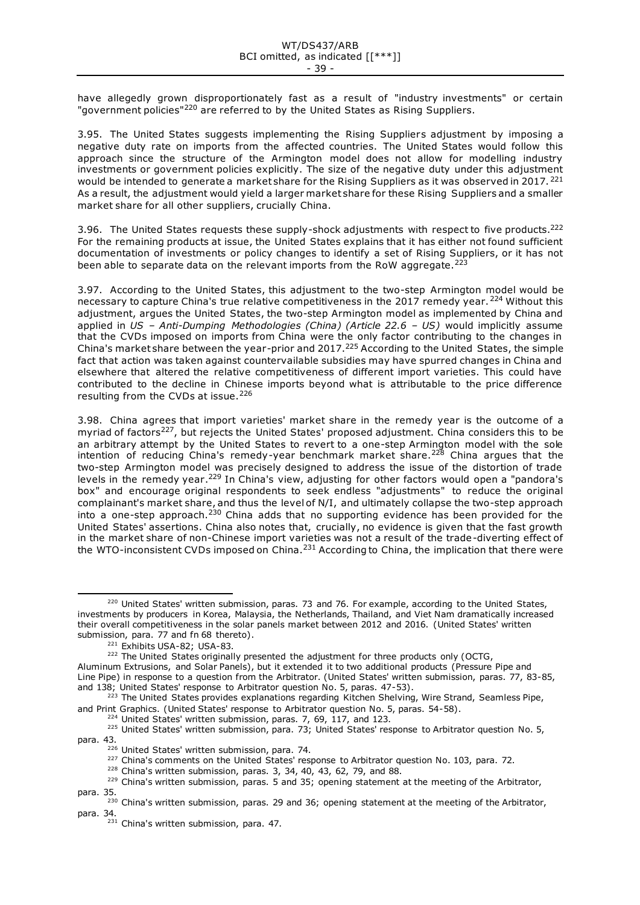have allegedly grown disproportionately fast as a result of "industry investments" or certain "government policies"[220] are referred to by the United States as Rising Suppliers.

3.95. The United States suggests implementing the Rising Suppliers adjustment by imposing a negative duty rate on imports from the affected countries. The United States would follow this approach since the structure of the Armington model does not allow for modelling industry investments or government policies explicitly. The size of the negative duty under this adjustment would be intended to generate a market share for the Rising Suppliers as it was observed in 2017.[221] As a result, the adjustment would yield a larger market share for these Rising Suppliers and a smaller market share for all other suppliers, crucially China.

3.96. The United States requests these supply-shock adjustments with respect to five products.[222] For the remaining products at issue, the United States explains that it has either not found sufficient documentation of investments or policy changes to identify a set of Rising Suppliers, or it has not been able to separate data on the relevant imports from the RoW aggregate.[223]

3.97. According to the United States, this adjustment to the two-step Armington model would be necessary to capture China's true relative competitiveness in the 2017 remedy year.[224] Without this adjustment, argues the United States, the two-step Armington model as implemented by China and applied in *US – Anti-Dumping Methodologies (China) (Article 22.6 – US)* would implicitly assume that the CVDs imposed on imports from China were the only factor contributing to the changes in China's market share between the year-prior and 2017.[225] According to the United States, the simple fact that action was taken against countervailable subsidies may have spurred changes in China and elsewhere that altered the relative competitiveness of different import varieties. This could have contributed to the decline in Chinese imports beyond what is attributable to the price difference resulting from the CVDs at issue.[226]

3.98. China agrees that import varieties' market share in the remedy year is the outcome of a myriad of factors[227], but rejects the United States' proposed adjustment. China considers this to be an arbitrary attempt by the United States to revert to a one-step Armington model with the sole intention of reducing China's remedy-year benchmark market share.[228] China argues that the two-step Armington model was precisely designed to address the issue of the distortion of trade levels in the remedy year.[229] In China's view, adjusting for other factors would open a "pandora's box" and encourage original respondents to seek endless "adjustments" to reduce the original complainant's market share, and thus the level of N/I, and ultimately collapse the two-step approach into a one-step approach.[230] China adds that no supporting evidence has been provided for the United States' assertions. China also notes that, crucially, no evidence is given that the fast growth in the market share of non-Chinese import varieties was not a result of the trade-diverting effect of the WTO-inconsistent CVDs imposed on China.[231] According to China, the implication that there were

---

[220] United States' written submission, paras. 73 and 76. For example, according to the United States, investments by producers in Korea, Malaysia, the Netherlands, Thailand, and Viet Nam dramatically increased their overall competitiveness in the solar panels market between 2012 and 2016. (United States' written submission, para. 77 and fn 68 thereto).

[221] Exhibits USA-82; USA-83.

[222] The United States originally presented the adjustment for three products only (OCTG, Aluminum Extrusions, and Solar Panels), but it extended it to two additional products (Pressure Pipe and Line Pipe) in response to a question from the Arbitrator. (United States' written submission, paras. 77, 83-85, and 138; United States' response to Arbitrator question No. 5, paras. 47-53).

[223] The United States provides explanations regarding Kitchen Shelving, Wire Strand, Seamless Pipe, and Print Graphics. (United States' response to Arbitrator question No. 5, paras. 54-58).

[224] United States' written submission, paras. 7, 69, 117, and 123.

[225] United States' written submission, para. 73; United States' response to Arbitrator question No. 5, para. 43.

[226] United States' written submission, para. 74.

[227] China's comments on the United States' response to Arbitrator question No. 103, para. 72.

[228] China's written submission, paras. 3, 34, 40, 43, 62, 79, and 88.

[229] China's written submission, paras. 5 and 35; opening statement at the meeting of the Arbitrator, para. 35.

[230] China's written submission, paras. 29 and 36; opening statement at the meeting of the Arbitrator, para. 34.

[231] China's written submission, para. 47.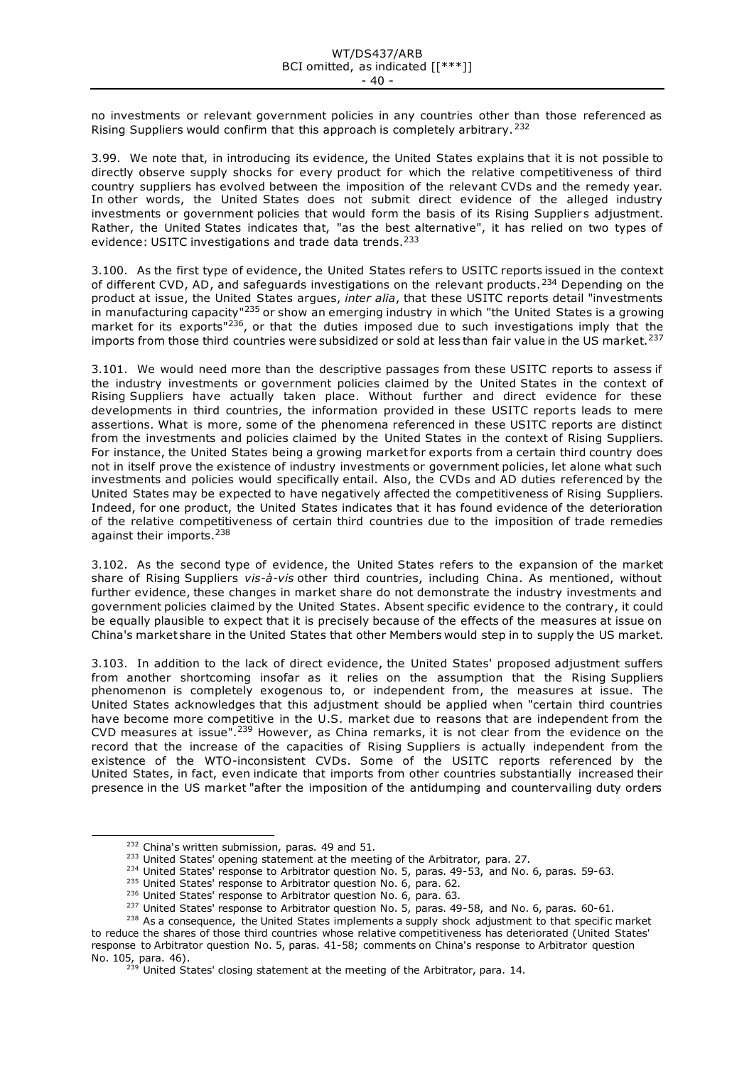no investments or relevant government policies in any countries other than those referenced as Rising Suppliers would confirm that this approach is completely arbitrary.[232]

3.99. We note that, in introducing its evidence, the United States explains that it is not possible to directly observe supply shocks for every product for which the relative competitiveness of third country suppliers has evolved between the imposition of the relevant CVDs and the remedy year. In other words, the United States does not submit direct evidence of the alleged industry investments or government policies that would form the basis of its Rising Suppliers adjustment. Rather, the United States indicates that, "as the best alternative", it has relied on two types of evidence: USITC investigations and trade data trends.[233]

3.100. As the first type of evidence, the United States refers to USITC reports issued in the context of different CVD, AD, and safeguards investigations on the relevant products.[234] Depending on the product at issue, the United States argues, *inter alia*, that these USITC reports detail "investments in manufacturing capacity"[235] or show an emerging industry in which "the United States is a growing market for its exports"[236], or that the duties imposed due to such investigations imply that the imports from those third countries were subsidized or sold at less than fair value in the US market.[237]

3.101. We would need more than the descriptive passages from these USITC reports to assess if the industry investments or government policies claimed by the United States in the context of Rising Suppliers have actually taken place. Without further and direct evidence for these developments in third countries, the information provided in these USITC reports leads to mere assertions. What is more, some of the phenomena referenced in these USITC reports are distinct from the investments and policies claimed by the United States in the context of Rising Suppliers. For instance, the United States being a growing market for exports from a certain third country does not in itself prove the existence of industry investments or government policies, let alone what such investments and policies would specifically entail. Also, the CVDs and AD duties referenced by the United States may be expected to have negatively affected the competitiveness of Rising Suppliers. Indeed, for one product, the United States indicates that it has found evidence of the deterioration of the relative competitiveness of certain third countries due to the imposition of trade remedies against their imports.[238]

3.102. As the second type of evidence, the United States refers to the expansion of the market share of Rising Suppliers *vis-à-vis* other third countries, including China. As mentioned, without further evidence, these changes in market share do not demonstrate the industry investments and government policies claimed by the United States. Absent specific evidence to the contrary, it could be equally plausible to expect that it is precisely because of the effects of the measures at issue on China's market share in the United States that other Members would step in to supply the US market.

3.103. In addition to the lack of direct evidence, the United States' proposed adjustment suffers from another shortcoming insofar as it relies on the assumption that the Rising Suppliers phenomenon is completely exogenous to, or independent from, the measures at issue. The United States acknowledges that this adjustment should be applied when "certain third countries have become more competitive in the U.S. market due to reasons that are independent from the CVD measures at issue".[239] However, as China remarks, it is not clear from the evidence on the record that the increase of the capacities of Rising Suppliers is actually independent from the existence of the WTO-inconsistent CVDs. Some of the USITC reports referenced by the United States, in fact, even indicate that imports from other countries substantially increased their presence in the US market "after the imposition of the antidumping and countervailing duty orders

---

[232] China's written submission, paras. 49 and 51.

[233] United States' opening statement at the meeting of the Arbitrator, para. 27.

[234] United States' response to Arbitrator question No. 5, paras. 49-53, and No. 6, paras. 59-63.

[235] United States' response to Arbitrator question No. 6, para. 62.

[236] United States' response to Arbitrator question No. 6, para. 63.

[237] United States' response to Arbitrator question No. 5, paras. 49-58, and No. 6, paras. 60-61.

[238] As a consequence, the United States implements a supply shock adjustment to that specific market to reduce the shares of those third countries whose relative competitiveness has deteriorated (United States' response to Arbitrator question No. 5, paras. 41-58; comments on China's response to Arbitrator question No. 105, para. 46).

[239] United States' closing statement at the meeting of the Arbitrator, para. 14.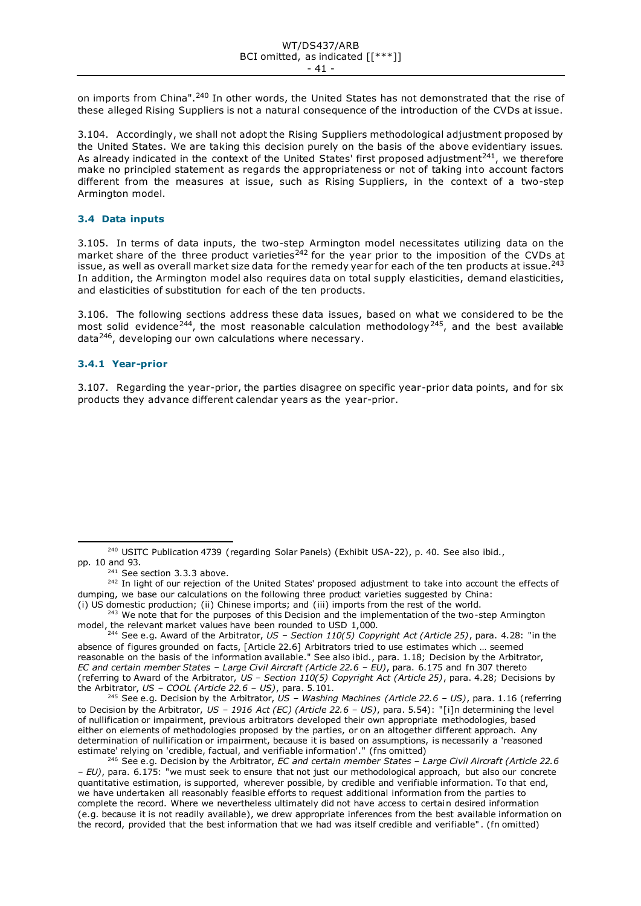on imports from China".[240] In other words, the United States has not demonstrated that the rise of these alleged Rising Suppliers is not a natural consequence of the introduction of the CVDs at issue.

3.104. Accordingly, we shall not adopt the Rising Suppliers methodological adjustment proposed by the United States. We are taking this decision purely on the basis of the above evidentiary issues. As already indicated in the context of the United States' first proposed adjustment[241], we therefore make no principled statement as regards the appropriateness or not of taking into account factors different from the measures at issue, such as Rising Suppliers, in the context of a two-step Armington model.

### 3.4 Data inputs

3.105. In terms of data inputs, the two-step Armington model necessitates utilizing data on the market share of the three product varieties[242] for the year prior to the imposition of the CVDs at issue, as well as overall market size data for the remedy year for each of the ten products at issue.[243] In addition, the Armington model also requires data on total supply elasticities, demand elasticities, and elasticities of substitution for each of the ten products.

3.106. The following sections address these data issues, based on what we considered to be the most solid evidence[244], the most reasonable calculation methodology[245], and the best available data[246], developing our own calculations where necessary.

#### 3.4.1 Year-prior

3.107. Regarding the year-prior, the parties disagree on specific year-prior data points, and for six products they advance different calendar years as the year-prior.

---

[240] USITC Publication 4739 (regarding Solar Panels) (Exhibit USA-22), p. 40. See also ibid., pp. 10 and 93.

[241] See section 3.3.3 above.

[242] In light of our rejection of the United States' proposed adjustment to take into account the effects of dumping, we base our calculations on the following three product varieties suggested by China: (i) US domestic production; (ii) Chinese imports; and (iii) imports from the rest of the world.

[243] We note that for the purposes of this Decision and the implementation of the two-step Armington model, the relevant market values have been rounded to USD 1,000.

[244] See e.g. Award of the Arbitrator, *US – Section 110(5) Copyright Act (Article 25)*, para. 4.28: "in the absence of figures grounded on facts, [Article 22.6] Arbitrators tried to use estimates which … seemed reasonable on the basis of the information available." See also ibid., para. 1.18; Decision by the Arbitrator, *EC and certain member States – Large Civil Aircraft (Article 22.6 – EU)*, para. 6.175 and fn 307 thereto (referring to Award of the Arbitrator, *US – Section 110(5) Copyright Act (Article 25)*, para. 4.28; Decisions by the Arbitrator, *US – COOL (Article 22.6 – US)*, para. 5.101.

[245] See e.g. Decision by the Arbitrator, *US – Washing Machines (Article 22.6 – US)*, para. 1.16 (referring to Decision by the Arbitrator, *US – 1916 Act (EC) (Article 22.6 – US)*, para. 5.54): "[i]n determining the level of nullification or impairment, previous arbitrators developed their own appropriate methodologies, based either on elements of methodologies proposed by the parties, or on an altogether different approach. Any determination of nullification or impairment, because it is based on assumptions, is necessarily a 'reasoned estimate' relying on 'credible, factual, and verifiable information'." (fns omitted)

[246] See e.g. Decision by the Arbitrator, *EC and certain member States – Large Civil Aircraft (Article 22.6 – EU)*, para. 6.175: "we must seek to ensure that not just our methodological approach, but also our concrete quantitative estimation, is supported, wherever possible, by credible and verifiable information. To that end, we have undertaken all reasonably feasible efforts to request additional information from the parties to complete the record. Where we nevertheless ultimately did not have access to certain desired information (e.g. because it is not readily available), we drew appropriate inferences from the best available information on the record, provided that the best information that we had was itself credible and verifiable". (fn omitted)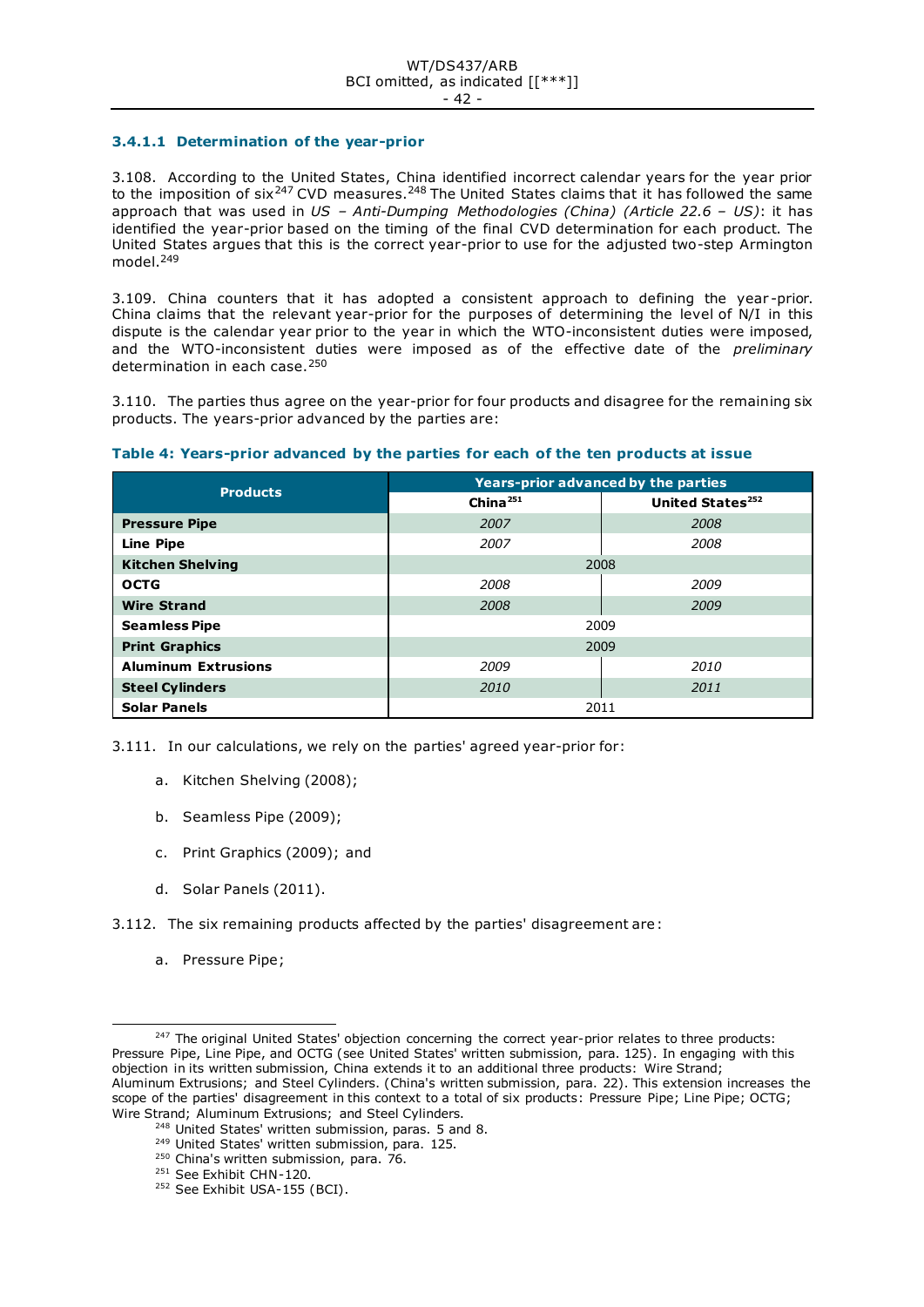#### 3.4.1.1 Determination of the year-prior

3.108. According to the United States, China identified incorrect calendar years for the year prior to the imposition of six[247] CVD measures.[248] The United States claims that it has followed the same approach that was used in *US – Anti-Dumping Methodologies (China) (Article 22.6 – US)*: it has identified the year-prior based on the timing of the final CVD determination for each product. The United States argues that this is the correct year-prior to use for the adjusted two-step Armington model.[249]

3.109. China counters that it has adopted a consistent approach to defining the year-prior. China claims that the relevant year-prior for the purposes of determining the level of N/I in this dispute is the calendar year prior to the year in which the WTO-inconsistent duties were imposed, and the WTO-inconsistent duties were imposed as of the effective date of the *preliminary* determination in each case.[250]

3.110. The parties thus agree on the year-prior for four products and disagree for the remaining six products. The years-prior advanced by the parties are:

**Table 4: Years-prior advanced by the parties for each of the ten products at issue**

| Products | Years-prior advanced by the parties | |
|---|---|---|
| | China[251] | United States[252] |
| **Pressure Pipe** | *2007* | *2008* |
| **Line Pipe** | *2007* | *2008* |
| **Kitchen Shelving** | 2008 | |
| **OCTG** | *2008* | *2009* |
| **Wire Strand** | *2008* | *2009* |
| **Seamless Pipe** | 2009 | |
| **Print Graphics** | 2009 | |
| **Aluminum Extrusions** | *2009* | *2010* |
| **Steel Cylinders** | *2010* | *2011* |
| **Solar Panels** | 2011 | |

3.111. In our calculations, we rely on the parties' agreed year-prior for:

a. Kitchen Shelving (2008);

b. Seamless Pipe (2009);

c. Print Graphics (2009); and

d. Solar Panels (2011).

3.112. The six remaining products affected by the parties' disagreement are:

a. Pressure Pipe;

---

[247] The original United States' objection concerning the correct year-prior relates to three products: Pressure Pipe, Line Pipe, and OCTG (see United States' written submission, para. 125). In engaging with this objection in its written submission, China extends it to an additional three products: Wire Strand; Aluminum Extrusions; and Steel Cylinders. (China's written submission, para. 22). This extension increases the scope of the parties' disagreement in this context to a total of six products: Pressure Pipe; Line Pipe; OCTG; Wire Strand; Aluminum Extrusions; and Steel Cylinders.

[248] United States' written submission, paras. 5 and 8.

[249] United States' written submission, para. 125.

[250] China's written submission, para. 76.

[251] See Exhibit CHN-120.

[252] See Exhibit USA-155 (BCI).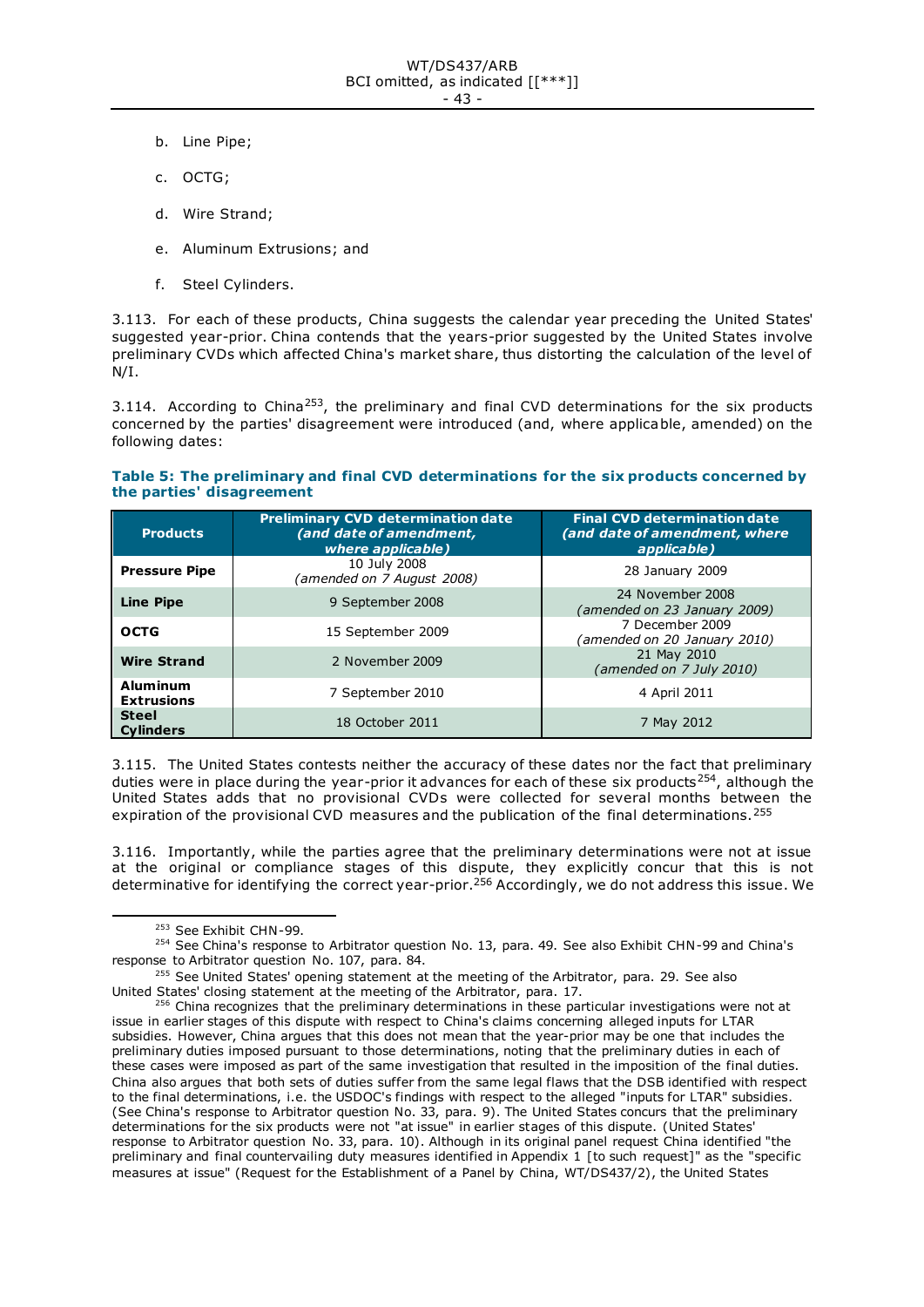b. Line Pipe;

c. OCTG;

d. Wire Strand;

e. Aluminum Extrusions; and

f. Steel Cylinders.

3.113. For each of these products, China suggests the calendar year preceding the United States' suggested year-prior. China contends that the years-prior suggested by the United States involve preliminary CVDs which affected China's market share, thus distorting the calculation of the level of N/I.

3.114. According to China[253], the preliminary and final CVD determinations for the six products concerned by the parties' disagreement were introduced (and, where applicable, amended) on the following dates:

**Table 5: The preliminary and final CVD determinations for the six products concerned by the parties' disagreement**

| Products | Preliminary CVD determination date *(and date of amendment, where applicable)* | Final CVD determination date *(and date of amendment, where applicable)* |
|---|---|---|
| **Pressure Pipe** | 10 July 2008 *(amended on 7 August 2008)* | 28 January 2009 |
| **Line Pipe** | 9 September 2008 | 24 November 2008 *(amended on 23 January 2009)* |
| **OCTG** | 15 September 2009 | 7 December 2009 *(amended on 20 January 2010)* |
| **Wire Strand** | 2 November 2009 | 21 May 2010 *(amended on 7 July 2010)* |
| **Aluminum Extrusions** | 7 September 2010 | 4 April 2011 |
| **Steel Cylinders** | 18 October 2011 | 7 May 2012 |

3.115. The United States contests neither the accuracy of these dates nor the fact that preliminary duties were in place during the year-prior it advances for each of these six products[254], although the United States adds that no provisional CVDs were collected for several months between the expiration of the provisional CVD measures and the publication of the final determinations.[255]

3.116. Importantly, while the parties agree that the preliminary determinations were not at issue at the original or compliance stages of this dispute, they explicitly concur that this is not determinative for identifying the correct year-prior.[256] Accordingly, we do not address this issue. We

[253] See Exhibit CHN-99.

[254] See China's response to Arbitrator question No. 13, para. 49. See also Exhibit CHN-99 and China's response to Arbitrator question No. 107, para. 84.

[255] See United States' opening statement at the meeting of the Arbitrator, para. 29. See also United States' closing statement at the meeting of the Arbitrator, para. 17.

[256] China recognizes that the preliminary determinations in these particular investigations were not at issue in earlier stages of this dispute with respect to China's claims concerning alleged inputs for LTAR subsidies. However, China argues that this does not mean that the year-prior may be one that includes the preliminary duties imposed pursuant to those determinations, noting that the preliminary duties in each of these cases were imposed as part of the same investigation that resulted in the imposition of the final duties. China also argues that both sets of duties suffer from the same legal flaws that the DSB identified with respect to the final determinations, i.e. the USDOC's findings with respect to the alleged "inputs for LTAR" subsidies. (See China's response to Arbitrator question No. 33, para. 9). The United States concurs that the preliminary determinations for the six products were not "at issue" in earlier stages of this dispute. (United States' response to Arbitrator question No. 33, para. 10). Although in its original panel request China identified "the preliminary and final countervailing duty measures identified in Appendix 1 [to such request]" as the "specific measures at issue" (Request for the Establishment of a Panel by China, WT/DS437/2), the United States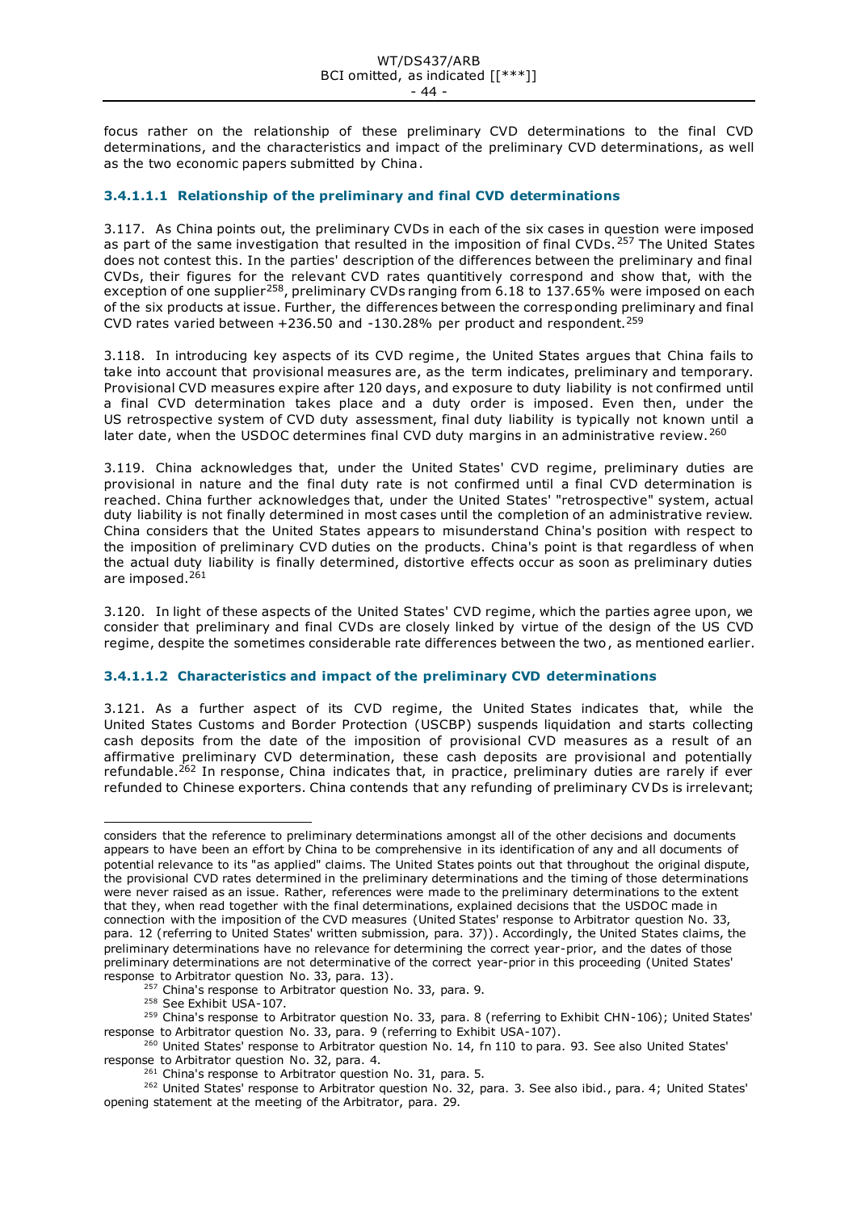focus rather on the relationship of these preliminary CVD determinations to the final CVD determinations, and the characteristics and impact of the preliminary CVD determinations, as well as the two economic papers submitted by China.

#### 3.4.1.1.1 Relationship of the preliminary and final CVD determinations

3.117. As China points out, the preliminary CVDs in each of the six cases in question were imposed as part of the same investigation that resulted in the imposition of final CVDs.[257] The United States does not contest this. In the parties' description of the differences between the preliminary and final CVDs, their figures for the relevant CVD rates quantitively correspond and show that, with the exception of one supplier[258], preliminary CVDs ranging from 6.18 to 137.65% were imposed on each of the six products at issue. Further, the differences between the corresponding preliminary and final CVD rates varied between +236.50 and -130.28% per product and respondent.[259]

3.118. In introducing key aspects of its CVD regime, the United States argues that China fails to take into account that provisional measures are, as the term indicates, preliminary and temporary. Provisional CVD measures expire after 120 days, and exposure to duty liability is not confirmed until a final CVD determination takes place and a duty order is imposed. Even then, under the US retrospective system of CVD duty assessment, final duty liability is typically not known until a later date, when the USDOC determines final CVD duty margins in an administrative review.[260]

3.119. China acknowledges that, under the United States' CVD regime, preliminary duties are provisional in nature and the final duty rate is not confirmed until a final CVD determination is reached. China further acknowledges that, under the United States' "retrospective" system, actual duty liability is not finally determined in most cases until the completion of an administrative review. China considers that the United States appears to misunderstand China's position with respect to the imposition of preliminary CVD duties on the products. China's point is that regardless of when the actual duty liability is finally determined, distortive effects occur as soon as preliminary duties are imposed.[261]

3.120. In light of these aspects of the United States' CVD regime, which the parties agree upon, we consider that preliminary and final CVDs are closely linked by virtue of the design of the US CVD regime, despite the sometimes considerable rate differences between the two, as mentioned earlier.

#### 3.4.1.1.2 Characteristics and impact of the preliminary CVD determinations

3.121. As a further aspect of its CVD regime, the United States indicates that, while the United States Customs and Border Protection (USCBP) suspends liquidation and starts collecting cash deposits from the date of the imposition of provisional CVD measures as a result of an affirmative preliminary CVD determination, these cash deposits are provisional and potentially refundable.[262] In response, China indicates that, in practice, preliminary duties are rarely if ever refunded to Chinese exporters. China contends that any refunding of preliminary CVDs is irrelevant;

---

considers that the reference to preliminary determinations amongst all of the other decisions and documents appears to have been an effort by China to be comprehensive in its identification of any and all documents of potential relevance to its "as applied" claims. The United States points out that throughout the original dispute, the provisional CVD rates determined in the preliminary determinations and the timing of those determinations were never raised as an issue. Rather, references were made to the preliminary determinations to the extent that they, when read together with the final determinations, explained decisions that the USDOC made in connection with the imposition of the CVD measures (United States' response to Arbitrator question No. 33, para. 12 (referring to United States' written submission, para. 37)). Accordingly, the United States claims, the preliminary determinations have no relevance for determining the correct year-prior, and the dates of those preliminary determinations are not determinative of the correct year-prior in this proceeding (United States' response to Arbitrator question No. 33, para. 13).

[257] China's response to Arbitrator question No. 33, para. 9.

[258] See Exhibit USA-107.

[259] China's response to Arbitrator question No. 33, para. 8 (referring to Exhibit CHN-106); United States' response to Arbitrator question No. 33, para. 9 (referring to Exhibit USA-107).

[260] United States' response to Arbitrator question No. 14, fn 110 to para. 93. See also United States' response to Arbitrator question No. 32, para. 4.

[261] China's response to Arbitrator question No. 31, para. 5.

[262] United States' response to Arbitrator question No. 32, para. 3. See also ibid., para. 4; United States' opening statement at the meeting of the Arbitrator, para. 29.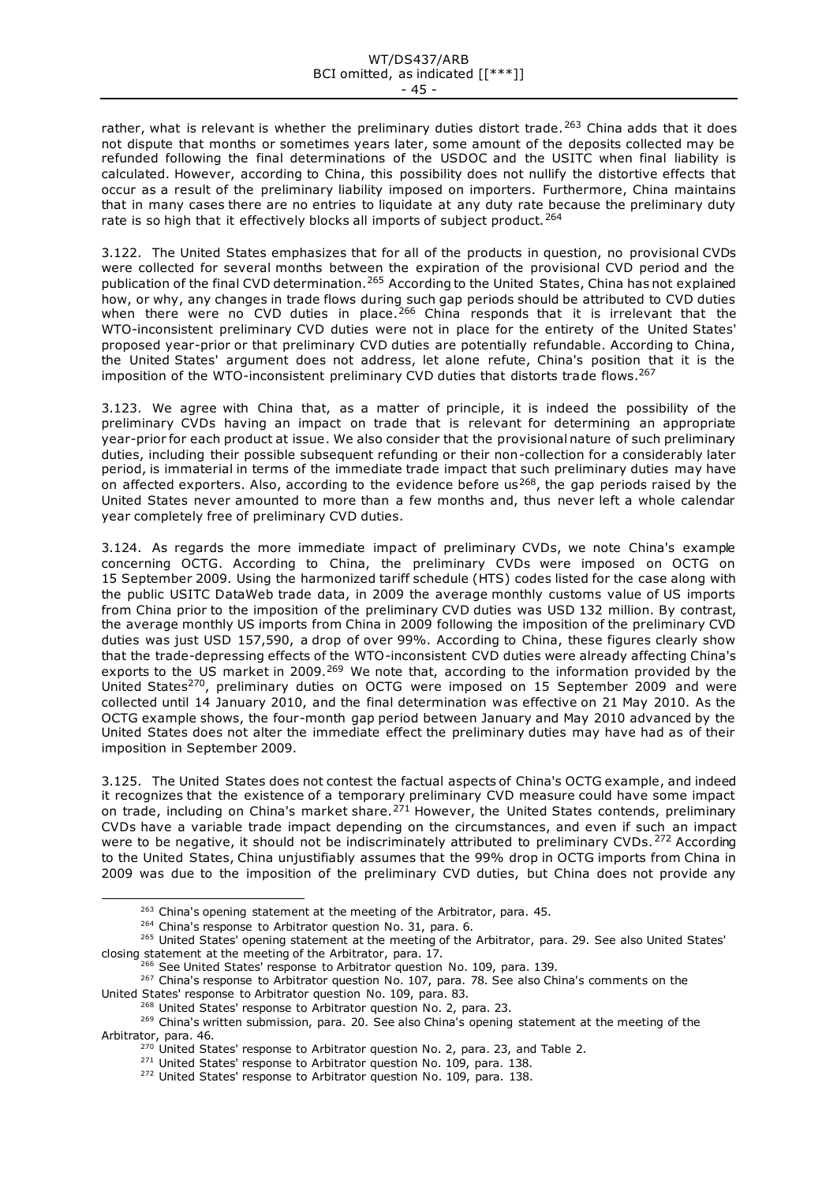rather, what is relevant is whether the preliminary duties distort trade.[263] China adds that it does not dispute that months or sometimes years later, some amount of the deposits collected may be refunded following the final determinations of the USDOC and the USITC when final liability is calculated. However, according to China, this possibility does not nullify the distortive effects that occur as a result of the preliminary liability imposed on importers. Furthermore, China maintains that in many cases there are no entries to liquidate at any duty rate because the preliminary duty rate is so high that it effectively blocks all imports of subject product.[264]

3.122. The United States emphasizes that for all of the products in question, no provisional CVDs were collected for several months between the expiration of the provisional CVD period and the publication of the final CVD determination.[265] According to the United States, China has not explained how, or why, any changes in trade flows during such gap periods should be attributed to CVD duties when there were no CVD duties in place.[266] China responds that it is irrelevant that the WTO-inconsistent preliminary CVD duties were not in place for the entirety of the United States' proposed year-prior or that preliminary CVD duties are potentially refundable. According to China, the United States' argument does not address, let alone refute, China's position that it is the imposition of the WTO-inconsistent preliminary CVD duties that distorts trade flows.[267]

3.123. We agree with China that, as a matter of principle, it is indeed the possibility of the preliminary CVDs having an impact on trade that is relevant for determining an appropriate year-prior for each product at issue. We also consider that the provisional nature of such preliminary duties, including their possible subsequent refunding or their non-collection for a considerably later period, is immaterial in terms of the immediate trade impact that such preliminary duties may have on affected exporters. Also, according to the evidence before us[268], the gap periods raised by the United States never amounted to more than a few months and, thus never left a whole calendar year completely free of preliminary CVD duties.

3.124. As regards the more immediate impact of preliminary CVDs, we note China's example concerning OCTG. According to China, the preliminary CVDs were imposed on OCTG on 15 September 2009. Using the harmonized tariff schedule (HTS) codes listed for the case along with the public USITC DataWeb trade data, in 2009 the average monthly customs value of US imports from China prior to the imposition of the preliminary CVD duties was USD 132 million. By contrast, the average monthly US imports from China in 2009 following the imposition of the preliminary CVD duties was just USD 157,590, a drop of over 99%. According to China, these figures clearly show that the trade-depressing effects of the WTO-inconsistent CVD duties were already affecting China's exports to the US market in 2009.[269] We note that, according to the information provided by the United States[270], preliminary duties on OCTG were imposed on 15 September 2009 and were collected until 14 January 2010, and the final determination was effective on 21 May 2010. As the OCTG example shows, the four-month gap period between January and May 2010 advanced by the United States does not alter the immediate effect the preliminary duties may have had as of their imposition in September 2009.

3.125. The United States does not contest the factual aspects of China's OCTG example, and indeed it recognizes that the existence of a temporary preliminary CVD measure could have some impact on trade, including on China's market share.[271] However, the United States contends, preliminary CVDs have a variable trade impact depending on the circumstances, and even if such an impact were to be negative, it should not be indiscriminately attributed to preliminary CVDs.[272] According to the United States, China unjustifiably assumes that the 99% drop in OCTG imports from China in 2009 was due to the imposition of the preliminary CVD duties, but China does not provide any

[263] China's opening statement at the meeting of the Arbitrator, para. 45.

[264] China's response to Arbitrator question No. 31, para. 6.

[265] United States' opening statement at the meeting of the Arbitrator, para. 29. See also United States' closing statement at the meeting of the Arbitrator, para. 17.

[266] See United States' response to Arbitrator question No. 109, para. 139.

[267] China's response to Arbitrator question No. 107, para. 78. See also China's comments on the United States' response to Arbitrator question No. 109, para. 83.

[268] United States' response to Arbitrator question No. 2, para. 23.

[269] China's written submission, para. 20. See also China's opening statement at the meeting of the Arbitrator, para. 46.

[270] United States' response to Arbitrator question No. 2, para. 23, and Table 2.

[271] United States' response to Arbitrator question No. 109, para. 138.

[272] United States' response to Arbitrator question No. 109, para. 138.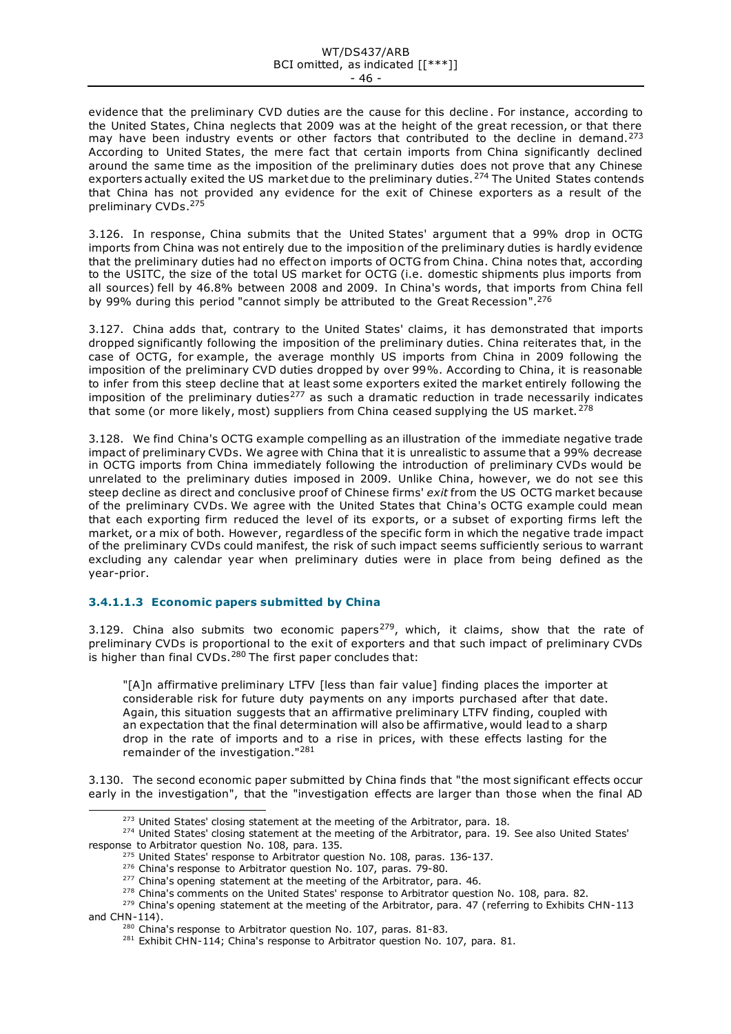evidence that the preliminary CVD duties are the cause for this decline. For instance, according to the United States, China neglects that 2009 was at the height of the great recession, or that there may have been industry events or other factors that contributed to the decline in demand.[273] According to United States, the mere fact that certain imports from China significantly declined around the same time as the imposition of the preliminary duties does not prove that any Chinese exporters actually exited the US market due to the preliminary duties.[274] The United States contends that China has not provided any evidence for the exit of Chinese exporters as a result of the preliminary CVDs.[275]

3.126. In response, China submits that the United States' argument that a 99% drop in OCTG imports from China was not entirely due to the imposition of the preliminary duties is hardly evidence that the preliminary duties had no effect on imports of OCTG from China. China notes that, according to the USITC, the size of the total US market for OCTG (i.e. domestic shipments plus imports from all sources) fell by 46.8% between 2008 and 2009. In China's words, that imports from China fell by 99% during this period "cannot simply be attributed to the Great Recession".[276]

3.127. China adds that, contrary to the United States' claims, it has demonstrated that imports dropped significantly following the imposition of the preliminary duties. China reiterates that, in the case of OCTG, for example, the average monthly US imports from China in 2009 following the imposition of the preliminary CVD duties dropped by over 99%. According to China, it is reasonable to infer from this steep decline that at least some exporters exited the market entirely following the imposition of the preliminary duties[277] as such a dramatic reduction in trade necessarily indicates that some (or more likely, most) suppliers from China ceased supplying the US market.[278]

3.128. We find China's OCTG example compelling as an illustration of the immediate negative trade impact of preliminary CVDs. We agree with China that it is unrealistic to assume that a 99% decrease in OCTG imports from China immediately following the introduction of preliminary CVDs would be unrelated to the preliminary duties imposed in 2009. Unlike China, however, we do not see this steep decline as direct and conclusive proof of Chinese firms' *exit* from the US OCTG market because of the preliminary CVDs. We agree with the United States that China's OCTG example could mean that each exporting firm reduced the level of its exports, or a subset of exporting firms left the market, or a mix of both. However, regardless of the specific form in which the negative trade impact of the preliminary CVDs could manifest, the risk of such impact seems sufficiently serious to warrant excluding any calendar year when preliminary duties were in place from being defined as the year-prior.

#### 3.4.1.1.3 Economic papers submitted by China

3.129. China also submits two economic papers[279], which, it claims, show that the rate of preliminary CVDs is proportional to the exit of exporters and that such impact of preliminary CVDs is higher than final CVDs.[280] The first paper concludes that:

> "[A]n affirmative preliminary LTFV [less than fair value] finding places the importer at considerable risk for future duty payments on any imports purchased after that date. Again, this situation suggests that an affirmative preliminary LTFV finding, coupled with an expectation that the final determination will also be affirmative, would lead to a sharp drop in the rate of imports and to a rise in prices, with these effects lasting for the remainder of the investigation."[281]

3.130. The second economic paper submitted by China finds that "the most significant effects occur early in the investigation", that the "investigation effects are larger than those when the final AD

---

[273] United States' closing statement at the meeting of the Arbitrator, para. 18.

[274] United States' closing statement at the meeting of the Arbitrator, para. 19. See also United States' response to Arbitrator question No. 108, para. 135.

[275] United States' response to Arbitrator question No. 108, paras. 136-137.

[276] China's response to Arbitrator question No. 107, paras. 79-80.

[277] China's opening statement at the meeting of the Arbitrator, para. 46.

[278] China's comments on the United States' response to Arbitrator question No. 108, para. 82.

[279] China's opening statement at the meeting of the Arbitrator, para. 47 (referring to Exhibits CHN-113 and CHN-114).

[280] China's response to Arbitrator question No. 107, paras. 81-83.

[281] Exhibit CHN-114; China's response to Arbitrator question No. 107, para. 81.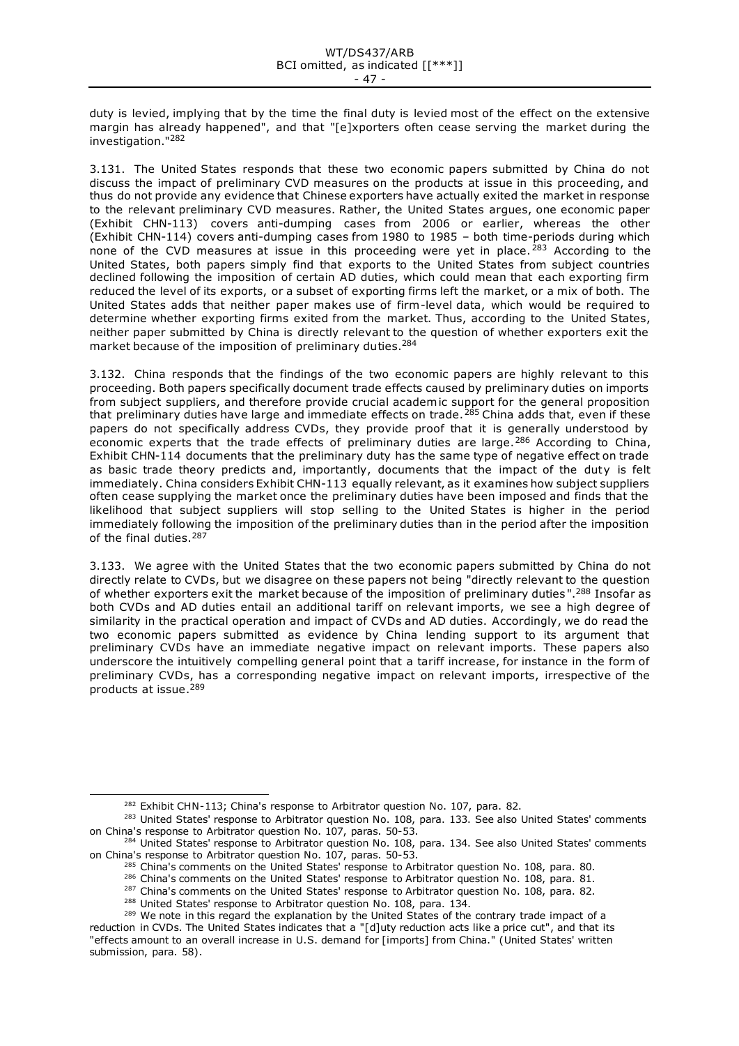duty is levied, implying that by the time the final duty is levied most of the effect on the extensive margin has already happened", and that "[e]xporters often cease serving the market during the investigation."[282]

3.131. The United States responds that these two economic papers submitted by China do not discuss the impact of preliminary CVD measures on the products at issue in this proceeding, and thus do not provide any evidence that Chinese exporters have actually exited the market in response to the relevant preliminary CVD measures. Rather, the United States argues, one economic paper (Exhibit CHN-113) covers anti-dumping cases from 2006 or earlier, whereas the other (Exhibit CHN-114) covers anti-dumping cases from 1980 to 1985 – both time-periods during which none of the CVD measures at issue in this proceeding were yet in place.[283] According to the United States, both papers simply find that exports to the United States from subject countries declined following the imposition of certain AD duties, which could mean that each exporting firm reduced the level of its exports, or a subset of exporting firms left the market, or a mix of both. The United States adds that neither paper makes use of firm-level data, which would be required to determine whether exporting firms exited from the market. Thus, according to the United States, neither paper submitted by China is directly relevant to the question of whether exporters exit the market because of the imposition of preliminary duties.[284]

3.132. China responds that the findings of the two economic papers are highly relevant to this proceeding. Both papers specifically document trade effects caused by preliminary duties on imports from subject suppliers, and therefore provide crucial academic support for the general proposition that preliminary duties have large and immediate effects on trade.[285] China adds that, even if these papers do not specifically address CVDs, they provide proof that it is generally understood by economic experts that the trade effects of preliminary duties are large.[286] According to China, Exhibit CHN-114 documents that the preliminary duty has the same type of negative effect on trade as basic trade theory predicts and, importantly, documents that the impact of the duty is felt immediately. China considers Exhibit CHN-113 equally relevant, as it examines how subject suppliers often cease supplying the market once the preliminary duties have been imposed and finds that the likelihood that subject suppliers will stop selling to the United States is higher in the period immediately following the imposition of the preliminary duties than in the period after the imposition of the final duties.[287]

3.133. We agree with the United States that the two economic papers submitted by China do not directly relate to CVDs, but we disagree on these papers not being "directly relevant to the question of whether exporters exit the market because of the imposition of preliminary duties".[288] Insofar as both CVDs and AD duties entail an additional tariff on relevant imports, we see a high degree of similarity in the practical operation and impact of CVDs and AD duties. Accordingly, we do read the two economic papers submitted as evidence by China lending support to its argument that preliminary CVDs have an immediate negative impact on relevant imports. These papers also underscore the intuitively compelling general point that a tariff increase, for instance in the form of preliminary CVDs, has a corresponding negative impact on relevant imports, irrespective of the products at issue.[289]

---

[282] Exhibit CHN-113; China's response to Arbitrator question No. 107, para. 82.

[283] United States' response to Arbitrator question No. 108, para. 133. See also United States' comments on China's response to Arbitrator question No. 107, paras. 50-53.

[284] United States' response to Arbitrator question No. 108, para. 134. See also United States' comments on China's response to Arbitrator question No. 107, paras. 50-53.

[285] China's comments on the United States' response to Arbitrator question No. 108, para. 80.

[286] China's comments on the United States' response to Arbitrator question No. 108, para. 81.

[287] China's comments on the United States' response to Arbitrator question No. 108, para. 82.

[288] United States' response to Arbitrator question No. 108, para. 134.

[289] We note in this regard the explanation by the United States of the contrary trade impact of a reduction in CVDs. The United States indicates that a "[d]uty reduction acts like a price cut", and that its "effects amount to an overall increase in U.S. demand for [imports] from China." (United States' written submission, para. 58).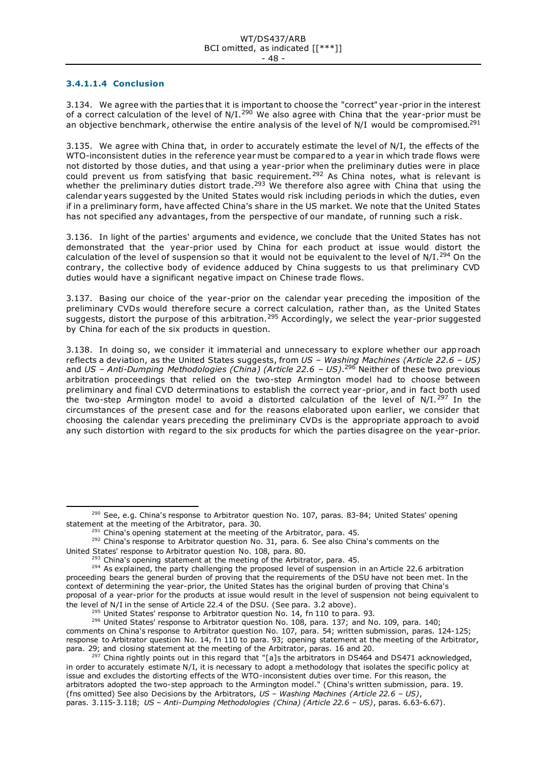#### 3.4.1.1.4 Conclusion

3.134. We agree with the parties that it is important to choose the "correct" year-prior in the interest of a correct calculation of the level of N/I.[290] We also agree with China that the year-prior must be an objective benchmark, otherwise the entire analysis of the level of N/I would be compromised.[291]

3.135. We agree with China that, in order to accurately estimate the level of N/I, the effects of the WTO-inconsistent duties in the reference year must be compared to a year in which trade flows were not distorted by those duties, and that using a year-prior when the preliminary duties were in place could prevent us from satisfying that basic requirement.[292] As China notes, what is relevant is whether the preliminary duties distort trade.[293] We therefore also agree with China that using the calendar years suggested by the United States would risk including periods in which the duties, even if in a preliminary form, have affected China's share in the US market. We note that the United States has not specified any advantages, from the perspective of our mandate, of running such a risk.

3.136. In light of the parties' arguments and evidence, we conclude that the United States has not demonstrated that the year-prior used by China for each product at issue would distort the calculation of the level of suspension so that it would not be equivalent to the level of N/I.[294] On the contrary, the collective body of evidence adduced by China suggests to us that preliminary CVD duties would have a significant negative impact on Chinese trade flows.

3.137. Basing our choice of the year-prior on the calendar year preceding the imposition of the preliminary CVDs would therefore secure a correct calculation, rather than, as the United States suggests, distort the purpose of this arbitration.[295] Accordingly, we select the year-prior suggested by China for each of the six products in question.

3.138. In doing so, we consider it immaterial and unnecessary to explore whether our approach reflects a deviation, as the United States suggests, from *US – Washing Machines (Article 22.6 – US)* and *US – Anti-Dumping Methodologies (China) (Article 22.6 – US)*.[296] Neither of these two previous arbitration proceedings that relied on the two-step Armington model had to choose between preliminary and final CVD determinations to establish the correct year-prior, and in fact both used the two-step Armington model to avoid a distorted calculation of the level of N/I.[297] In the circumstances of the present case and for the reasons elaborated upon earlier, we consider that choosing the calendar years preceding the preliminary CVDs is the appropriate approach to avoid any such distortion with regard to the six products for which the parties disagree on the year-prior.

---

[290] See, e.g. China's response to Arbitrator question No. 107, paras. 83-84; United States' opening statement at the meeting of the Arbitrator, para. 30.

[291] China's opening statement at the meeting of the Arbitrator, para. 45.

[292] China's response to Arbitrator question No. 31, para. 6. See also China's comments on the United States' response to Arbitrator question No. 108, para. 80.

[293] China's opening statement at the meeting of the Arbitrator, para. 45.

[294] As explained, the party challenging the proposed level of suspension in an Article 22.6 arbitration proceeding bears the general burden of proving that the requirements of the DSU have not been met. In the context of determining the year-prior, the United States has the original burden of proving that China's proposal of a year-prior for the products at issue would result in the level of suspension not being equivalent to the level of N/I in the sense of Article 22.4 of the DSU. (See para. 3.2 above).

[295] United States' response to Arbitrator question No. 14, fn 110 to para. 93.

[296] United States' response to Arbitrator question No. 108, para. 137; and No. 109, para. 140; comments on China's response to Arbitrator question No. 107, para. 54; written submission, paras. 124-125; response to Arbitrator question No. 14, fn 110 to para. 93; opening statement at the meeting of the Arbitrator, para. 29; and closing statement at the meeting of the Arbitrator, paras. 16 and 20.

[297] China rightly points out in this regard that "[a]s the arbitrators in DS464 and DS471 acknowledged, in order to accurately estimate N/I, it is necessary to adopt a methodology that isolates the specific policy at issue and excludes the distorting effects of the WTO-inconsistent duties over time. For this reason, the arbitrators adopted the two-step approach to the Armington model." (China's written submission, para. 19. (fns omitted) See also Decisions by the Arbitrators, *US – Washing Machines (Article 22.6 – US)*, paras. 3.115-3.118; *US – Anti-Dumping Methodologies (China) (Article 22.6 – US)*, paras. 6.63-6.67).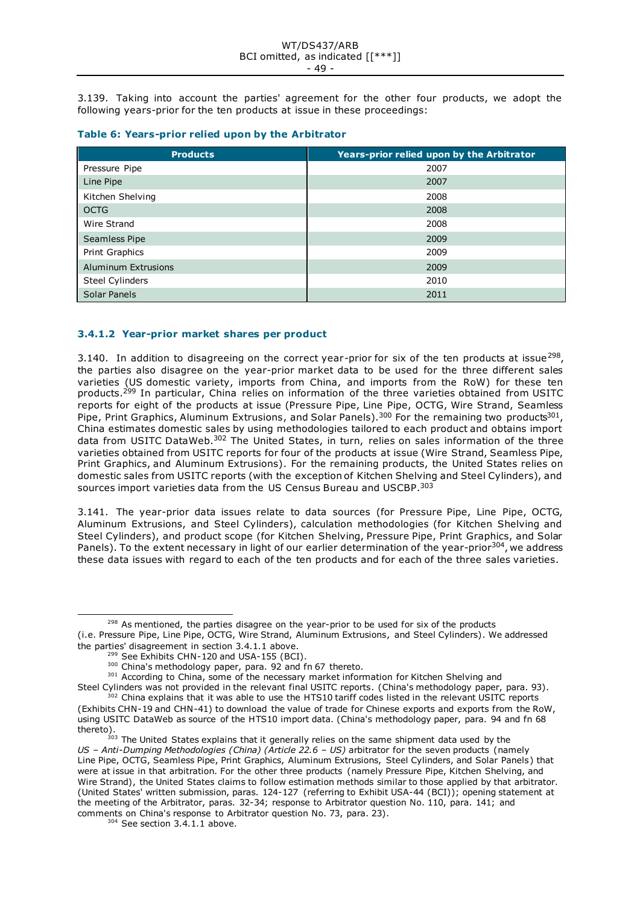3.139. Taking into account the parties' agreement for the other four products, we adopt the following years-prior for the ten products at issue in these proceedings:

**Table 6: Years-prior relied upon by the Arbitrator**

| Products | Years-prior relied upon by the Arbitrator |
|---|---|
| Pressure Pipe | 2007 |
| Line Pipe | 2007 |
| Kitchen Shelving | 2008 |
| OCTG | 2008 |
| Wire Strand | 2008 |
| Seamless Pipe | 2009 |
| Print Graphics | 2009 |
| Aluminum Extrusions | 2009 |
| Steel Cylinders | 2010 |
| Solar Panels | 2011 |

### 3.4.1.2 Year-prior market shares per product

3.140. In addition to disagreeing on the correct year-prior for six of the ten products at issue[298], the parties also disagree on the year-prior market data to be used for the three different sales varieties (US domestic variety, imports from China, and imports from the RoW) for these ten products.[299] In particular, China relies on information of the three varieties obtained from USITC reports for eight of the products at issue (Pressure Pipe, Line Pipe, OCTG, Wire Strand, Seamless Pipe, Print Graphics, Aluminum Extrusions, and Solar Panels).[300] For the remaining two products[301], China estimates domestic sales by using methodologies tailored to each product and obtains import data from USITC DataWeb.[302] The United States, in turn, relies on sales information of the three varieties obtained from USITC reports for four of the products at issue (Wire Strand, Seamless Pipe, Print Graphics, and Aluminum Extrusions). For the remaining products, the United States relies on domestic sales from USITC reports (with the exception of Kitchen Shelving and Steel Cylinders), and sources import varieties data from the US Census Bureau and USCBP.[303]

3.141. The year-prior data issues relate to data sources (for Pressure Pipe, Line Pipe, OCTG, Aluminum Extrusions, and Steel Cylinders), calculation methodologies (for Kitchen Shelving and Steel Cylinders), and product scope (for Kitchen Shelving, Pressure Pipe, Print Graphics, and Solar Panels). To the extent necessary in light of our earlier determination of the year-prior[304], we address these data issues with regard to each of the ten products and for each of the three sales varieties.

---

[298] As mentioned, the parties disagree on the year-prior to be used for six of the products (i.e. Pressure Pipe, Line Pipe, OCTG, Wire Strand, Aluminum Extrusions, and Steel Cylinders). We addressed the parties' disagreement in section 3.4.1.1 above.

[299] See Exhibits CHN-120 and USA-155 (BCI).

[300] China's methodology paper, para. 92 and fn 67 thereto.

[301] According to China, some of the necessary market information for Kitchen Shelving and Steel Cylinders was not provided in the relevant final USITC reports. (China's methodology paper, para. 93).

[302] China explains that it was able to use the HTS10 tariff codes listed in the relevant USITC reports (Exhibits CHN-19 and CHN-41) to download the value of trade for Chinese exports and exports from the RoW, using USITC DataWeb as source of the HTS10 import data. (China's methodology paper, para. 94 and fn 68 thereto).

[303] The United States explains that it generally relies on the same shipment data used by the *US – Anti-Dumping Methodologies (China) (Article 22.6 – US)* arbitrator for the seven products (namely Line Pipe, OCTG, Seamless Pipe, Print Graphics, Aluminum Extrusions, Steel Cylinders, and Solar Panels) that were at issue in that arbitration. For the other three products (namely Pressure Pipe, Kitchen Shelving, and Wire Strand), the United States claims to follow estimation methods similar to those applied by that arbitrator. (United States' written submission, paras. 124-127 (referring to Exhibit USA-44 (BCI)); opening statement at the meeting of the Arbitrator, paras. 32-34; response to Arbitrator question No. 110, para. 141; and comments on China's response to Arbitrator question No. 73, para. 23).

[304] See section 3.4.1.1 above.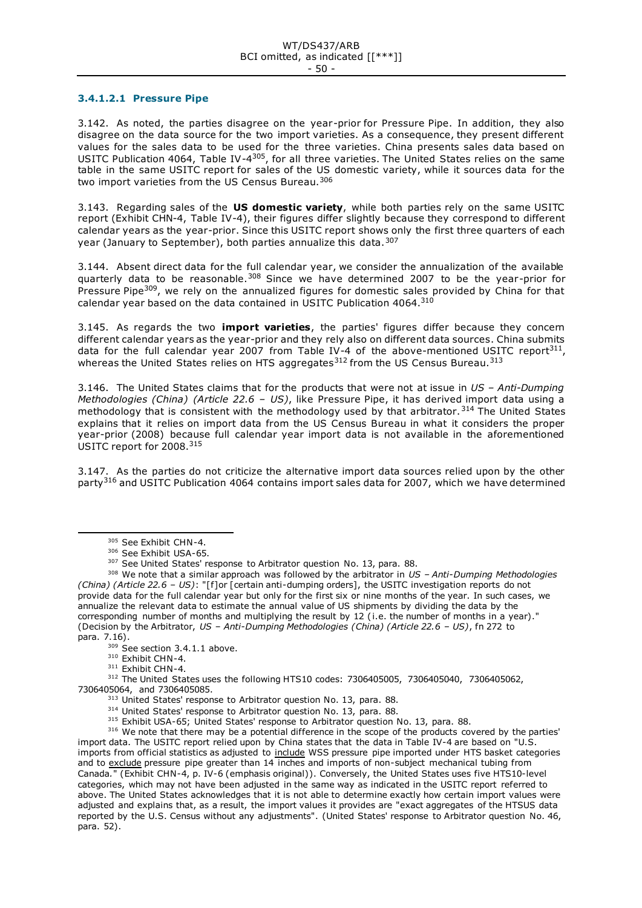#### 3.4.1.2.1 Pressure Pipe

3.142. As noted, the parties disagree on the year-prior for Pressure Pipe. In addition, they also disagree on the data source for the two import varieties. As a consequence, they present different values for the sales data to be used for the three varieties. China presents sales data based on USITC Publication 4064, Table IV-4[305], for all three varieties. The United States relies on the same table in the same USITC report for sales of the US domestic variety, while it sources data for the two import varieties from the US Census Bureau.[306]

3.143. Regarding sales of the **US domestic variety**, while both parties rely on the same USITC report (Exhibit CHN-4, Table IV-4), their figures differ slightly because they correspond to different calendar years as the year-prior. Since this USITC report shows only the first three quarters of each year (January to September), both parties annualize this data.[307]

3.144. Absent direct data for the full calendar year, we consider the annualization of the available quarterly data to be reasonable.[308] Since we have determined 2007 to be the year-prior for Pressure Pipe[309], we rely on the annualized figures for domestic sales provided by China for that calendar year based on the data contained in USITC Publication 4064.[310]

3.145. As regards the two **import varieties**, the parties' figures differ because they concern different calendar years as the year-prior and they rely also on different data sources. China submits data for the full calendar year 2007 from Table IV-4 of the above-mentioned USITC report[311], whereas the United States relies on HTS aggregates[312] from the US Census Bureau.[313]

3.146. The United States claims that for the products that were not at issue in *US – Anti-Dumping Methodologies (China) (Article 22.6 – US)*, like Pressure Pipe, it has derived import data using a methodology that is consistent with the methodology used by that arbitrator.[314] The United States explains that it relies on import data from the US Census Bureau in what it considers the proper year-prior (2008) because full calendar year import data is not available in the aforementioned USITC report for 2008.[315]

3.147. As the parties do not criticize the alternative import data sources relied upon by the other party[316] and USITC Publication 4064 contains import sales data for 2007, which we have determined

---

[305] See Exhibit CHN-4.

[306] See Exhibit USA-65.

[307] See United States' response to Arbitrator question No. 13, para. 88.

[308] We note that a similar approach was followed by the arbitrator in *US – Anti-Dumping Methodologies (China) (Article 22.6 – US)*: "[f]or [certain anti-dumping orders], the USITC investigation reports do not provide data for the full calendar year but only for the first six or nine months of the year. In such cases, we annualize the relevant data to estimate the annual value of US shipments by dividing the data by the corresponding number of months and multiplying the result by 12 (i.e. the number of months in a year)." (Decision by the Arbitrator, *US – Anti-Dumping Methodologies (China) (Article 22.6 – US)*, fn 272 to para. 7.16).

[309] See section 3.4.1.1 above.

[310] Exhibit CHN-4.

[311] Exhibit CHN-4.

[312] The United States uses the following HTS10 codes: 7306405005, 7306405040, 7306405062, 7306405064, and 7306405085.

[313] United States' response to Arbitrator question No. 13, para. 88.

[314] United States' response to Arbitrator question No. 13, para. 88.

[315] Exhibit USA-65; United States' response to Arbitrator question No. 13, para. 88.

[316] We note that there may be a potential difference in the scope of the products covered by the parties' import data. The USITC report relied upon by China states that the data in Table IV-4 are based on "U.S. imports from official statistics as adjusted to include WSS pressure pipe imported under HTS basket categories and to exclude pressure pipe greater than 14 inches and imports of non-subject mechanical tubing from Canada." (Exhibit CHN-4, p. IV-6 (emphasis original)). Conversely, the United States uses five HTS10-level categories, which may not have been adjusted in the same way as indicated in the USITC report referred to above. The United States acknowledges that it is not able to determine exactly how certain import values were adjusted and explains that, as a result, the import values it provides are "exact aggregates of the HTSUS data reported by the U.S. Census without any adjustments". (United States' response to Arbitrator question No. 46, para. 52).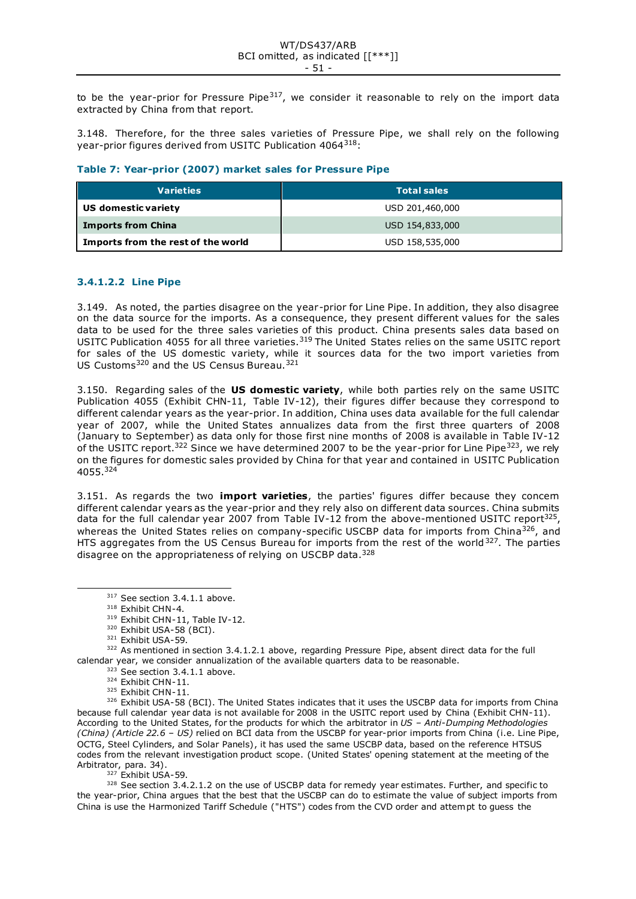to be the year-prior for Pressure Pipe[317], we consider it reasonable to rely on the import data extracted by China from that report.

3.148. Therefore, for the three sales varieties of Pressure Pipe, we shall rely on the following year-prior figures derived from USITC Publication 4064[318]:

**Table 7: Year-prior (2007) market sales for Pressure Pipe**

| Varieties | Total sales |
|---|---|
| **US domestic variety** | USD 201,460,000 |
| **Imports from China** | USD 154,833,000 |
| **Imports from the rest of the world** | USD 158,535,000 |

#### 3.4.1.2.2 Line Pipe

3.149. As noted, the parties disagree on the year-prior for Line Pipe. In addition, they also disagree on the data source for the imports. As a consequence, they present different values for the sales data to be used for the three sales varieties of this product. China presents sales data based on USITC Publication 4055 for all three varieties.[319] The United States relies on the same USITC report for sales of the US domestic variety, while it sources data for the two import varieties from US Customs[320] and the US Census Bureau.[321]

3.150. Regarding sales of the **US domestic variety**, while both parties rely on the same USITC Publication 4055 (Exhibit CHN-11, Table IV-12), their figures differ because they correspond to different calendar years as the year-prior. In addition, China uses data available for the full calendar year of 2007, while the United States annualizes data from the first three quarters of 2008 (January to September) as data only for those first nine months of 2008 is available in Table IV-12 of the USITC report.[322] Since we have determined 2007 to be the year-prior for Line Pipe[323], we rely on the figures for domestic sales provided by China for that year and contained in USITC Publication 4055.[324]

3.151. As regards the two **import varieties**, the parties' figures differ because they concern different calendar years as the year-prior and they rely also on different data sources. China submits data for the full calendar year 2007 from Table IV-12 from the above-mentioned USITC report[325], whereas the United States relies on company-specific USCBP data for imports from China[326], and HTS aggregates from the US Census Bureau for imports from the rest of the world[327]. The parties disagree on the appropriateness of relying on USCBP data.[328]

---

[317] See section 3.4.1.1 above.

[318] Exhibit CHN-4.

[319] Exhibit CHN-11, Table IV-12.

[320] Exhibit USA-58 (BCI).

[321] Exhibit USA-59.

[322] As mentioned in section 3.4.1.2.1 above, regarding Pressure Pipe, absent direct data for the full calendar year, we consider annualization of the available quarters data to be reasonable.

[323] See section 3.4.1.1 above.

[324] Exhibit CHN-11.

[325] Exhibit CHN-11.

[326] Exhibit USA-58 (BCI). The United States indicates that it uses the USCBP data for imports from China because full calendar year data is not available for 2008 in the USITC report used by China (Exhibit CHN-11). According to the United States, for the products for which the arbitrator in *US – Anti-Dumping Methodologies (China) (Article 22.6 – US)* relied on BCI data from the USCBP for year-prior imports from China (i.e. Line Pipe, OCTG, Steel Cylinders, and Solar Panels), it has used the same USCBP data, based on the reference HTSUS codes from the relevant investigation product scope. (United States' opening statement at the meeting of the Arbitrator, para. 34).

[327] Exhibit USA-59.

[328] See section 3.4.2.1.2 on the use of USCBP data for remedy year estimates. Further, and specific to the year-prior, China argues that the best that the USCBP can do to estimate the value of subject imports from China is use the Harmonized Tariff Schedule ("HTS") codes from the CVD order and attempt to guess the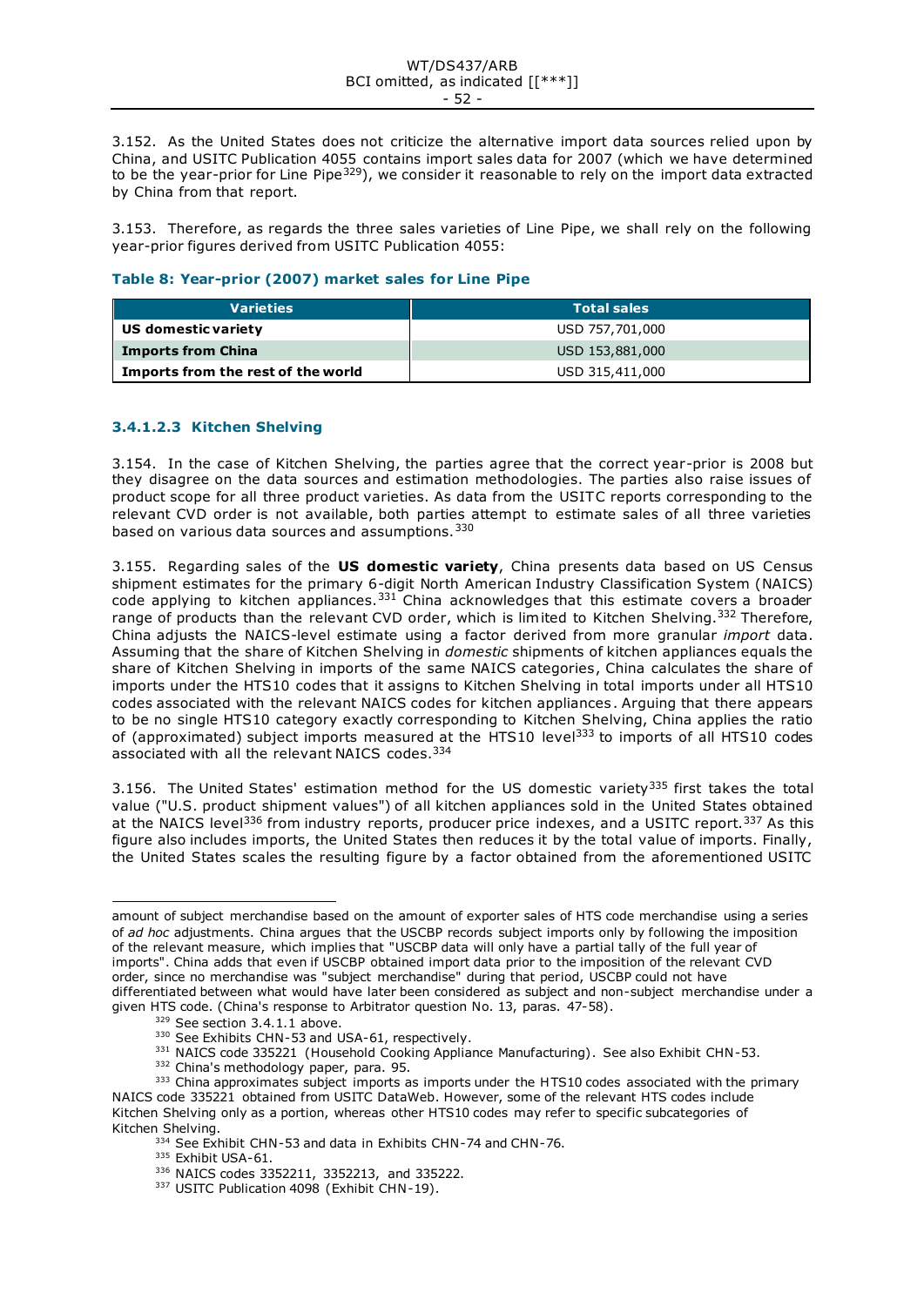3.152. As the United States does not criticize the alternative import data sources relied upon by China, and USITC Publication 4055 contains import sales data for 2007 (which we have determined to be the year-prior for Line Pipe[329]), we consider it reasonable to rely on the import data extracted by China from that report.

3.153. Therefore, as regards the three sales varieties of Line Pipe, we shall rely on the following year-prior figures derived from USITC Publication 4055:

**Table 8: Year-prior (2007) market sales for Line Pipe**

| Varieties | Total sales |
|---|---|
| **US domestic variety** | USD 757,701,000 |
| **Imports from China** | USD 153,881,000 |
| **Imports from the rest of the world** | USD 315,411,000 |

#### 3.4.1.2.3 Kitchen Shelving

3.154. In the case of Kitchen Shelving, the parties agree that the correct year-prior is 2008 but they disagree on the data sources and estimation methodologies. The parties also raise issues of product scope for all three product varieties. As data from the USITC reports corresponding to the relevant CVD order is not available, both parties attempt to estimate sales of all three varieties based on various data sources and assumptions.[330]

3.155. Regarding sales of the **US domestic variety**, China presents data based on US Census shipment estimates for the primary 6-digit North American Industry Classification System (NAICS) code applying to kitchen appliances.[331] China acknowledges that this estimate covers a broader range of products than the relevant CVD order, which is limited to Kitchen Shelving.[332] Therefore, China adjusts the NAICS-level estimate using a factor derived from more granular *import* data. Assuming that the share of Kitchen Shelving in *domestic* shipments of kitchen appliances equals the share of Kitchen Shelving in imports of the same NAICS categories, China calculates the share of imports under the HTS10 codes that it assigns to Kitchen Shelving in total imports under all HTS10 codes associated with the relevant NAICS codes for kitchen appliances. Arguing that there appears to be no single HTS10 category exactly corresponding to Kitchen Shelving, China applies the ratio of (approximated) subject imports measured at the HTS10 level[333] to imports of all HTS10 codes associated with all the relevant NAICS codes.[334]

3.156. The United States' estimation method for the US domestic variety[335] first takes the total value ("U.S. product shipment values") of all kitchen appliances sold in the United States obtained at the NAICS level[336] from industry reports, producer price indexes, and a USITC report.[337] As this figure also includes imports, the United States then reduces it by the total value of imports. Finally, the United States scales the resulting figure by a factor obtained from the aforementioned USITC

---

amount of subject merchandise based on the amount of exporter sales of HTS code merchandise using a series of *ad hoc* adjustments. China argues that the USCBP records subject imports only by following the imposition of the relevant measure, which implies that "USCBP data will only have a partial tally of the full year of imports". China adds that even if USCBP obtained import data prior to the imposition of the relevant CVD order, since no merchandise was "subject merchandise" during that period, USCBP could not have differentiated between what would have later been considered as subject and non-subject merchandise under a given HTS code. (China's response to Arbitrator question No. 13, paras. 47-58).

[329] See section 3.4.1.1 above.

[330] See Exhibits CHN-53 and USA-61, respectively.

[331] NAICS code 335221 (Household Cooking Appliance Manufacturing). See also Exhibit CHN-53.

[332] China's methodology paper, para. 95.

[333] China approximates subject imports as imports under the HTS10 codes associated with the primary NAICS code 335221 obtained from USITC DataWeb. However, some of the relevant HTS codes include Kitchen Shelving only as a portion, whereas other HTS10 codes may refer to specific subcategories of Kitchen Shelving.

[334] See Exhibit CHN-53 and data in Exhibits CHN-74 and CHN-76.

[335] Exhibit USA-61.

[336] NAICS codes 3352211, 3352213, and 335222.

[337] USITC Publication 4098 (Exhibit CHN-19).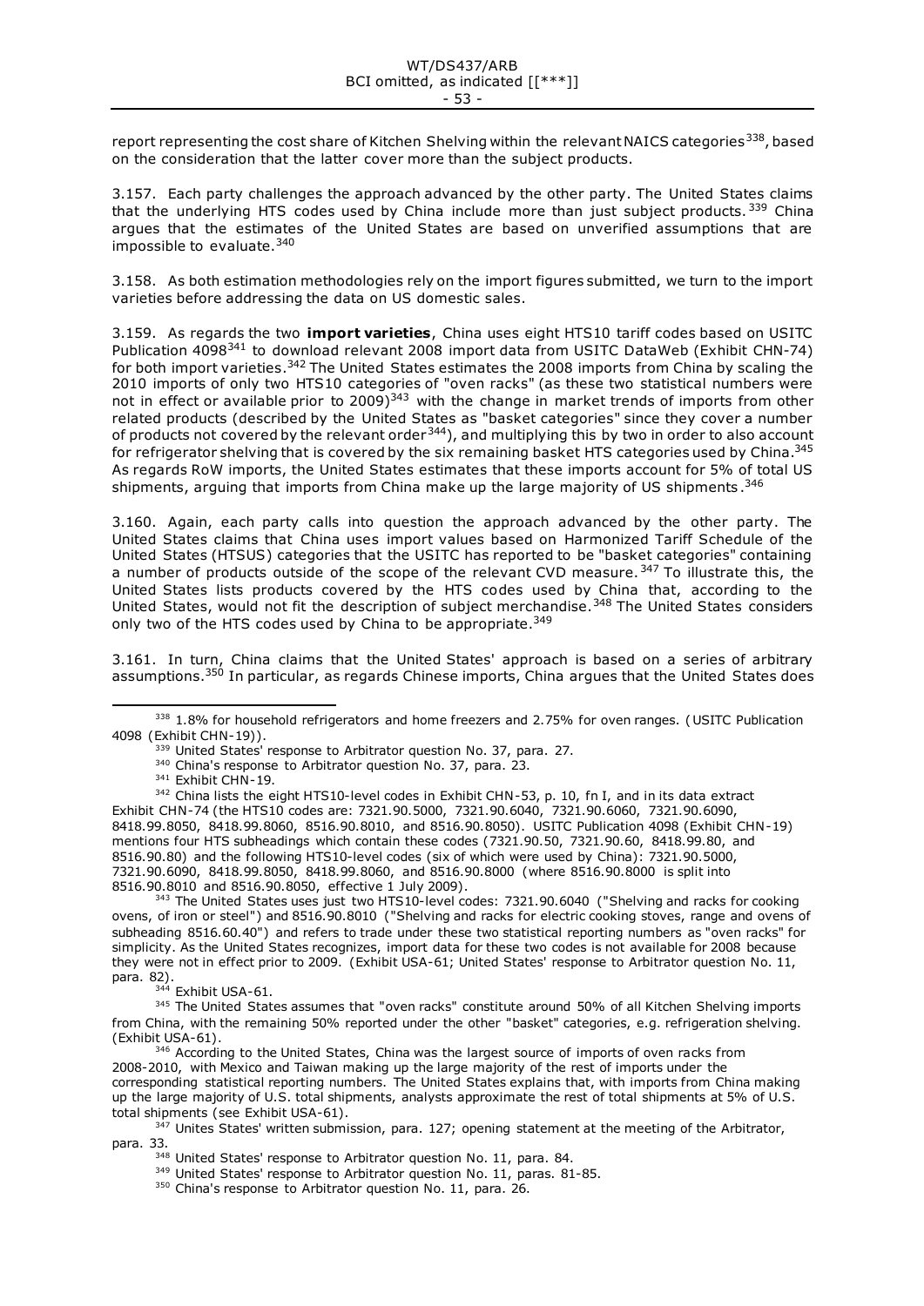report representing the cost share of Kitchen Shelving within the relevant NAICS categories[338], based on the consideration that the latter cover more than the subject products.

3.157. Each party challenges the approach advanced by the other party. The United States claims that the underlying HTS codes used by China include more than just subject products.[339] China argues that the estimates of the United States are based on unverified assumptions that are impossible to evaluate.[340]

3.158. As both estimation methodologies rely on the import figures submitted, we turn to the import varieties before addressing the data on US domestic sales.

3.159. As regards the two **import varieties**, China uses eight HTS10 tariff codes based on USITC Publication 4098[341] to download relevant 2008 import data from USITC DataWeb (Exhibit CHN-74) for both import varieties.[342] The United States estimates the 2008 imports from China by scaling the 2010 imports of only two HTS10 categories of "oven racks" (as these two statistical numbers were not in effect or available prior to 2009)[343] with the change in market trends of imports from other related products (described by the United States as "basket categories" since they cover a number of products not covered by the relevant order[344]), and multiplying this by two in order to also account for refrigerator shelving that is covered by the six remaining basket HTS categories used by China.[345] As regards RoW imports, the United States estimates that these imports account for 5% of total US shipments, arguing that imports from China make up the large majority of US shipments.[346]

3.160. Again, each party calls into question the approach advanced by the other party. The United States claims that China uses import values based on Harmonized Tariff Schedule of the United States (HTSUS) categories that the USITC has reported to be "basket categories" containing a number of products outside of the scope of the relevant CVD measure.[347] To illustrate this, the United States lists products covered by the HTS codes used by China that, according to the United States, would not fit the description of subject merchandise.[348] The United States considers only two of the HTS codes used by China to be appropriate.[349]

3.161. In turn, China claims that the United States' approach is based on a series of arbitrary assumptions.[350] In particular, as regards Chinese imports, China argues that the United States does

---

[338] 1.8% for household refrigerators and home freezers and 2.75% for oven ranges. (USITC Publication 4098 (Exhibit CHN-19)).

[339] United States' response to Arbitrator question No. 37, para. 27.

[340] China's response to Arbitrator question No. 37, para. 23.

[341] Exhibit CHN-19.

[342] China lists the eight HTS10-level codes in Exhibit CHN-53, p. 10, fn I, and in its data extract Exhibit CHN-74 (the HTS10 codes are: 7321.90.5000, 7321.90.6040, 7321.90.6060, 7321.90.6090, 8418.99.8050, 8418.99.8060, 8516.90.8010, and 8516.90.8050). USITC Publication 4098 (Exhibit CHN-19) mentions four HTS subheadings which contain these codes (7321.90.50, 7321.90.60, 8418.99.80, and 8516.90.80) and the following HTS10-level codes (six of which were used by China): 7321.90.5000, 7321.90.6090, 8418.99.8050, 8418.99.8060, and 8516.90.8000 (where 8516.90.8000 is split into 8516.90.8010 and 8516.90.8050, effective 1 July 2009).

[343] The United States uses just two HTS10-level codes: 7321.90.6040 ("Shelving and racks for cooking ovens, of iron or steel") and 8516.90.8010 ("Shelving and racks for electric cooking stoves, range and ovens of subheading 8516.60.40") and refers to trade under these two statistical reporting numbers as "oven racks" for simplicity. As the United States recognizes, import data for these two codes is not available for 2008 because they were not in effect prior to 2009. (Exhibit USA-61; United States' response to Arbitrator question No. 11, para. 82).

[344] Exhibit USA-61.

[345] The United States assumes that "oven racks" constitute around 50% of all Kitchen Shelving imports from China, with the remaining 50% reported under the other "basket" categories, e.g. refrigeration shelving. (Exhibit USA-61).

[346] According to the United States, China was the largest source of imports of oven racks from 2008-2010, with Mexico and Taiwan making up the large majority of the rest of imports under the corresponding statistical reporting numbers. The United States explains that, with imports from China making up the large majority of U.S. total shipments, analysts approximate the rest of total shipments at 5% of U.S. total shipments (see Exhibit USA-61).

[347] Unites States' written submission, para. 127; opening statement at the meeting of the Arbitrator, para. 33.

[348] United States' response to Arbitrator question No. 11, para. 84.

[349] United States' response to Arbitrator question No. 11, paras. 81-85.

[350] China's response to Arbitrator question No. 11, para. 26.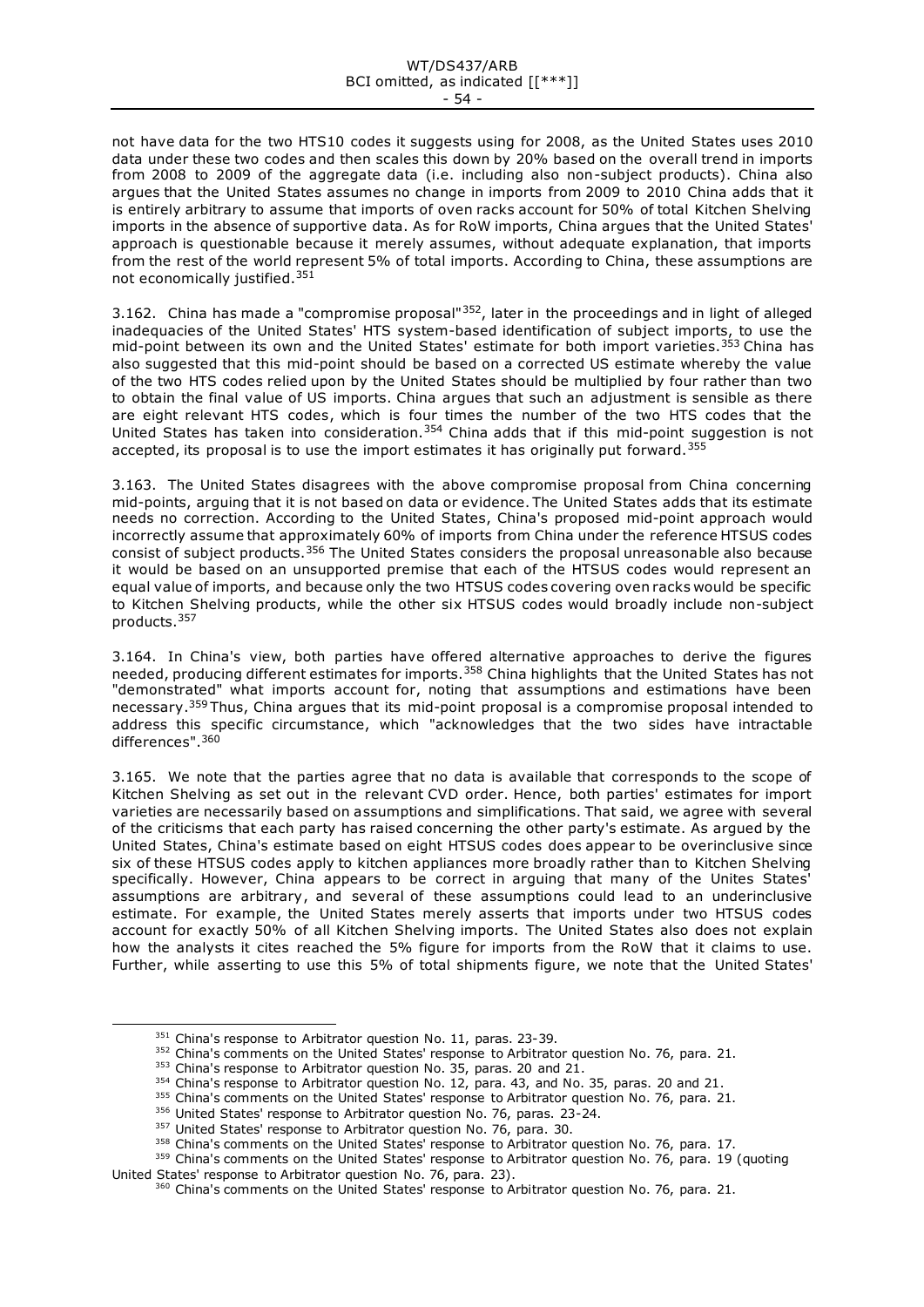not have data for the two HTS10 codes it suggests using for 2008, as the United States uses 2010 data under these two codes and then scales this down by 20% based on the overall trend in imports from 2008 to 2009 of the aggregate data (i.e. including also non-subject products). China also argues that the United States assumes no change in imports from 2009 to 2010 China adds that it is entirely arbitrary to assume that imports of oven racks account for 50% of total Kitchen Shelving imports in the absence of supportive data. As for RoW imports, China argues that the United States' approach is questionable because it merely assumes, without adequate explanation, that imports from the rest of the world represent 5% of total imports. According to China, these assumptions are not economically justified.[351]

3.162. China has made a "compromise proposal"[352], later in the proceedings and in light of alleged inadequacies of the United States' HTS system-based identification of subject imports, to use the mid-point between its own and the United States' estimate for both import varieties.[353] China has also suggested that this mid-point should be based on a corrected US estimate whereby the value of the two HTS codes relied upon by the United States should be multiplied by four rather than two to obtain the final value of US imports. China argues that such an adjustment is sensible as there are eight relevant HTS codes, which is four times the number of the two HTS codes that the United States has taken into consideration.[354] China adds that if this mid-point suggestion is not accepted, its proposal is to use the import estimates it has originally put forward.[355]

3.163. The United States disagrees with the above compromise proposal from China concerning mid-points, arguing that it is not based on data or evidence. The United States adds that its estimate needs no correction. According to the United States, China's proposed mid-point approach would incorrectly assume that approximately 60% of imports from China under the reference HTSUS codes consist of subject products.[356] The United States considers the proposal unreasonable also because it would be based on an unsupported premise that each of the HTSUS codes would represent an equal value of imports, and because only the two HTSUS codes covering oven racks would be specific to Kitchen Shelving products, while the other six HTSUS codes would broadly include non-subject products.[357]

3.164. In China's view, both parties have offered alternative approaches to derive the figures needed, producing different estimates for imports.[358] China highlights that the United States has not "demonstrated" what imports account for, noting that assumptions and estimations have been necessary.[359] Thus, China argues that its mid-point proposal is a compromise proposal intended to address this specific circumstance, which "acknowledges that the two sides have intractable differences".[360]

3.165. We note that the parties agree that no data is available that corresponds to the scope of Kitchen Shelving as set out in the relevant CVD order. Hence, both parties' estimates for import varieties are necessarily based on assumptions and simplifications. That said, we agree with several of the criticisms that each party has raised concerning the other party's estimate. As argued by the United States, China's estimate based on eight HTSUS codes does appear to be overinclusive since six of these HTSUS codes apply to kitchen appliances more broadly rather than to Kitchen Shelving specifically. However, China appears to be correct in arguing that many of the Unites States' assumptions are arbitrary, and several of these assumptions could lead to an underinclusive estimate. For example, the United States merely asserts that imports under two HTSUS codes account for exactly 50% of all Kitchen Shelving imports. The United States also does not explain how the analysts it cites reached the 5% figure for imports from the RoW that it claims to use. Further, while asserting to use this 5% of total shipments figure, we note that the United States'

---

[351] China's response to Arbitrator question No. 11, paras. 23-39.

[352] China's comments on the United States' response to Arbitrator question No. 76, para. 21.

[353] China's response to Arbitrator question No. 35, paras. 20 and 21.

[354] China's response to Arbitrator question No. 12, para. 43, and No. 35, paras. 20 and 21.

[355] China's comments on the United States' response to Arbitrator question No. 76, para. 21.

[356] United States' response to Arbitrator question No. 76, paras. 23-24.

[357] United States' response to Arbitrator question No. 76, para. 30.

[358] China's comments on the United States' response to Arbitrator question No. 76, para. 17.

[359] China's comments on the United States' response to Arbitrator question No. 76, para. 19 (quoting United States' response to Arbitrator question No. 76, para. 23).

[360] China's comments on the United States' response to Arbitrator question No. 76, para. 21.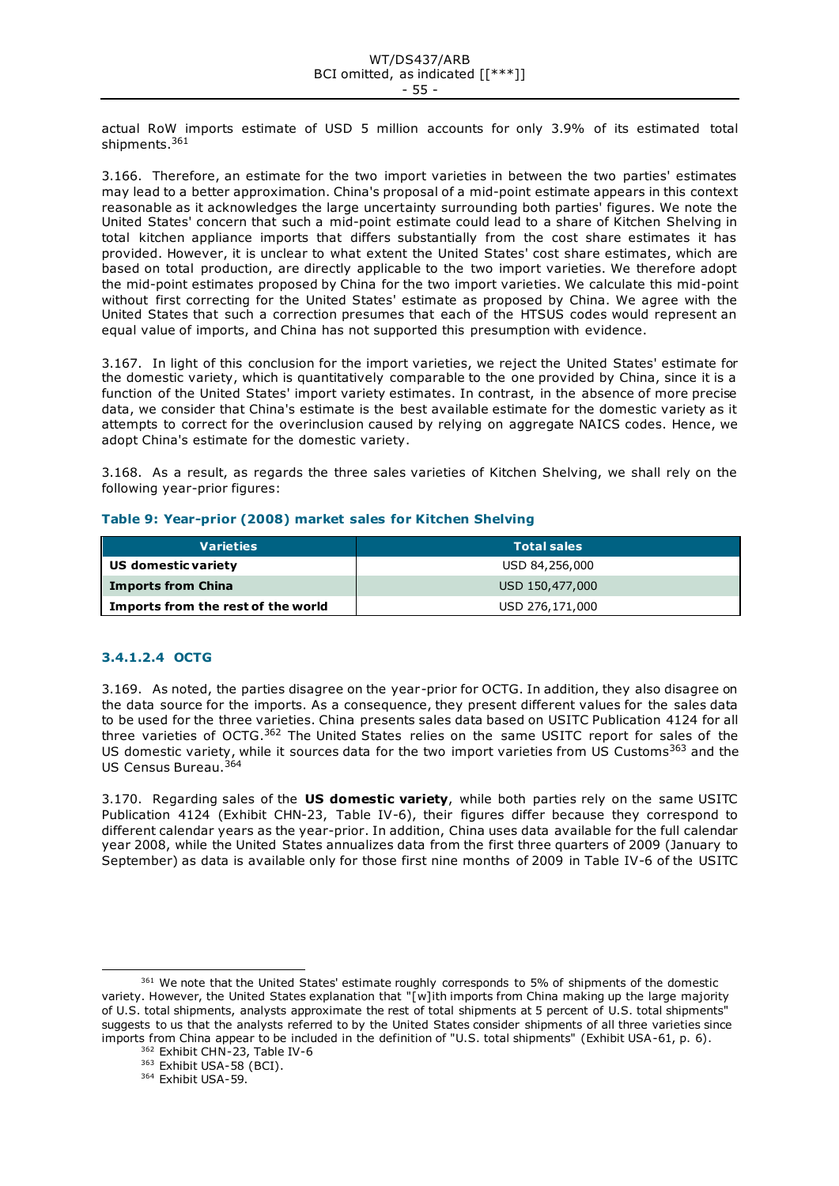actual RoW imports estimate of USD 5 million accounts for only 3.9% of its estimated total shipments.[361]

3.166. Therefore, an estimate for the two import varieties in between the two parties' estimates may lead to a better approximation. China's proposal of a mid-point estimate appears in this context reasonable as it acknowledges the large uncertainty surrounding both parties' figures. We note the United States' concern that such a mid-point estimate could lead to a share of Kitchen Shelving in total kitchen appliance imports that differs substantially from the cost share estimates it has provided. However, it is unclear to what extent the United States' cost share estimates, which are based on total production, are directly applicable to the two import varieties. We therefore adopt the mid-point estimates proposed by China for the two import varieties. We calculate this mid-point without first correcting for the United States' estimate as proposed by China. We agree with the United States that such a correction presumes that each of the HTSUS codes would represent an equal value of imports, and China has not supported this presumption with evidence.

3.167. In light of this conclusion for the import varieties, we reject the United States' estimate for the domestic variety, which is quantitatively comparable to the one provided by China, since it is a function of the United States' import variety estimates. In contrast, in the absence of more precise data, we consider that China's estimate is the best available estimate for the domestic variety as it attempts to correct for the overinclusion caused by relying on aggregate NAICS codes. Hence, we adopt China's estimate for the domestic variety.

3.168. As a result, as regards the three sales varieties of Kitchen Shelving, we shall rely on the following year-prior figures:

**Table 9: Year-prior (2008) market sales for Kitchen Shelving**

| Varieties | Total sales |
|---|---|
| **US domestic variety** | USD 84,256,000 |
| **Imports from China** | USD 150,477,000 |
| **Imports from the rest of the world** | USD 276,171,000 |

#### 3.4.1.2.4 OCTG

3.169. As noted, the parties disagree on the year-prior for OCTG. In addition, they also disagree on the data source for the imports. As a consequence, they present different values for the sales data to be used for the three varieties. China presents sales data based on USITC Publication 4124 for all three varieties of OCTG.[362] The United States relies on the same USITC report for sales of the US domestic variety, while it sources data for the two import varieties from US Customs[363] and the US Census Bureau.[364]

3.170. Regarding sales of the **US domestic variety**, while both parties rely on the same USITC Publication 4124 (Exhibit CHN-23, Table IV-6), their figures differ because they correspond to different calendar years as the year-prior. In addition, China uses data available for the full calendar year 2008, while the United States annualizes data from the first three quarters of 2009 (January to September) as data is available only for those first nine months of 2009 in Table IV-6 of the USITC

---

[361] We note that the United States' estimate roughly corresponds to 5% of shipments of the domestic variety. However, the United States explanation that "[w]ith imports from China making up the large majority of U.S. total shipments, analysts approximate the rest of total shipments at 5 percent of U.S. total shipments" suggests to us that the analysts referred to by the United States consider shipments of all three varieties since imports from China appear to be included in the definition of "U.S. total shipments" (Exhibit USA-61, p. 6).

[362] Exhibit CHN-23, Table IV-6

[363] Exhibit USA-58 (BCI).

[364] Exhibit USA-59.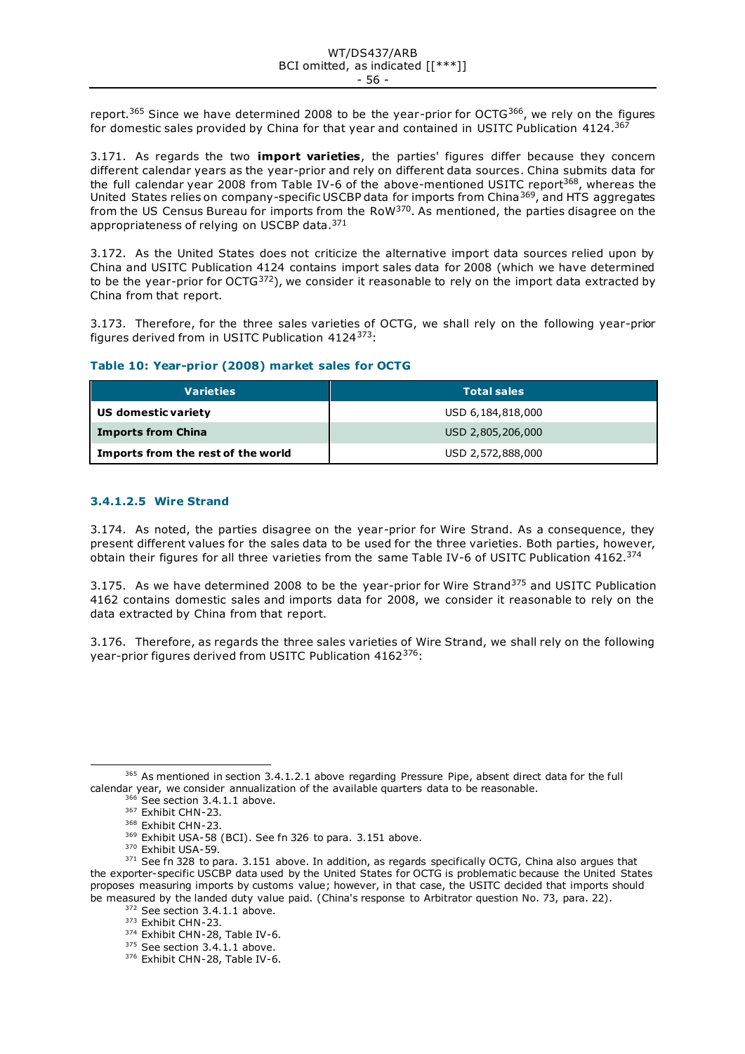report.[365] Since we have determined 2008 to be the year-prior for OCTG[366], we rely on the figures for domestic sales provided by China for that year and contained in USITC Publication 4124.[367]

3.171. As regards the two **import varieties**, the parties' figures differ because they concern different calendar years as the year-prior and rely on different data sources. China submits data for the full calendar year 2008 from Table IV-6 of the above-mentioned USITC report[368], whereas the United States relies on company-specific USCBP data for imports from China[369], and HTS aggregates from the US Census Bureau for imports from the RoW[370]. As mentioned, the parties disagree on the appropriateness of relying on USCBP data.[371]

3.172. As the United States does not criticize the alternative import data sources relied upon by China and USITC Publication 4124 contains import sales data for 2008 (which we have determined to be the year-prior for OCTG[372]), we consider it reasonable to rely on the import data extracted by China from that report.

3.173. Therefore, for the three sales varieties of OCTG, we shall rely on the following year-prior figures derived from in USITC Publication 4124[373]:

**Table 10: Year-prior (2008) market sales for OCTG**

| Varieties | Total sales |
|---|---|
| **US domestic variety** | USD 6,184,818,000 |
| **Imports from China** | USD 2,805,206,000 |
| **Imports from the rest of the world** | USD 2,572,888,000 |

#### 3.4.1.2.5 Wire Strand

3.174. As noted, the parties disagree on the year-prior for Wire Strand. As a consequence, they present different values for the sales data to be used for the three varieties. Both parties, however, obtain their figures for all three varieties from the same Table IV-6 of USITC Publication 4162.[374]

3.175. As we have determined 2008 to be the year-prior for Wire Strand[375] and USITC Publication 4162 contains domestic sales and imports data for 2008, we consider it reasonable to rely on the data extracted by China from that report.

3.176. Therefore, as regards the three sales varieties of Wire Strand, we shall rely on the following year-prior figures derived from USITC Publication 4162[376]:

---

[365] As mentioned in section 3.4.1.2.1 above regarding Pressure Pipe, absent direct data for the full calendar year, we consider annualization of the available quarters data to be reasonable.

[366] See section 3.4.1.1 above.

[367] Exhibit CHN-23.

[368] Exhibit CHN-23.

[369] Exhibit USA-58 (BCI). See fn 326 to para. 3.151 above.

[370] Exhibit USA-59.

[371] See fn 328 to para. 3.151 above. In addition, as regards specifically OCTG, China also argues that the exporter-specific USCBP data used by the United States for OCTG is problematic because the United States proposes measuring imports by customs value; however, in that case, the USITC decided that imports should be measured by the landed duty value paid. (China's response to Arbitrator question No. 73, para. 22).

[372] See section 3.4.1.1 above.

[373] Exhibit CHN-23.

[374] Exhibit CHN-28, Table IV-6.

[375] See section 3.4.1.1 above.

[376] Exhibit CHN-28, Table IV-6.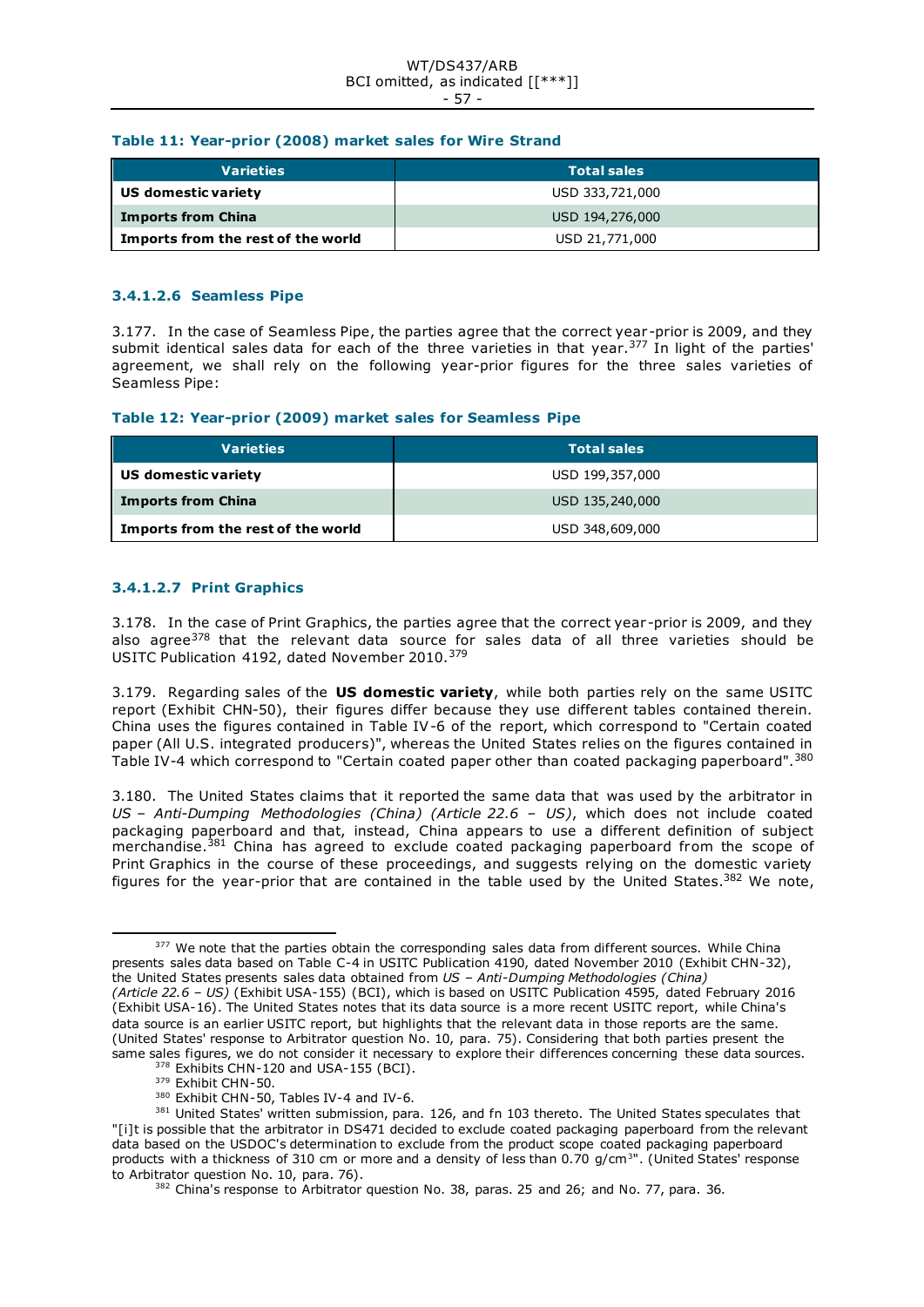**Table 11: Year-prior (2008) market sales for Wire Strand**

| Varieties | Total sales |
|---|---|
| **US domestic variety** | USD 333,721,000 |
| **Imports from China** | USD 194,276,000 |
| **Imports from the rest of the world** | USD 21,771,000 |

#### 3.4.1.2.6 Seamless Pipe

3.177. In the case of Seamless Pipe, the parties agree that the correct year-prior is 2009, and they submit identical sales data for each of the three varieties in that year.[377] In light of the parties' agreement, we shall rely on the following year-prior figures for the three sales varieties of Seamless Pipe:

**Table 12: Year-prior (2009) market sales for Seamless Pipe**

| Varieties | Total sales |
|---|---|
| **US domestic variety** | USD 199,357,000 |
| **Imports from China** | USD 135,240,000 |
| **Imports from the rest of the world** | USD 348,609,000 |

#### 3.4.1.2.7 Print Graphics

3.178. In the case of Print Graphics, the parties agree that the correct year-prior is 2009, and they also agree[378] that the relevant data source for sales data of all three varieties should be USITC Publication 4192, dated November 2010.[379]

3.179. Regarding sales of the **US domestic variety**, while both parties rely on the same USITC report (Exhibit CHN-50), their figures differ because they use different tables contained therein. China uses the figures contained in Table IV-6 of the report, which correspond to "Certain coated paper (All U.S. integrated producers)", whereas the United States relies on the figures contained in Table IV-4 which correspond to "Certain coated paper other than coated packaging paperboard".[380]

3.180. The United States claims that it reported the same data that was used by the arbitrator in *US – Anti-Dumping Methodologies (China) (Article 22.6 – US)*, which does not include coated packaging paperboard and that, instead, China appears to use a different definition of subject merchandise.[381] China has agreed to exclude coated packaging paperboard from the scope of Print Graphics in the course of these proceedings, and suggests relying on the domestic variety figures for the year-prior that are contained in the table used by the United States.[382] We note,

---

[377] We note that the parties obtain the corresponding sales data from different sources. While China presents sales data based on Table C-4 in USITC Publication 4190, dated November 2010 (Exhibit CHN-32), the United States presents sales data obtained from *US – Anti-Dumping Methodologies (China) (Article 22.6 – US)* (Exhibit USA-155) (BCI), which is based on USITC Publication 4595, dated February 2016 (Exhibit USA-16). The United States notes that its data source is a more recent USITC report, while China's data source is an earlier USITC report, but highlights that the relevant data in those reports are the same. (United States' response to Arbitrator question No. 10, para. 75). Considering that both parties present the same sales figures, we do not consider it necessary to explore their differences concerning these data sources.

[378] Exhibits CHN-120 and USA-155 (BCI).

[379] Exhibit CHN-50.

[380] Exhibit CHN-50, Tables IV-4 and IV-6.

[381] United States' written submission, para. 126, and fn 103 thereto. The United States speculates that "[i]t is possible that the arbitrator in DS471 decided to exclude coated packaging paperboard from the relevant data based on the USDOC's determination to exclude from the product scope coated packaging paperboard products with a thickness of 310 cm or more and a density of less than 0.70 g/cm$^3$". (United States' response to Arbitrator question No. 10, para. 76).

[382] China's response to Arbitrator question No. 38, paras. 25 and 26; and No. 77, para. 36.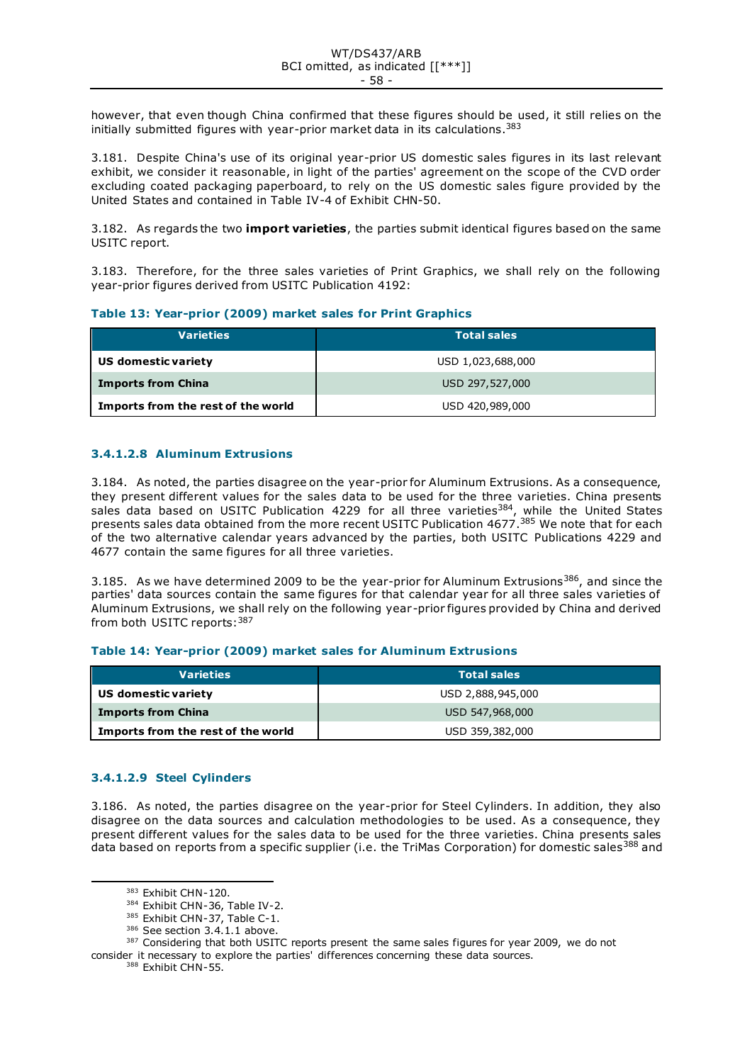however, that even though China confirmed that these figures should be used, it still relies on the initially submitted figures with year-prior market data in its calculations.[383]

3.181. Despite China's use of its original year-prior US domestic sales figures in its last relevant exhibit, we consider it reasonable, in light of the parties' agreement on the scope of the CVD order excluding coated packaging paperboard, to rely on the US domestic sales figure provided by the United States and contained in Table IV-4 of Exhibit CHN-50.

3.182. As regards the two **import varieties**, the parties submit identical figures based on the same USITC report.

3.183. Therefore, for the three sales varieties of Print Graphics, we shall rely on the following year-prior figures derived from USITC Publication 4192:

**Table 13: Year-prior (2009) market sales for Print Graphics**

| Varieties | Total sales |
|---|---|
| **US domestic variety** | USD 1,023,688,000 |
| **Imports from China** | USD 297,527,000 |
| **Imports from the rest of the world** | USD 420,989,000 |

#### 3.4.1.2.8 Aluminum Extrusions

3.184. As noted, the parties disagree on the year-prior for Aluminum Extrusions. As a consequence, they present different values for the sales data to be used for the three varieties. China presents sales data based on USITC Publication 4229 for all three varieties[384], while the United States presents sales data obtained from the more recent USITC Publication 4677.[385] We note that for each of the two alternative calendar years advanced by the parties, both USITC Publications 4229 and 4677 contain the same figures for all three varieties.

3.185. As we have determined 2009 to be the year-prior for Aluminum Extrusions[386], and since the parties' data sources contain the same figures for that calendar year for all three sales varieties of Aluminum Extrusions, we shall rely on the following year-prior figures provided by China and derived from both USITC reports:[387]

**Table 14: Year-prior (2009) market sales for Aluminum Extrusions**

| Varieties | Total sales |
|---|---|
| **US domestic variety** | USD 2,888,945,000 |
| **Imports from China** | USD 547,968,000 |
| **Imports from the rest of the world** | USD 359,382,000 |

#### 3.4.1.2.9 Steel Cylinders

3.186. As noted, the parties disagree on the year-prior for Steel Cylinders. In addition, they also disagree on the data sources and calculation methodologies to be used. As a consequence, they present different values for the sales data to be used for the three varieties. China presents sales data based on reports from a specific supplier (i.e. the TriMas Corporation) for domestic sales[388] and

---

[383] Exhibit CHN-120.

[384] Exhibit CHN-36, Table IV-2.

[385] Exhibit CHN-37, Table C-1.

[386] See section 3.4.1.1 above.

[387] Considering that both USITC reports present the same sales figures for year 2009, we do not consider it necessary to explore the parties' differences concerning these data sources.

[388] Exhibit CHN-55.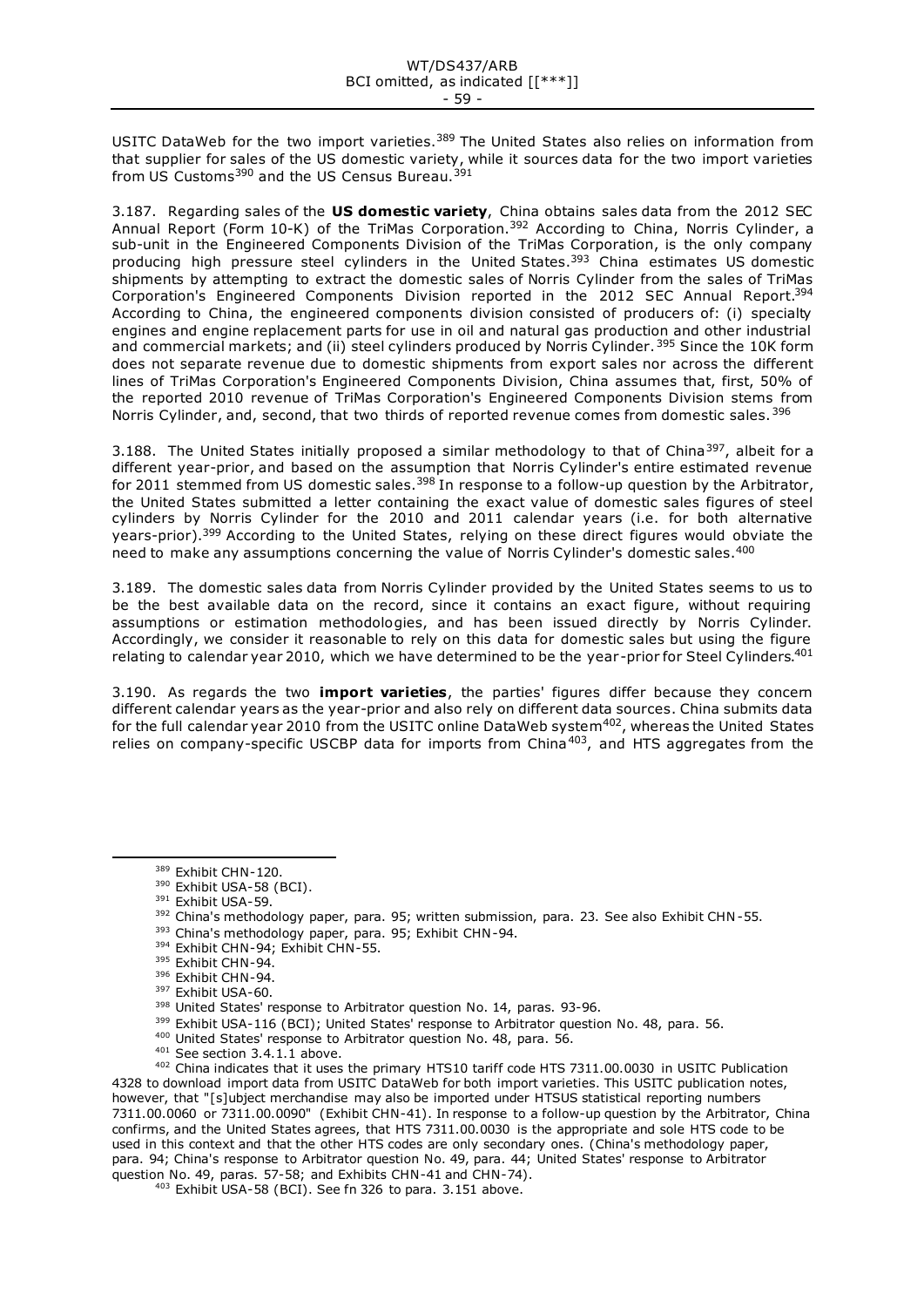USITC DataWeb for the two import varieties.[389] The United States also relies on information from that supplier for sales of the US domestic variety, while it sources data for the two import varieties from US Customs[390] and the US Census Bureau.[391]

3.187. Regarding sales of the **US domestic variety**, China obtains sales data from the 2012 SEC Annual Report (Form 10-K) of the TriMas Corporation.[392] According to China, Norris Cylinder, a sub-unit in the Engineered Components Division of the TriMas Corporation, is the only company producing high pressure steel cylinders in the United States.[393] China estimates US domestic shipments by attempting to extract the domestic sales of Norris Cylinder from the sales of TriMas Corporation's Engineered Components Division reported in the 2012 SEC Annual Report.[394] According to China, the engineered components division consisted of producers of: (i) specialty engines and engine replacement parts for use in oil and natural gas production and other industrial and commercial markets; and (ii) steel cylinders produced by Norris Cylinder.[395] Since the 10K form does not separate revenue due to domestic shipments from export sales nor across the different lines of TriMas Corporation's Engineered Components Division, China assumes that, first, 50% of the reported 2010 revenue of TriMas Corporation's Engineered Components Division stems from Norris Cylinder, and, second, that two thirds of reported revenue comes from domestic sales.[396]

3.188. The United States initially proposed a similar methodology to that of China[397], albeit for a different year-prior, and based on the assumption that Norris Cylinder's entire estimated revenue for 2011 stemmed from US domestic sales.[398] In response to a follow-up question by the Arbitrator, the United States submitted a letter containing the exact value of domestic sales figures of steel cylinders by Norris Cylinder for the 2010 and 2011 calendar years (i.e. for both alternative years-prior).[399] According to the United States, relying on these direct figures would obviate the need to make any assumptions concerning the value of Norris Cylinder's domestic sales.[400]

3.189. The domestic sales data from Norris Cylinder provided by the United States seems to us to be the best available data on the record, since it contains an exact figure, without requiring assumptions or estimation methodologies, and has been issued directly by Norris Cylinder. Accordingly, we consider it reasonable to rely on this data for domestic sales but using the figure relating to calendar year 2010, which we have determined to be the year-prior for Steel Cylinders.[401]

3.190. As regards the two **import varieties**, the parties' figures differ because they concern different calendar years as the year-prior and also rely on different data sources. China submits data for the full calendar year 2010 from the USITC online DataWeb system[402], whereas the United States relies on company-specific USCBP data for imports from China[403], and HTS aggregates from the

---

[389] Exhibit CHN-120.

[390] Exhibit USA-58 (BCI).

[391] Exhibit USA-59.

[392] China's methodology paper, para. 95; written submission, para. 23. See also Exhibit CHN-55.

[393] China's methodology paper, para. 95; Exhibit CHN-94.

[394] Exhibit CHN-94; Exhibit CHN-55.

[395] Exhibit CHN-94.

[396] Exhibit CHN-94.

[397] Exhibit USA-60.

[398] United States' response to Arbitrator question No. 14, paras. 93-96.

[399] Exhibit USA-116 (BCI); United States' response to Arbitrator question No. 48, para. 56.

[400] United States' response to Arbitrator question No. 48, para. 56.

[401] See section 3.4.1.1 above.

[402] China indicates that it uses the primary HTS10 tariff code HTS 7311.00.0030 in USITC Publication 4328 to download import data from USITC DataWeb for both import varieties. This USITC publication notes, however, that "[s]ubject merchandise may also be imported under HTSUS statistical reporting numbers 7311.00.0060 or 7311.00.0090" (Exhibit CHN-41). In response to a follow-up question by the Arbitrator, China confirms, and the United States agrees, that HTS 7311.00.0030 is the appropriate and sole HTS code to be used in this context and that the other HTS codes are only secondary ones. (China's methodology paper, para. 94; China's response to Arbitrator question No. 49, para. 44; United States' response to Arbitrator question No. 49, paras. 57-58; and Exhibits CHN-41 and CHN-74).

[403] Exhibit USA-58 (BCI). See fn 326 to para. 3.151 above.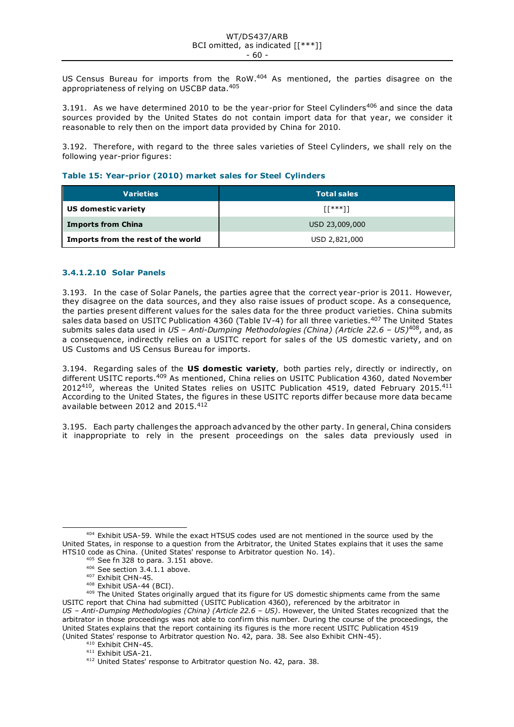US Census Bureau for imports from the RoW.[404] As mentioned, the parties disagree on the appropriateness of relying on USCBP data.[405]

3.191. As we have determined 2010 to be the year-prior for Steel Cylinders[406] and since the data sources provided by the United States do not contain import data for that year, we consider it reasonable to rely then on the import data provided by China for 2010.

3.192. Therefore, with regard to the three sales varieties of Steel Cylinders, we shall rely on the following year-prior figures:

**Table 15: Year-prior (2010) market sales for Steel Cylinders**

| Varieties | Total sales |
|---|---|
| **US domestic variety** | [[***]] |
| **Imports from China** | USD 23,009,000 |
| **Imports from the rest of the world** | USD 2,821,000 |

#### 3.4.1.2.10 Solar Panels

3.193. In the case of Solar Panels, the parties agree that the correct year-prior is 2011. However, they disagree on the data sources, and they also raise issues of product scope. As a consequence, the parties present different values for the sales data for the three product varieties. China submits sales data based on USITC Publication 4360 (Table IV-4) for all three varieties.[407] The United States submits sales data used in *US – Anti-Dumping Methodologies (China) (Article 22.6 – US)*[408], and, as a consequence, indirectly relies on a USITC report for sales of the US domestic variety, and on US Customs and US Census Bureau for imports.

3.194. Regarding sales of the **US domestic variety**, both parties rely, directly or indirectly, on different USITC reports.[409] As mentioned, China relies on USITC Publication 4360, dated November 2012[410], whereas the United States relies on USITC Publication 4519, dated February 2015.[411] According to the United States, the figures in these USITC reports differ because more data became available between 2012 and 2015.[412]

3.195. Each party challenges the approach advanced by the other party. In general, China considers it inappropriate to rely in the present proceedings on the sales data previously used in

---

[404] Exhibit USA-59. While the exact HTSUS codes used are not mentioned in the source used by the United States, in response to a question from the Arbitrator, the United States explains that it uses the same HTS10 code as China. (United States' response to Arbitrator question No. 14).

[405] See fn 328 to para. 3.151 above.

[406] See section 3.4.1.1 above.

[407] Exhibit CHN-45.

[408] Exhibit USA-44 (BCI).

[409] The United States originally argued that its figure for US domestic shipments came from the same USITC report that China had submitted (USITC Publication 4360), referenced by the arbitrator in *US – Anti-Dumping Methodologies (China) (Article 22.6 – US)*. However, the United States recognized that the arbitrator in those proceedings was not able to confirm this number. During the course of the proceedings, the United States explains that the report containing its figures is the more recent USITC Publication 4519 (United States' response to Arbitrator question No. 42, para. 38. See also Exhibit CHN-45).

[410] Exhibit CHN-45.

[411] Exhibit USA-21.

[412] United States' response to Arbitrator question No. 42, para. 38.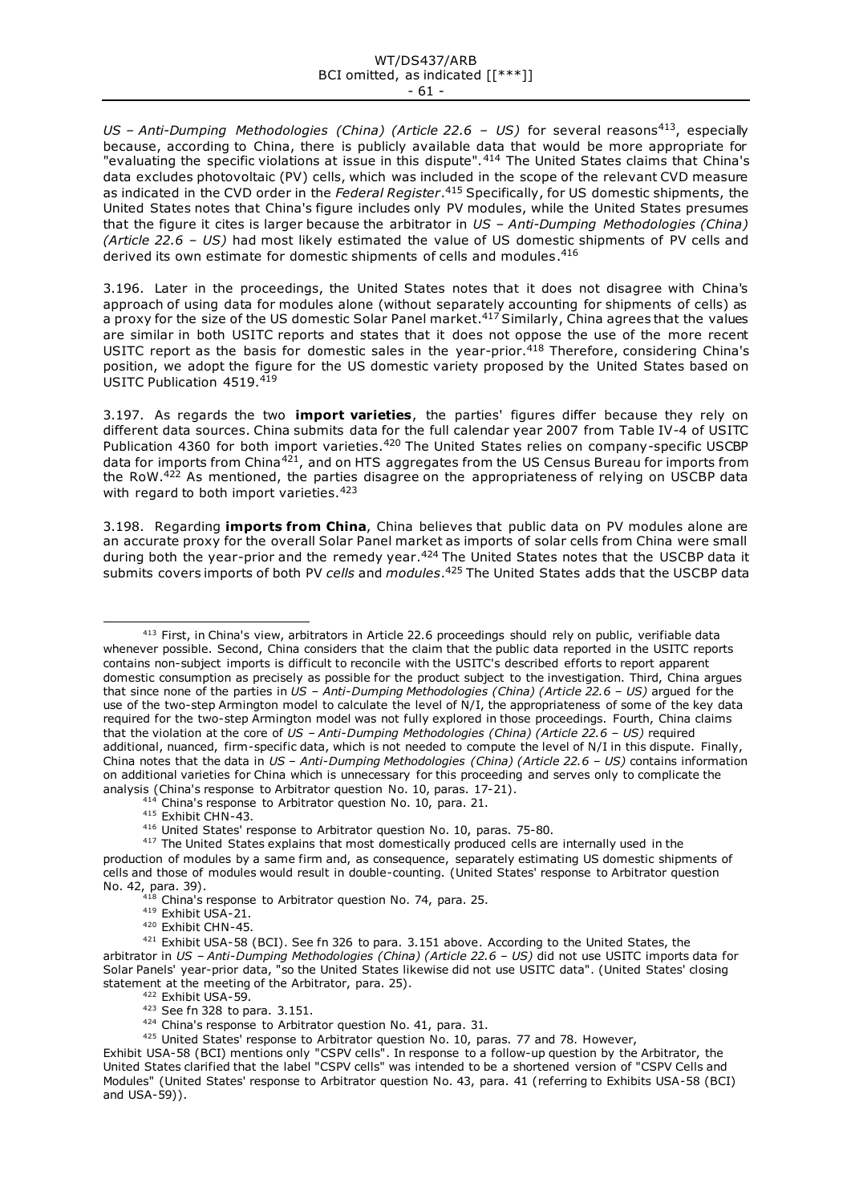*US – Anti-Dumping Methodologies (China) (Article 22.6 – US)* for several reasons[413], especially because, according to China, there is publicly available data that would be more appropriate for "evaluating the specific violations at issue in this dispute".[414] The United States claims that China's data excludes photovoltaic (PV) cells, which was included in the scope of the relevant CVD measure as indicated in the CVD order in the *Federal Register*.[415] Specifically, for US domestic shipments, the United States notes that China's figure includes only PV modules, while the United States presumes that the figure it cites is larger because the arbitrator in *US – Anti-Dumping Methodologies (China) (Article 22.6 – US)* had most likely estimated the value of US domestic shipments of PV cells and derived its own estimate for domestic shipments of cells and modules.[416]

3.196. Later in the proceedings, the United States notes that it does not disagree with China's approach of using data for modules alone (without separately accounting for shipments of cells) as a proxy for the size of the US domestic Solar Panel market.[417] Similarly, China agrees that the values are similar in both USITC reports and states that it does not oppose the use of the more recent USITC report as the basis for domestic sales in the year-prior.[418] Therefore, considering China's position, we adopt the figure for the US domestic variety proposed by the United States based on USITC Publication 4519.[419]

3.197. As regards the two **import varieties**, the parties' figures differ because they rely on different data sources. China submits data for the full calendar year 2007 from Table IV-4 of USITC Publication 4360 for both import varieties.[420] The United States relies on company-specific USCBP data for imports from China[421], and on HTS aggregates from the US Census Bureau for imports from the RoW.[422] As mentioned, the parties disagree on the appropriateness of relying on USCBP data with regard to both import varieties.[423]

3.198. Regarding **imports from China**, China believes that public data on PV modules alone are an accurate proxy for the overall Solar Panel market as imports of solar cells from China were small during both the year-prior and the remedy year.[424] The United States notes that the USCBP data it submits covers imports of both PV *cells* and *modules*.[425] The United States adds that the USCBP data

---

[413] First, in China's view, arbitrators in Article 22.6 proceedings should rely on public, verifiable data whenever possible. Second, China considers that the claim that the public data reported in the USITC reports contains non-subject imports is difficult to reconcile with the USITC's described efforts to report apparent domestic consumption as precisely as possible for the product subject to the investigation. Third, China argues that since none of the parties in *US – Anti-Dumping Methodologies (China) (Article 22.6 – US)* argued for the use of the two-step Armington model to calculate the level of N/I, the appropriateness of some of the key data required for the two-step Armington model was not fully explored in those proceedings. Fourth, China claims that the violation at the core of *US – Anti-Dumping Methodologies (China) (Article 22.6 – US)* required additional, nuanced, firm-specific data, which is not needed to compute the level of N/I in this dispute. Finally, China notes that the data in *US – Anti-Dumping Methodologies (China) (Article 22.6 – US)* contains information on additional varieties for China which is unnecessary for this proceeding and serves only to complicate the analysis (China's response to Arbitrator question No. 10, paras. 17-21).

[414] China's response to Arbitrator question No. 10, para. 21.

[415] Exhibit CHN-43.

[416] United States' response to Arbitrator question No. 10, paras. 75-80.

[417] The United States explains that most domestically produced cells are internally used in the production of modules by a same firm and, as consequence, separately estimating US domestic shipments of cells and those of modules would result in double-counting. (United States' response to Arbitrator question No. 42, para. 39).

[418] China's response to Arbitrator question No. 74, para. 25.

[419] Exhibit USA-21.

[420] Exhibit CHN-45.

[421] Exhibit USA-58 (BCI). See fn 326 to para. 3.151 above. According to the United States, the arbitrator in *US – Anti-Dumping Methodologies (China) (Article 22.6 – US)* did not use USITC imports data for Solar Panels' year-prior data, "so the United States likewise did not use USITC data". (United States' closing statement at the meeting of the Arbitrator, para. 25).

[422] Exhibit USA-59.

[423] See fn 328 to para. 3.151.

[424] China's response to Arbitrator question No. 41, para. 31.

[425] United States' response to Arbitrator question No. 10, paras. 77 and 78. However, Exhibit USA-58 (BCI) mentions only "CSPV cells". In response to a follow-up question by the Arbitrator, the United States clarified that the label "CSPV cells" was intended to be a shortened version of "CSPV Cells and Modules" (United States' response to Arbitrator question No. 43, para. 41 (referring to Exhibits USA-58 (BCI) and USA-59)).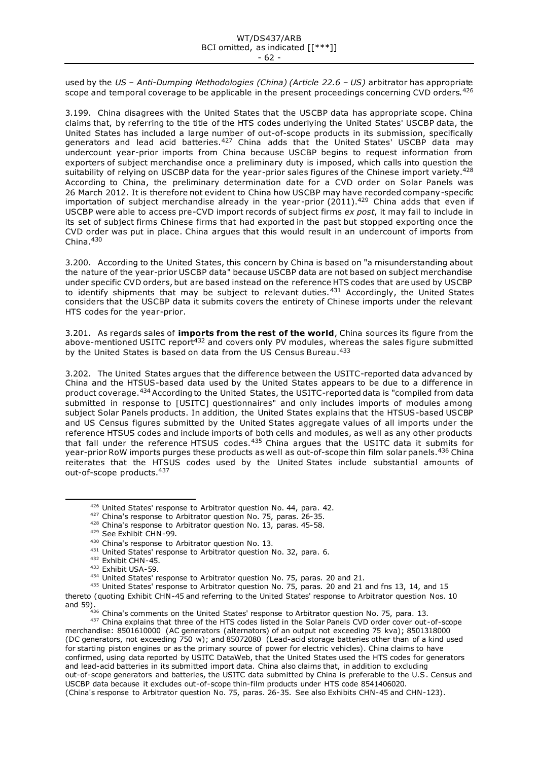used by the *US – Anti-Dumping Methodologies (China) (Article 22.6 – US)* arbitrator has appropriate scope and temporal coverage to be applicable in the present proceedings concerning CVD orders.[426]

3.199. China disagrees with the United States that the USCBP data has appropriate scope. China claims that, by referring to the title of the HTS codes underlying the United States' USCBP data, the United States has included a large number of out-of-scope products in its submission, specifically generators and lead acid batteries.[427] China adds that the United States' USCBP data may undercount year-prior imports from China because USCBP begins to request information from exporters of subject merchandise once a preliminary duty is imposed, which calls into question the suitability of relying on USCBP data for the year-prior sales figures of the Chinese import variety.[428] According to China, the preliminary determination date for a CVD order on Solar Panels was 26 March 2012. It is therefore not evident to China how USCBP may have recorded company-specific importation of subject merchandise already in the year-prior (2011).[429] China adds that even if USCBP were able to access pre-CVD import records of subject firms *ex post*, it may fail to include in its set of subject firms Chinese firms that had exported in the past but stopped exporting once the CVD order was put in place. China argues that this would result in an undercount of imports from China.[430]

3.200. According to the United States, this concern by China is based on "a misunderstanding about the nature of the year-prior USCBP data" because USCBP data are not based on subject merchandise under specific CVD orders, but are based instead on the reference HTS codes that are used by USCBP to identify shipments that may be subject to relevant duties.[431] Accordingly, the United States considers that the USCBP data it submits covers the entirety of Chinese imports under the relevant HTS codes for the year-prior.

3.201. As regards sales of **imports from the rest of the world**, China sources its figure from the above-mentioned USITC report[432] and covers only PV modules, whereas the sales figure submitted by the United States is based on data from the US Census Bureau.[433]

3.202. The United States argues that the difference between the USITC-reported data advanced by China and the HTSUS-based data used by the United States appears to be due to a difference in product coverage.[434] According to the United States, the USITC-reported data is "compiled from data submitted in response to [USITC] questionnaires" and only includes imports of modules among subject Solar Panels products. In addition, the United States explains that the HTSUS-based USCBP and US Census figures submitted by the United States aggregate values of all imports under the reference HTSUS codes and include imports of both cells and modules, as well as any other products that fall under the reference HTSUS codes.[435] China argues that the USITC data it submits for year-prior RoW imports purges these products as well as out-of-scope thin film solar panels.[436] China reiterates that the HTSUS codes used by the United States include substantial amounts of out-of-scope products.[437]

---

[426] United States' response to Arbitrator question No. 44, para. 42.

[427] China's response to Arbitrator question No. 75, paras. 26-35.

[428] China's response to Arbitrator question No. 13, paras. 45-58.

[429] See Exhibit CHN-99.

[430] China's response to Arbitrator question No. 13.

[431] United States' response to Arbitrator question No. 32, para. 6.

[432] Exhibit CHN-45.

[433] Exhibit USA-59.

[434] United States' response to Arbitrator question No. 75, paras. 20 and 21.

[435] United States' response to Arbitrator question No. 75, paras. 20 and 21 and fns 13, 14, and 15 thereto (quoting Exhibit CHN-45 and referring to the United States' response to Arbitrator question Nos. 10 and 59).

[436] China's comments on the United States' response to Arbitrator question No. 75, para. 13.

[437] China explains that three of the HTS codes listed in the Solar Panels CVD order cover out-of-scope merchandise: 8501610000 (AC generators (alternators) of an output not exceeding 75 kva); 8501318000 (DC generators, not exceeding 750 w); and 85072080 (Lead-acid storage batteries other than of a kind used for starting piston engines or as the primary source of power for electric vehicles). China claims to have confirmed, using data reported by USITC DataWeb, that the United States used the HTS codes for generators and lead-acid batteries in its submitted import data. China also claims that, in addition to excluding out-of-scope generators and batteries, the USITC data submitted by China is preferable to the U.S. Census and USCBP data because it excludes out-of-scope thin-film products under HTS code 8541406020. (China's response to Arbitrator question No. 75, paras. 26-35. See also Exhibits CHN-45 and CHN-123).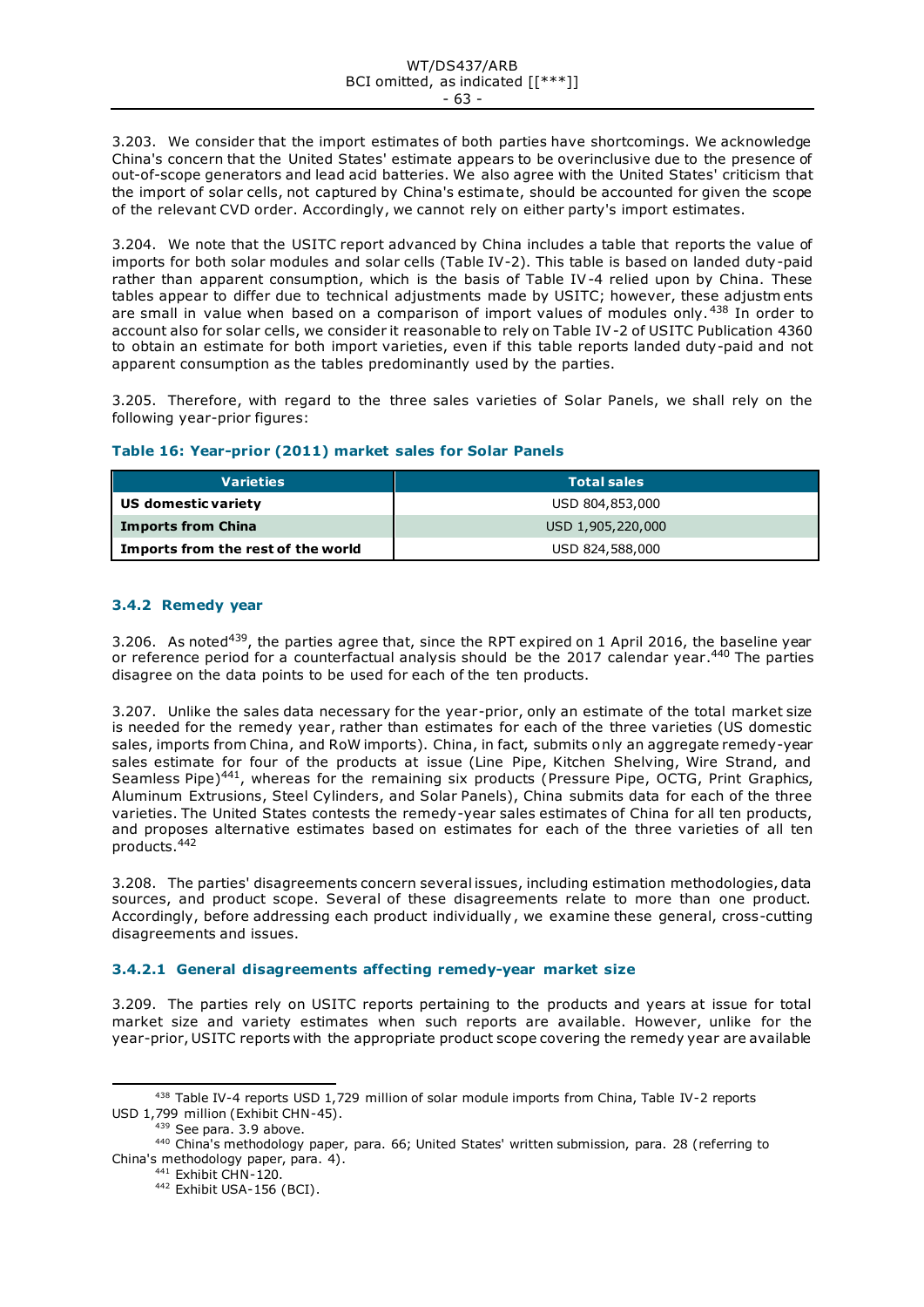3.203. We consider that the import estimates of both parties have shortcomings. We acknowledge China's concern that the United States' estimate appears to be overinclusive due to the presence of out-of-scope generators and lead acid batteries. We also agree with the United States' criticism that the import of solar cells, not captured by China's estimate, should be accounted for given the scope of the relevant CVD order. Accordingly, we cannot rely on either party's import estimates.

3.204. We note that the USITC report advanced by China includes a table that reports the value of imports for both solar modules and solar cells (Table IV-2). This table is based on landed duty-paid rather than apparent consumption, which is the basis of Table IV-4 relied upon by China. These tables appear to differ due to technical adjustments made by USITC; however, these adjustments are small in value when based on a comparison of import values of modules only.[438] In order to account also for solar cells, we consider it reasonable to rely on Table IV-2 of USITC Publication 4360 to obtain an estimate for both import varieties, even if this table reports landed duty-paid and not apparent consumption as the tables predominantly used by the parties.

3.205. Therefore, with regard to the three sales varieties of Solar Panels, we shall rely on the following year-prior figures:

**Table 16: Year-prior (2011) market sales for Solar Panels**

| Varieties | Total sales |
|---|---|
| **US domestic variety** | USD 804,853,000 |
| **Imports from China** | USD 1,905,220,000 |
| **Imports from the rest of the world** | USD 824,588,000 |

### 3.4.2 Remedy year

3.206. As noted[439], the parties agree that, since the RPT expired on 1 April 2016, the baseline year or reference period for a counterfactual analysis should be the 2017 calendar year.[440] The parties disagree on the data points to be used for each of the ten products.

3.207. Unlike the sales data necessary for the year-prior, only an estimate of the total market size is needed for the remedy year, rather than estimates for each of the three varieties (US domestic sales, imports from China, and RoW imports). China, in fact, submits only an aggregate remedy-year sales estimate for four of the products at issue (Line Pipe, Kitchen Shelving, Wire Strand, and Seamless Pipe)[441], whereas for the remaining six products (Pressure Pipe, OCTG, Print Graphics, Aluminum Extrusions, Steel Cylinders, and Solar Panels), China submits data for each of the three varieties. The United States contests the remedy-year sales estimates of China for all ten products, and proposes alternative estimates based on estimates for each of the three varieties of all ten products.[442]

3.208. The parties' disagreements concern several issues, including estimation methodologies, data sources, and product scope. Several of these disagreements relate to more than one product. Accordingly, before addressing each product individually, we examine these general, cross-cutting disagreements and issues.

#### 3.4.2.1 General disagreements affecting remedy-year market size

3.209. The parties rely on USITC reports pertaining to the products and years at issue for total market size and variety estimates when such reports are available. However, unlike for the year-prior, USITC reports with the appropriate product scope covering the remedy year are available

---

[438] Table IV-4 reports USD 1,729 million of solar module imports from China, Table IV-2 reports USD 1,799 million (Exhibit CHN-45).

[439] See para. 3.9 above.

[440] China's methodology paper, para. 66; United States' written submission, para. 28 (referring to China's methodology paper, para. 4).

[441] Exhibit CHN-120.

[442] Exhibit USA-156 (BCI).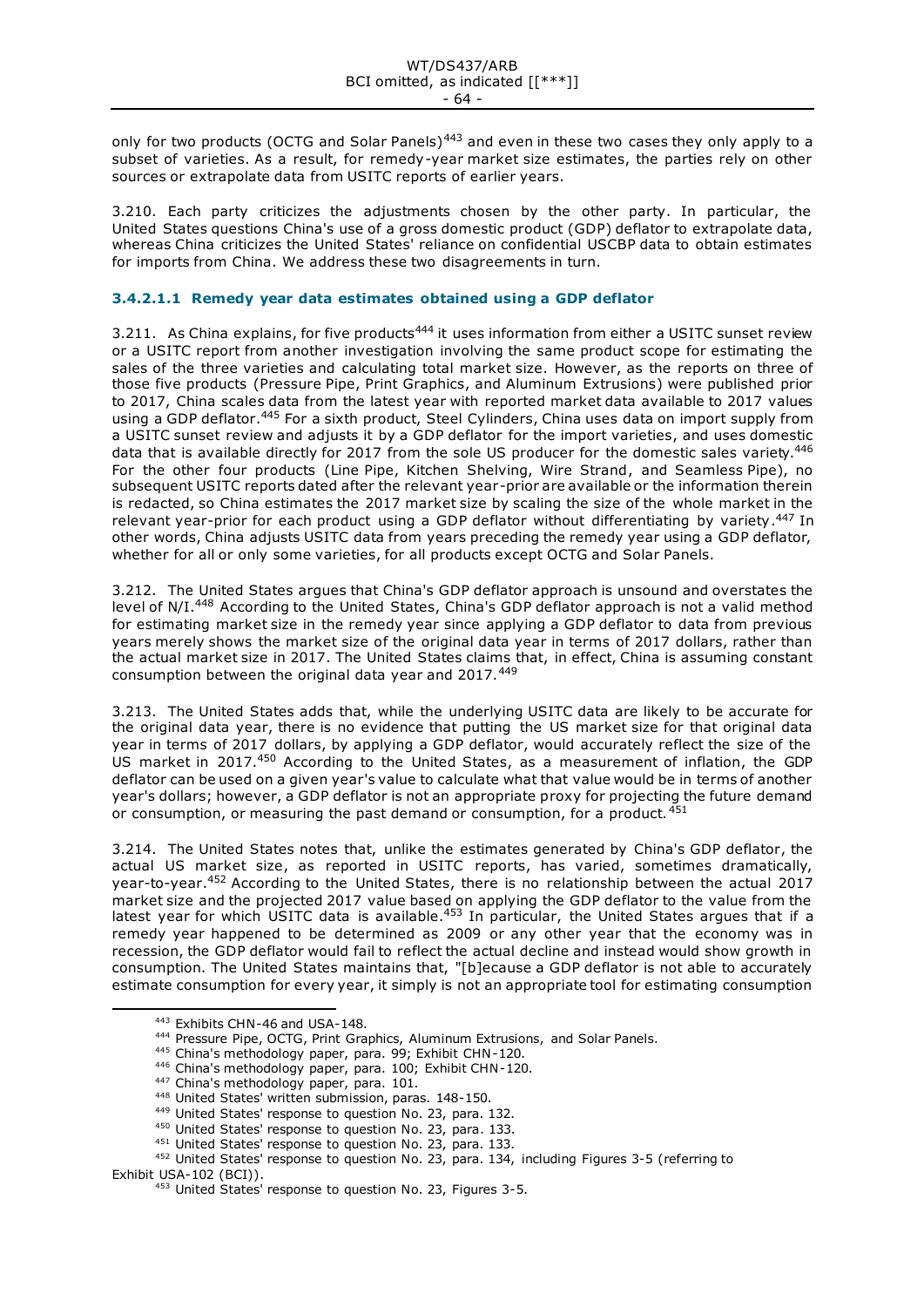only for two products (OCTG and Solar Panels)[443] and even in these two cases they only apply to a subset of varieties. As a result, for remedy-year market size estimates, the parties rely on other sources or extrapolate data from USITC reports of earlier years.

3.210. Each party criticizes the adjustments chosen by the other party. In particular, the United States questions China's use of a gross domestic product (GDP) deflator to extrapolate data, whereas China criticizes the United States' reliance on confidential USCBP data to obtain estimates for imports from China. We address these two disagreements in turn.

#### 3.4.2.1.1 Remedy year data estimates obtained using a GDP deflator

3.211. As China explains, for five products[444] it uses information from either a USITC sunset review or a USITC report from another investigation involving the same product scope for estimating the sales of the three varieties and calculating total market size. However, as the reports on three of those five products (Pressure Pipe, Print Graphics, and Aluminum Extrusions) were published prior to 2017, China scales data from the latest year with reported market data available to 2017 values using a GDP deflator.[445] For a sixth product, Steel Cylinders, China uses data on import supply from a USITC sunset review and adjusts it by a GDP deflator for the import varieties, and uses domestic data that is available directly for 2017 from the sole US producer for the domestic sales variety.[446] For the other four products (Line Pipe, Kitchen Shelving, Wire Strand, and Seamless Pipe), no subsequent USITC reports dated after the relevant year-prior are available or the information therein is redacted, so China estimates the 2017 market size by scaling the size of the whole market in the relevant year-prior for each product using a GDP deflator without differentiating by variety.[447] In other words, China adjusts USITC data from years preceding the remedy year using a GDP deflator, whether for all or only some varieties, for all products except OCTG and Solar Panels.

3.212. The United States argues that China's GDP deflator approach is unsound and overstates the level of N/I.[448] According to the United States, China's GDP deflator approach is not a valid method for estimating market size in the remedy year since applying a GDP deflator to data from previous years merely shows the market size of the original data year in terms of 2017 dollars, rather than the actual market size in 2017. The United States claims that, in effect, China is assuming constant consumption between the original data year and 2017.[449]

3.213. The United States adds that, while the underlying USITC data are likely to be accurate for the original data year, there is no evidence that putting the US market size for that original data year in terms of 2017 dollars, by applying a GDP deflator, would accurately reflect the size of the US market in 2017.[450] According to the United States, as a measurement of inflation, the GDP deflator can be used on a given year's value to calculate what that value would be in terms of another year's dollars; however, a GDP deflator is not an appropriate proxy for projecting the future demand or consumption, or measuring the past demand or consumption, for a product.[451]

3.214. The United States notes that, unlike the estimates generated by China's GDP deflator, the actual US market size, as reported in USITC reports, has varied, sometimes dramatically, year-to-year.[452] According to the United States, there is no relationship between the actual 2017 market size and the projected 2017 value based on applying the GDP deflator to the value from the latest year for which USITC data is available.[453] In particular, the United States argues that if a remedy year happened to be determined as 2009 or any other year that the economy was in recession, the GDP deflator would fail to reflect the actual decline and instead would show growth in consumption. The United States maintains that, "[b]ecause a GDP deflator is not able to accurately estimate consumption for every year, it simply is not an appropriate tool for estimating consumption

[443] Exhibits CHN-46 and USA-148.

[444] Pressure Pipe, OCTG, Print Graphics, Aluminum Extrusions, and Solar Panels.

[445] China's methodology paper, para. 99; Exhibit CHN-120.

[446] China's methodology paper, para. 100; Exhibit CHN-120.

[447] China's methodology paper, para. 101.

[448] United States' written submission, paras. 148-150.

[449] United States' response to question No. 23, para. 132.

[450] United States' response to question No. 23, para. 133.

[451] United States' response to question No. 23, para. 133.

[452] United States' response to question No. 23, para. 134, including Figures 3-5 (referring to Exhibit USA-102 (BCI)).

[453] United States' response to question No. 23, Figures 3-5.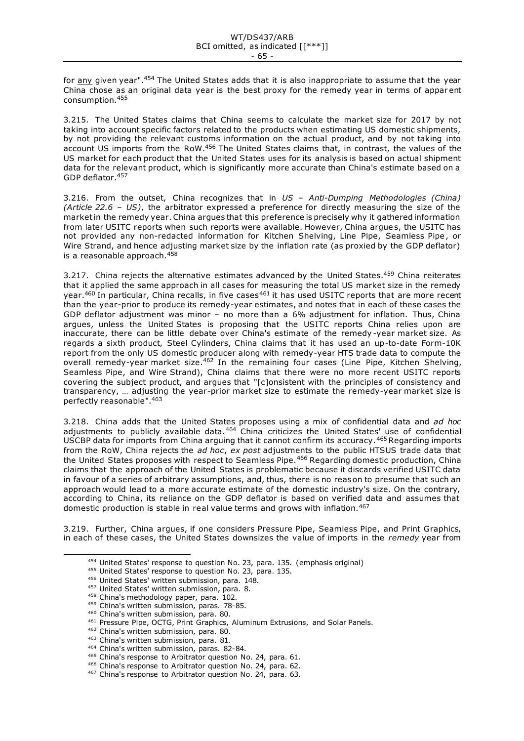for <u>any</u> given year".[454] The United States adds that it is also inappropriate to assume that the year China chose as an original data year is the best proxy for the remedy year in terms of apparent consumption.[455]

3.215. The United States claims that China seems to calculate the market size for 2017 by not taking into account specific factors related to the products when estimating US domestic shipments, by not providing the relevant customs information on the actual product, and by not taking into account US imports from the RoW.[456] The United States claims that, in contrast, the values of the US market for each product that the United States uses for its analysis is based on actual shipment data for the relevant product, which is significantly more accurate than China's estimate based on a GDP deflator.[457]

3.216. From the outset, China recognizes that in *US – Anti-Dumping Methodologies (China) (Article 22.6 – US)*, the arbitrator expressed a preference for directly measuring the size of the market in the remedy year. China argues that this preference is precisely why it gathered information from later USITC reports when such reports were available. However, China argues, the USITC has not provided any non-redacted information for Kitchen Shelving, Line Pipe, Seamless Pipe, or Wire Strand, and hence adjusting market size by the inflation rate (as proxied by the GDP deflator) is a reasonable approach.[458]

3.217. China rejects the alternative estimates advanced by the United States.[459] China reiterates that it applied the same approach in all cases for measuring the total US market size in the remedy year.[460] In particular, China recalls, in five cases[461] it has used USITC reports that are more recent than the year-prior to produce its remedy-year estimates, and notes that in each of these cases the GDP deflator adjustment was minor – no more than a 6% adjustment for inflation. Thus, China argues, unless the United States is proposing that the USITC reports China relies upon are inaccurate, there can be little debate over China's estimate of the remedy-year market size. As regards a sixth product, Steel Cylinders, China claims that it has used an up-to-date Form-10K report from the only US domestic producer along with remedy-year HTS trade data to compute the overall remedy-year market size.[462] In the remaining four cases (Line Pipe, Kitchen Shelving, Seamless Pipe, and Wire Strand), China claims that there were no more recent USITC reports covering the subject product, and argues that "[c]onsistent with the principles of consistency and transparency, … adjusting the year-prior market size to estimate the remedy-year market size is perfectly reasonable".[463]

3.218. China adds that the United States proposes using a mix of confidential data and *ad hoc* adjustments to publicly available data.[464] China criticizes the United States' use of confidential USCBP data for imports from China arguing that it cannot confirm its accuracy.[465] Regarding imports from the RoW, China rejects the *ad hoc*, *ex post* adjustments to the public HTSUS trade data that the United States proposes with respect to Seamless Pipe.[466] Regarding domestic production, China claims that the approach of the United States is problematic because it discards verified USITC data in favour of a series of arbitrary assumptions, and, thus, there is no reason to presume that such an approach would lead to a more accurate estimate of the domestic industry's size. On the contrary, according to China, its reliance on the GDP deflator is based on verified data and assumes that domestic production is stable in real value terms and grows with inflation.[467]

3.219. Further, China argues, if one considers Pressure Pipe, Seamless Pipe, and Print Graphics, in each of these cases, the United States downsizes the value of imports in the *remedy* year from

---

[454] United States' response to question No. 23, para. 135. (emphasis original)
[455] United States' response to question No. 23, para. 135.
[456] United States' written submission, para. 148.
[457] United States' written submission, para. 8.
[458] China's methodology paper, para. 102.
[459] China's written submission, paras. 78-85.
[460] China's written submission, para. 80.
[461] Pressure Pipe, OCTG, Print Graphics, Aluminum Extrusions, and Solar Panels.
[462] China's written submission, para. 80.
[463] China's written submission, para. 81.
[464] China's written submission, paras. 82-84.
[465] China's response to Arbitrator question No. 24, para. 61.
[466] China's response to Arbitrator question No. 24, para. 62.
[467] China's response to Arbitrator question No. 24, para. 63.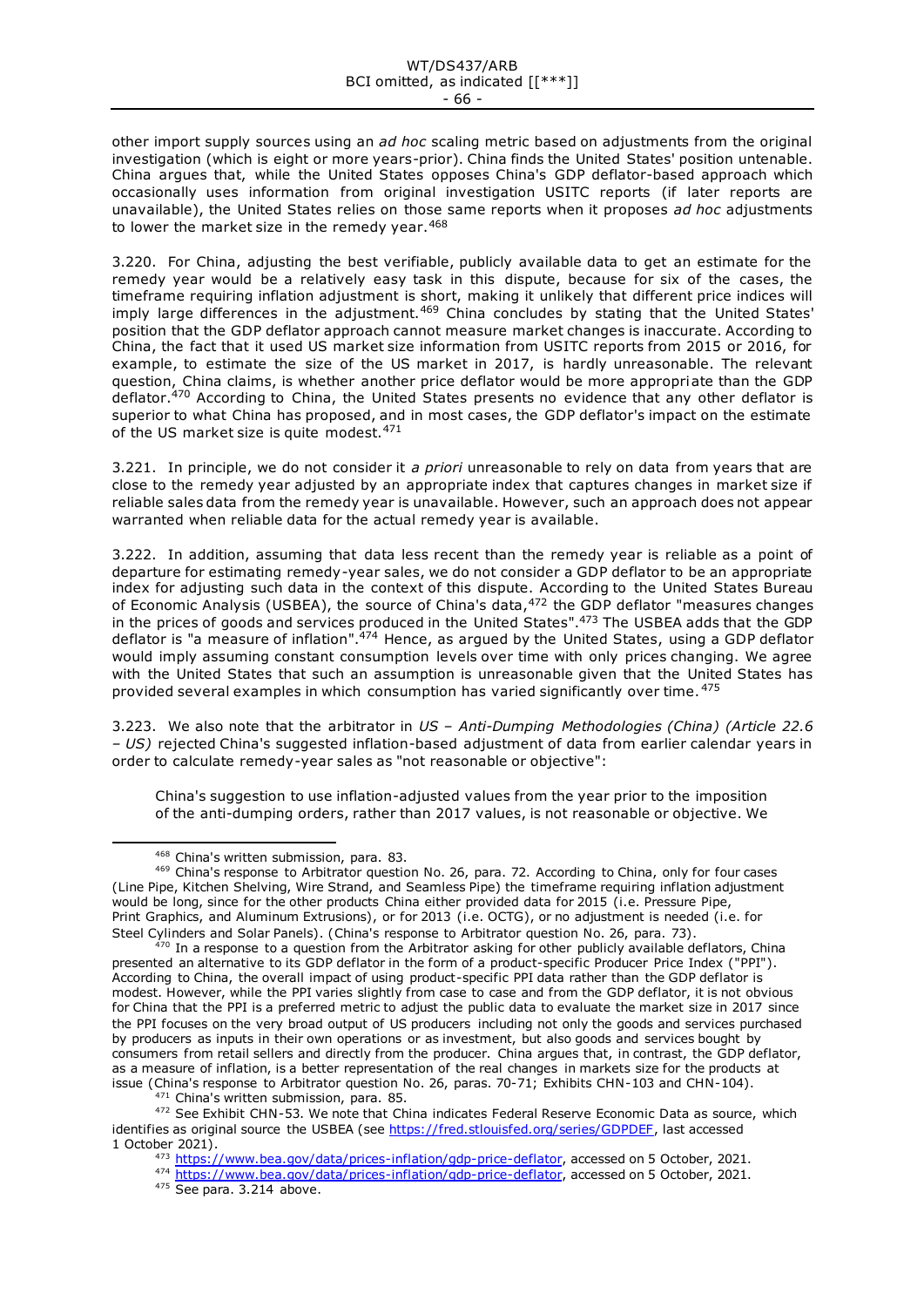other import supply sources using an *ad hoc* scaling metric based on adjustments from the original investigation (which is eight or more years-prior). China finds the United States' position untenable. China argues that, while the United States opposes China's GDP deflator-based approach which occasionally uses information from original investigation USITC reports (if later reports are unavailable), the United States relies on those same reports when it proposes *ad hoc* adjustments to lower the market size in the remedy year.[468]

3.220. For China, adjusting the best verifiable, publicly available data to get an estimate for the remedy year would be a relatively easy task in this dispute, because for six of the cases, the timeframe requiring inflation adjustment is short, making it unlikely that different price indices will imply large differences in the adjustment.[469] China concludes by stating that the United States' position that the GDP deflator approach cannot measure market changes is inaccurate. According to China, the fact that it used US market size information from USITC reports from 2015 or 2016, for example, to estimate the size of the US market in 2017, is hardly unreasonable. The relevant question, China claims, is whether another price deflator would be more appropriate than the GDP deflator.[470] According to China, the United States presents no evidence that any other deflator is superior to what China has proposed, and in most cases, the GDP deflator's impact on the estimate of the US market size is quite modest.[471]

3.221. In principle, we do not consider it *a priori* unreasonable to rely on data from years that are close to the remedy year adjusted by an appropriate index that captures changes in market size if reliable sales data from the remedy year is unavailable. However, such an approach does not appear warranted when reliable data for the actual remedy year is available.

3.222. In addition, assuming that data less recent than the remedy year is reliable as a point of departure for estimating remedy-year sales, we do not consider a GDP deflator to be an appropriate index for adjusting such data in the context of this dispute. According to the United States Bureau of Economic Analysis (USBEA), the source of China's data,[472] the GDP deflator "measures changes in the prices of goods and services produced in the United States".[473] The USBEA adds that the GDP deflator is "a measure of inflation".[474] Hence, as argued by the United States, using a GDP deflator would imply assuming constant consumption levels over time with only prices changing. We agree with the United States that such an assumption is unreasonable given that the United States has provided several examples in which consumption has varied significantly over time.[475]

3.223. We also note that the arbitrator in *US – Anti-Dumping Methodologies (China) (Article 22.6 – US)* rejected China's suggested inflation-based adjustment of data from earlier calendar years in order to calculate remedy-year sales as "not reasonable or objective":

> China's suggestion to use inflation-adjusted values from the year prior to the imposition of the anti-dumping orders, rather than 2017 values, is not reasonable or objective. We

---

[468] China's written submission, para. 83.

[469] China's response to Arbitrator question No. 26, para. 72. According to China, only for four cases (Line Pipe, Kitchen Shelving, Wire Strand, and Seamless Pipe) the timeframe requiring inflation adjustment would be long, since for the other products China either provided data for 2015 (i.e. Pressure Pipe, Print Graphics, and Aluminum Extrusions), or for 2013 (i.e. OCTG), or no adjustment is needed (i.e. for Steel Cylinders and Solar Panels). (China's response to Arbitrator question No. 26, para. 73).

[470] In a response to a question from the Arbitrator asking for other publicly available deflators, China presented an alternative to its GDP deflator in the form of a product-specific Producer Price Index ("PPI"). According to China, the overall impact of using product-specific PPI data rather than the GDP deflator is modest. However, while the PPI varies slightly from case to case and from the GDP deflator, it is not obvious for China that the PPI is a preferred metric to adjust the public data to evaluate the market size in 2017 since the PPI focuses on the very broad output of US producers including not only the goods and services purchased by producers as inputs in their own operations or as investment, but also goods and services bought by consumers from retail sellers and directly from the producer. China argues that, in contrast, the GDP deflator, as a measure of inflation, is a better representation of the real changes in markets size for the products at issue (China's response to Arbitrator question No. 26, paras. 70-71; Exhibits CHN-103 and CHN-104).

[471] China's written submission, para. 85.

[472] See Exhibit CHN-53. We note that China indicates Federal Reserve Economic Data as source, which identifies as original source the USBEA (see https://fred.stlouisfed.org/series/GDPDEF, last accessed 1 October 2021).

[473] https://www.bea.gov/data/prices-inflation/gdp-price-deflator, accessed on 5 October, 2021.

[474] https://www.bea.gov/data/prices-inflation/gdp-price-deflator, accessed on 5 October, 2021.

[475] See para. 3.214 above.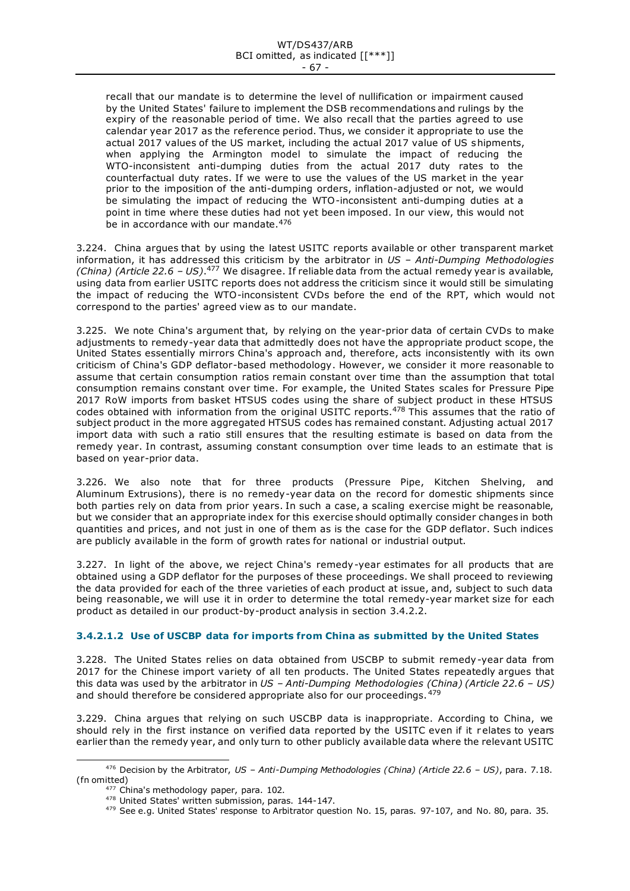recall that our mandate is to determine the level of nullification or impairment caused by the United States' failure to implement the DSB recommendations and rulings by the expiry of the reasonable period of time. We also recall that the parties agreed to use calendar year 2017 as the reference period. Thus, we consider it appropriate to use the actual 2017 values of the US market, including the actual 2017 value of US shipments, when applying the Armington model to simulate the impact of reducing the WTO-inconsistent anti-dumping duties from the actual 2017 duty rates to the counterfactual duty rates. If we were to use the values of the US market in the year prior to the imposition of the anti-dumping orders, inflation-adjusted or not, we would be simulating the impact of reducing the WTO-inconsistent anti-dumping duties at a point in time where these duties had not yet been imposed. In our view, this would not be in accordance with our mandate.[476]

3.224. China argues that by using the latest USITC reports available or other transparent market information, it has addressed this criticism by the arbitrator in *US – Anti-Dumping Methodologies (China) (Article 22.6 – US)*.[477] We disagree. If reliable data from the actual remedy year is available, using data from earlier USITC reports does not address the criticism since it would still be simulating the impact of reducing the WTO-inconsistent CVDs before the end of the RPT, which would not correspond to the parties' agreed view as to our mandate.

3.225. We note China's argument that, by relying on the year-prior data of certain CVDs to make adjustments to remedy-year data that admittedly does not have the appropriate product scope, the United States essentially mirrors China's approach and, therefore, acts inconsistently with its own criticism of China's GDP deflator-based methodology. However, we consider it more reasonable to assume that certain consumption ratios remain constant over time than the assumption that total consumption remains constant over time. For example, the United States scales for Pressure Pipe 2017 RoW imports from basket HTSUS codes using the share of subject product in these HTSUS codes obtained with information from the original USITC reports.[478] This assumes that the ratio of subject product in the more aggregated HTSUS codes has remained constant. Adjusting actual 2017 import data with such a ratio still ensures that the resulting estimate is based on data from the remedy year. In contrast, assuming constant consumption over time leads to an estimate that is based on year-prior data.

3.226. We also note that for three products (Pressure Pipe, Kitchen Shelving, and Aluminum Extrusions), there is no remedy-year data on the record for domestic shipments since both parties rely on data from prior years. In such a case, a scaling exercise might be reasonable, but we consider that an appropriate index for this exercise should optimally consider changes in both quantities and prices, and not just in one of them as is the case for the GDP deflator. Such indices are publicly available in the form of growth rates for national or industrial output.

3.227. In light of the above, we reject China's remedy-year estimates for all products that are obtained using a GDP deflator for the purposes of these proceedings. We shall proceed to reviewing the data provided for each of the three varieties of each product at issue, and, subject to such data being reasonable, we will use it in order to determine the total remedy-year market size for each product as detailed in our product-by-product analysis in section 3.4.2.2.

#### 3.4.2.1.2 Use of USCBP data for imports from China as submitted by the United States

3.228. The United States relies on data obtained from USCBP to submit remedy-year data from 2017 for the Chinese import variety of all ten products. The United States repeatedly argues that this data was used by the arbitrator in *US – Anti-Dumping Methodologies (China) (Article 22.6 – US)* and should therefore be considered appropriate also for our proceedings.[479]

3.229. China argues that relying on such USCBP data is inappropriate. According to China, we should rely in the first instance on verified data reported by the USITC even if it relates to years earlier than the remedy year, and only turn to other publicly available data where the relevant USITC

---

[476] Decision by the Arbitrator, *US – Anti-Dumping Methodologies (China) (Article 22.6 – US)*, para. 7.18. (fn omitted)

[477] China's methodology paper, para. 102.

[478] United States' written submission, paras. 144-147.

[479] See e.g. United States' response to Arbitrator question No. 15, paras. 97-107, and No. 80, para. 35.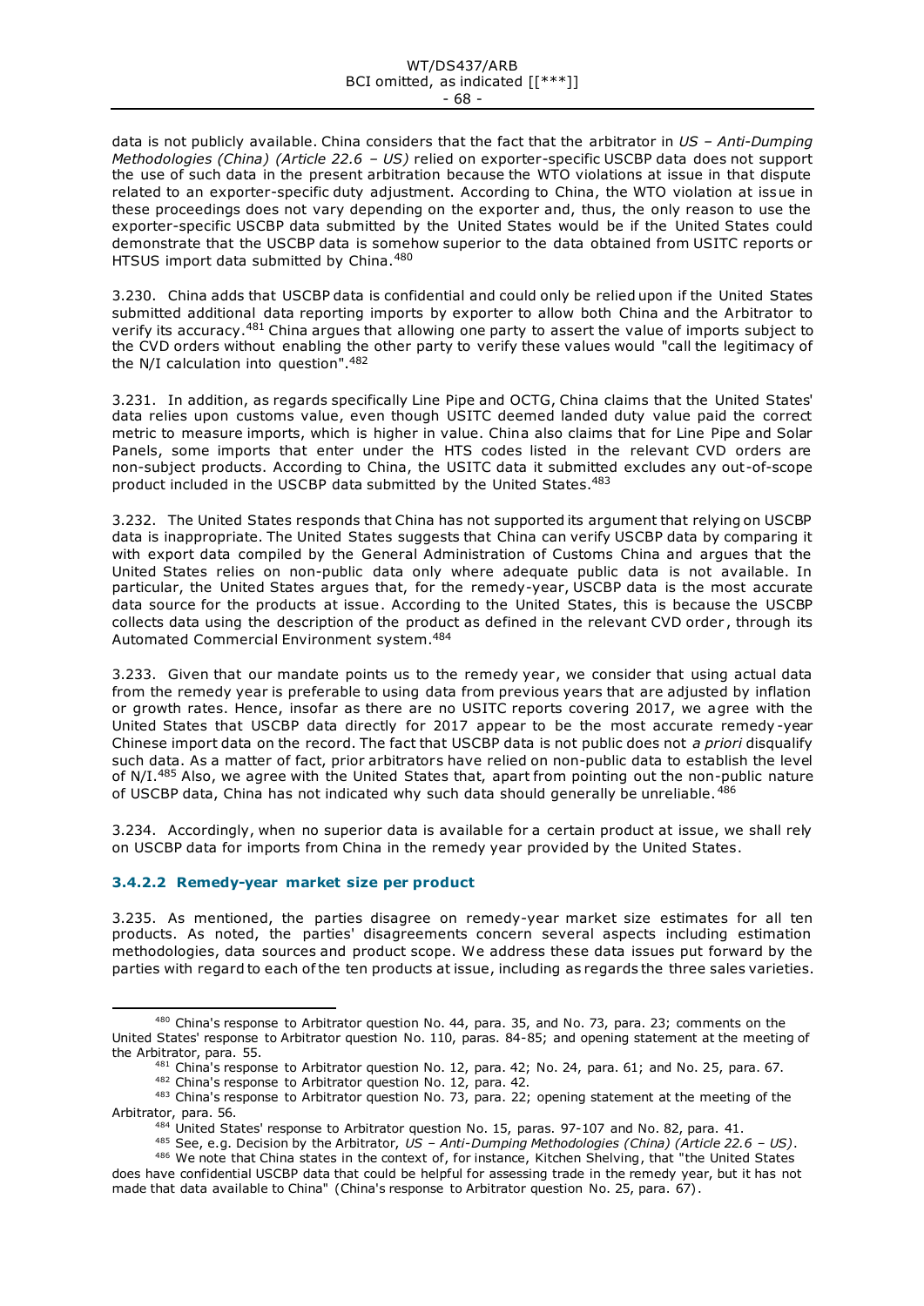data is not publicly available. China considers that the fact that the arbitrator in *US – Anti-Dumping Methodologies (China) (Article 22.6 – US)* relied on exporter-specific USCBP data does not support the use of such data in the present arbitration because the WTO violations at issue in that dispute related to an exporter-specific duty adjustment. According to China, the WTO violation at issue in these proceedings does not vary depending on the exporter and, thus, the only reason to use the exporter-specific USCBP data submitted by the United States would be if the United States could demonstrate that the USCBP data is somehow superior to the data obtained from USITC reports or HTSUS import data submitted by China.[480]

3.230. China adds that USCBP data is confidential and could only be relied upon if the United States submitted additional data reporting imports by exporter to allow both China and the Arbitrator to verify its accuracy.[481] China argues that allowing one party to assert the value of imports subject to the CVD orders without enabling the other party to verify these values would "call the legitimacy of the N/I calculation into question".[482]

3.231. In addition, as regards specifically Line Pipe and OCTG, China claims that the United States' data relies upon customs value, even though USITC deemed landed duty value paid the correct metric to measure imports, which is higher in value. China also claims that for Line Pipe and Solar Panels, some imports that enter under the HTS codes listed in the relevant CVD orders are non-subject products. According to China, the USITC data it submitted excludes any out-of-scope product included in the USCBP data submitted by the United States.[483]

3.232. The United States responds that China has not supported its argument that relying on USCBP data is inappropriate. The United States suggests that China can verify USCBP data by comparing it with export data compiled by the General Administration of Customs China and argues that the United States relies on non-public data only where adequate public data is not available. In particular, the United States argues that, for the remedy-year, USCBP data is the most accurate data source for the products at issue. According to the United States, this is because the USCBP collects data using the description of the product as defined in the relevant CVD order, through its Automated Commercial Environment system.[484]

3.233. Given that our mandate points us to the remedy year, we consider that using actual data from the remedy year is preferable to using data from previous years that are adjusted by inflation or growth rates. Hence, insofar as there are no USITC reports covering 2017, we agree with the United States that USCBP data directly for 2017 appear to be the most accurate remedy-year Chinese import data on the record. The fact that USCBP data is not public does not *a priori* disqualify such data. As a matter of fact, prior arbitrators have relied on non-public data to establish the level of N/I.[485] Also, we agree with the United States that, apart from pointing out the non-public nature of USCBP data, China has not indicated why such data should generally be unreliable.[486]

3.234. Accordingly, when no superior data is available for a certain product at issue, we shall rely on USCBP data for imports from China in the remedy year provided by the United States.

#### 3.4.2.2 Remedy-year market size per product

3.235. As mentioned, the parties disagree on remedy-year market size estimates for all ten products. As noted, the parties' disagreements concern several aspects including estimation methodologies, data sources and product scope. We address these data issues put forward by the parties with regard to each of the ten products at issue, including as regards the three sales varieties.

---

[480] China's response to Arbitrator question No. 44, para. 35, and No. 73, para. 23; comments on the United States' response to Arbitrator question No. 110, paras. 84-85; and opening statement at the meeting of the Arbitrator, para. 55.

[481] China's response to Arbitrator question No. 12, para. 42; No. 24, para. 61; and No. 25, para. 67.

[482] China's response to Arbitrator question No. 12, para. 42.

[483] China's response to Arbitrator question No. 73, para. 22; opening statement at the meeting of the Arbitrator, para. 56.

[484] United States' response to Arbitrator question No. 15, paras. 97-107 and No. 82, para. 41.

[485] See, e.g. Decision by the Arbitrator, *US – Anti-Dumping Methodologies (China) (Article 22.6 – US)*.

[486] We note that China states in the context of, for instance, Kitchen Shelving, that "the United States does have confidential USCBP data that could be helpful for assessing trade in the remedy year, but it has not made that data available to China" (China's response to Arbitrator question No. 25, para. 67).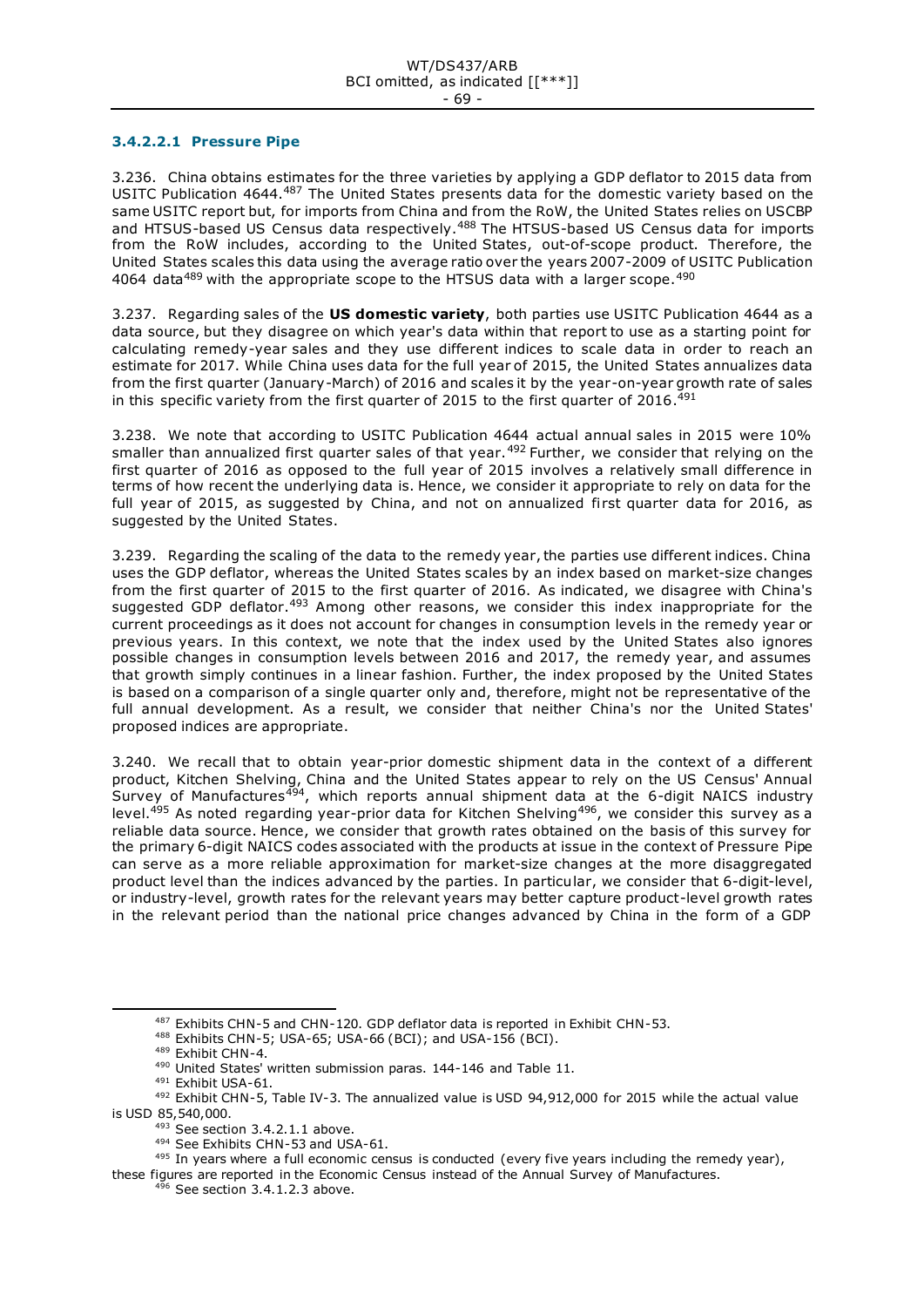#### 3.4.2.2.1 Pressure Pipe

3.236. China obtains estimates for the three varieties by applying a GDP deflator to 2015 data from USITC Publication 4644.[487] The United States presents data for the domestic variety based on the same USITC report but, for imports from China and from the RoW, the United States relies on USCBP and HTSUS-based US Census data respectively.[488] The HTSUS-based US Census data for imports from the RoW includes, according to the United States, out-of-scope product. Therefore, the United States scales this data using the average ratio over the years 2007-2009 of USITC Publication 4064 data[489] with the appropriate scope to the HTSUS data with a larger scope.[490]

3.237. Regarding sales of the **US domestic variety**, both parties use USITC Publication 4644 as a data source, but they disagree on which year's data within that report to use as a starting point for calculating remedy-year sales and they use different indices to scale data in order to reach an estimate for 2017. While China uses data for the full year of 2015, the United States annualizes data from the first quarter (January-March) of 2016 and scales it by the year-on-year growth rate of sales in this specific variety from the first quarter of 2015 to the first quarter of 2016.[491]

3.238. We note that according to USITC Publication 4644 actual annual sales in 2015 were 10% smaller than annualized first quarter sales of that year.[492] Further, we consider that relying on the first quarter of 2016 as opposed to the full year of 2015 involves a relatively small difference in terms of how recent the underlying data is. Hence, we consider it appropriate to rely on data for the full year of 2015, as suggested by China, and not on annualized first quarter data for 2016, as suggested by the United States.

3.239. Regarding the scaling of the data to the remedy year, the parties use different indices. China uses the GDP deflator, whereas the United States scales by an index based on market-size changes from the first quarter of 2015 to the first quarter of 2016. As indicated, we disagree with China's suggested GDP deflator.[493] Among other reasons, we consider this index inappropriate for the current proceedings as it does not account for changes in consumption levels in the remedy year or previous years. In this context, we note that the index used by the United States also ignores possible changes in consumption levels between 2016 and 2017, the remedy year, and assumes that growth simply continues in a linear fashion. Further, the index proposed by the United States is based on a comparison of a single quarter only and, therefore, might not be representative of the full annual development. As a result, we consider that neither China's nor the United States' proposed indices are appropriate.

3.240. We recall that to obtain year-prior domestic shipment data in the context of a different product, Kitchen Shelving, China and the United States appear to rely on the US Census' Annual Survey of Manufactures[494], which reports annual shipment data at the 6-digit NAICS industry level.[495] As noted regarding year-prior data for Kitchen Shelving[496], we consider this survey as a reliable data source. Hence, we consider that growth rates obtained on the basis of this survey for the primary 6-digit NAICS codes associated with the products at issue in the context of Pressure Pipe can serve as a more reliable approximation for market-size changes at the more disaggregated product level than the indices advanced by the parties. In particular, we consider that 6-digit-level, or industry-level, growth rates for the relevant years may better capture product-level growth rates in the relevant period than the national price changes advanced by China in the form of a GDP

---

[487] Exhibits CHN-5 and CHN-120. GDP deflator data is reported in Exhibit CHN-53.

[488] Exhibits CHN-5; USA-65; USA-66 (BCI); and USA-156 (BCI).

[489] Exhibit CHN-4.

[490] United States' written submission paras. 144-146 and Table 11.

[491] Exhibit USA-61.

[492] Exhibit CHN-5, Table IV-3. The annualized value is USD 94,912,000 for 2015 while the actual value is USD 85,540,000.

[493] See section 3.4.2.1.1 above.

[494] See Exhibits CHN-53 and USA-61.

[495] In years where a full economic census is conducted (every five years including the remedy year), these figures are reported in the Economic Census instead of the Annual Survey of Manufactures.

[496] See section 3.4.1.2.3 above.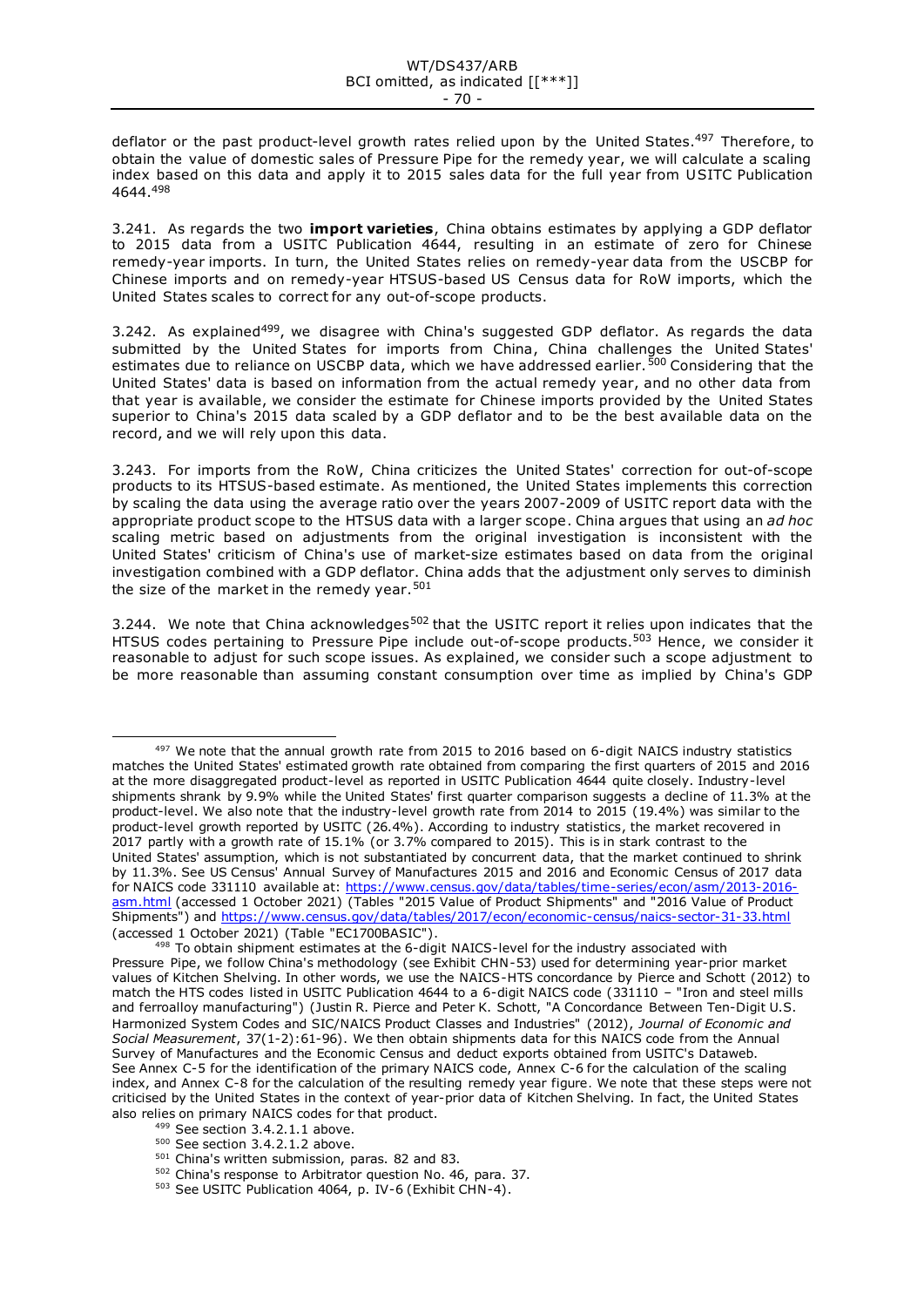deflator or the past product-level growth rates relied upon by the United States.[497] Therefore, to obtain the value of domestic sales of Pressure Pipe for the remedy year, we will calculate a scaling index based on this data and apply it to 2015 sales data for the full year from USITC Publication 4644.[498]

3.241. As regards the two **import varieties**, China obtains estimates by applying a GDP deflator to 2015 data from a USITC Publication 4644, resulting in an estimate of zero for Chinese remedy-year imports. In turn, the United States relies on remedy-year data from the USCBP for Chinese imports and on remedy-year HTSUS-based US Census data for RoW imports, which the United States scales to correct for any out-of-scope products.

3.242. As explained[499], we disagree with China's suggested GDP deflator. As regards the data submitted by the United States for imports from China, China challenges the United States' estimates due to reliance on USCBP data, which we have addressed earlier.[500] Considering that the United States' data is based on information from the actual remedy year, and no other data from that year is available, we consider the estimate for Chinese imports provided by the United States superior to China's 2015 data scaled by a GDP deflator and to be the best available data on the record, and we will rely upon this data.

3.243. For imports from the RoW, China criticizes the United States' correction for out-of-scope products to its HTSUS-based estimate. As mentioned, the United States implements this correction by scaling the data using the average ratio over the years 2007-2009 of USITC report data with the appropriate product scope to the HTSUS data with a larger scope. China argues that using an *ad hoc* scaling metric based on adjustments from the original investigation is inconsistent with the United States' criticism of China's use of market-size estimates based on data from the original investigation combined with a GDP deflator. China adds that the adjustment only serves to diminish the size of the market in the remedy year.[501]

3.244. We note that China acknowledges[502] that the USITC report it relies upon indicates that the HTSUS codes pertaining to Pressure Pipe include out-of-scope products.[503] Hence, we consider it reasonable to adjust for such scope issues. As explained, we consider such a scope adjustment to be more reasonable than assuming constant consumption over time as implied by China's GDP

---

[497] We note that the annual growth rate from 2015 to 2016 based on 6-digit NAICS industry statistics matches the United States' estimated growth rate obtained from comparing the first quarters of 2015 and 2016 at the more disaggregated product-level as reported in USITC Publication 4644 quite closely. Industry-level shipments shrank by 9.9% while the United States' first quarter comparison suggests a decline of 11.3% at the product-level. We also note that the industry-level growth rate from 2014 to 2015 (19.4%) was similar to the product-level growth reported by USITC (26.4%). According to industry statistics, the market recovered in 2017 partly with a growth rate of 15.1% (or 3.7% compared to 2015). This is in stark contrast to the United States' assumption, which is not substantiated by concurrent data, that the market continued to shrink by 11.3%. See US Census' Annual Survey of Manufactures 2015 and 2016 and Economic Census of 2017 data for NAICS code 331110 available at: https://www.census.gov/data/tables/time-series/econ/asm/2013-2016-asm.html (accessed 1 October 2021) (Tables "2015 Value of Product Shipments" and "2016 Value of Product Shipments") and https://www.census.gov/data/tables/2017/econ/economic-census/naics-sector-31-33.html (accessed 1 October 2021) (Table "EC1700BASIC").

[498] To obtain shipment estimates at the 6-digit NAICS-level for the industry associated with Pressure Pipe, we follow China's methodology (see Exhibit CHN-53) used for determining year-prior market values of Kitchen Shelving. In other words, we use the NAICS-HTS concordance by Pierce and Schott (2012) to match the HTS codes listed in USITC Publication 4644 to a 6-digit NAICS code (331110 – "Iron and steel mills and ferroalloy manufacturing") (Justin R. Pierce and Peter K. Schott, "A Concordance Between Ten-Digit U.S. Harmonized System Codes and SIC/NAICS Product Classes and Industries" (2012), *Journal of Economic and Social Measurement*, 37(1-2):61-96). We then obtain shipments data for this NAICS code from the Annual Survey of Manufactures and the Economic Census and deduct exports obtained from USITC's Dataweb. See Annex C-5 for the identification of the primary NAICS code, Annex C-6 for the calculation of the scaling index, and Annex C-8 for the calculation of the resulting remedy year figure. We note that these steps were not criticised by the United States in the context of year-prior data of Kitchen Shelving. In fact, the United States also relies on primary NAICS codes for that product.

[499] See section 3.4.2.1.1 above.

[500] See section 3.4.2.1.2 above.

[501] China's written submission, paras. 82 and 83.

[502] China's response to Arbitrator question No. 46, para. 37.

[503] See USITC Publication 4064, p. IV-6 (Exhibit CHN-4).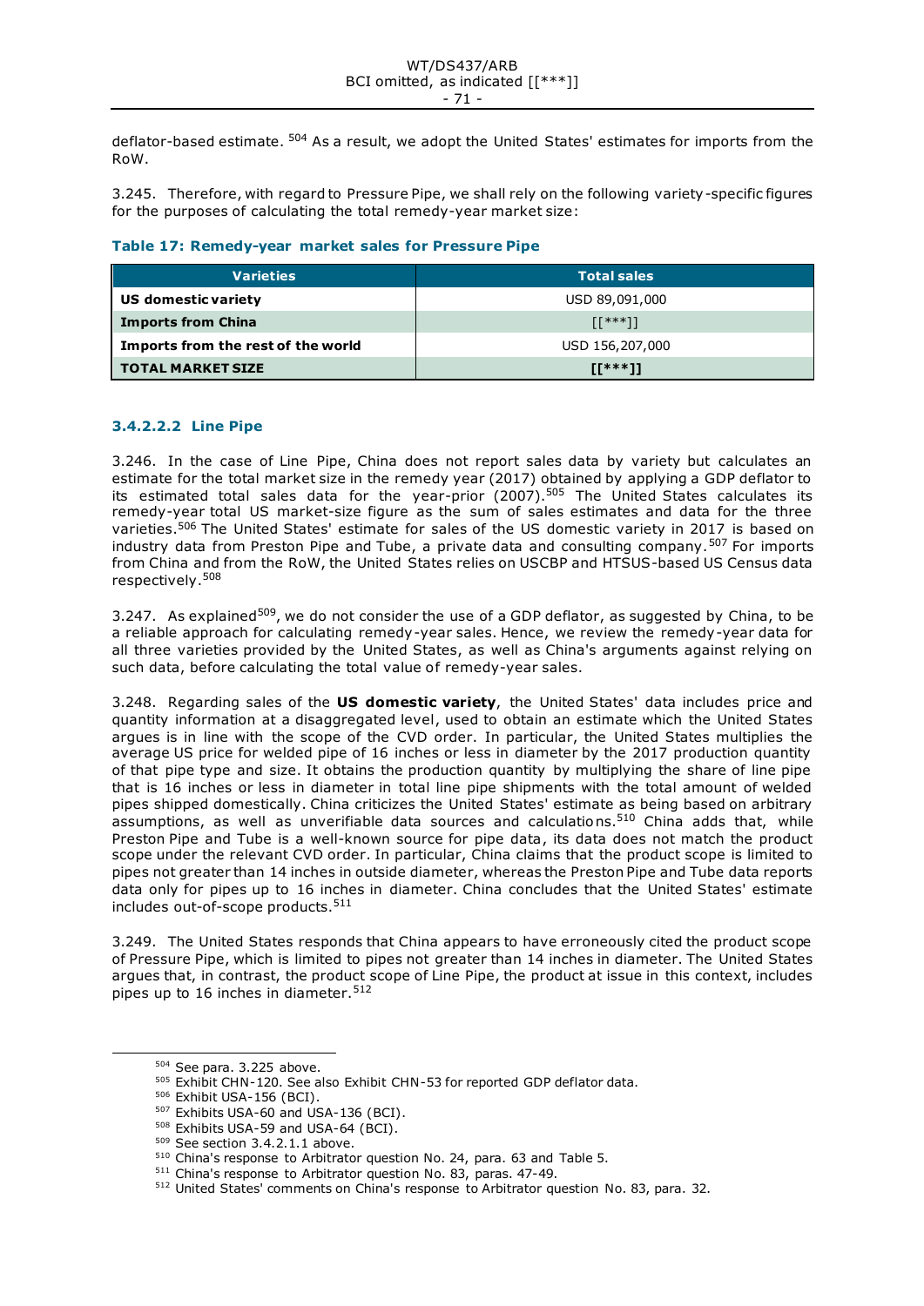deflator-based estimate. [504] As a result, we adopt the United States' estimates for imports from the RoW.

3.245. Therefore, with regard to Pressure Pipe, we shall rely on the following variety-specific figures for the purposes of calculating the total remedy-year market size:

**Table 17: Remedy-year market sales for Pressure Pipe**

| Varieties | Total sales |
|---|---|
| **US domestic variety** | USD 89,091,000 |
| **Imports from China** | [[***]] |
| **Imports from the rest of the world** | USD 156,207,000 |
| **TOTAL MARKET SIZE** | **[[***]]** |

#### 3.4.2.2.2 Line Pipe

3.246. In the case of Line Pipe, China does not report sales data by variety but calculates an estimate for the total market size in the remedy year (2017) obtained by applying a GDP deflator to its estimated total sales data for the year-prior (2007).[505] The United States calculates its remedy-year total US market-size figure as the sum of sales estimates and data for the three varieties.[506] The United States' estimate for sales of the US domestic variety in 2017 is based on industry data from Preston Pipe and Tube, a private data and consulting company.[507] For imports from China and from the RoW, the United States relies on USCBP and HTSUS-based US Census data respectively.[508]

3.247. As explained[509], we do not consider the use of a GDP deflator, as suggested by China, to be a reliable approach for calculating remedy-year sales. Hence, we review the remedy-year data for all three varieties provided by the United States, as well as China's arguments against relying on such data, before calculating the total value of remedy-year sales.

3.248. Regarding sales of the **US domestic variety**, the United States' data includes price and quantity information at a disaggregated level, used to obtain an estimate which the United States argues is in line with the scope of the CVD order. In particular, the United States multiplies the average US price for welded pipe of 16 inches or less in diameter by the 2017 production quantity of that pipe type and size. It obtains the production quantity by multiplying the share of line pipe that is 16 inches or less in diameter in total line pipe shipments with the total amount of welded pipes shipped domestically. China criticizes the United States' estimate as being based on arbitrary assumptions, as well as unverifiable data sources and calculations.[510] China adds that, while Preston Pipe and Tube is a well-known source for pipe data, its data does not match the product scope under the relevant CVD order. In particular, China claims that the product scope is limited to pipes not greater than 14 inches in outside diameter, whereas the Preston Pipe and Tube data reports data only for pipes up to 16 inches in diameter. China concludes that the United States' estimate includes out-of-scope products.[511]

3.249. The United States responds that China appears to have erroneously cited the product scope of Pressure Pipe, which is limited to pipes not greater than 14 inches in diameter. The United States argues that, in contrast, the product scope of Line Pipe, the product at issue in this context, includes pipes up to 16 inches in diameter.[512]

---

[504] See para. 3.225 above.
[505] Exhibit CHN-120. See also Exhibit CHN-53 for reported GDP deflator data.
[506] Exhibit USA-156 (BCI).
[507] Exhibits USA-60 and USA-136 (BCI).
[508] Exhibits USA-59 and USA-64 (BCI).
[509] See section 3.4.2.1.1 above.
[510] China's response to Arbitrator question No. 24, para. 63 and Table 5.
[511] China's response to Arbitrator question No. 83, paras. 47-49.
[512] United States' comments on China's response to Arbitrator question No. 83, para. 32.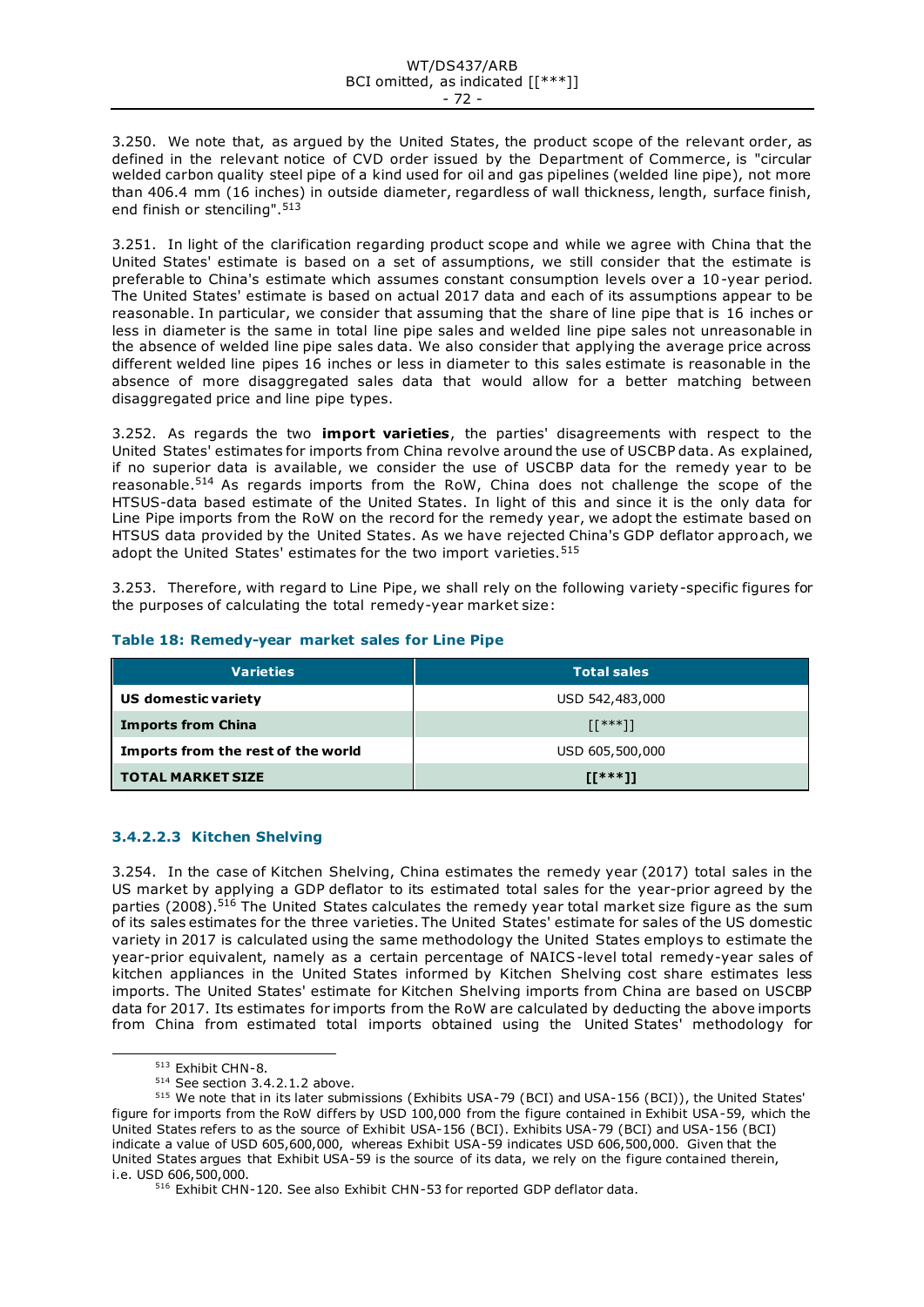3.250. We note that, as argued by the United States, the product scope of the relevant order, as defined in the relevant notice of CVD order issued by the Department of Commerce, is "circular welded carbon quality steel pipe of a kind used for oil and gas pipelines (welded line pipe), not more than 406.4 mm (16 inches) in outside diameter, regardless of wall thickness, length, surface finish, end finish or stenciling".[513]

3.251. In light of the clarification regarding product scope and while we agree with China that the United States' estimate is based on a set of assumptions, we still consider that the estimate is preferable to China's estimate which assumes constant consumption levels over a 10-year period. The United States' estimate is based on actual 2017 data and each of its assumptions appear to be reasonable. In particular, we consider that assuming that the share of line pipe that is 16 inches or less in diameter is the same in total line pipe sales and welded line pipe sales not unreasonable in the absence of welded line pipe sales data. We also consider that applying the average price across different welded line pipes 16 inches or less in diameter to this sales estimate is reasonable in the absence of more disaggregated sales data that would allow for a better matching between disaggregated price and line pipe types.

3.252. As regards the two **import varieties**, the parties' disagreements with respect to the United States' estimates for imports from China revolve around the use of USCBP data. As explained, if no superior data is available, we consider the use of USCBP data for the remedy year to be reasonable.[514] As regards imports from the RoW, China does not challenge the scope of the HTSUS-data based estimate of the United States. In light of this and since it is the only data for Line Pipe imports from the RoW on the record for the remedy year, we adopt the estimate based on HTSUS data provided by the United States. As we have rejected China's GDP deflator approach, we adopt the United States' estimates for the two import varieties.[515]

3.253. Therefore, with regard to Line Pipe, we shall rely on the following variety-specific figures for the purposes of calculating the total remedy-year market size:

**Table 18: Remedy-year market sales for Line Pipe**

| Varieties | Total sales |
|---|---|
| **US domestic variety** | USD 542,483,000 |
| **Imports from China** | [[***]] |
| **Imports from the rest of the world** | USD 605,500,000 |
| **TOTAL MARKET SIZE** | **[[***]]** |

### 3.4.2.2.3 Kitchen Shelving

3.254. In the case of Kitchen Shelving, China estimates the remedy year (2017) total sales in the US market by applying a GDP deflator to its estimated total sales for the year-prior agreed by the parties (2008).[516] The United States calculates the remedy year total market size figure as the sum of its sales estimates for the three varieties. The United States' estimate for sales of the US domestic variety in 2017 is calculated using the same methodology the United States employs to estimate the year-prior equivalent, namely as a certain percentage of NAICS-level total remedy-year sales of kitchen appliances in the United States informed by Kitchen Shelving cost share estimates less imports. The United States' estimate for Kitchen Shelving imports from China are based on USCBP data for 2017. Its estimates for imports from the RoW are calculated by deducting the above imports from China from estimated total imports obtained using the United States' methodology for

[513] Exhibit CHN-8.

[514] See section 3.4.2.1.2 above.

[515] We note that in its later submissions (Exhibits USA-79 (BCI) and USA-156 (BCI)), the United States' figure for imports from the RoW differs by USD 100,000 from the figure contained in Exhibit USA-59, which the United States refers to as the source of Exhibit USA-156 (BCI). Exhibits USA-79 (BCI) and USA-156 (BCI) indicate a value of USD 605,600,000, whereas Exhibit USA-59 indicates USD 606,500,000. Given that the United States argues that Exhibit USA-59 is the source of its data, we rely on the figure contained therein, i.e. USD 606,500,000.

[516] Exhibit CHN-120. See also Exhibit CHN-53 for reported GDP deflator data.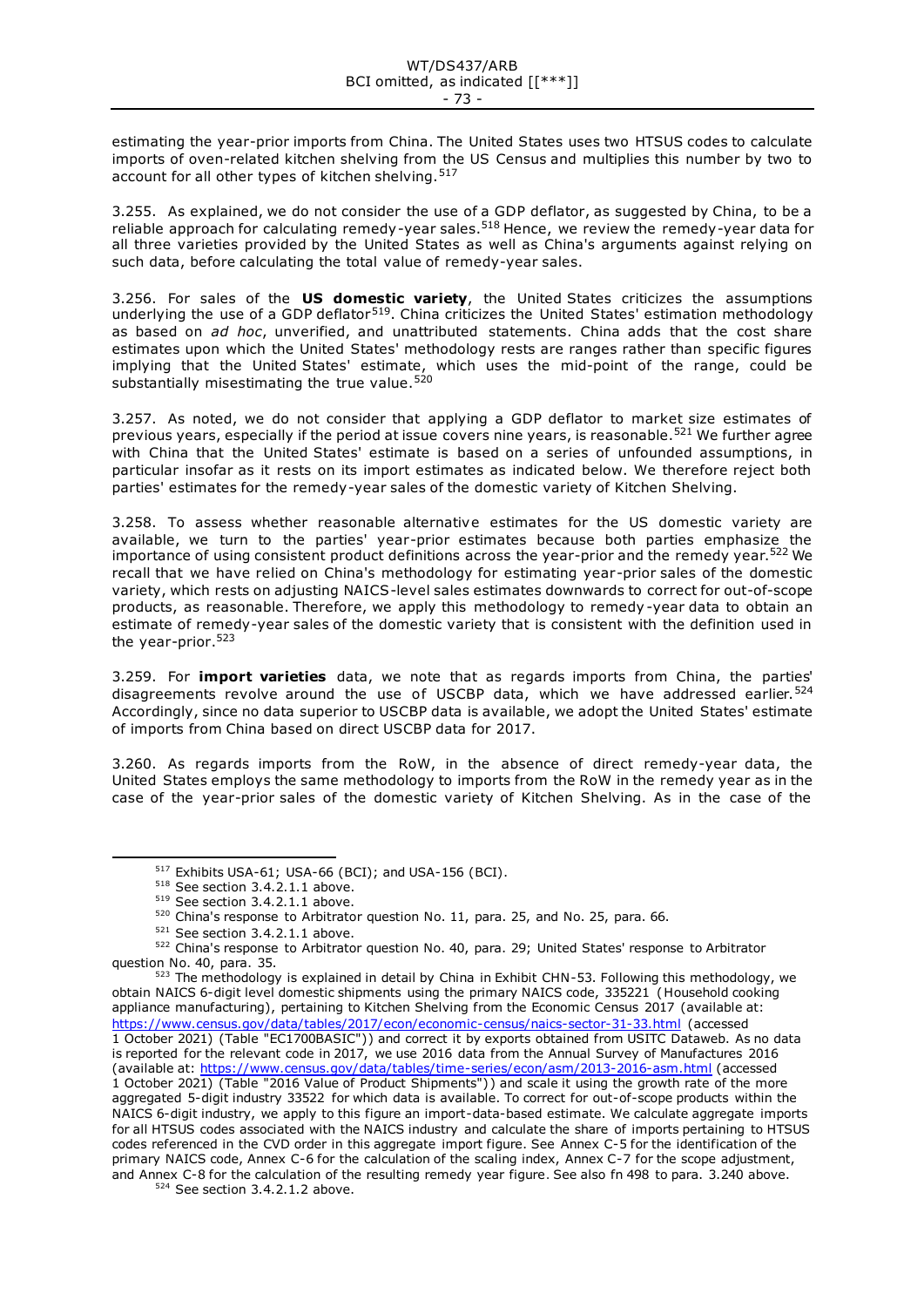estimating the year-prior imports from China. The United States uses two HTSUS codes to calculate imports of oven-related kitchen shelving from the US Census and multiplies this number by two to account for all other types of kitchen shelving.[517]

3.255. As explained, we do not consider the use of a GDP deflator, as suggested by China, to be a reliable approach for calculating remedy-year sales.[518] Hence, we review the remedy-year data for all three varieties provided by the United States as well as China's arguments against relying on such data, before calculating the total value of remedy-year sales.

3.256. For sales of the **US domestic variety**, the United States criticizes the assumptions underlying the use of a GDP deflator[519]. China criticizes the United States' estimation methodology as based on *ad hoc*, unverified, and unattributed statements. China adds that the cost share estimates upon which the United States' methodology rests are ranges rather than specific figures implying that the United States' estimate, which uses the mid-point of the range, could be substantially misestimating the true value.[520]

3.257. As noted, we do not consider that applying a GDP deflator to market size estimates of previous years, especially if the period at issue covers nine years, is reasonable.[521] We further agree with China that the United States' estimate is based on a series of unfounded assumptions, in particular insofar as it rests on its import estimates as indicated below. We therefore reject both parties' estimates for the remedy-year sales of the domestic variety of Kitchen Shelving.

3.258. To assess whether reasonable alternative estimates for the US domestic variety are available, we turn to the parties' year-prior estimates because both parties emphasize the importance of using consistent product definitions across the year-prior and the remedy year.[522] We recall that we have relied on China's methodology for estimating year-prior sales of the domestic variety, which rests on adjusting NAICS-level sales estimates downwards to correct for out-of-scope products, as reasonable. Therefore, we apply this methodology to remedy-year data to obtain an estimate of remedy-year sales of the domestic variety that is consistent with the definition used in the year-prior.[523]

3.259. For **import varieties** data, we note that as regards imports from China, the parties' disagreements revolve around the use of USCBP data, which we have addressed earlier.[524] Accordingly, since no data superior to USCBP data is available, we adopt the United States' estimate of imports from China based on direct USCBP data for 2017.

3.260. As regards imports from the RoW, in the absence of direct remedy-year data, the United States employs the same methodology to imports from the RoW in the remedy year as in the case of the year-prior sales of the domestic variety of Kitchen Shelving. As in the case of the

---

[517] Exhibits USA-61; USA-66 (BCI); and USA-156 (BCI).

[518] See section 3.4.2.1.1 above.

[519] See section 3.4.2.1.1 above.

[520] China's response to Arbitrator question No. 11, para. 25, and No. 25, para. 66.

[521] See section 3.4.2.1.1 above.

[522] China's response to Arbitrator question No. 40, para. 29; United States' response to Arbitrator question No. 40, para. 35.

[523] The methodology is explained in detail by China in Exhibit CHN-53. Following this methodology, we obtain NAICS 6-digit level domestic shipments using the primary NAICS code, 335221 (Household cooking appliance manufacturing), pertaining to Kitchen Shelving from the Economic Census 2017 (available at: https://www.census.gov/data/tables/2017/econ/economic-census/naics-sector-31-33.html (accessed 1 October 2021) (Table "EC1700BASIC")) and correct it by exports obtained from USITC Dataweb. As no data is reported for the relevant code in 2017, we use 2016 data from the Annual Survey of Manufactures 2016 (available at: https://www.census.gov/data/tables/time-series/econ/asm/2013-2016-asm.html (accessed 1 October 2021) (Table "2016 Value of Product Shipments")) and scale it using the growth rate of the more aggregated 5-digit industry 33522 for which data is available. To correct for out-of-scope products within the NAICS 6-digit industry, we apply to this figure an import-data-based estimate. We calculate aggregate imports for all HTSUS codes associated with the NAICS industry and calculate the share of imports pertaining to HTSUS codes referenced in the CVD order in this aggregate import figure. See Annex C-5 for the identification of the primary NAICS code, Annex C-6 for the calculation of the scaling index, Annex C-7 for the scope adjustment, and Annex C-8 for the calculation of the resulting remedy year figure. See also fn 498 to para. 3.240 above.

[524] See section 3.4.2.1.2 above.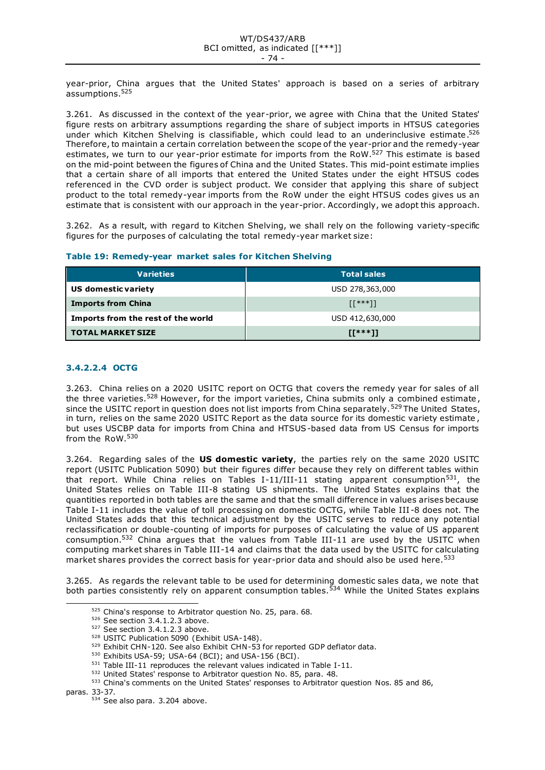year-prior, China argues that the United States' approach is based on a series of arbitrary assumptions.[525]

3.261. As discussed in the context of the year-prior, we agree with China that the United States' figure rests on arbitrary assumptions regarding the share of subject imports in HTSUS categories under which Kitchen Shelving is classifiable, which could lead to an underinclusive estimate.[526] Therefore, to maintain a certain correlation between the scope of the year-prior and the remedy-year estimates, we turn to our year-prior estimate for imports from the RoW.[527] This estimate is based on the mid-point between the figures of China and the United States. This mid-point estimate implies that a certain share of all imports that entered the United States under the eight HTSUS codes referenced in the CVD order is subject product. We consider that applying this share of subject product to the total remedy-year imports from the RoW under the eight HTSUS codes gives us an estimate that is consistent with our approach in the year-prior. Accordingly, we adopt this approach.

3.262. As a result, with regard to Kitchen Shelving, we shall rely on the following variety-specific figures for the purposes of calculating the total remedy-year market size:

**Table 19: Remedy-year market sales for Kitchen Shelving**

| Varieties | Total sales |
|---|---|
| **US domestic variety** | USD 278,363,000 |
| **Imports from China** | [[***]] |
| **Imports from the rest of the world** | USD 412,630,000 |
| **TOTAL MARKET SIZE** | **[[***]]** |

#### 3.4.2.2.4 OCTG

3.263. China relies on a 2020 USITC report on OCTG that covers the remedy year for sales of all the three varieties.[528] However, for the import varieties, China submits only a combined estimate, since the USITC report in question does not list imports from China separately.[529] The United States, in turn, relies on the same 2020 USITC Report as the data source for its domestic variety estimate, but uses USCBP data for imports from China and HTSUS-based data from US Census for imports from the RoW.[530]

3.264. Regarding sales of the **US domestic variety**, the parties rely on the same 2020 USITC report (USITC Publication 5090) but their figures differ because they rely on different tables within that report. While China relies on Tables I-11/III-11 stating apparent consumption[531], the United States relies on Table III-8 stating US shipments. The United States explains that the quantities reported in both tables are the same and that the small difference in values arises because Table I-11 includes the value of toll processing on domestic OCTG, while Table III-8 does not. The United States adds that this technical adjustment by the USITC serves to reduce any potential reclassification or double-counting of imports for purposes of calculating the value of US apparent consumption.[532] China argues that the values from Table III-11 are used by the USITC when computing market shares in Table III-14 and claims that the data used by the USITC for calculating market shares provides the correct basis for year-prior data and should also be used here.[533]

3.265. As regards the relevant table to be used for determining domestic sales data, we note that both parties consistently rely on apparent consumption tables.[534] While the United States explains

[525] China's response to Arbitrator question No. 25, para. 68.

[526] See section 3.4.1.2.3 above.

[527] See section 3.4.1.2.3 above.

[528] USITC Publication 5090 (Exhibit USA-148).

[529] Exhibit CHN-120. See also Exhibit CHN-53 for reported GDP deflator data.

[530] Exhibits USA-59; USA-64 (BCI); and USA-156 (BCI).

[531] Table III-11 reproduces the relevant values indicated in Table I-11.

[532] United States' response to Arbitrator question No. 85, para. 48.

[533] China's comments on the United States' responses to Arbitrator question Nos. 85 and 86, paras. 33-37.

[534] See also para. 3.204 above.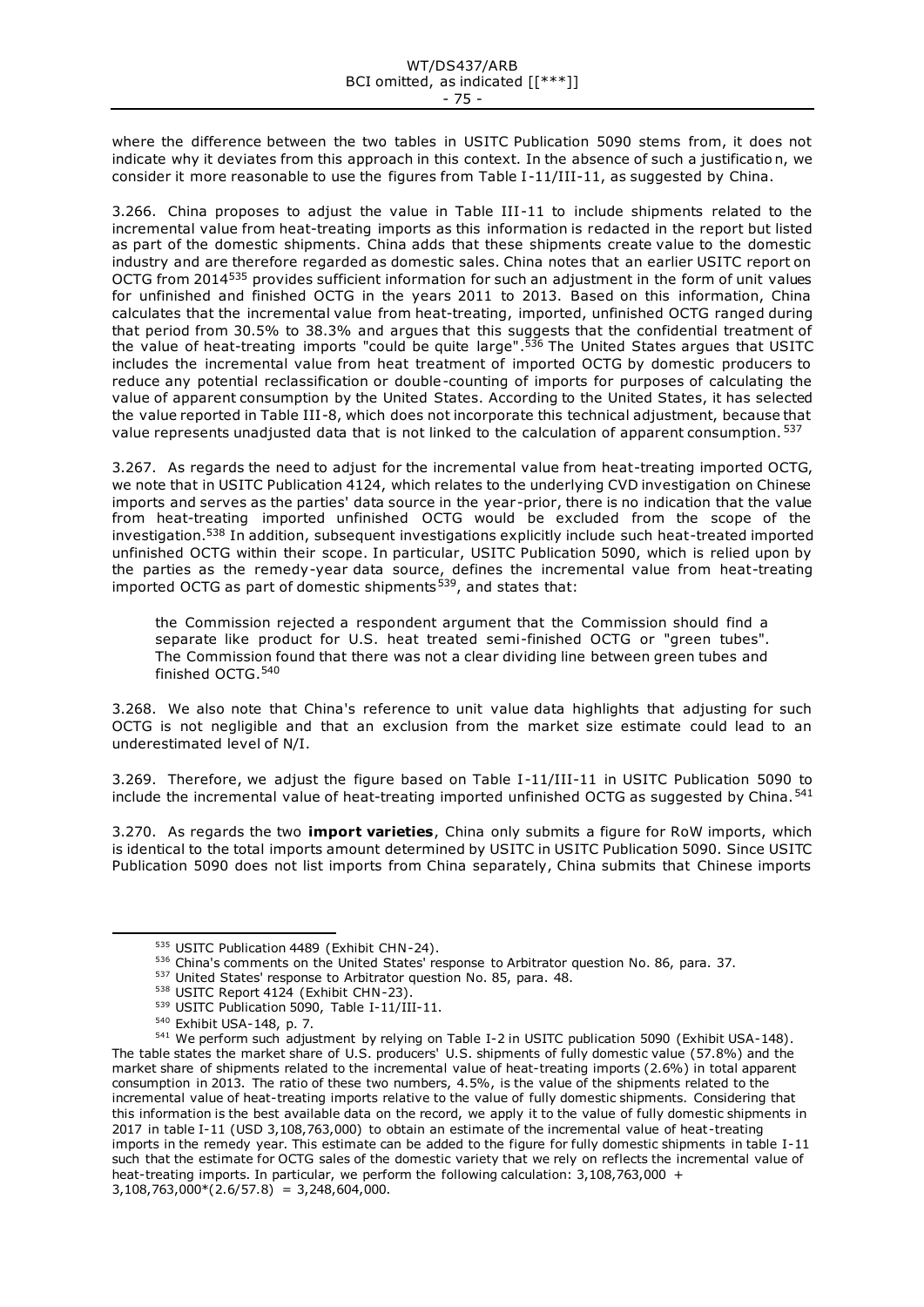where the difference between the two tables in USITC Publication 5090 stems from, it does not indicate why it deviates from this approach in this context. In the absence of such a justification, we consider it more reasonable to use the figures from Table I-11/III-11, as suggested by China.

3.266. China proposes to adjust the value in Table III-11 to include shipments related to the incremental value from heat-treating imports as this information is redacted in the report but listed as part of the domestic shipments. China adds that these shipments create value to the domestic industry and are therefore regarded as domestic sales. China notes that an earlier USITC report on OCTG from 2014[535] provides sufficient information for such an adjustment in the form of unit values for unfinished and finished OCTG in the years 2011 to 2013. Based on this information, China calculates that the incremental value from heat-treating, imported, unfinished OCTG ranged during that period from 30.5% to 38.3% and argues that this suggests that the confidential treatment of the value of heat-treating imports "could be quite large".[536] The United States argues that USITC includes the incremental value from heat treatment of imported OCTG by domestic producers to reduce any potential reclassification or double-counting of imports for purposes of calculating the value of apparent consumption by the United States. According to the United States, it has selected the value reported in Table III-8, which does not incorporate this technical adjustment, because that value represents unadjusted data that is not linked to the calculation of apparent consumption.[537]

3.267. As regards the need to adjust for the incremental value from heat-treating imported OCTG, we note that in USITC Publication 4124, which relates to the underlying CVD investigation on Chinese imports and serves as the parties' data source in the year-prior, there is no indication that the value from heat-treating imported unfinished OCTG would be excluded from the scope of the investigation.[538] In addition, subsequent investigations explicitly include such heat-treated imported unfinished OCTG within their scope. In particular, USITC Publication 5090, which is relied upon by the parties as the remedy-year data source, defines the incremental value from heat-treating imported OCTG as part of domestic shipments[539], and states that:

> the Commission rejected a respondent argument that the Commission should find a separate like product for U.S. heat treated semi-finished OCTG or "green tubes". The Commission found that there was not a clear dividing line between green tubes and finished OCTG.[540]

3.268. We also note that China's reference to unit value data highlights that adjusting for such OCTG is not negligible and that an exclusion from the market size estimate could lead to an underestimated level of N/I.

3.269. Therefore, we adjust the figure based on Table I-11/III-11 in USITC Publication 5090 to include the incremental value of heat-treating imported unfinished OCTG as suggested by China.[541]

3.270. As regards the two **import varieties**, China only submits a figure for RoW imports, which is identical to the total imports amount determined by USITC in USITC Publication 5090. Since USITC Publication 5090 does not list imports from China separately, China submits that Chinese imports

---

[535] USITC Publication 4489 (Exhibit CHN-24).

[536] China's comments on the United States' response to Arbitrator question No. 86, para. 37.

[537] United States' response to Arbitrator question No. 85, para. 48.

[538] USITC Report 4124 (Exhibit CHN-23).

[539] USITC Publication 5090, Table I-11/III-11.

[540] Exhibit USA-148, p. 7.

[541] We perform such adjustment by relying on Table I-2 in USITC publication 5090 (Exhibit USA-148). The table states the market share of U.S. producers' U.S. shipments of fully domestic value (57.8%) and the market share of shipments related to the incremental value of heat-treating imports (2.6%) in total apparent consumption in 2013. The ratio of these two numbers, 4.5%, is the value of the shipments related to the incremental value of heat-treating imports relative to the value of fully domestic shipments. Considering that this information is the best available data on the record, we apply it to the value of fully domestic shipments in 2017 in table I-11 (USD 3,108,763,000) to obtain an estimate of the incremental value of heat-treating imports in the remedy year. This estimate can be added to the figure for fully domestic shipments in table I-11 such that the estimate for OCTG sales of the domestic variety that we rely on reflects the incremental value of heat-treating imports. In particular, we perform the following calculation: 3,108,763,000 + 3,108,763,000*(2.6/57.8) = 3,248,604,000.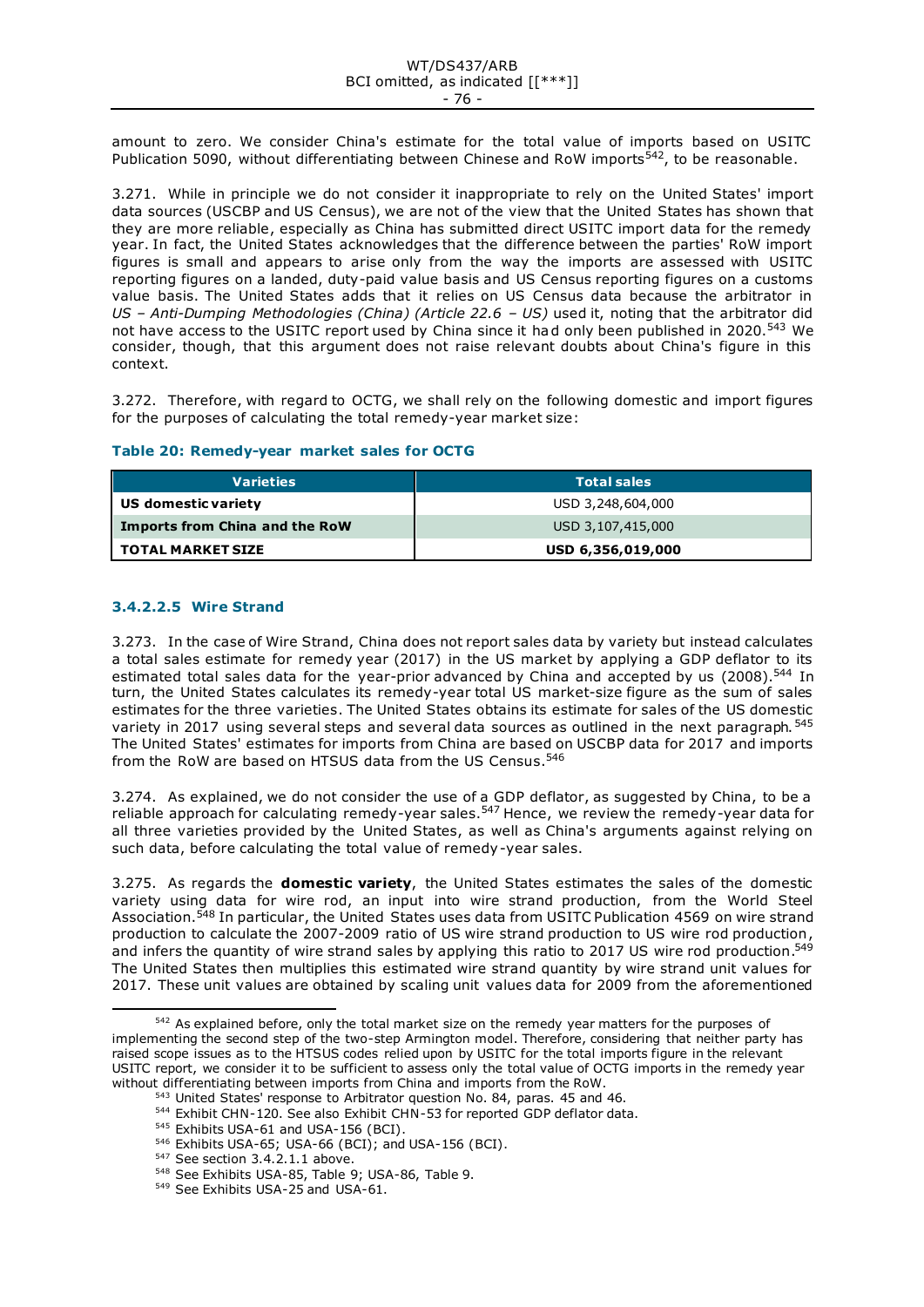amount to zero. We consider China's estimate for the total value of imports based on USITC Publication 5090, without differentiating between Chinese and RoW imports[542], to be reasonable.

3.271. While in principle we do not consider it inappropriate to rely on the United States' import data sources (USCBP and US Census), we are not of the view that the United States has shown that they are more reliable, especially as China has submitted direct USITC import data for the remedy year. In fact, the United States acknowledges that the difference between the parties' RoW import figures is small and appears to arise only from the way the imports are assessed with USITC reporting figures on a landed, duty-paid value basis and US Census reporting figures on a customs value basis. The United States adds that it relies on US Census data because the arbitrator in *US – Anti-Dumping Methodologies (China) (Article 22.6 – US)* used it, noting that the arbitrator did not have access to the USITC report used by China since it had only been published in 2020.[543] We consider, though, that this argument does not raise relevant doubts about China's figure in this context.

3.272. Therefore, with regard to OCTG, we shall rely on the following domestic and import figures for the purposes of calculating the total remedy-year market size:

**Table 20: Remedy-year market sales for OCTG**

| Varieties | Total sales |
|---|---|
| **US domestic variety** | USD 3,248,604,000 |
| **Imports from China and the RoW** | USD 3,107,415,000 |
| **TOTAL MARKET SIZE** | **USD 6,356,019,000** |

### 3.4.2.2.5 Wire Strand

3.273. In the case of Wire Strand, China does not report sales data by variety but instead calculates a total sales estimate for remedy year (2017) in the US market by applying a GDP deflator to its estimated total sales data for the year-prior advanced by China and accepted by us (2008).[544] In turn, the United States calculates its remedy-year total US market-size figure as the sum of sales estimates for the three varieties. The United States obtains its estimate for sales of the US domestic variety in 2017 using several steps and several data sources as outlined in the next paragraph.[545] The United States' estimates for imports from China are based on USCBP data for 2017 and imports from the RoW are based on HTSUS data from the US Census.[546]

3.274. As explained, we do not consider the use of a GDP deflator, as suggested by China, to be a reliable approach for calculating remedy-year sales.[547] Hence, we review the remedy-year data for all three varieties provided by the United States, as well as China's arguments against relying on such data, before calculating the total value of remedy-year sales.

3.275. As regards the **domestic variety**, the United States estimates the sales of the domestic variety using data for wire rod, an input into wire strand production, from the World Steel Association.[548] In particular, the United States uses data from USITC Publication 4569 on wire strand production to calculate the 2007-2009 ratio of US wire strand production to US wire rod production, and infers the quantity of wire strand sales by applying this ratio to 2017 US wire rod production.[549] The United States then multiplies this estimated wire strand quantity by wire strand unit values for 2017. These unit values are obtained by scaling unit values data for 2009 from the aforementioned

---

[542] As explained before, only the total market size on the remedy year matters for the purposes of implementing the second step of the two-step Armington model. Therefore, considering that neither party has raised scope issues as to the HTSUS codes relied upon by USITC for the total imports figure in the relevant USITC report, we consider it to be sufficient to assess only the total value of OCTG imports in the remedy year without differentiating between imports from China and imports from the RoW.

[543] United States' response to Arbitrator question No. 84, paras. 45 and 46.

[544] Exhibit CHN-120. See also Exhibit CHN-53 for reported GDP deflator data.

[545] Exhibits USA-61 and USA-156 (BCI).

[546] Exhibits USA-65; USA-66 (BCI); and USA-156 (BCI).

[547] See section 3.4.2.1.1 above.

[548] See Exhibits USA-85, Table 9; USA-86, Table 9.

[549] See Exhibits USA-25 and USA-61.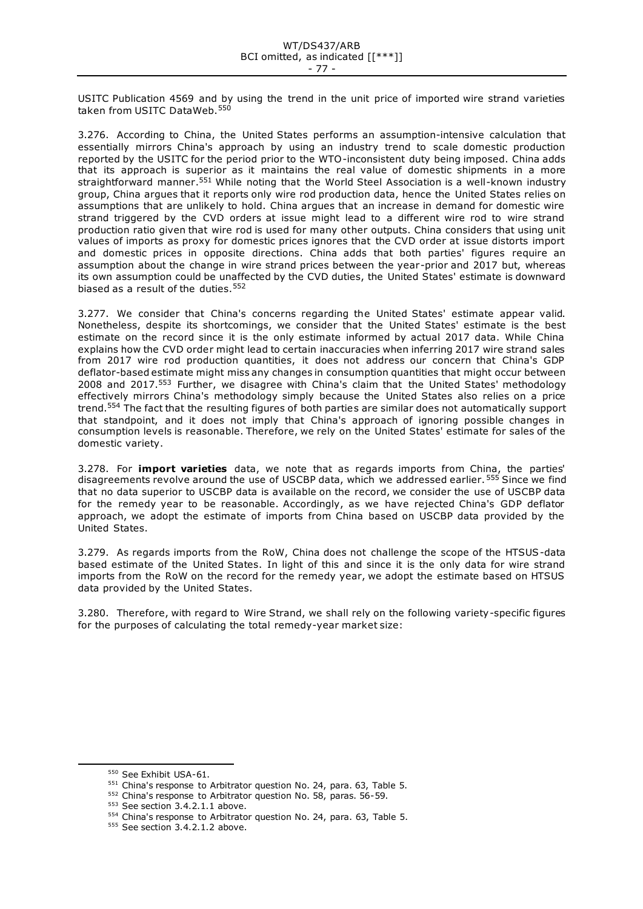USITC Publication 4569 and by using the trend in the unit price of imported wire strand varieties taken from USITC DataWeb.[550]

3.276. According to China, the United States performs an assumption-intensive calculation that essentially mirrors China's approach by using an industry trend to scale domestic production reported by the USITC for the period prior to the WTO-inconsistent duty being imposed. China adds that its approach is superior as it maintains the real value of domestic shipments in a more straightforward manner.[551] While noting that the World Steel Association is a well-known industry group, China argues that it reports only wire rod production data, hence the United States relies on assumptions that are unlikely to hold. China argues that an increase in demand for domestic wire strand triggered by the CVD orders at issue might lead to a different wire rod to wire strand production ratio given that wire rod is used for many other outputs. China considers that using unit values of imports as proxy for domestic prices ignores that the CVD order at issue distorts import and domestic prices in opposite directions. China adds that both parties' figures require an assumption about the change in wire strand prices between the year-prior and 2017 but, whereas its own assumption could be unaffected by the CVD duties, the United States' estimate is downward biased as a result of the duties.[552]

3.277. We consider that China's concerns regarding the United States' estimate appear valid. Nonetheless, despite its shortcomings, we consider that the United States' estimate is the best estimate on the record since it is the only estimate informed by actual 2017 data. While China explains how the CVD order might lead to certain inaccuracies when inferring 2017 wire strand sales from 2017 wire rod production quantities, it does not address our concern that China's GDP deflator-based estimate might miss any changes in consumption quantities that might occur between 2008 and 2017.[553] Further, we disagree with China's claim that the United States' methodology effectively mirrors China's methodology simply because the United States also relies on a price trend.[554] The fact that the resulting figures of both parties are similar does not automatically support that standpoint, and it does not imply that China's approach of ignoring possible changes in consumption levels is reasonable. Therefore, we rely on the United States' estimate for sales of the domestic variety.

3.278. For **import varieties** data, we note that as regards imports from China, the parties' disagreements revolve around the use of USCBP data, which we addressed earlier.[555] Since we find that no data superior to USCBP data is available on the record, we consider the use of USCBP data for the remedy year to be reasonable. Accordingly, as we have rejected China's GDP deflator approach, we adopt the estimate of imports from China based on USCBP data provided by the United States.

3.279. As regards imports from the RoW, China does not challenge the scope of the HTSUS-data based estimate of the United States. In light of this and since it is the only data for wire strand imports from the RoW on the record for the remedy year, we adopt the estimate based on HTSUS data provided by the United States.

3.280. Therefore, with regard to Wire Strand, we shall rely on the following variety-specific figures for the purposes of calculating the total remedy-year market size:

---

[550] See Exhibit USA-61.

[551] China's response to Arbitrator question No. 24, para. 63, Table 5.

[552] China's response to Arbitrator question No. 58, paras. 56-59.

[553] See section 3.4.2.1.1 above.

[554] China's response to Arbitrator question No. 24, para. 63, Table 5.

[555] See section 3.4.2.1.2 above.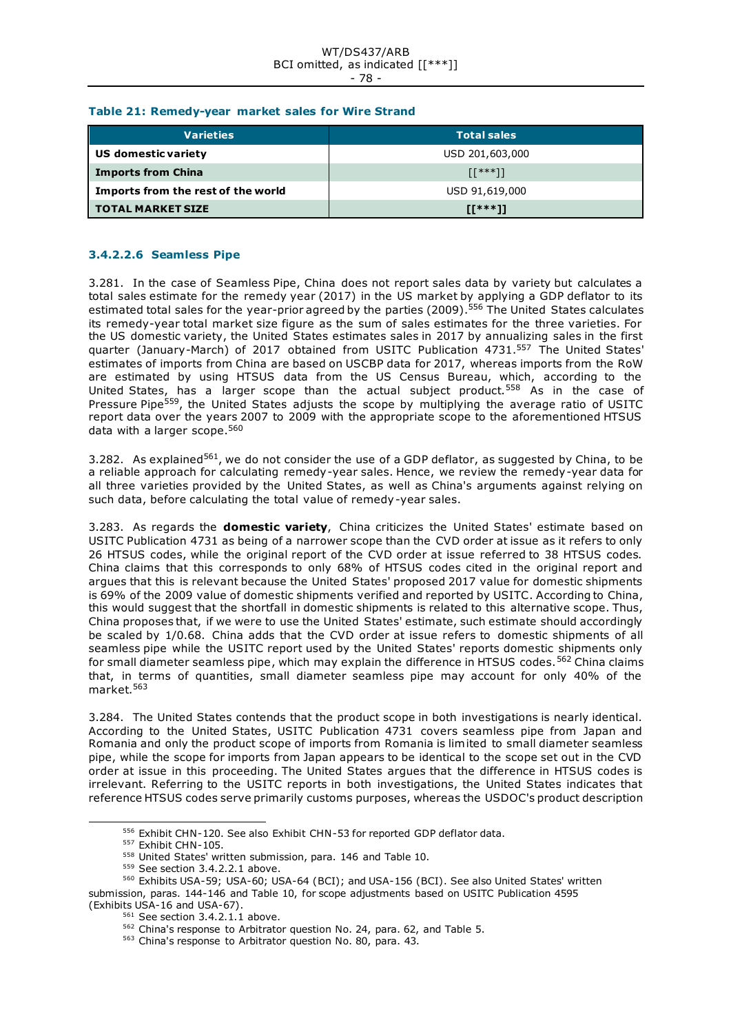**Table 21: Remedy-year market sales for Wire Strand**

| Varieties | Total sales |
|---|---|
| **US domestic variety** | USD 201,603,000 |
| **Imports from China** | [[***]] |
| **Imports from the rest of the world** | USD 91,619,000 |
| **TOTAL MARKET SIZE** | **[[***]]** |

#### 3.4.2.2.6 Seamless Pipe

3.281. In the case of Seamless Pipe, China does not report sales data by variety but calculates a total sales estimate for the remedy year (2017) in the US market by applying a GDP deflator to its estimated total sales for the year-prior agreed by the parties (2009).[556] The United States calculates its remedy-year total market size figure as the sum of sales estimates for the three varieties. For the US domestic variety, the United States estimates sales in 2017 by annualizing sales in the first quarter (January-March) of 2017 obtained from USITC Publication 4731.[557] The United States' estimates of imports from China are based on USCBP data for 2017, whereas imports from the RoW are estimated by using HTSUS data from the US Census Bureau, which, according to the United States, has a larger scope than the actual subject product.[558] As in the case of Pressure Pipe[559], the United States adjusts the scope by multiplying the average ratio of USITC report data over the years 2007 to 2009 with the appropriate scope to the aforementioned HTSUS data with a larger scope.[560]

3.282. As explained[561], we do not consider the use of a GDP deflator, as suggested by China, to be a reliable approach for calculating remedy-year sales. Hence, we review the remedy-year data for all three varieties provided by the United States, as well as China's arguments against relying on such data, before calculating the total value of remedy-year sales.

3.283. As regards the **domestic variety**, China criticizes the United States' estimate based on USITC Publication 4731 as being of a narrower scope than the CVD order at issue as it refers to only 26 HTSUS codes, while the original report of the CVD order at issue referred to 38 HTSUS codes. China claims that this corresponds to only 68% of HTSUS codes cited in the original report and argues that this is relevant because the United States' proposed 2017 value for domestic shipments is 69% of the 2009 value of domestic shipments verified and reported by USITC. According to China, this would suggest that the shortfall in domestic shipments is related to this alternative scope. Thus, China proposes that, if we were to use the United States' estimate, such estimate should accordingly be scaled by 1/0.68. China adds that the CVD order at issue refers to domestic shipments of all seamless pipe while the USITC report used by the United States' reports domestic shipments only for small diameter seamless pipe, which may explain the difference in HTSUS codes.[562] China claims that, in terms of quantities, small diameter seamless pipe may account for only 40% of the market.[563]

3.284. The United States contends that the product scope in both investigations is nearly identical. According to the United States, USITC Publication 4731 covers seamless pipe from Japan and Romania and only the product scope of imports from Romania is limited to small diameter seamless pipe, while the scope for imports from Japan appears to be identical to the scope set out in the CVD order at issue in this proceeding. The United States argues that the difference in HTSUS codes is irrelevant. Referring to the USITC reports in both investigations, the United States indicates that reference HTSUS codes serve primarily customs purposes, whereas the USDOC's product description

---

[556] Exhibit CHN-120. See also Exhibit CHN-53 for reported GDP deflator data.

[557] Exhibit CHN-105.

[558] United States' written submission, para. 146 and Table 10.

[559] See section 3.4.2.2.1 above.

[560] Exhibits USA-59; USA-60; USA-64 (BCI); and USA-156 (BCI). See also United States' written submission, paras. 144-146 and Table 10, for scope adjustments based on USITC Publication 4595 (Exhibits USA-16 and USA-67).

[561] See section 3.4.2.1.1 above.

[562] China's response to Arbitrator question No. 24, para. 62, and Table 5.

[563] China's response to Arbitrator question No. 80, para. 43.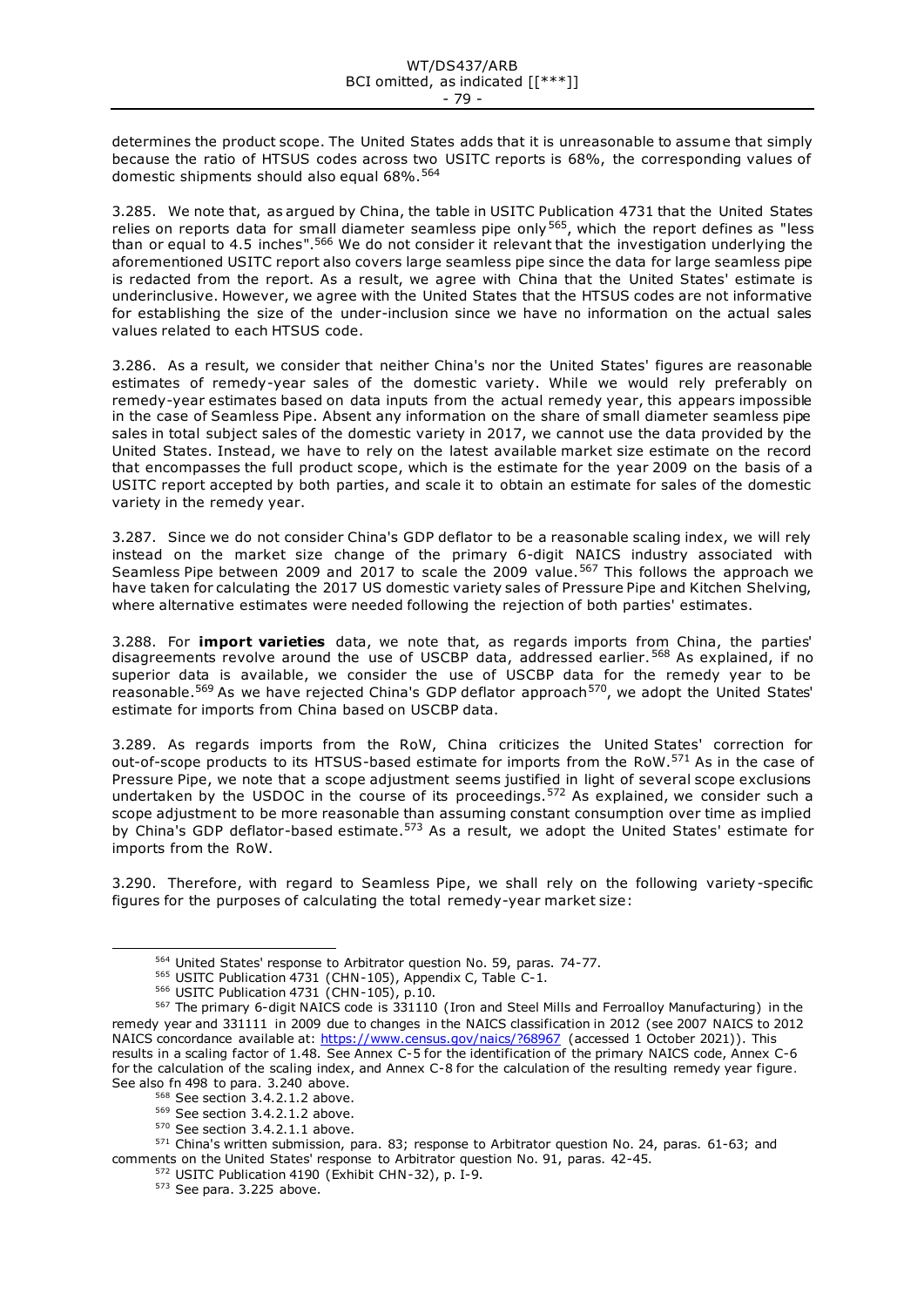determines the product scope. The United States adds that it is unreasonable to assume that simply because the ratio of HTSUS codes across two USITC reports is 68%, the corresponding values of domestic shipments should also equal 68%.[564]

3.285. We note that, as argued by China, the table in USITC Publication 4731 that the United States relies on reports data for small diameter seamless pipe only[565], which the report defines as "less than or equal to 4.5 inches".[566] We do not consider it relevant that the investigation underlying the aforementioned USITC report also covers large seamless pipe since the data for large seamless pipe is redacted from the report. As a result, we agree with China that the United States' estimate is underinclusive. However, we agree with the United States that the HTSUS codes are not informative for establishing the size of the under-inclusion since we have no information on the actual sales values related to each HTSUS code.

3.286. As a result, we consider that neither China's nor the United States' figures are reasonable estimates of remedy-year sales of the domestic variety. While we would rely preferably on remedy-year estimates based on data inputs from the actual remedy year, this appears impossible in the case of Seamless Pipe. Absent any information on the share of small diameter seamless pipe sales in total subject sales of the domestic variety in 2017, we cannot use the data provided by the United States. Instead, we have to rely on the latest available market size estimate on the record that encompasses the full product scope, which is the estimate for the year 2009 on the basis of a USITC report accepted by both parties, and scale it to obtain an estimate for sales of the domestic variety in the remedy year.

3.287. Since we do not consider China's GDP deflator to be a reasonable scaling index, we will rely instead on the market size change of the primary 6-digit NAICS industry associated with Seamless Pipe between 2009 and 2017 to scale the 2009 value.[567] This follows the approach we have taken for calculating the 2017 US domestic variety sales of Pressure Pipe and Kitchen Shelving, where alternative estimates were needed following the rejection of both parties' estimates.

3.288. For **import varieties** data, we note that, as regards imports from China, the parties' disagreements revolve around the use of USCBP data, addressed earlier.[568] As explained, if no superior data is available, we consider the use of USCBP data for the remedy year to be reasonable.[569] As we have rejected China's GDP deflator approach[570], we adopt the United States' estimate for imports from China based on USCBP data.

3.289. As regards imports from the RoW, China criticizes the United States' correction for out-of-scope products to its HTSUS-based estimate for imports from the RoW.[571] As in the case of Pressure Pipe, we note that a scope adjustment seems justified in light of several scope exclusions undertaken by the USDOC in the course of its proceedings.[572] As explained, we consider such a scope adjustment to be more reasonable than assuming constant consumption over time as implied by China's GDP deflator-based estimate.[573] As a result, we adopt the United States' estimate for imports from the RoW.

3.290. Therefore, with regard to Seamless Pipe, we shall rely on the following variety-specific figures for the purposes of calculating the total remedy-year market size:

---

[564] United States' response to Arbitrator question No. 59, paras. 74-77.

[565] USITC Publication 4731 (CHN-105), Appendix C, Table C-1.

[566] USITC Publication 4731 (CHN-105), p.10.

[567] The primary 6-digit NAICS code is 331110 (Iron and Steel Mills and Ferroalloy Manufacturing) in the remedy year and 331111 in 2009 due to changes in the NAICS classification in 2012 (see 2007 NAICS to 2012 NAICS concordance available at: https://www.census.gov/naics/?68967 (accessed 1 October 2021)). This results in a scaling factor of 1.48. See Annex C-5 for the identification of the primary NAICS code, Annex C-6 for the calculation of the scaling index, and Annex C-8 for the calculation of the resulting remedy year figure. See also fn 498 to para. 3.240 above.

[568] See section 3.4.2.1.2 above.

[569] See section 3.4.2.1.2 above.

[570] See section 3.4.2.1.1 above.

[571] China's written submission, para. 83; response to Arbitrator question No. 24, paras. 61-63; and comments on the United States' response to Arbitrator question No. 91, paras. 42-45.

[572] USITC Publication 4190 (Exhibit CHN-32), p. I-9.

[573] See para. 3.225 above.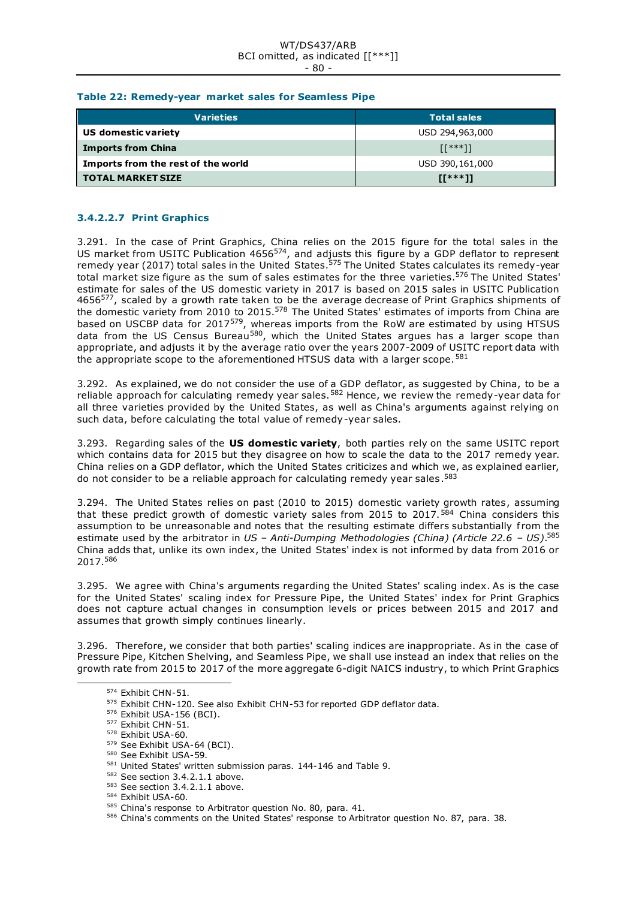**Table 22: Remedy-year market sales for Seamless Pipe**

| Varieties | Total sales |
|---|---|
| **US domestic variety** | USD 294,963,000 |
| **Imports from China** | [[***]] |
| **Imports from the rest of the world** | USD 390,161,000 |
| **TOTAL MARKET SIZE** | **[[***]]** |

#### 3.4.2.2.7 Print Graphics

3.291. In the case of Print Graphics, China relies on the 2015 figure for the total sales in the US market from USITC Publication 4656[574], and adjusts this figure by a GDP deflator to represent remedy year (2017) total sales in the United States.[575] The United States calculates its remedy-year total market size figure as the sum of sales estimates for the three varieties.[576] The United States' estimate for sales of the US domestic variety in 2017 is based on 2015 sales in USITC Publication 4656[577], scaled by a growth rate taken to be the average decrease of Print Graphics shipments of the domestic variety from 2010 to 2015.[578] The United States' estimates of imports from China are based on USCBP data for 2017[579], whereas imports from the RoW are estimated by using HTSUS data from the US Census Bureau[580], which the United States argues has a larger scope than appropriate, and adjusts it by the average ratio over the years 2007-2009 of USITC report data with the appropriate scope to the aforementioned HTSUS data with a larger scope.[581]

3.292. As explained, we do not consider the use of a GDP deflator, as suggested by China, to be a reliable approach for calculating remedy year sales.[582] Hence, we review the remedy-year data for all three varieties provided by the United States, as well as China's arguments against relying on such data, before calculating the total value of remedy-year sales.

3.293. Regarding sales of the **US domestic variety**, both parties rely on the same USITC report which contains data for 2015 but they disagree on how to scale the data to the 2017 remedy year. China relies on a GDP deflator, which the United States criticizes and which we, as explained earlier, do not consider to be a reliable approach for calculating remedy year sales.[583]

3.294. The United States relies on past (2010 to 2015) domestic variety growth rates, assuming that these predict growth of domestic variety sales from 2015 to 2017.[584] China considers this assumption to be unreasonable and notes that the resulting estimate differs substantially from the estimate used by the arbitrator in *US – Anti-Dumping Methodologies (China) (Article 22.6 – US)*.[585] China adds that, unlike its own index, the United States' index is not informed by data from 2016 or 2017.[586]

3.295. We agree with China's arguments regarding the United States' scaling index. As is the case for the United States' scaling index for Pressure Pipe, the United States' index for Print Graphics does not capture actual changes in consumption levels or prices between 2015 and 2017 and assumes that growth simply continues linearly.

3.296. Therefore, we consider that both parties' scaling indices are inappropriate. As in the case of Pressure Pipe, Kitchen Shelving, and Seamless Pipe, we shall use instead an index that relies on the growth rate from 2015 to 2017 of the more aggregate 6-digit NAICS industry, to which Print Graphics

---

[574] Exhibit CHN-51.

[575] Exhibit CHN-120. See also Exhibit CHN-53 for reported GDP deflator data.

[576] Exhibit USA-156 (BCI).

[577] Exhibit CHN-51.

[578] Exhibit USA-60.

[579] See Exhibit USA-64 (BCI).

[580] See Exhibit USA-59.

[581] United States' written submission paras. 144-146 and Table 9.

[582] See section 3.4.2.1.1 above.

[583] See section 3.4.2.1.1 above.

[584] Exhibit USA-60.

[585] China's response to Arbitrator question No. 80, para. 41.

[586] China's comments on the United States' response to Arbitrator question No. 87, para. 38.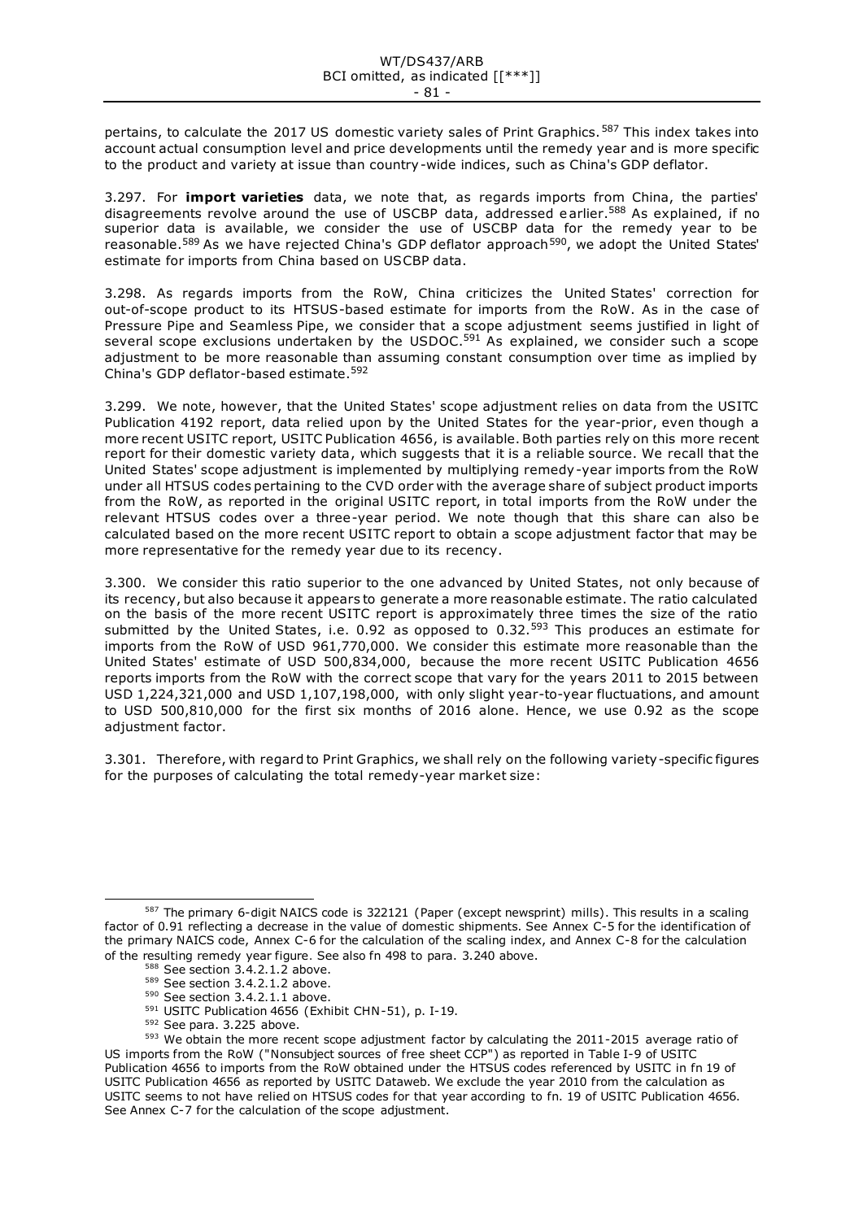pertains, to calculate the 2017 US domestic variety sales of Print Graphics.[587] This index takes into account actual consumption level and price developments until the remedy year and is more specific to the product and variety at issue than country-wide indices, such as China's GDP deflator.

3.297. For **import varieties** data, we note that, as regards imports from China, the parties' disagreements revolve around the use of USCBP data, addressed earlier.[588] As explained, if no superior data is available, we consider the use of USCBP data for the remedy year to be reasonable.[589] As we have rejected China's GDP deflator approach[590], we adopt the United States' estimate for imports from China based on USCBP data.

3.298. As regards imports from the RoW, China criticizes the United States' correction for out-of-scope product to its HTSUS-based estimate for imports from the RoW. As in the case of Pressure Pipe and Seamless Pipe, we consider that a scope adjustment seems justified in light of several scope exclusions undertaken by the USDOC.[591] As explained, we consider such a scope adjustment to be more reasonable than assuming constant consumption over time as implied by China's GDP deflator-based estimate.[592]

3.299. We note, however, that the United States' scope adjustment relies on data from the USITC Publication 4192 report, data relied upon by the United States for the year-prior, even though a more recent USITC report, USITC Publication 4656, is available. Both parties rely on this more recent report for their domestic variety data, which suggests that it is a reliable source. We recall that the United States' scope adjustment is implemented by multiplying remedy-year imports from the RoW under all HTSUS codes pertaining to the CVD order with the average share of subject product imports from the RoW, as reported in the original USITC report, in total imports from the RoW under the relevant HTSUS codes over a three-year period. We note though that this share can also be calculated based on the more recent USITC report to obtain a scope adjustment factor that may be more representative for the remedy year due to its recency.

3.300. We consider this ratio superior to the one advanced by United States, not only because of its recency, but also because it appears to generate a more reasonable estimate. The ratio calculated on the basis of the more recent USITC report is approximately three times the size of the ratio submitted by the United States, i.e. 0.92 as opposed to 0.32.[593] This produces an estimate for imports from the RoW of USD 961,770,000. We consider this estimate more reasonable than the United States' estimate of USD 500,834,000, because the more recent USITC Publication 4656 reports imports from the RoW with the correct scope that vary for the years 2011 to 2015 between USD 1,224,321,000 and USD 1,107,198,000, with only slight year-to-year fluctuations, and amount to USD 500,810,000 for the first six months of 2016 alone. Hence, we use 0.92 as the scope adjustment factor.

3.301. Therefore, with regard to Print Graphics, we shall rely on the following variety-specific figures for the purposes of calculating the total remedy-year market size:

---

[587] The primary 6-digit NAICS code is 322121 (Paper (except newsprint) mills). This results in a scaling factor of 0.91 reflecting a decrease in the value of domestic shipments. See Annex C-5 for the identification of the primary NAICS code, Annex C-6 for the calculation of the scaling index, and Annex C-8 for the calculation of the resulting remedy year figure. See also fn 498 to para. 3.240 above.

[588] See section 3.4.2.1.2 above.

[589] See section 3.4.2.1.2 above.

[590] See section 3.4.2.1.1 above.

[591] USITC Publication 4656 (Exhibit CHN-51), p. I-19.

[592] See para. 3.225 above.

[593] We obtain the more recent scope adjustment factor by calculating the 2011-2015 average ratio of US imports from the RoW ("Nonsubject sources of free sheet CCP") as reported in Table I-9 of USITC Publication 4656 to imports from the RoW obtained under the HTSUS codes referenced by USITC in fn 19 of USITC Publication 4656 as reported by USITC Dataweb. We exclude the year 2010 from the calculation as USITC seems to not have relied on HTSUS codes for that year according to fn. 19 of USITC Publication 4656. See Annex C-7 for the calculation of the scope adjustment.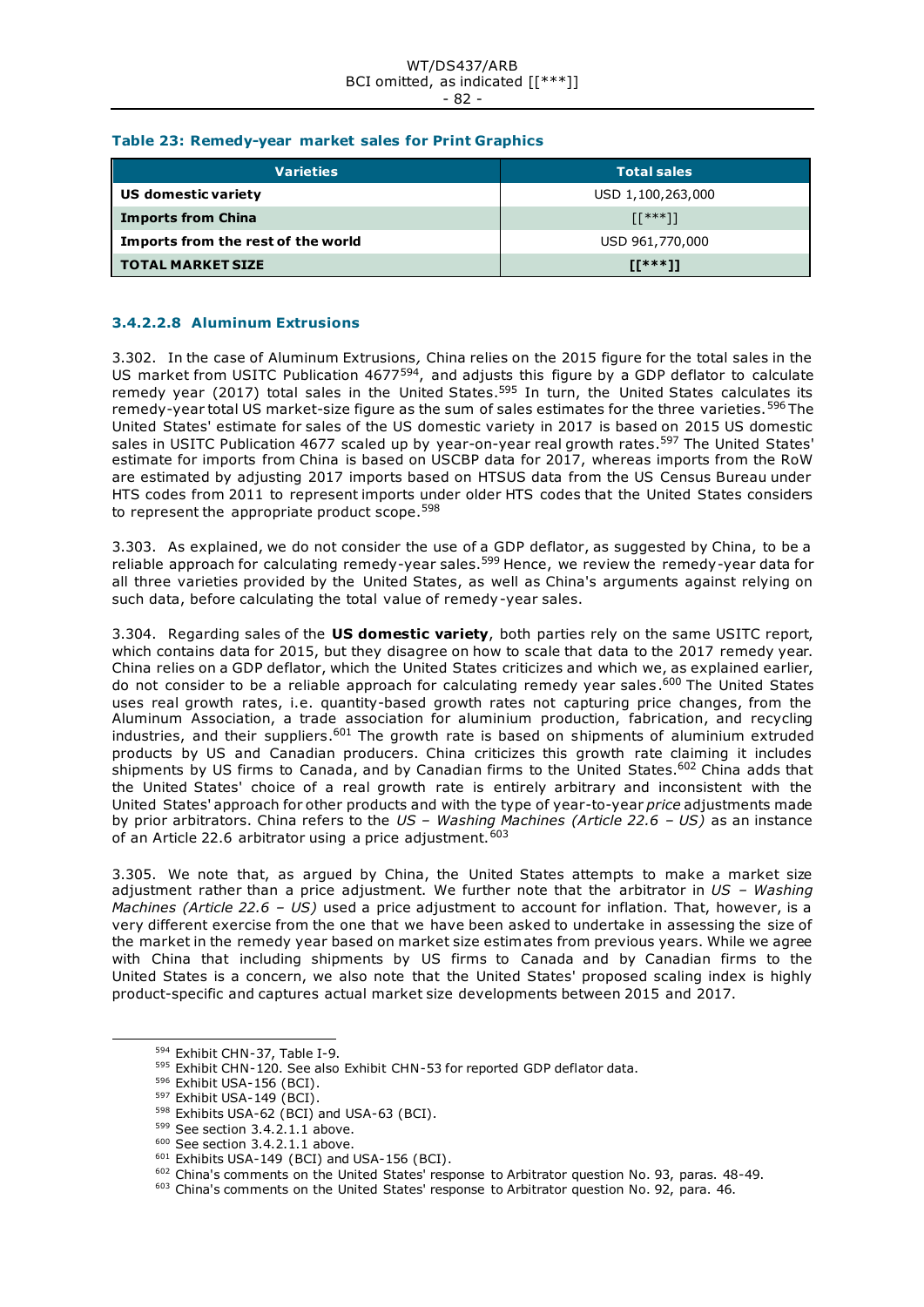**Table 23: Remedy-year market sales for Print Graphics**

| Varieties | Total sales |
|---|---|
| **US domestic variety** | USD 1,100,263,000 |
| **Imports from China** | [[***]] |
| **Imports from the rest of the world** | USD 961,770,000 |
| **TOTAL MARKET SIZE** | **[[***]]** |

#### 3.4.2.2.8 Aluminum Extrusions

3.302. In the case of Aluminum Extrusions*,* China relies on the 2015 figure for the total sales in the US market from USITC Publication 4677[594], and adjusts this figure by a GDP deflator to calculate remedy year (2017) total sales in the United States.[595] In turn, the United States calculates its remedy-year total US market-size figure as the sum of sales estimates for the three varieties.[596] The United States' estimate for sales of the US domestic variety in 2017 is based on 2015 US domestic sales in USITC Publication 4677 scaled up by year-on-year real growth rates.[597] The United States' estimate for imports from China is based on USCBP data for 2017, whereas imports from the RoW are estimated by adjusting 2017 imports based on HTSUS data from the US Census Bureau under HTS codes from 2011 to represent imports under older HTS codes that the United States considers to represent the appropriate product scope.[598]

3.303. As explained, we do not consider the use of a GDP deflator, as suggested by China, to be a reliable approach for calculating remedy-year sales.[599] Hence, we review the remedy-year data for all three varieties provided by the United States, as well as China's arguments against relying on such data, before calculating the total value of remedy-year sales.

3.304. Regarding sales of the **US domestic variety**, both parties rely on the same USITC report, which contains data for 2015, but they disagree on how to scale that data to the 2017 remedy year. China relies on a GDP deflator, which the United States criticizes and which we, as explained earlier, do not consider to be a reliable approach for calculating remedy year sales.[600] The United States uses real growth rates, i.e. quantity-based growth rates not capturing price changes, from the Aluminum Association, a trade association for aluminium production, fabrication, and recycling industries, and their suppliers.[601] The growth rate is based on shipments of aluminium extruded products by US and Canadian producers. China criticizes this growth rate claiming it includes shipments by US firms to Canada, and by Canadian firms to the United States.[602] China adds that the United States' choice of a real growth rate is entirely arbitrary and inconsistent with the United States' approach for other products and with the type of year-to-year *price* adjustments made by prior arbitrators. China refers to the *US – Washing Machines (Article 22.6 – US)* as an instance of an Article 22.6 arbitrator using a price adjustment.[603]

3.305. We note that, as argued by China, the United States attempts to make a market size adjustment rather than a price adjustment. We further note that the arbitrator in *US – Washing Machines (Article 22.6 – US)* used a price adjustment to account for inflation. That, however, is a very different exercise from the one that we have been asked to undertake in assessing the size of the market in the remedy year based on market size estimates from previous years. While we agree with China that including shipments by US firms to Canada and by Canadian firms to the United States is a concern, we also note that the United States' proposed scaling index is highly product-specific and captures actual market size developments between 2015 and 2017.

---

[594] Exhibit CHN-37, Table I-9.
[595] Exhibit CHN-120. See also Exhibit CHN-53 for reported GDP deflator data.
[596] Exhibit USA-156 (BCI).
[597] Exhibit USA-149 (BCI).
[598] Exhibits USA-62 (BCI) and USA-63 (BCI).
[599] See section 3.4.2.1.1 above.
[600] See section 3.4.2.1.1 above.
[601] Exhibits USA-149 (BCI) and USA-156 (BCI).
[602] China's comments on the United States' response to Arbitrator question No. 93, paras. 48-49.
[603] China's comments on the United States' response to Arbitrator question No. 92, para. 46.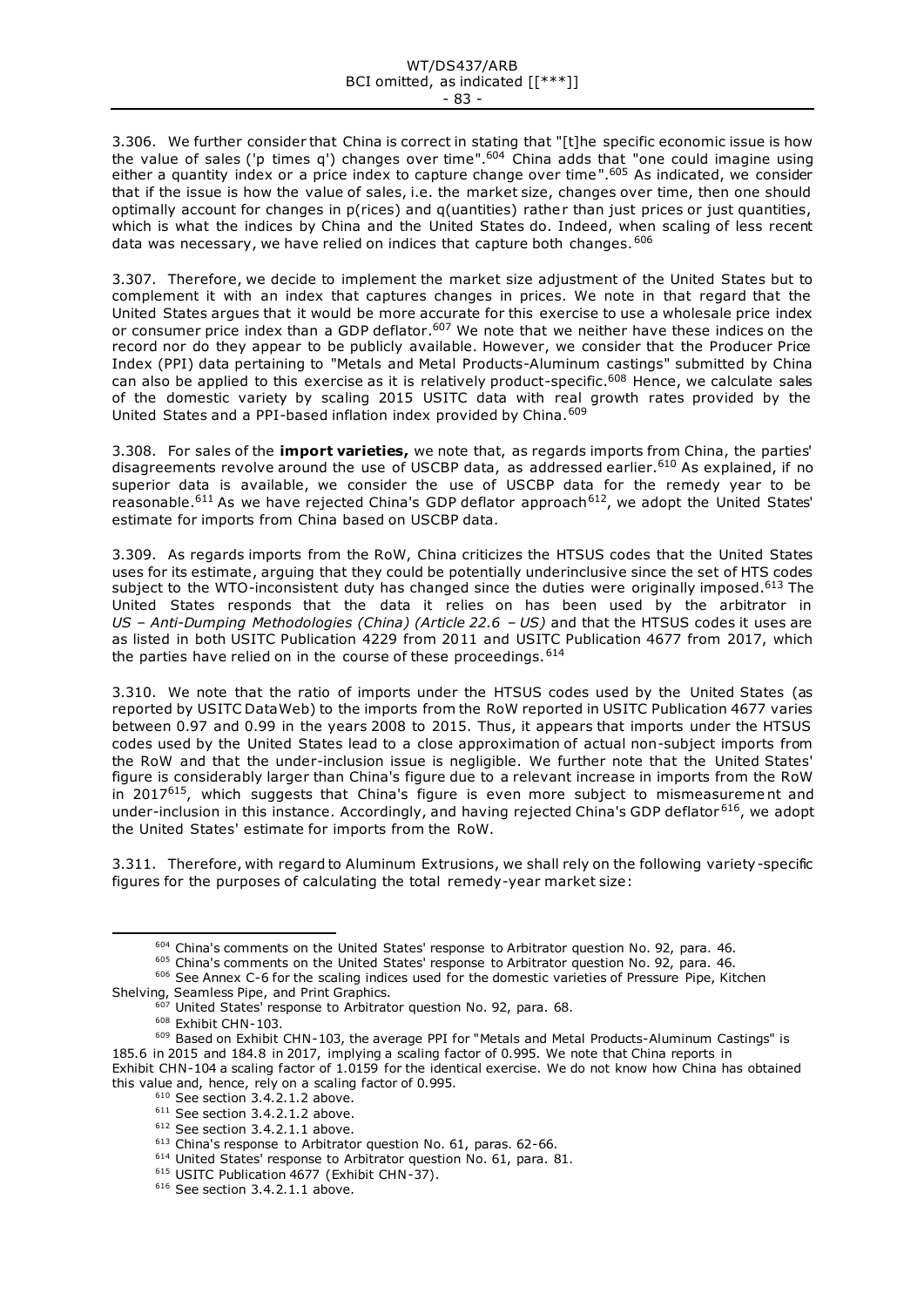3.306. We further consider that China is correct in stating that "[t]he specific economic issue is how the value of sales ('p times q') changes over time".[604] China adds that "one could imagine using either a quantity index or a price index to capture change over time".[605] As indicated, we consider that if the issue is how the value of sales, i.e. the market size, changes over time, then one should optimally account for changes in p(rices) and q(uantities) rather than just prices or just quantities, which is what the indices by China and the United States do. Indeed, when scaling of less recent data was necessary, we have relied on indices that capture both changes.[606]

3.307. Therefore, we decide to implement the market size adjustment of the United States but to complement it with an index that captures changes in prices. We note in that regard that the United States argues that it would be more accurate for this exercise to use a wholesale price index or consumer price index than a GDP deflator.[607] We note that we neither have these indices on the record nor do they appear to be publicly available. However, we consider that the Producer Price Index (PPI) data pertaining to "Metals and Metal Products-Aluminum castings" submitted by China can also be applied to this exercise as it is relatively product-specific.[608] Hence, we calculate sales of the domestic variety by scaling 2015 USITC data with real growth rates provided by the United States and a PPI-based inflation index provided by China.[609]

3.308. For sales of the **import varieties,** we note that, as regards imports from China, the parties' disagreements revolve around the use of USCBP data, as addressed earlier.[610] As explained, if no superior data is available, we consider the use of USCBP data for the remedy year to be reasonable.[611] As we have rejected China's GDP deflator approach[612], we adopt the United States' estimate for imports from China based on USCBP data.

3.309. As regards imports from the RoW, China criticizes the HTSUS codes that the United States uses for its estimate, arguing that they could be potentially underinclusive since the set of HTS codes subject to the WTO-inconsistent duty has changed since the duties were originally imposed.[613] The United States responds that the data it relies on has been used by the arbitrator in *US – Anti-Dumping Methodologies (China) (Article 22.6 – US)* and that the HTSUS codes it uses are as listed in both USITC Publication 4229 from 2011 and USITC Publication 4677 from 2017, which the parties have relied on in the course of these proceedings.[614]

3.310. We note that the ratio of imports under the HTSUS codes used by the United States (as reported by USITC DataWeb) to the imports from the RoW reported in USITC Publication 4677 varies between 0.97 and 0.99 in the years 2008 to 2015. Thus, it appears that imports under the HTSUS codes used by the United States lead to a close approximation of actual non-subject imports from the RoW and that the under-inclusion issue is negligible. We further note that the United States' figure is considerably larger than China's figure due to a relevant increase in imports from the RoW in 2017[615], which suggests that China's figure is even more subject to mismeasurement and under-inclusion in this instance. Accordingly, and having rejected China's GDP deflator[616], we adopt the United States' estimate for imports from the RoW.

3.311. Therefore, with regard to Aluminum Extrusions, we shall rely on the following variety-specific figures for the purposes of calculating the total remedy-year market size:

---

[604] China's comments on the United States' response to Arbitrator question No. 92, para. 46.

[605] China's comments on the United States' response to Arbitrator question No. 92, para. 46.

[606] See Annex C-6 for the scaling indices used for the domestic varieties of Pressure Pipe, Kitchen Shelving, Seamless Pipe, and Print Graphics.

[607] United States' response to Arbitrator question No. 92, para. 68.

[608] Exhibit CHN-103.

[609] Based on Exhibit CHN-103, the average PPI for "Metals and Metal Products-Aluminum Castings" is 185.6 in 2015 and 184.8 in 2017, implying a scaling factor of 0.995. We note that China reports in Exhibit CHN-104 a scaling factor of 1.0159 for the identical exercise. We do not know how China has obtained this value and, hence, rely on a scaling factor of 0.995.

[610] See section 3.4.2.1.2 above.

[611] See section 3.4.2.1.2 above.

[612] See section 3.4.2.1.1 above.

[613] China's response to Arbitrator question No. 61, paras. 62-66.

[614] United States' response to Arbitrator question No. 61, para. 81.

[615] USITC Publication 4677 (Exhibit CHN-37).

[616] See section 3.4.2.1.1 above.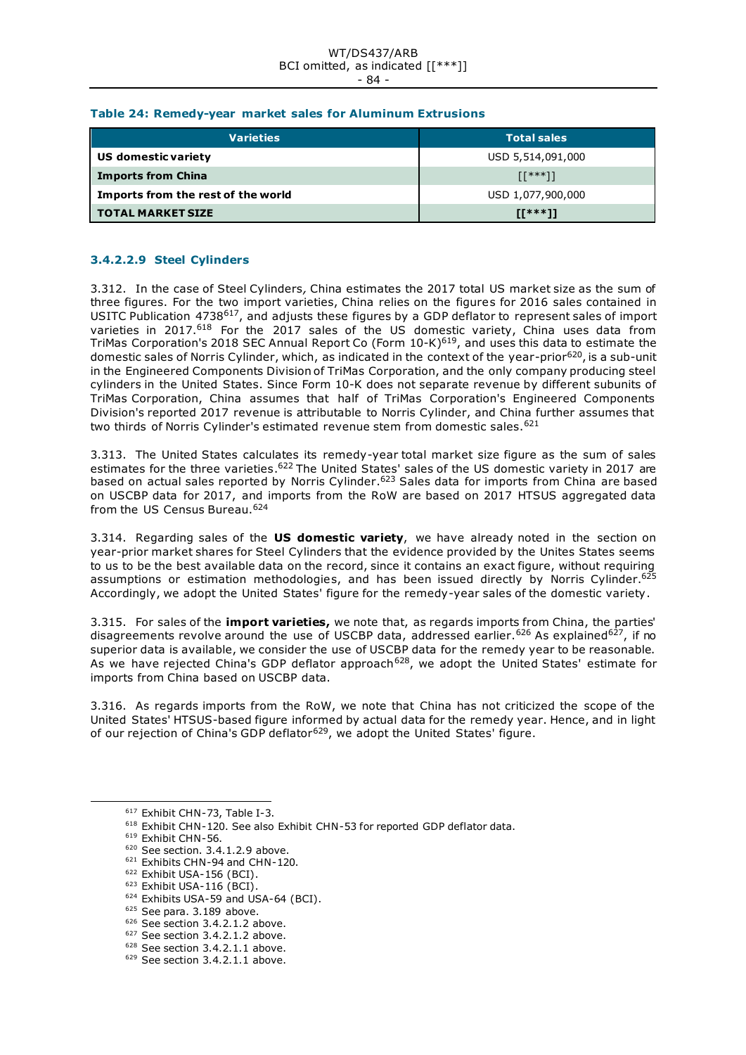**Table 24: Remedy-year market sales for Aluminum Extrusions**

| Varieties | Total sales |
|---|---|
| **US domestic variety** | USD 5,514,091,000 |
| **Imports from China** | [[***]] |
| **Imports from the rest of the world** | USD 1,077,900,000 |
| **TOTAL MARKET SIZE** | **[[***]]** |

#### 3.4.2.2.9 Steel Cylinders

3.312. In the case of Steel Cylinders, China estimates the 2017 total US market size as the sum of three figures. For the two import varieties, China relies on the figures for 2016 sales contained in USITC Publication 4738[617], and adjusts these figures by a GDP deflator to represent sales of import varieties in 2017.[618] For the 2017 sales of the US domestic variety, China uses data from TriMas Corporation's 2018 SEC Annual Report Co (Form 10-K)[619], and uses this data to estimate the domestic sales of Norris Cylinder, which, as indicated in the context of the year-prior[620], is a sub-unit in the Engineered Components Division of TriMas Corporation, and the only company producing steel cylinders in the United States. Since Form 10-K does not separate revenue by different subunits of TriMas Corporation, China assumes that half of TriMas Corporation's Engineered Components Division's reported 2017 revenue is attributable to Norris Cylinder, and China further assumes that two thirds of Norris Cylinder's estimated revenue stem from domestic sales.[621]

3.313. The United States calculates its remedy-year total market size figure as the sum of sales estimates for the three varieties.[622] The United States' sales of the US domestic variety in 2017 are based on actual sales reported by Norris Cylinder.[623] Sales data for imports from China are based on USCBP data for 2017, and imports from the RoW are based on 2017 HTSUS aggregated data from the US Census Bureau.[624]

3.314. Regarding sales of the **US domestic variety**, we have already noted in the section on year-prior market shares for Steel Cylinders that the evidence provided by the Unites States seems to us to be the best available data on the record, since it contains an exact figure, without requiring assumptions or estimation methodologies, and has been issued directly by Norris Cylinder.[625] Accordingly, we adopt the United States' figure for the remedy-year sales of the domestic variety.

3.315. For sales of the **import varieties,** we note that, as regards imports from China, the parties' disagreements revolve around the use of USCBP data, addressed earlier.[626] As explained[627], if no superior data is available, we consider the use of USCBP data for the remedy year to be reasonable. As we have rejected China's GDP deflator approach[628], we adopt the United States' estimate for imports from China based on USCBP data.

3.316. As regards imports from the RoW, we note that China has not criticized the scope of the United States' HTSUS-based figure informed by actual data for the remedy year. Hence, and in light of our rejection of China's GDP deflator[629], we adopt the United States' figure.

---

[617] Exhibit CHN-73, Table I-3.
[618] Exhibit CHN-120. See also Exhibit CHN-53 for reported GDP deflator data.
[619] Exhibit CHN-56.
[620] See section. 3.4.1.2.9 above.
[621] Exhibits CHN-94 and CHN-120.
[622] Exhibit USA-156 (BCI).
[623] Exhibit USA-116 (BCI).
[624] Exhibits USA-59 and USA-64 (BCI).
[625] See para. 3.189 above.
[626] See section 3.4.2.1.2 above.
[627] See section 3.4.2.1.2 above.
[628] See section 3.4.2.1.1 above.
[629] See section 3.4.2.1.1 above.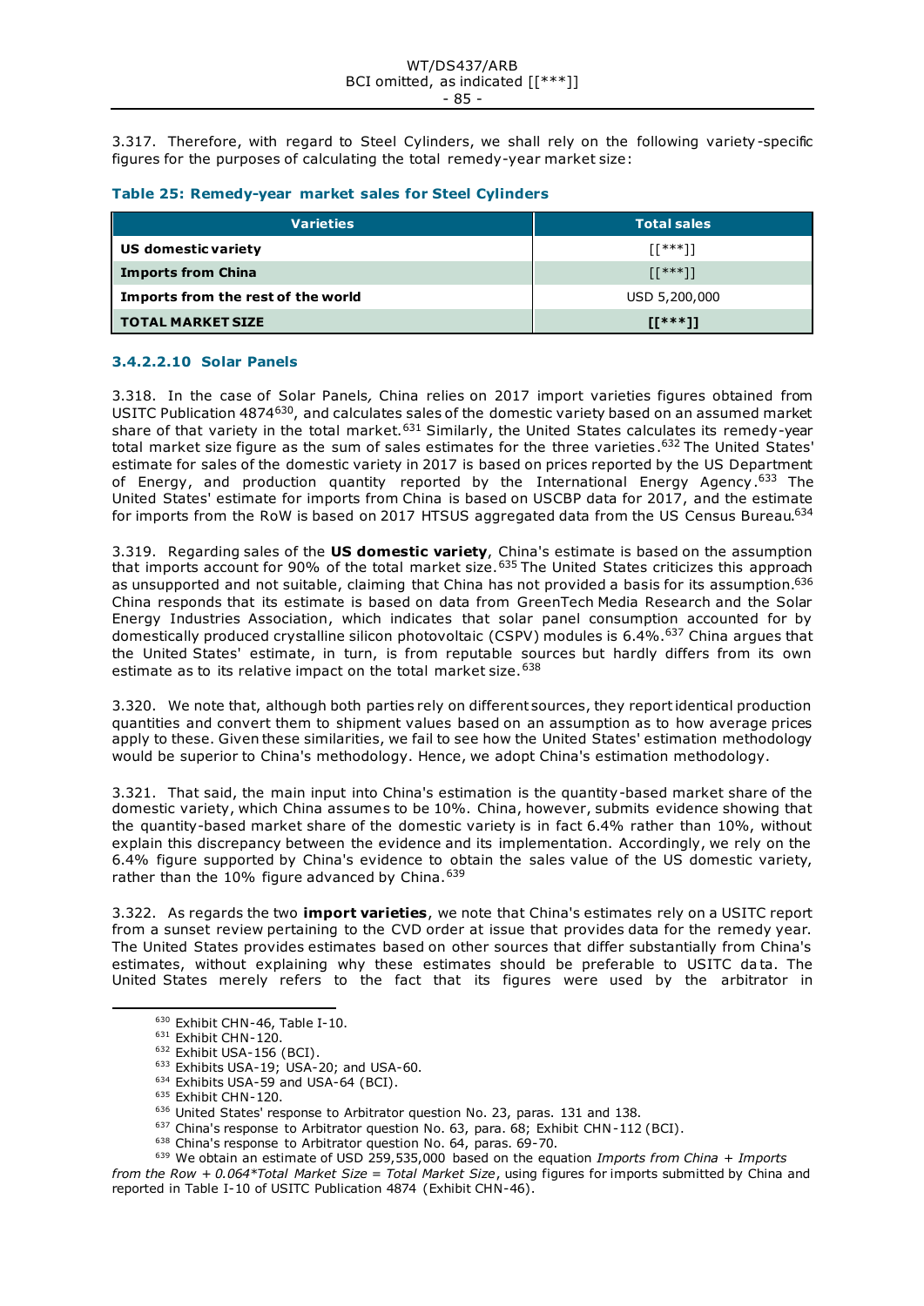3.317. Therefore, with regard to Steel Cylinders, we shall rely on the following variety-specific figures for the purposes of calculating the total remedy-year market size:

**Table 25: Remedy-year market sales for Steel Cylinders**

| Varieties | Total sales |
|---|---|
| **US domestic variety** | [[***]] |
| **Imports from China** | [[***]] |
| **Imports from the rest of the world** | USD 5,200,000 |
| **TOTAL MARKET SIZE** | **[[***]]** |

### 3.4.2.2.10 Solar Panels

3.318. In the case of Solar Panels, China relies on 2017 import varieties figures obtained from USITC Publication 4874[630], and calculates sales of the domestic variety based on an assumed market share of that variety in the total market.[631] Similarly, the United States calculates its remedy-year total market size figure as the sum of sales estimates for the three varieties.[632] The United States' estimate for sales of the domestic variety in 2017 is based on prices reported by the US Department of Energy, and production quantity reported by the International Energy Agency.[633] The United States' estimate for imports from China is based on USCBP data for 2017, and the estimate for imports from the RoW is based on 2017 HTSUS aggregated data from the US Census Bureau.[634]

3.319. Regarding sales of the **US domestic variety**, China's estimate is based on the assumption that imports account for 90% of the total market size.[635] The United States criticizes this approach as unsupported and not suitable, claiming that China has not provided a basis for its assumption.[636] China responds that its estimate is based on data from GreenTech Media Research and the Solar Energy Industries Association, which indicates that solar panel consumption accounted for by domestically produced crystalline silicon photovoltaic (CSPV) modules is 6.4%.[637] China argues that the United States' estimate, in turn, is from reputable sources but hardly differs from its own estimate as to its relative impact on the total market size.[638]

3.320. We note that, although both parties rely on different sources, they report identical production quantities and convert them to shipment values based on an assumption as to how average prices apply to these. Given these similarities, we fail to see how the United States' estimation methodology would be superior to China's methodology. Hence, we adopt China's estimation methodology.

3.321. That said, the main input into China's estimation is the quantity-based market share of the domestic variety, which China assumes to be 10%. China, however, submits evidence showing that the quantity-based market share of the domestic variety is in fact 6.4% rather than 10%, without explain this discrepancy between the evidence and its implementation. Accordingly, we rely on the 6.4% figure supported by China's evidence to obtain the sales value of the US domestic variety, rather than the 10% figure advanced by China.[639]

3.322. As regards the two **import varieties**, we note that China's estimates rely on a USITC report from a sunset review pertaining to the CVD order at issue that provides data for the remedy year. The United States provides estimates based on other sources that differ substantially from China's estimates, without explaining why these estimates should be preferable to USITC data. The United States merely refers to the fact that its figures were used by the arbitrator in

---

[630] Exhibit CHN-46, Table I-10.

[631] Exhibit CHN-120.

[632] Exhibit USA-156 (BCI).

[633] Exhibits USA-19; USA-20; and USA-60.

[634] Exhibits USA-59 and USA-64 (BCI).

[635] Exhibit CHN-120.

[636] United States' response to Arbitrator question No. 23, paras. 131 and 138.

[637] China's response to Arbitrator question No. 63, para. 68; Exhibit CHN-112 (BCI).

[638] China's response to Arbitrator question No. 64, paras. 69-70.

[639] We obtain an estimate of USD 259,535,000 based on the equation *Imports from China + Imports from the Row + 0.064*Total Market Size = Total Market Size*, using figures for imports submitted by China and reported in Table I-10 of USITC Publication 4874 (Exhibit CHN-46).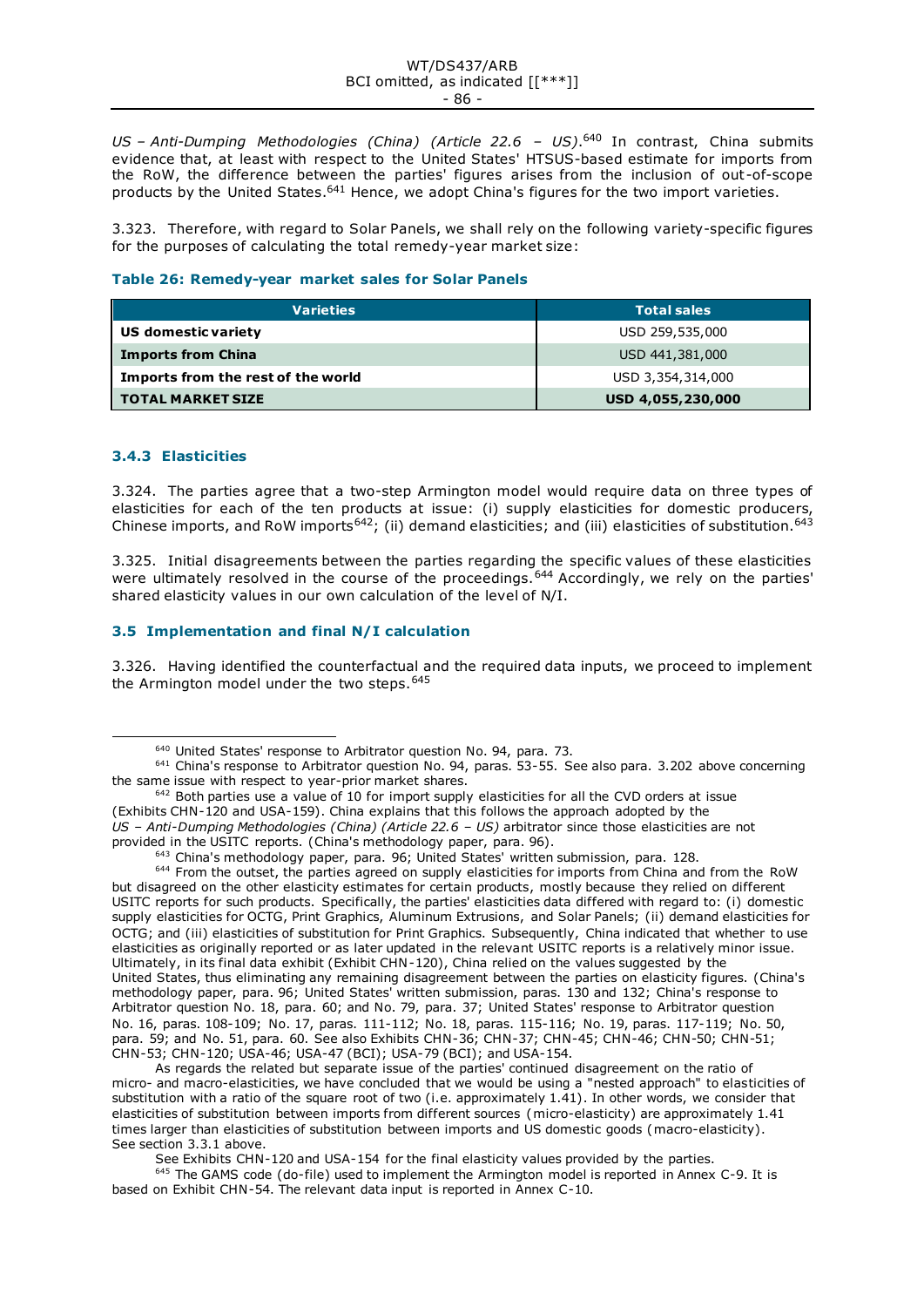*US – Anti-Dumping Methodologies (China) (Article 22.6 – US)*.[640] In contrast, China submits evidence that, at least with respect to the United States' HTSUS-based estimate for imports from the RoW, the difference between the parties' figures arises from the inclusion of out-of-scope products by the United States.[641] Hence, we adopt China's figures for the two import varieties.

3.323. Therefore, with regard to Solar Panels, we shall rely on the following variety-specific figures for the purposes of calculating the total remedy-year market size:

**Table 26: Remedy-year market sales for Solar Panels**

| Varieties | Total sales |
|---|---|
| **US domestic variety** | USD 259,535,000 |
| **Imports from China** | USD 441,381,000 |
| **Imports from the rest of the world** | USD 3,354,314,000 |
| **TOTAL MARKET SIZE** | **USD 4,055,230,000** |

### 3.4.3 Elasticities

3.324. The parties agree that a two-step Armington model would require data on three types of elasticities for each of the ten products at issue: (i) supply elasticities for domestic producers, Chinese imports, and RoW imports[642]; (ii) demand elasticities; and (iii) elasticities of substitution.[643]

3.325. Initial disagreements between the parties regarding the specific values of these elasticities were ultimately resolved in the course of the proceedings.[644] Accordingly, we rely on the parties' shared elasticity values in our own calculation of the level of N/I.

## 3.5 Implementation and final N/I calculation

3.326. Having identified the counterfactual and the required data inputs, we proceed to implement the Armington model under the two steps.[645]

---

[640] United States' response to Arbitrator question No. 94, para. 73.

[641] China's response to Arbitrator question No. 94, paras. 53-55. See also para. 3.202 above concerning the same issue with respect to year-prior market shares.

[642] Both parties use a value of 10 for import supply elasticities for all the CVD orders at issue (Exhibits CHN-120 and USA-159). China explains that this follows the approach adopted by the *US – Anti-Dumping Methodologies (China) (Article 22.6 – US)* arbitrator since those elasticities are not provided in the USITC reports. (China's methodology paper, para. 96).

[643] China's methodology paper, para. 96; United States' written submission, para. 128.

[644] From the outset, the parties agreed on supply elasticities for imports from China and from the RoW but disagreed on the other elasticity estimates for certain products, mostly because they relied on different USITC reports for such products. Specifically, the parties' elasticities data differed with regard to: (i) domestic supply elasticities for OCTG, Print Graphics, Aluminum Extrusions, and Solar Panels; (ii) demand elasticities for OCTG; and (iii) elasticities of substitution for Print Graphics. Subsequently, China indicated that whether to use elasticities as originally reported or as later updated in the relevant USITC reports is a relatively minor issue. Ultimately, in its final data exhibit (Exhibit CHN-120), China relied on the values suggested by the United States, thus eliminating any remaining disagreement between the parties on elasticity figures. (China's methodology paper, para. 96; United States' written submission, paras. 130 and 132; China's response to Arbitrator question No. 18, para. 60; and No. 79, para. 37; United States' response to Arbitrator question No. 16, paras. 108-109; No. 17, paras. 111-112; No. 18, paras. 115-116; No. 19, paras. 117-119; No. 50, para. 59; and No. 51, para. 60. See also Exhibits CHN-36; CHN-37; CHN-45; CHN-46; CHN-50; CHN-51; CHN-53; CHN-120; USA-46; USA-47 (BCI); USA-79 (BCI); and USA-154.

As regards the related but separate issue of the parties' continued disagreement on the ratio of micro- and macro-elasticities, we have concluded that we would be using a "nested approach" to elasticities of substitution with a ratio of the square root of two (i.e. approximately 1.41). In other words, we consider that elasticities of substitution between imports from different sources (micro-elasticity) are approximately 1.41 times larger than elasticities of substitution between imports and US domestic goods (macro-elasticity). See section 3.3.1 above.

See Exhibits CHN-120 and USA-154 for the final elasticity values provided by the parties.

[645] The GAMS code (do-file) used to implement the Armington model is reported in Annex C-9. It is based on Exhibit CHN-54. The relevant data input is reported in Annex C-10.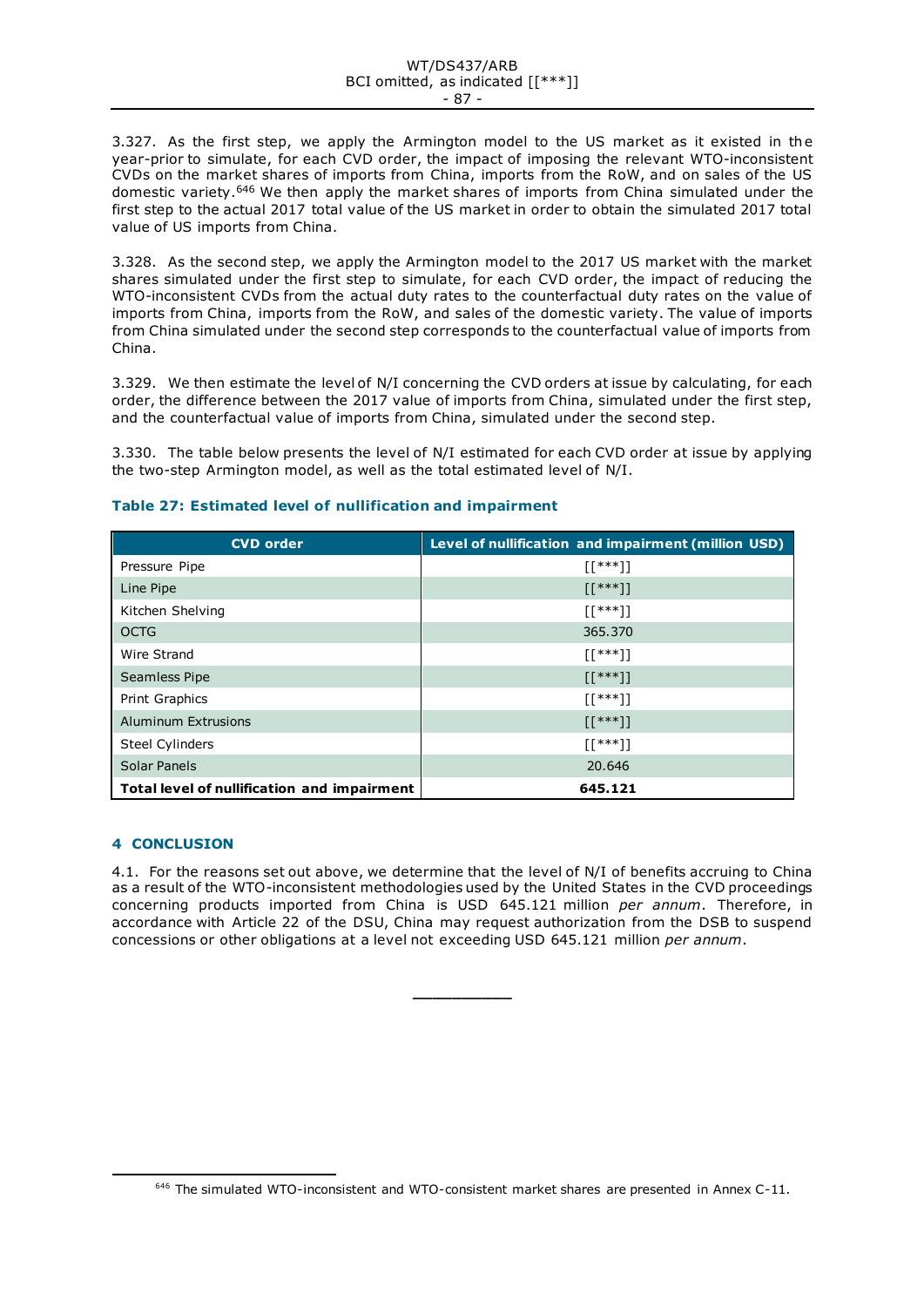3.327. As the first step, we apply the Armington model to the US market as it existed in the year-prior to simulate, for each CVD order, the impact of imposing the relevant WTO-inconsistent CVDs on the market shares of imports from China, imports from the RoW, and on sales of the US domestic variety.[646] We then apply the market shares of imports from China simulated under the first step to the actual 2017 total value of the US market in order to obtain the simulated 2017 total value of US imports from China.

3.328. As the second step, we apply the Armington model to the 2017 US market with the market shares simulated under the first step to simulate, for each CVD order, the impact of reducing the WTO-inconsistent CVDs from the actual duty rates to the counterfactual duty rates on the value of imports from China, imports from the RoW, and sales of the domestic variety. The value of imports from China simulated under the second step corresponds to the counterfactual value of imports from China.

3.329. We then estimate the level of N/I concerning the CVD orders at issue by calculating, for each order, the difference between the 2017 value of imports from China, simulated under the first step, and the counterfactual value of imports from China, simulated under the second step.

3.330. The table below presents the level of N/I estimated for each CVD order at issue by applying the two-step Armington model, as well as the total estimated level of N/I.

**Table 27: Estimated level of nullification and impairment**

| CVD order | Level of nullification and impairment (million USD) |
|---|---|
| Pressure Pipe | [[***]] |
| Line Pipe | [[***]] |
| Kitchen Shelving | [[***]] |
| OCTG | 365.370 |
| Wire Strand | [[***]] |
| Seamless Pipe | [[***]] |
| Print Graphics | [[***]] |
| Aluminum Extrusions | [[***]] |
| Steel Cylinders | [[***]] |
| Solar Panels | 20.646 |
| **Total level of nullification and impairment** | **645.121** |

## 4 CONCLUSION

4.1. For the reasons set out above, we determine that the level of N/I of benefits accruing to China as a result of the WTO-inconsistent methodologies used by the United States in the CVD proceedings concerning products imported from China is USD 645.121 million *per annum*. Therefore, in accordance with Article 22 of the DSU, China may request authorization from the DSB to suspend concessions or other obligations at a level not exceeding USD 645.121 million *per annum*.

__________

[646] The simulated WTO-inconsistent and WTO-consistent market shares are presented in Annex C-11.